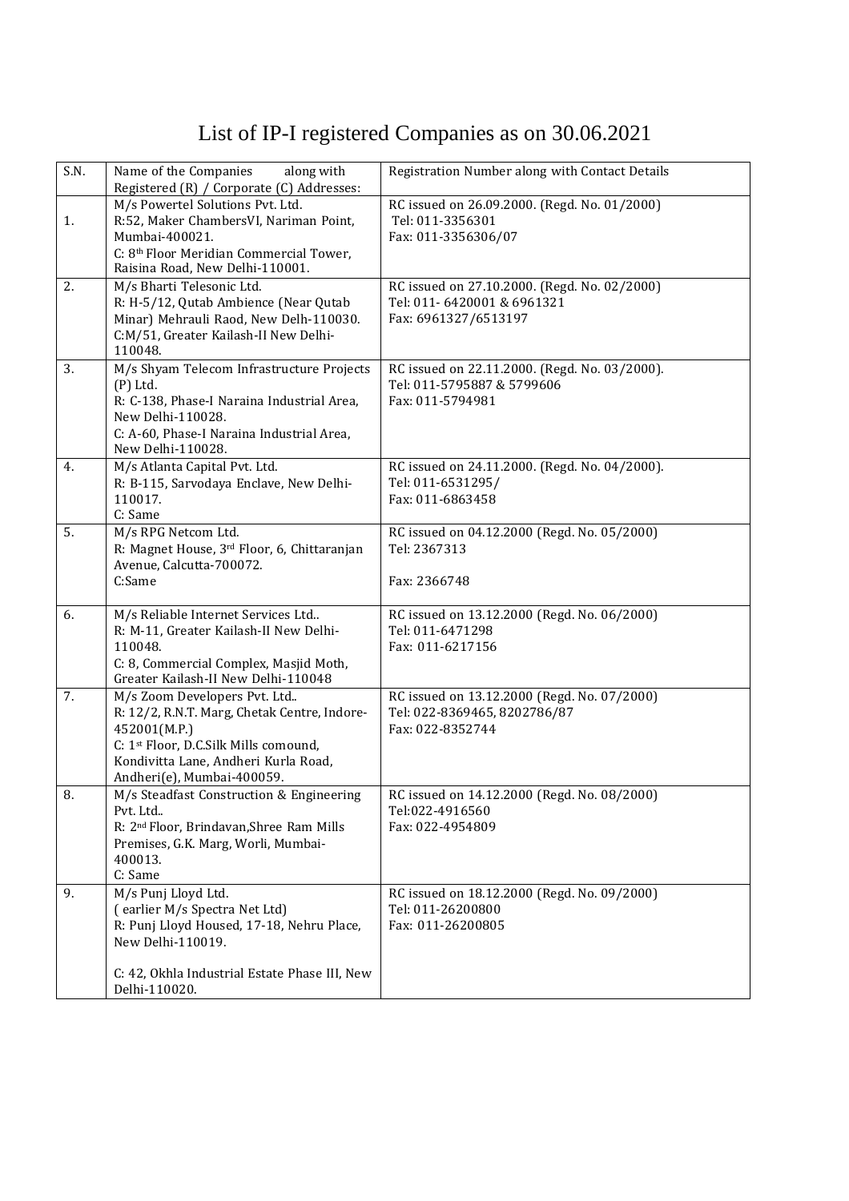# List of IP-I registered Companies as on 30.06.2021

| S.N. | Name of the Companies along with Registered (R) / Corporate (C) Addresses: | Registration Number along with Contact Details |
|---|---|---|
| 1. | M/s Powertel Solutions Pvt. Ltd.<br>R:52, Maker ChambersVI, Nariman Point, Mumbai-400021.<br>C: 8th Floor Meridian Commercial Tower, Raisina Road, New Delhi-110001. | RC issued on 26.09.2000. (Regd. No. 01/2000)<br>Tel: 011-3356301<br>Fax: 011-3356306/07 |
| 2. | M/s Bharti Telesonic Ltd.<br>R: H-5/12, Qutab Ambience (Near Qutab Minar) Mehrauli Raod, New Delh-110030.<br>C:M/51, Greater Kailash-II New Delhi-110048. | RC issued on 27.10.2000. (Regd. No. 02/2000)<br>Tel: 011- 6420001 & 6961321<br>Fax: 6961327/6513197 |
| 3. | M/s Shyam Telecom Infrastructure Projects (P) Ltd.<br>R: C-138, Phase-I Naraina Industrial Area, New Delhi-110028.<br>C: A-60, Phase-I Naraina Industrial Area, New Delhi-110028. | RC issued on 22.11.2000. (Regd. No. 03/2000).<br>Tel: 011-5795887 & 5799606<br>Fax: 011-5794981 |
| 4. | M/s Atlanta Capital Pvt. Ltd.<br>R: B-115, Sarvodaya Enclave, New Delhi-110017.<br>C: Same | RC issued on 24.11.2000. (Regd. No. 04/2000).<br>Tel: 011-6531295/<br>Fax: 011-6863458 |
| 5. | M/s RPG Netcom Ltd.<br>R: Magnet House, 3rd Floor, 6, Chittaranjan Avenue, Calcutta-700072.<br>C:Same | RC issued on 04.12.2000 (Regd. No. 05/2000)<br>Tel: 2367313<br><br>Fax: 2366748 |
| 6. | M/s Reliable Internet Services Ltd..<br>R: M-11, Greater Kailash-II New Delhi-110048.<br>C: 8, Commercial Complex, Masjid Moth, Greater Kailash-II New Delhi-110048 | RC issued on 13.12.2000 (Regd. No. 06/2000)<br>Tel: 011-6471298<br>Fax: 011-6217156 |
| 7. | M/s Zoom Developers Pvt. Ltd..<br>R: 12/2, R.N.T. Marg, Chetak Centre, Indore-452001(M.P.)<br>C: 1st Floor, D.C.Silk Mills comound, Kondivitta Lane, Andheri Kurla Road, Andheri(e), Mumbai-400059. | RC issued on 13.12.2000 (Regd. No. 07/2000)<br>Tel: 022-8369465, 8202786/87<br>Fax: 022-8352744 |
| 8. | M/s Steadfast Construction & Engineering Pvt. Ltd..<br>R: 2nd Floor, Brindavan,Shree Ram Mills Premises, G.K. Marg, Worli, Mumbai-400013.<br>C: Same | RC issued on 14.12.2000 (Regd. No. 08/2000)<br>Tel:022-4916560<br>Fax: 022-4954809 |
| 9. | M/s Punj Lloyd Ltd.<br>( earlier M/s Spectra Net Ltd)<br>R: Punj Lloyd Housed, 17-18, Nehru Place, New Delhi-110019.<br><br>C: 42, Okhla Industrial Estate Phase III, New Delhi-110020. | RC issued on 18.12.2000 (Regd. No. 09/2000)<br>Tel: 011-26200800<br>Fax: 011-26200805 |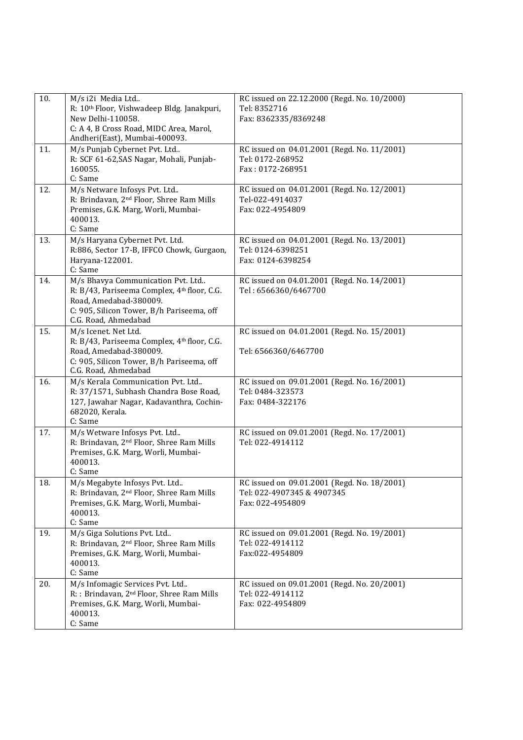| 10. | M/s i2i Media Ltd..<br>R: 10th Floor, Vishwadeep Bldg. Janakpuri, New Delhi-110058.<br>C: A 4, B Cross Road, MIDC Area, Marol, Andheri(East), Mumbai-400093. | RC issued on 22.12.2000 (Regd. No. 10/2000)<br>Tel: 8352716<br>Fax: 8362335/8369248 |
|---|---|---|
| 11. | M/s Punjab Cybernet Pvt. Ltd..<br>R: SCF 61-62,SAS Nagar, Mohali, Punjab-160055.<br>C: Same | RC issued on 04.01.2001 (Regd. No. 11/2001)<br>Tel: 0172-268952<br>Fax : 0172-268951 |
| 12. | M/s Netware Infosys Pvt. Ltd..<br>R: Brindavan, 2nd Floor, Shree Ram Mills Premises, G.K. Marg, Worli, Mumbai-400013.<br>C: Same | RC issued on 04.01.2001 (Regd. No. 12/2001)<br>Tel-022-4914037<br>Fax: 022-4954809 |
| 13. | M/s Haryana Cybernet Pvt. Ltd.<br>R:886, Sector 17-B, IFFCO Chowk, Gurgaon, Haryana-122001.<br>C: Same | RC issued on 04.01.2001 (Regd. No. 13/2001)<br>Tel: 0124-6398251<br>Fax: 0124-6398254 |
| 14. | M/s Bhavya Communication Pvt. Ltd..<br>R: B/43, Pariseema Complex, 4th floor, C.G. Road, Amedabad-380009.<br>C: 905, Silicon Tower, B/h Pariseema, off C.G. Road, Ahmedabad | RC issued on 04.01.2001 (Regd. No. 14/2001)<br>Tel : 6566360/6467700 |
| 15. | M/s Icenet. Net Ltd.<br>R: B/43, Pariseema Complex, 4th floor, C.G. Road, Amedabad-380009.<br>C: 905, Silicon Tower, B/h Pariseema, off C.G. Road, Ahmedabad | RC issued on 04.01.2001 (Regd. No. 15/2001)<br>Tel: 6566360/6467700 |
| 16. | M/s Kerala Communication Pvt. Ltd..<br>R: 37/1571, Subhash Chandra Bose Road, 127, Jawahar Nagar, Kadavanthra, Cochin-682020, Kerala.<br>C: Same | RC issued on 09.01.2001 (Regd. No. 16/2001)<br>Tel: 0484-323573<br>Fax: 0484-322176 |
| 17. | M/s Wetware Infosys Pvt. Ltd..<br>R: Brindavan, 2nd Floor, Shree Ram Mills Premises, G.K. Marg, Worli, Mumbai-400013.<br>C: Same | RC issued on 09.01.2001 (Regd. No. 17/2001)<br>Tel: 022-4914112 |
| 18. | M/s Megabyte Infosys Pvt. Ltd..<br>R: Brindavan, 2nd Floor, Shree Ram Mills Premises, G.K. Marg, Worli, Mumbai-400013.<br>C: Same | RC issued on 09.01.2001 (Regd. No. 18/2001)<br>Tel: 022-4907345 & 4907345<br>Fax: 022-4954809 |
| 19. | M/s Giga Solutions Pvt. Ltd..<br>R: Brindavan, 2nd Floor, Shree Ram Mills Premises, G.K. Marg, Worli, Mumbai-400013.<br>C: Same | RC issued on 09.01.2001 (Regd. No. 19/2001)<br>Tel: 022-4914112<br>Fax:022-4954809 |
| 20. | M/s Infomagic Services Pvt. Ltd..<br>R: : Brindavan, 2nd Floor, Shree Ram Mills Premises, G.K. Marg, Worli, Mumbai-400013.<br>C: Same | RC issued on 09.01.2001 (Regd. No. 20/2001)<br>Tel: 022-4914112<br>Fax: 022-4954809 |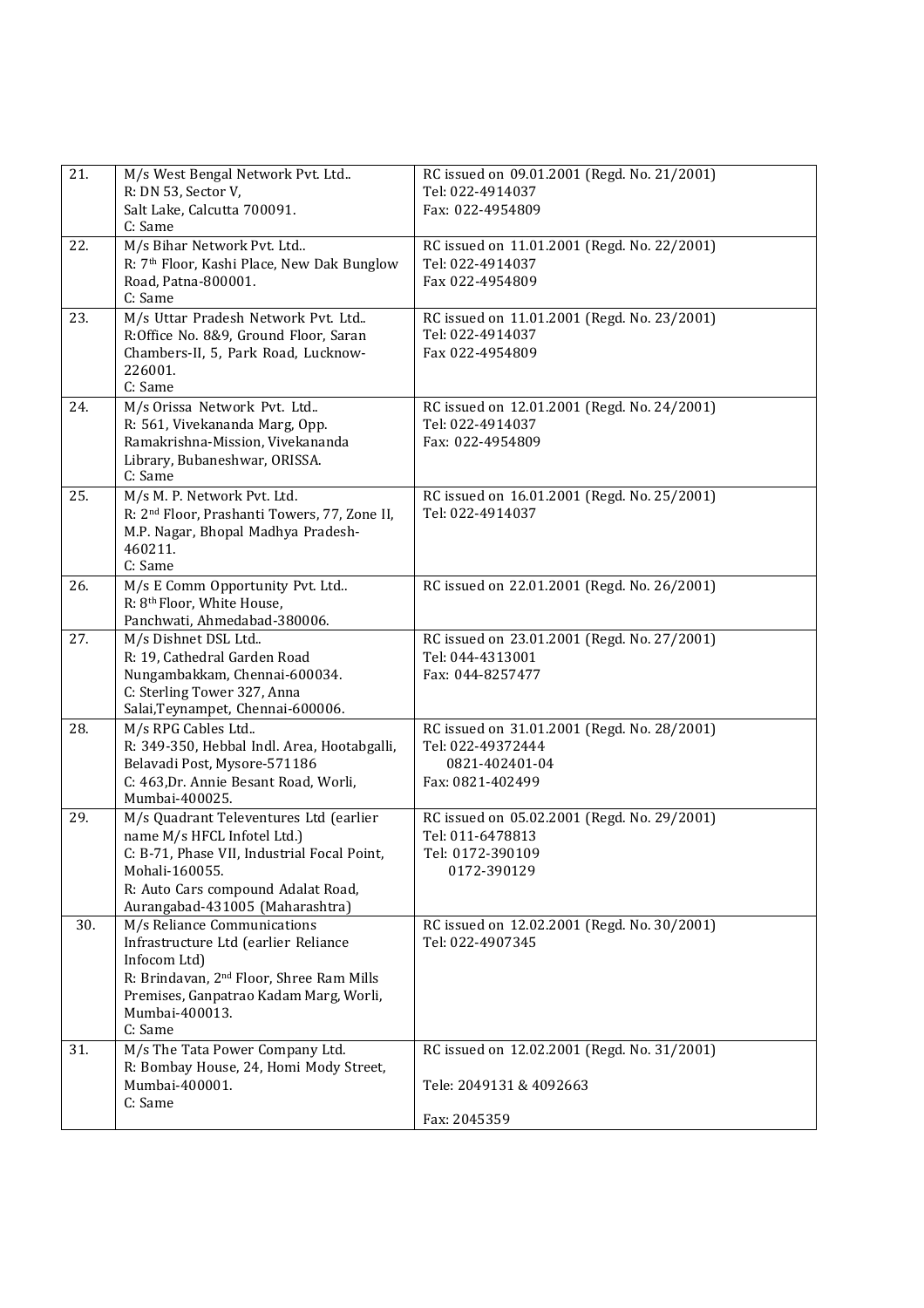| 21. | M/s West Bengal Network Pvt. Ltd..<br>R: DN 53, Sector V,<br>Salt Lake, Calcutta 700091.<br>C: Same | RC issued on 09.01.2001 (Regd. No. 21/2001)<br>Tel: 022-4914037<br>Fax: 022-4954809 |
|---|---|---|
| 22. | M/s Bihar Network Pvt. Ltd..<br>R: 7th Floor, Kashi Place, New Dak Bunglow Road, Patna-800001.<br>C: Same | RC issued on 11.01.2001 (Regd. No. 22/2001)<br>Tel: 022-4914037<br>Fax 022-4954809 |
| 23. | M/s Uttar Pradesh Network Pvt. Ltd..<br>R:Office No. 8&9, Ground Floor, Saran Chambers-II, 5, Park Road, Lucknow-226001.<br>C: Same | RC issued on 11.01.2001 (Regd. No. 23/2001)<br>Tel: 022-4914037<br>Fax 022-4954809 |
| 24. | M/s Orissa Network Pvt. Ltd..<br>R: 561, Vivekananda Marg, Opp. Ramakrishna-Mission, Vivekananda Library, Bubaneshwar, ORISSA.<br>C: Same | RC issued on 12.01.2001 (Regd. No. 24/2001)<br>Tel: 022-4914037<br>Fax: 022-4954809 |
| 25. | M/s M. P. Network Pvt. Ltd.<br>R: 2nd Floor, Prashanti Towers, 77, Zone II, M.P. Nagar, Bhopal Madhya Pradesh-460211.<br>C: Same | RC issued on 16.01.2001 (Regd. No. 25/2001)<br>Tel: 022-4914037 |
| 26. | M/s E Comm Opportunity Pvt. Ltd..<br>R: 8th Floor, White House, Panchwati, Ahmedabad-380006. | RC issued on 22.01.2001 (Regd. No. 26/2001) |
| 27. | M/s Dishnet DSL Ltd..<br>R: 19, Cathedral Garden Road Nungambakkam, Chennai-600034.<br>C: Sterling Tower 327, Anna Salai,Teynampet, Chennai-600006. | RC issued on 23.01.2001 (Regd. No. 27/2001)<br>Tel: 044-4313001<br>Fax: 044-8257477 |
| 28. | M/s RPG Cables Ltd..<br>R: 349-350, Hebbal Indl. Area, Hootabgalli, Belavadi Post, Mysore-571186<br>C: 463,Dr. Annie Besant Road, Worli, Mumbai-400025. | RC issued on 31.01.2001 (Regd. No. 28/2001)<br>Tel: 022-49372444<br>0821-402401-04<br>Fax: 0821-402499 |
| 29. | M/s Quadrant Televentures Ltd (earlier name M/s HFCL Infotel Ltd.)<br>C: B-71, Phase VII, Industrial Focal Point, Mohali-160055.<br>R: Auto Cars compound Adalat Road, Aurangabad-431005 (Maharashtra) | RC issued on 05.02.2001 (Regd. No. 29/2001)<br>Tel: 011-6478813<br>Tel: 0172-390109<br>0172-390129 |
| 30. | M/s Reliance Communications Infrastructure Ltd (earlier Reliance Infocom Ltd)<br>R: Brindavan, 2nd Floor, Shree Ram Mills Premises, Ganpatrao Kadam Marg, Worli, Mumbai-400013.<br>C: Same | RC issued on 12.02.2001 (Regd. No. 30/2001)<br>Tel: 022-4907345 |
| 31. | M/s The Tata Power Company Ltd.<br>R: Bombay House, 24, Homi Mody Street, Mumbai-400001.<br>C: Same | RC issued on 12.02.2001 (Regd. No. 31/2001)<br>Tele: 2049131 & 4092663<br>Fax: 2045359 |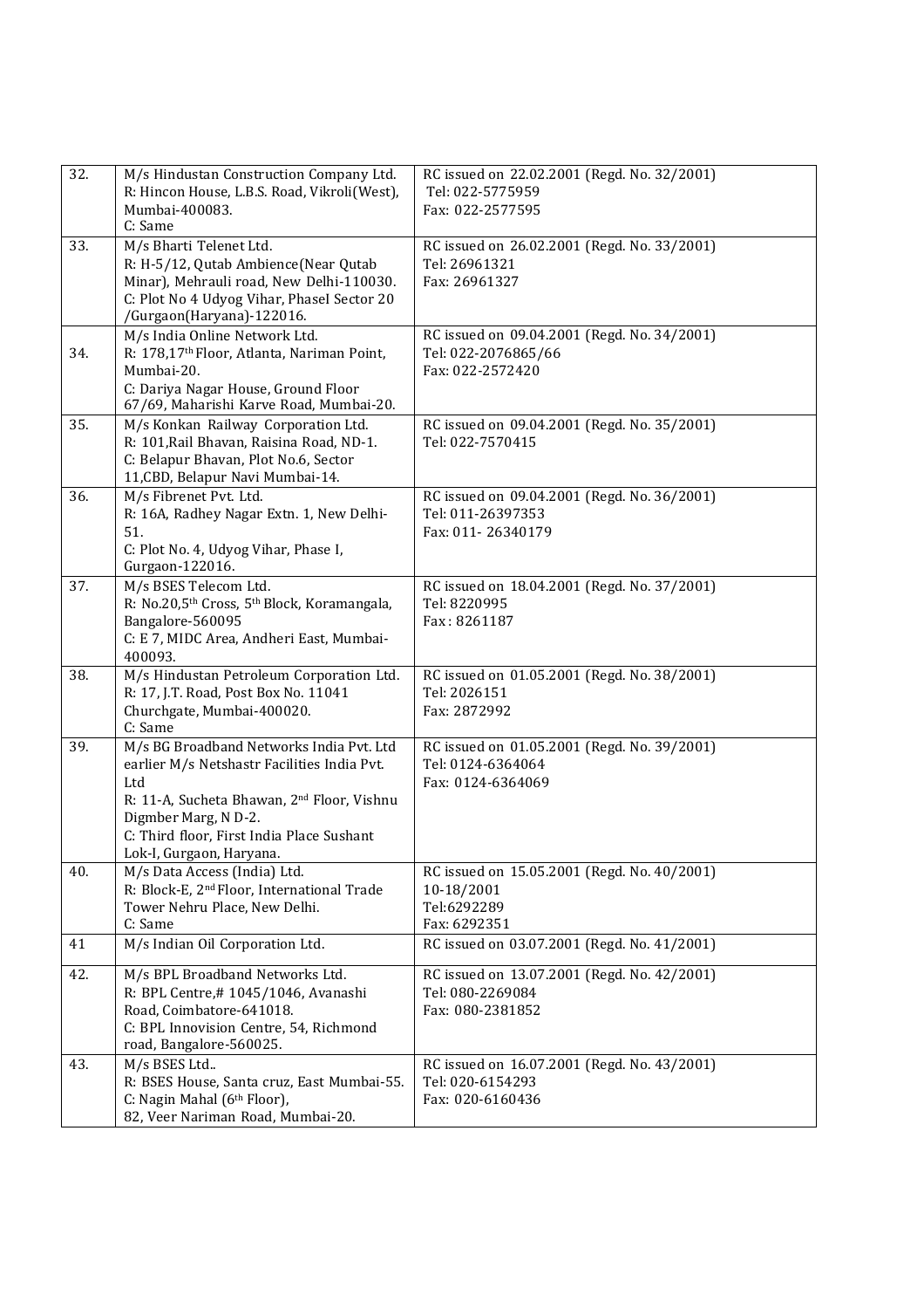| | | |
|---|---|---|
| 32. | M/s Hindustan Construction Company Ltd.<br>R: Hincon House, L.B.S. Road, Vikroli(West), Mumbai-400083.<br>C: Same | RC issued on 22.02.2001 (Regd. No. 32/2001)<br>Tel: 022-5775959<br>Fax: 022-2577595 |
| 33. | M/s Bharti Telenet Ltd.<br>R: H-5/12, Qutab Ambience(Near Qutab Minar), Mehrauli road, New Delhi-110030.<br>C: Plot No 4 Udyog Vihar, PhaseI Sector 20 /Gurgaon(Haryana)-122016. | RC issued on 26.02.2001 (Regd. No. 33/2001)<br>Tel: 26961321<br>Fax: 26961327 |
| 34. | M/s India Online Network Ltd.<br>R: 178,17th Floor, Atlanta, Nariman Point, Mumbai-20.<br>C: Dariya Nagar House, Ground Floor 67/69, Maharishi Karve Road, Mumbai-20. | RC issued on 09.04.2001 (Regd. No. 34/2001)<br>Tel: 022-2076865/66<br>Fax: 022-2572420 |
| 35. | M/s Konkan Railway Corporation Ltd.<br>R: 101,Rail Bhavan, Raisina Road, ND-1.<br>C: Belapur Bhavan, Plot No.6, Sector 11,CBD, Belapur Navi Mumbai-14. | RC issued on 09.04.2001 (Regd. No. 35/2001)<br>Tel: 022-7570415 |
| 36. | M/s Fibrenet Pvt. Ltd.<br>R: 16A, Radhey Nagar Extn. 1, New Delhi-51.<br>C: Plot No. 4, Udyog Vihar, Phase I, Gurgaon-122016. | RC issued on 09.04.2001 (Regd. No. 36/2001)<br>Tel: 011-26397353<br>Fax: 011- 26340179 |
| 37. | M/s BSES Telecom Ltd.<br>R: No.20,5th Cross, 5th Block, Koramangala, Bangalore-560095<br>C: E 7, MIDC Area, Andheri East, Mumbai-400093. | RC issued on 18.04.2001 (Regd. No. 37/2001)<br>Tel: 8220995<br>Fax : 8261187 |
| 38. | M/s Hindustan Petroleum Corporation Ltd.<br>R: 17, J.T. Road, Post Box No. 11041 Churchgate, Mumbai-400020.<br>C: Same | RC issued on 01.05.2001 (Regd. No. 38/2001)<br>Tel: 2026151<br>Fax: 2872992 |
| 39. | M/s BG Broadband Networks India Pvt. Ltd earlier M/s Netshastr Facilities India Pvt. Ltd<br>R: 11-A, Sucheta Bhawan, 2nd Floor, Vishnu Digmber Marg, N D-2.<br>C: Third floor, First India Place Sushant Lok-I, Gurgaon, Haryana. | RC issued on 01.05.2001 (Regd. No. 39/2001)<br>Tel: 0124-6364064<br>Fax: 0124-6364069 |
| 40. | M/s Data Access (India) Ltd.<br>R: Block-E, 2nd Floor, International Trade Tower Nehru Place, New Delhi.<br>C: Same | RC issued on 15.05.2001 (Regd. No. 40/2001) 10-18/2001<br>Tel:6292289<br>Fax: 6292351 |
| 41 | M/s Indian Oil Corporation Ltd. | RC issued on 03.07.2001 (Regd. No. 41/2001) |
| 42. | M/s BPL Broadband Networks Ltd.<br>R: BPL Centre,# 1045/1046, Avanashi Road, Coimbatore-641018.<br>C: BPL Innovision Centre, 54, Richmond road, Bangalore-560025. | RC issued on 13.07.2001 (Regd. No. 42/2001)<br>Tel: 080-2269084<br>Fax: 080-2381852 |
| 43. | M/s BSES Ltd..<br>R: BSES House, Santa cruz, East Mumbai-55.<br>C: Nagin Mahal (6th Floor), 82, Veer Nariman Road, Mumbai-20. | RC issued on 16.07.2001 (Regd. No. 43/2001)<br>Tel: 020-6154293<br>Fax: 020-6160436 |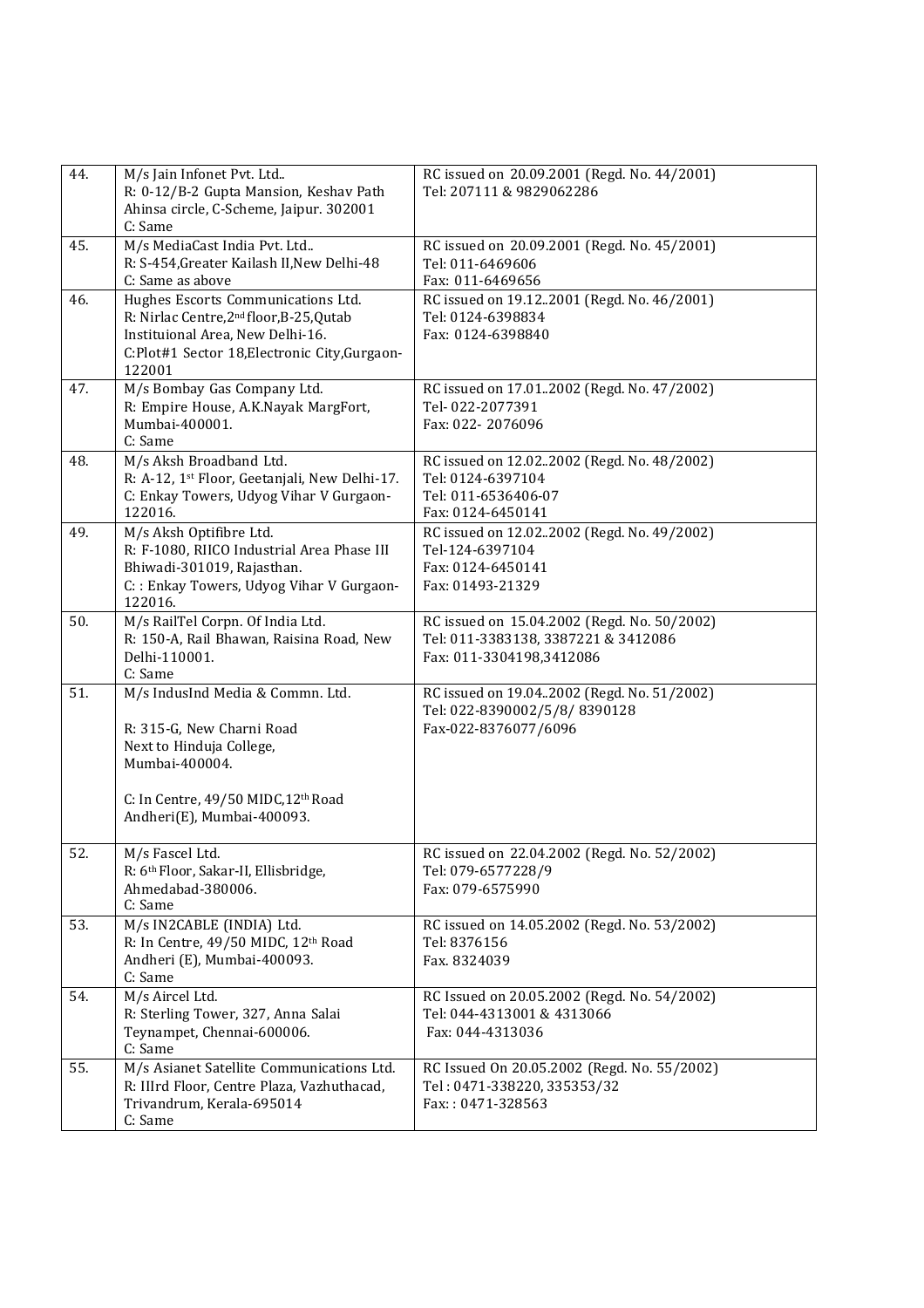| | | |
|---|---|---|
| 44. | M/s Jain Infonet Pvt. Ltd..<br>R: 0-12/B-2 Gupta Mansion, Keshav Path Ahinsa circle, C-Scheme, Jaipur. 302001<br>C: Same | RC issued on 20.09.2001 (Regd. No. 44/2001)<br>Tel: 207111 & 9829062286 |
| 45. | M/s MediaCast India Pvt. Ltd..<br>R: S-454,Greater Kailash II,New Delhi-48<br>C: Same as above | RC issued on 20.09.2001 (Regd. No. 45/2001)<br>Tel: 011-6469606<br>Fax: 011-6469656 |
| 46. | Hughes Escorts Communications Ltd.<br>R: Nirlac Centre,2nd floor,B-25,Qutab Instituional Area, New Delhi-16.<br>C:Plot#1 Sector 18,Electronic City,Gurgaon-122001 | RC issued on 19.12..2001 (Regd. No. 46/2001)<br>Tel: 0124-6398834<br>Fax: 0124-6398840 |
| 47. | M/s Bombay Gas Company Ltd.<br>R: Empire House, A.K.Nayak MargFort, Mumbai-400001.<br>C: Same | RC issued on 17.01..2002 (Regd. No. 47/2002)<br>Tel- 022-2077391<br>Fax: 022- 2076096 |
| 48. | M/s Aksh Broadband Ltd.<br>R: A-12, 1st Floor, Geetanjali, New Delhi-17.<br>C: Enkay Towers, Udyog Vihar V Gurgaon-122016. | RC issued on 12.02..2002 (Regd. No. 48/2002)<br>Tel: 0124-6397104<br>Tel: 011-6536406-07<br>Fax: 0124-6450141 |
| 49. | M/s Aksh Optifibre Ltd.<br>R: F-1080, RIICO Industrial Area Phase III Bhiwadi-301019, Rajasthan.<br>C: : Enkay Towers, Udyog Vihar V Gurgaon-122016. | RC issued on 12.02..2002 (Regd. No. 49/2002)<br>Tel-124-6397104<br>Fax: 0124-6450141<br>Fax: 01493-21329 |
| 50. | M/s RailTel Corpn. Of India Ltd.<br>R: 150-A, Rail Bhawan, Raisina Road, New Delhi-110001.<br>C: Same | RC issued on 15.04.2002 (Regd. No. 50/2002)<br>Tel: 011-3383138, 3387221 & 3412086<br>Fax: 011-3304198,3412086 |
| 51. | M/s IndusInd Media & Commn. Ltd.<br><br>R: 315-G, New Charni Road<br>Next to Hinduja College,<br>Mumbai-400004.<br><br>C: In Centre, 49/50 MIDC,12th Road<br>Andheri(E), Mumbai-400093. | RC issued on 19.04..2002 (Regd. No. 51/2002)<br>Tel: 022-8390002/5/8/ 8390128<br>Fax-022-8376077/6096 |
| 52. | M/s Fascel Ltd.<br>R: 6th Floor, Sakar-II, Ellisbridge, Ahmedabad-380006.<br>C: Same | RC issued on 22.04.2002 (Regd. No. 52/2002)<br>Tel: 079-6577228/9<br>Fax: 079-6575990 |
| 53. | M/s IN2CABLE (INDIA) Ltd.<br>R: In Centre, 49/50 MIDC, 12th Road Andheri (E), Mumbai-400093.<br>C: Same | RC issued on 14.05.2002 (Regd. No. 53/2002)<br>Tel: 8376156<br>Fax. 8324039 |
| 54. | M/s Aircel Ltd.<br>R: Sterling Tower, 327, Anna Salai Teynampet, Chennai-600006.<br>C: Same | RC Issued on 20.05.2002 (Regd. No. 54/2002)<br>Tel: 044-4313001 & 4313066<br>Fax: 044-4313036 |
| 55. | M/s Asianet Satellite Communications Ltd.<br>R: IIIrd Floor, Centre Plaza, Vazhuthacad, Trivandrum, Kerala-695014<br>C: Same | RC Issued On 20.05.2002 (Regd. No. 55/2002)<br>Tel : 0471-338220, 335353/32<br>Fax: : 0471-328563 |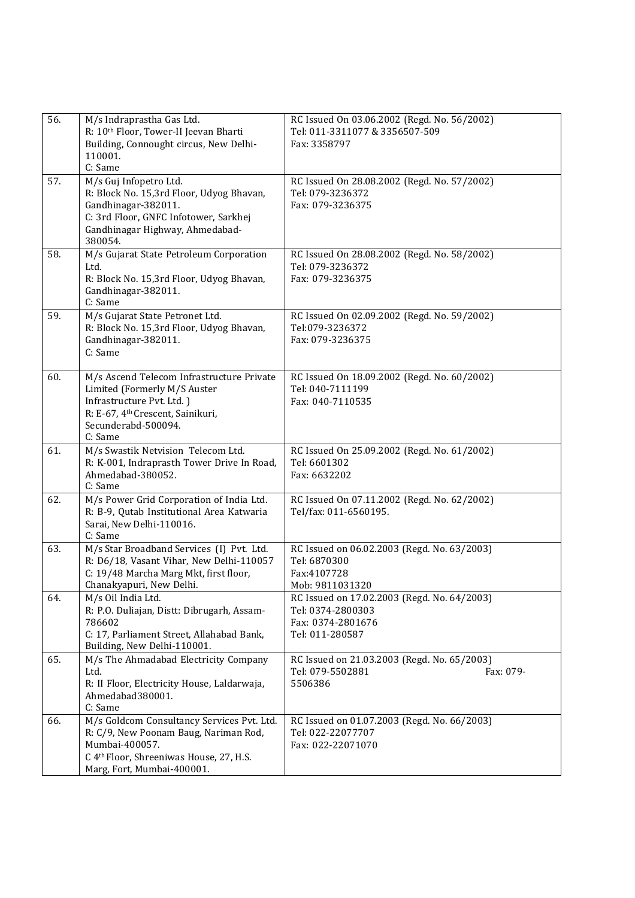| | | |
|---|---|---|
| 56. | M/s Indraprastha Gas Ltd.<br>R: 10th Floor, Tower-II Jeevan Bharti Building, Connought circus, New Delhi-110001.<br>C: Same | RC Issued On 03.06.2002 (Regd. No. 56/2002)<br>Tel: 011-3311077 & 3356507-509<br>Fax: 3358797 |
| 57. | M/s Guj Infopetro Ltd.<br>R: Block No. 15,3rd Floor, Udyog Bhavan, Gandhinagar-382011.<br>C: 3rd Floor, GNFC Infotower, Sarkhej Gandhinagar Highway, Ahmedabad-380054. | RC Issued On 28.08.2002 (Regd. No. 57/2002)<br>Tel: 079-3236372<br>Fax: 079-3236375 |
| 58. | M/s Gujarat State Petroleum Corporation Ltd.<br>R: Block No. 15,3rd Floor, Udyog Bhavan, Gandhinagar-382011.<br>C: Same | RC Issued On 28.08.2002 (Regd. No. 58/2002)<br>Tel: 079-3236372<br>Fax: 079-3236375 |
| 59. | M/s Gujarat State Petronet Ltd.<br>R: Block No. 15,3rd Floor, Udyog Bhavan, Gandhinagar-382011.<br>C: Same | RC Issued On 02.09.2002 (Regd. No. 59/2002)<br>Tel:079-3236372<br>Fax: 079-3236375 |
| 60. | M/s Ascend Telecom Infrastructure Private Limited (Formerly M/S Auster Infrastructure Pvt. Ltd. )<br>R: E-67, 4th Crescent, Sainikuri, Secunderabd-500094.<br>C: Same | RC Issued On 18.09.2002 (Regd. No. 60/2002)<br>Tel: 040-7111199<br>Fax: 040-7110535 |
| 61. | M/s Swastik Netvision Telecom Ltd.<br>R: K-001, Indraprasth Tower Drive In Road, Ahmedabad-380052.<br>C: Same | RC Issued On 25.09.2002 (Regd. No. 61/2002)<br>Tel: 6601302<br>Fax: 6632202 |
| 62. | M/s Power Grid Corporation of India Ltd.<br>R: B-9, Qutab Institutional Area Katwaria Sarai, New Delhi-110016.<br>C: Same | RC Issued On 07.11.2002 (Regd. No. 62/2002)<br>Tel/fax: 011-6560195. |
| 63. | M/s Star Broadband Services (I) Pvt. Ltd.<br>R: D6/18, Vasant Vihar, New Delhi-110057<br>C: 19/48 Marcha Marg Mkt, first floor, Chanakyapuri, New Delhi. | RC Issued on 06.02.2003 (Regd. No. 63/2003)<br>Tel: 6870300<br>Fax:4107728<br>Mob: 9811031320 |
| 64. | M/s Oil India Ltd.<br>R: P.O. Duliajan, Distt: Dibrugarh, Assam-786602<br>C: 17, Parliament Street, Allahabad Bank, Building, New Delhi-110001. | RC Issued on 17.02.2003 (Regd. No. 64/2003)<br>Tel: 0374-2800303<br>Fax: 0374-2801676<br>Tel: 011-280587 |
| 65. | M/s The Ahmadabad Electricity Company Ltd.<br>R: II Floor, Electricity House, Laldarwaja, Ahmedabad380001.<br>C: Same | RC Issued on 21.03.2003 (Regd. No. 65/2003)<br>Tel: 079-5502881 Fax: 079-5506386 |
| 66. | M/s Goldcom Consultancy Services Pvt. Ltd.<br>R: C/9, New Poonam Baug, Nariman Rod, Mumbai-400057.<br>C 4th Floor, Shreeniwas House, 27, H.S. Marg, Fort, Mumbai-400001. | RC Issued on 01.07.2003 (Regd. No. 66/2003)<br>Tel: 022-22077707<br>Fax: 022-22071070 |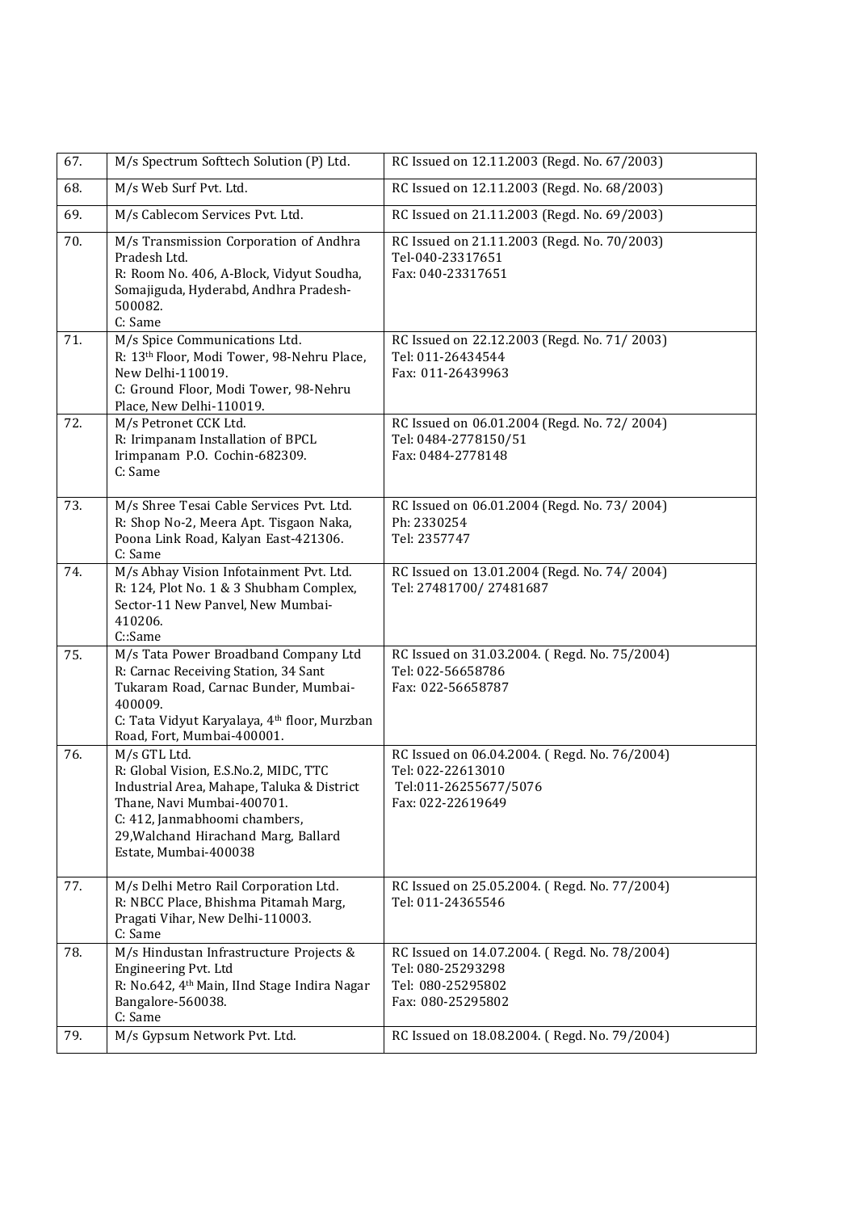| 67. | M/s Spectrum Softtech Solution (P) Ltd. | RC Issued on 12.11.2003 (Regd. No. 67/2003) |
|---|---|---|
| 68. | M/s Web Surf Pvt. Ltd. | RC Issued on 12.11.2003 (Regd. No. 68/2003) |
| 69. | M/s Cablecom Services Pvt. Ltd. | RC Issued on 21.11.2003 (Regd. No. 69/2003) |
| 70. | M/s Transmission Corporation of Andhra Pradesh Ltd.<br>R: Room No. 406, A-Block, Vidyut Soudha, Somajiguda, Hyderabd, Andhra Pradesh-500082.<br>C: Same | RC Issued on 21.11.2003 (Regd. No. 70/2003)<br>Tel-040-23317651<br>Fax: 040-23317651 |
| 71. | M/s Spice Communications Ltd.<br>R: 13th Floor, Modi Tower, 98-Nehru Place, New Delhi-110019.<br>C: Ground Floor, Modi Tower, 98-Nehru Place, New Delhi-110019. | RC Issued on 22.12.2003 (Regd. No. 71/ 2003)<br>Tel: 011-26434544<br>Fax: 011-26439963 |
| 72. | M/s Petronet CCK Ltd.<br>R: Irimpanam Installation of BPCL Irimpanam P.O. Cochin-682309.<br>C: Same | RC Issued on 06.01.2004 (Regd. No. 72/ 2004)<br>Tel: 0484-2778150/51<br>Fax: 0484-2778148 |
| 73. | M/s Shree Tesai Cable Services Pvt. Ltd.<br>R: Shop No-2, Meera Apt. Tisgaon Naka, Poona Link Road, Kalyan East-421306.<br>C: Same | RC Issued on 06.01.2004 (Regd. No. 73/ 2004)<br>Ph: 2330254<br>Tel: 2357747 |
| 74. | M/s Abhay Vision Infotainment Pvt. Ltd.<br>R: 124, Plot No. 1 & 3 Shubham Complex, Sector-11 New Panvel, New Mumbai-410206.<br>C::Same | RC Issued on 13.01.2004 (Regd. No. 74/ 2004)<br>Tel: 27481700/ 27481687 |
| 75. | M/s Tata Power Broadband Company Ltd<br>R: Carnac Receiving Station, 34 Sant Tukaram Road, Carnac Bunder, Mumbai-400009.<br>C: Tata Vidyut Karyalaya, 4th floor, Murzban Road, Fort, Mumbai-400001. | RC Issued on 31.03.2004. ( Regd. No. 75/2004)<br>Tel: 022-56658786<br>Fax: 022-56658787 |
| 76. | M/s GTL Ltd.<br>R: Global Vision, E.S.No.2, MIDC, TTC Industrial Area, Mahape, Taluka & District Thane, Navi Mumbai-400701.<br>C: 412, Janmabhoomi chambers, 29,Walchand Hirachand Marg, Ballard Estate, Mumbai-400038 | RC Issued on 06.04.2004. ( Regd. No. 76/2004)<br>Tel: 022-22613010<br>Tel:011-26255677/5076<br>Fax: 022-22619649 |
| 77. | M/s Delhi Metro Rail Corporation Ltd.<br>R: NBCC Place, Bhishma Pitamah Marg, Pragati Vihar, New Delhi-110003.<br>C: Same | RC Issued on 25.05.2004. ( Regd. No. 77/2004)<br>Tel: 011-24365546 |
| 78. | M/s Hindustan Infrastructure Projects & Engineering Pvt. Ltd<br>R: No.642, 4th Main, IInd Stage Indira Nagar Bangalore-560038.<br>C: Same | RC Issued on 14.07.2004. ( Regd. No. 78/2004)<br>Tel: 080-25293298<br>Tel: 080-25295802<br>Fax: 080-25295802 |
| 79. | M/s Gypsum Network Pvt. Ltd. | RC Issued on 18.08.2004. ( Regd. No. 79/2004) |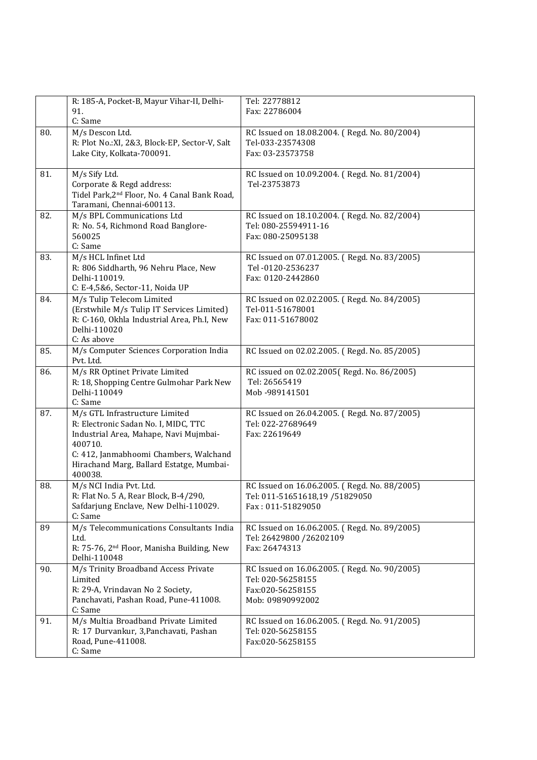|  |  |  |
|---|---|---|
|  | R: 185-A, Pocket-B, Mayur Vihar-II, Delhi-91.<br>C: Same | Tel: 22778812<br>Fax: 22786004 |
| 80. | M/s Descon Ltd.<br>R: Plot No.:XI, 2&3, Block-EP, Sector-V, Salt Lake City, Kolkata-700091. | RC Issued on 18.08.2004. ( Regd. No. 80/2004)<br>Tel-033-23574308<br>Fax: 03-23573758 |
| 81. | M/s Sify Ltd.<br>Corporate & Regd address:<br>Tidel Park,2nd Floor, No. 4 Canal Bank Road, Taramani, Chennai-600113. | RC Issued on 10.09.2004. ( Regd. No. 81/2004)<br>Tel-23753873 |
| 82. | M/s BPL Communications Ltd<br>R: No. 54, Richmond Road Banglore-560025<br>C: Same | RC Issued on 18.10.2004. ( Regd. No. 82/2004)<br>Tel: 080-25594911-16<br>Fax: 080-25095138 |
| 83. | M/s HCL Infinet Ltd<br>R: 806 Siddharth, 96 Nehru Place, New Delhi-110019.<br>C: E-4,5&6, Sector-11, Noida UP | RC Issued on 07.01.2005. ( Regd. No. 83/2005)<br>Tel -0120-2536237<br>Fax: 0120-2442860 |
| 84. | M/s Tulip Telecom Limited<br>(Erstwhile M/s Tulip IT Services Limited)<br>R: C-160, Okhla Industrial Area, Ph.I, New Delhi-110020<br>C: As above | RC Issued on 02.02.2005. ( Regd. No. 84/2005)<br>Tel-011-51678001<br>Fax: 011-51678002 |
| 85. | M/s Computer Sciences Corporation India Pvt. Ltd. | RC Issued on 02.02.2005. ( Regd. No. 85/2005) |
| 86. | M/s RR Optinet Private Limited<br>R: 18, Shopping Centre Gulmohar Park New Delhi-110049<br>C: Same | RC issued on 02.02.2005( Regd. No. 86/2005)<br>Tel: 26565419<br>Mob -989141501 |
| 87. | M/s GTL Infrastructure Limited<br>R: Electronic Sadan No. I, MIDC, TTC Industrial Area, Mahape, Navi Mujmbai-400710.<br>C: 412, Janmabhoomi Chambers, Walchand Hirachand Marg, Ballard Estatge, Mumbai-400038. | RC Issued on 26.04.2005. ( Regd. No. 87/2005)<br>Tel: 022-27689649<br>Fax: 22619649 |
| 88. | M/s NCI India Pvt. Ltd.<br>R: Flat No. 5 A, Rear Block, B-4/290, Safdarjung Enclave, New Delhi-110029.<br>C: Same | RC Issued on 16.06.2005. ( Regd. No. 88/2005)<br>Tel: 011-51651618,19 /51829050<br>Fax : 011-51829050 |
| 89 | M/s Telecommunications Consultants India Ltd.<br>R: 75-76, 2nd Floor, Manisha Building, New Delhi-110048 | RC Issued on 16.06.2005. ( Regd. No. 89/2005)<br>Tel: 26429800 /26202109<br>Fax: 26474313 |
| 90. | M/s Trinity Broadband Access Private Limited<br>R: 29-A, Vrindavan No 2 Society, Panchavati, Pashan Road, Pune-411008.<br>C: Same | RC Issued on 16.06.2005. ( Regd. No. 90/2005)<br>Tel: 020-56258155<br>Fax:020-56258155<br>Mob: 09890992002 |
| 91. | M/s Multia Broadband Private Limited<br>R: 17 Durvankur, 3,Panchavati, Pashan Road, Pune-411008.<br>C: Same | RC Issued on 16.06.2005. ( Regd. No. 91/2005)<br>Tel: 020-56258155<br>Fax:020-56258155 |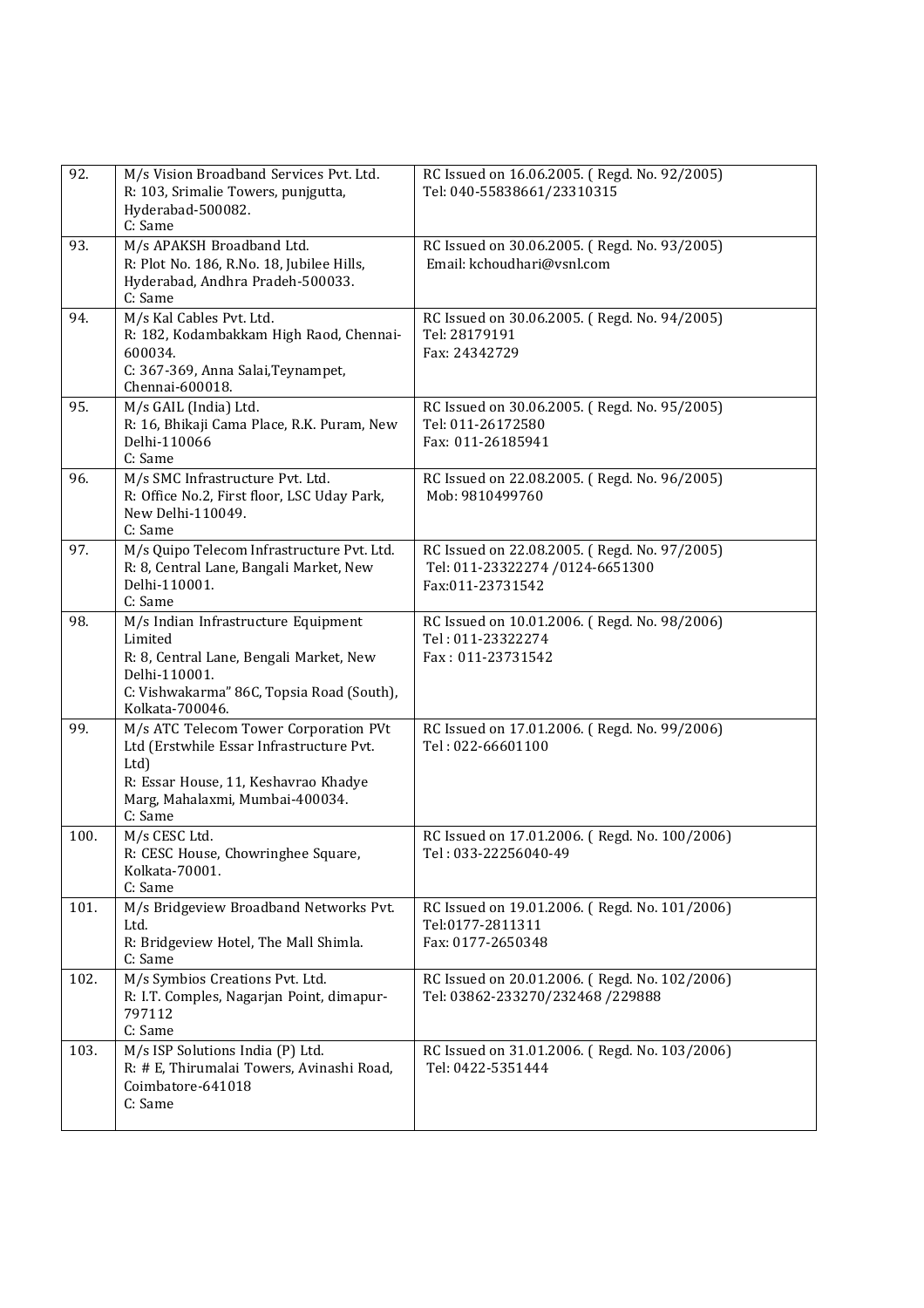| | | |
|---|---|---|
| 92. | M/s Vision Broadband Services Pvt. Ltd.<br>R: 103, Srimalie Towers, punjgutta, Hyderabad-500082.<br>C: Same | RC Issued on 16.06.2005. ( Regd. No. 92/2005)<br>Tel: 040-55838661/23310315 |
| 93. | M/s APAKSH Broadband Ltd.<br>R: Plot No. 186, R.No. 18, Jubilee Hills, Hyderabad, Andhra Pradeh-500033.<br>C: Same | RC Issued on 30.06.2005. ( Regd. No. 93/2005)<br>Email: kchoudhari@vsnl.com |
| 94. | M/s Kal Cables Pvt. Ltd.<br>R: 182, Kodambakkam High Raod, Chennai-600034.<br>C: 367-369, Anna Salai,Teynampet, Chennai-600018. | RC Issued on 30.06.2005. ( Regd. No. 94/2005)<br>Tel: 28179191<br>Fax: 24342729 |
| 95. | M/s GAIL (India) Ltd.<br>R: 16, Bhikaji Cama Place, R.K. Puram, New Delhi-110066<br>C: Same | RC Issued on 30.06.2005. ( Regd. No. 95/2005)<br>Tel: 011-26172580<br>Fax: 011-26185941 |
| 96. | M/s SMC Infrastructure Pvt. Ltd.<br>R: Office No.2, First floor, LSC Uday Park, New Delhi-110049.<br>C: Same | RC Issued on 22.08.2005. ( Regd. No. 96/2005)<br>Mob: 9810499760 |
| 97. | M/s Quipo Telecom Infrastructure Pvt. Ltd.<br>R: 8, Central Lane, Bangali Market, New Delhi-110001.<br>C: Same | RC Issued on 22.08.2005. ( Regd. No. 97/2005)<br>Tel: 011-23322274 /0124-6651300<br>Fax:011-23731542 |
| 98. | M/s Indian Infrastructure Equipment Limited<br>R: 8, Central Lane, Bengali Market, New Delhi-110001.<br>C: Vishwakarma" 86C, Topsia Road (South), Kolkata-700046. | RC Issued on 10.01.2006. ( Regd. No. 98/2006)<br>Tel : 011-23322274<br>Fax : 011-23731542 |
| 99. | M/s ATC Telecom Tower Corporation PVt Ltd (Erstwhile Essar Infrastructure Pvt. Ltd)<br>R: Essar House, 11, Keshavrao Khadye Marg, Mahalaxmi, Mumbai-400034.<br>C: Same | RC Issued on 17.01.2006. ( Regd. No. 99/2006)<br>Tel : 022-66601100 |
| 100. | M/s CESC Ltd.<br>R: CESC House, Chowringhee Square, Kolkata-70001.<br>C: Same | RC Issued on 17.01.2006. ( Regd. No. 100/2006)<br>Tel : 033-22256040-49 |
| 101. | M/s Bridgeview Broadband Networks Pvt. Ltd.<br>R: Bridgeview Hotel, The Mall Shimla.<br>C: Same | RC Issued on 19.01.2006. ( Regd. No. 101/2006)<br>Tel:0177-2811311<br>Fax: 0177-2650348 |
| 102. | M/s Symbios Creations Pvt. Ltd.<br>R: I.T. Comples, Nagarjan Point, dimapur-797112<br>C: Same | RC Issued on 20.01.2006. ( Regd. No. 102/2006)<br>Tel: 03862-233270/232468 /229888 |
| 103. | M/s ISP Solutions India (P) Ltd.<br>R: # E, Thirumalai Towers, Avinashi Road, Coimbatore-641018<br>C: Same | RC Issued on 31.01.2006. ( Regd. No. 103/2006)<br>Tel: 0422-5351444 |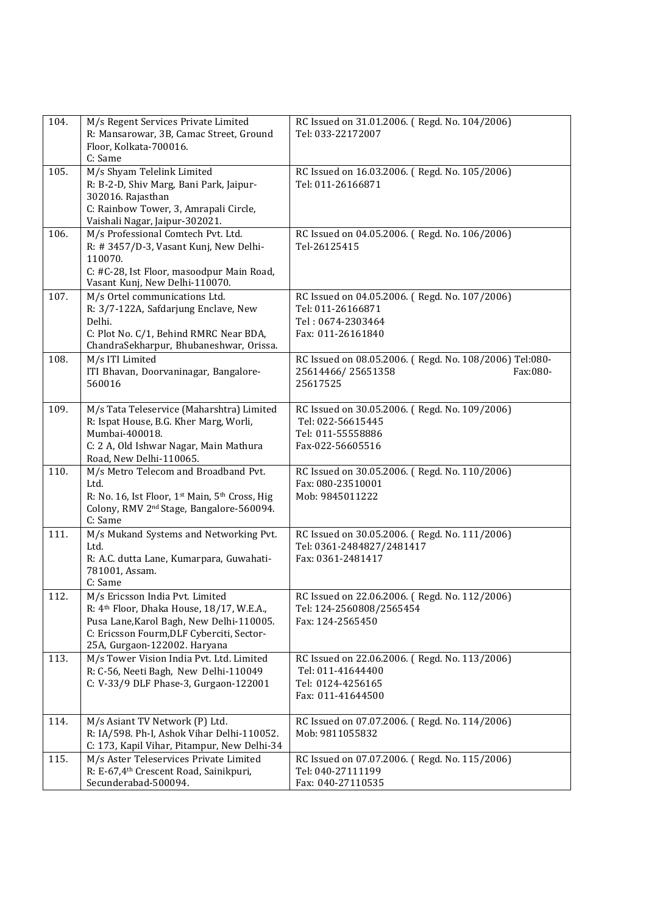| | | |
|---|---|---|
| 104. | M/s Regent Services Private Limited<br>R: Mansarowar, 3B, Camac Street, Ground Floor, Kolkata-700016.<br>C: Same | RC Issued on 31.01.2006. ( Regd. No. 104/2006)<br>Tel: 033-22172007 |
| 105. | M/s Shyam Telelink Limited<br>R: B-2-D, Shiv Marg, Bani Park, Jaipur-302016. Rajasthan<br>C: Rainbow Tower, 3, Amrapali Circle, Vaishali Nagar, Jaipur-302021. | RC Issued on 16.03.2006. ( Regd. No. 105/2006)<br>Tel: 011-26166871 |
| 106. | M/s Professional Comtech Pvt. Ltd.<br>R: # 3457/D-3, Vasant Kunj, New Delhi-110070.<br>C: #C-28, Ist Floor, masoodpur Main Road, Vasant Kunj, New Delhi-110070. | RC Issued on 04.05.2006. ( Regd. No. 106/2006)<br>Tel-26125415 |
| 107. | M/s Ortel communications Ltd.<br>R: 3/7-122A, Safdarjung Enclave, New Delhi.<br>C: Plot No. C/1, Behind RMRC Near BDA, ChandraSekharpur, Bhubaneshwar, Orissa. | RC Issued on 04.05.2006. ( Regd. No. 107/2006)<br>Tel: 011-26166871<br>Tel : 0674-2303464<br>Fax: 011-26161840 |
| 108. | M/s ITI Limited<br>ITI Bhavan, Doorvaninagar, Bangalore-560016 | RC Issued on 08.05.2006. ( Regd. No. 108/2006) Tel:080-25614466/ 25651358 Fax:080-25617525 |
| 109. | M/s Tata Teleservice (Maharshtra) Limited<br>R: Ispat House, B.G. Kher Marg, Worli, Mumbai-400018.<br>C: 2 A, Old Ishwar Nagar, Main Mathura Road, New Delhi-110065. | RC Issued on 30.05.2006. ( Regd. No. 109/2006)<br>Tel: 022-56615445<br>Tel: 011-55558886<br>Fax-022-56605516 |
| 110. | M/s Metro Telecom and Broadband Pvt. Ltd.<br>R: No. 16, Ist Floor, 1st Main, 5th Cross, Hig Colony, RMV 2nd Stage, Bangalore-560094.<br>C: Same | RC Issued on 30.05.2006. ( Regd. No. 110/2006)<br>Fax: 080-23510001<br>Mob: 9845011222 |
| 111. | M/s Mukand Systems and Networking Pvt. Ltd.<br>R: A.C. dutta Lane, Kumarpara, Guwahati-781001, Assam.<br>C: Same | RC Issued on 30.05.2006. ( Regd. No. 111/2006)<br>Tel: 0361-2484827/2481417<br>Fax: 0361-2481417 |
| 112. | M/s Ericsson India Pvt. Limited<br>R: 4th Floor, Dhaka House, 18/17, W.E.A., Pusa Lane,Karol Bagh, New Delhi-110005.<br>C: Ericsson Fourm,DLF Cyberciti, Sector-25A, Gurgaon-122002. Haryana | RC Issued on 22.06.2006. ( Regd. No. 112/2006)<br>Tel: 124-2560808/2565454<br>Fax: 124-2565450 |
| 113. | M/s Tower Vision India Pvt. Ltd. Limited<br>R: C-56, Neeti Bagh, New Delhi-110049<br>C: V-33/9 DLF Phase-3, Gurgaon-122001 | RC Issued on 22.06.2006. ( Regd. No. 113/2006)<br>Tel: 011-41644400<br>Tel: 0124-4256165<br>Fax: 011-41644500 |
| 114. | M/s Asiant TV Network (P) Ltd.<br>R: IA/598. Ph-I, Ashok Vihar Delhi-110052.<br>C: 173, Kapil Vihar, Pitampur, New Delhi-34 | RC Issued on 07.07.2006. ( Regd. No. 114/2006)<br>Mob: 9811055832 |
| 115. | M/s Aster Teleservices Private Limited<br>R: E-67,4th Crescent Road, Sainikpuri, Secunderabad-500094. | RC Issued on 07.07.2006. ( Regd. No. 115/2006)<br>Tel: 040-27111199<br>Fax: 040-27110535 |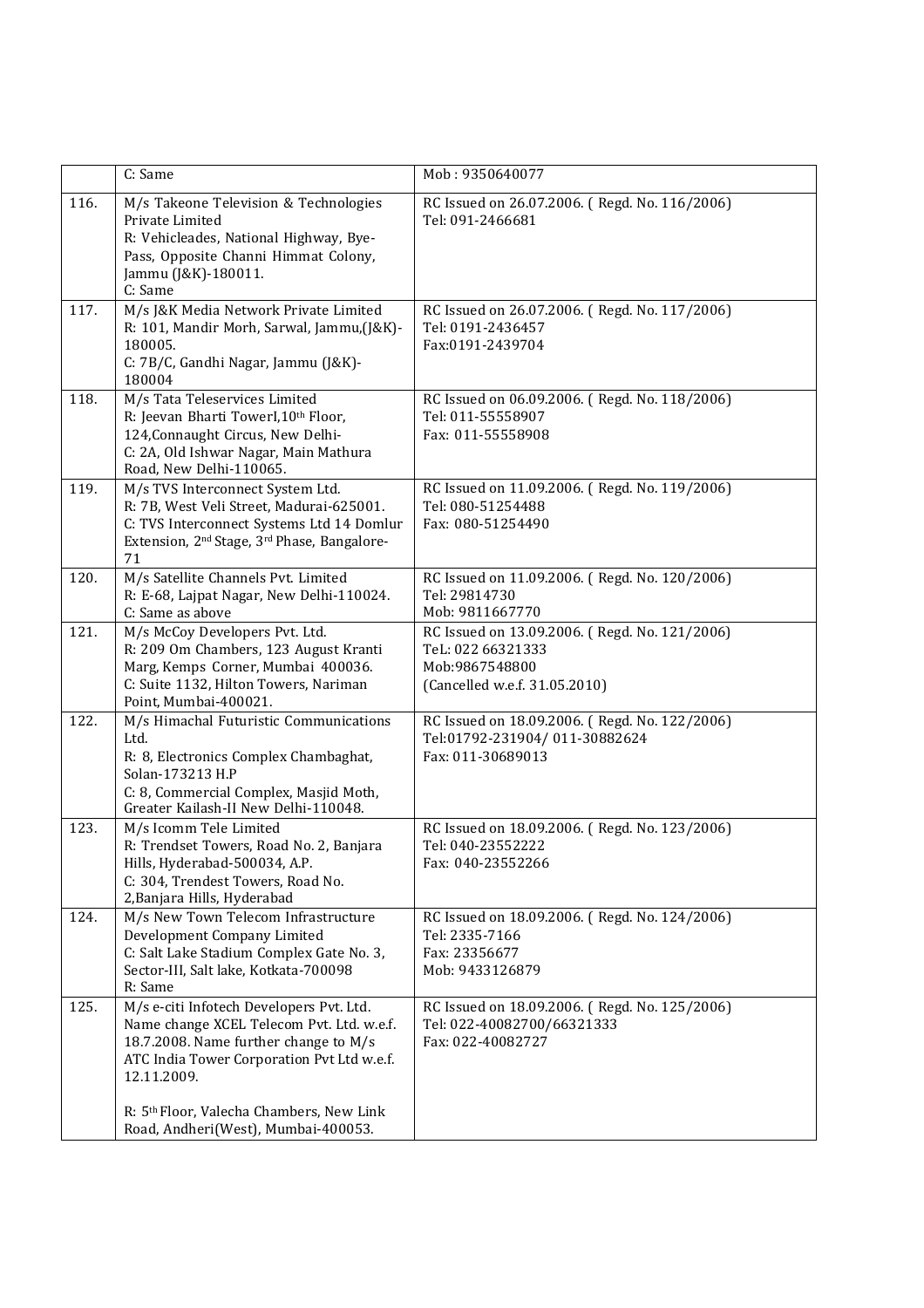| | | |
|---|---|---|
| | C: Same | Mob : 9350640077 |
| 116. | M/s Takeone Television & Technologies Private Limited<br>R: Vehicleades, National Highway, Bye-Pass, Opposite Channi Himmat Colony, Jammu (J&K)-180011.<br>C: Same | RC Issued on 26.07.2006. ( Regd. No. 116/2006)<br>Tel: 091-2466681 |
| 117. | M/s J&K Media Network Private Limited<br>R: 101, Mandir Morh, Sarwal, Jammu,(J&K)-180005.<br>C: 7B/C, Gandhi Nagar, Jammu (J&K)-180004 | RC Issued on 26.07.2006. ( Regd. No. 117/2006)<br>Tel: 0191-2436457<br>Fax:0191-2439704 |
| 118. | M/s Tata Teleservices Limited<br>R: Jeevan Bharti TowerI,10th Floor, 124,Connaught Circus, New Delhi-<br>C: 2A, Old Ishwar Nagar, Main Mathura Road, New Delhi-110065. | RC Issued on 06.09.2006. ( Regd. No. 118/2006)<br>Tel: 011-55558907<br>Fax: 011-55558908 |
| 119. | M/s TVS Interconnect System Ltd.<br>R: 7B, West Veli Street, Madurai-625001.<br>C: TVS Interconnect Systems Ltd 14 Domlur Extension, 2nd Stage, 3rd Phase, Bangalore-71 | RC Issued on 11.09.2006. ( Regd. No. 119/2006)<br>Tel: 080-51254488<br>Fax: 080-51254490 |
| 120. | M/s Satellite Channels Pvt. Limited<br>R: E-68, Lajpat Nagar, New Delhi-110024.<br>C: Same as above | RC Issued on 11.09.2006. ( Regd. No. 120/2006)<br>Tel: 29814730<br>Mob: 9811667770 |
| 121. | M/s McCoy Developers Pvt. Ltd.<br>R: 209 Om Chambers, 123 August Kranti Marg, Kemps Corner, Mumbai 400036.<br>C: Suite 1132, Hilton Towers, Nariman Point, Mumbai-400021. | RC Issued on 13.09.2006. ( Regd. No. 121/2006)<br>TeL: 022 66321333<br>Mob:9867548800<br>(Cancelled w.e.f. 31.05.2010) |
| 122. | M/s Himachal Futuristic Communications Ltd.<br>R: 8, Electronics Complex Chambaghat, Solan-173213 H.P<br>C: 8, Commercial Complex, Masjid Moth, Greater Kailash-II New Delhi-110048. | RC Issued on 18.09.2006. ( Regd. No. 122/2006)<br>Tel:01792-231904/ 011-30882624<br>Fax: 011-30689013 |
| 123. | M/s Icomm Tele Limited<br>R: Trendset Towers, Road No. 2, Banjara Hills, Hyderabad-500034, A.P.<br>C: 304, Trendest Towers, Road No. 2,Banjara Hills, Hyderabad | RC Issued on 18.09.2006. ( Regd. No. 123/2006)<br>Tel: 040-23552222<br>Fax: 040-23552266 |
| 124. | M/s New Town Telecom Infrastructure Development Company Limited<br>C: Salt Lake Stadium Complex Gate No. 3, Sector-III, Salt lake, Kotkata-700098<br>R: Same | RC Issued on 18.09.2006. ( Regd. No. 124/2006)<br>Tel: 2335-7166<br>Fax: 23356677<br>Mob: 9433126879 |
| 125. | M/s e-citi Infotech Developers Pvt. Ltd. Name change XCEL Telecom Pvt. Ltd. w.e.f. 18.7.2008. Name further change to M/s ATC India Tower Corporation Pvt Ltd w.e.f. 12.11.2009.<br><br>R: 5th Floor, Valecha Chambers, New Link Road, Andheri(West), Mumbai-400053. | RC Issued on 18.09.2006. ( Regd. No. 125/2006)<br>Tel: 022-40082700/66321333<br>Fax: 022-40082727 |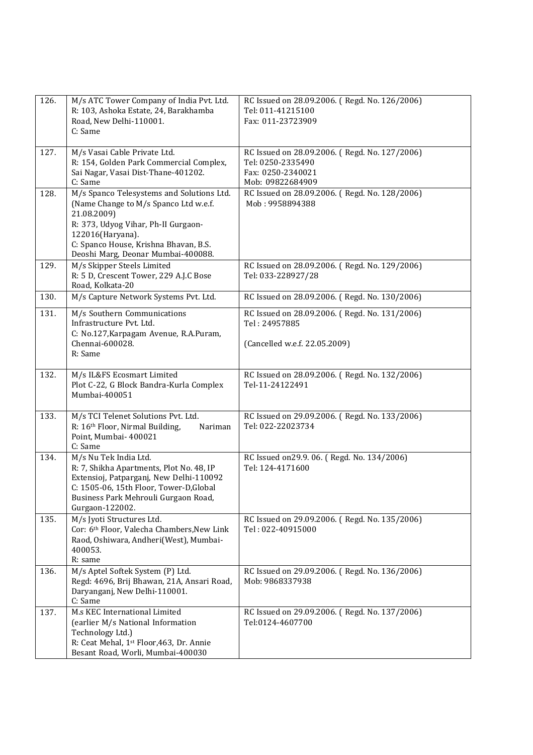| | | |
|---|---|---|
| 126. | M/s ATC Tower Company of India Pvt. Ltd.<br>R: 103, Ashoka Estate, 24, Barakhamba Road, New Delhi-110001.<br>C: Same | RC Issued on 28.09.2006. ( Regd. No. 126/2006)<br>Tel: 011-41215100<br>Fax: 011-23723909 |
| 127. | M/s Vasai Cable Private Ltd.<br>R: 154, Golden Park Commercial Complex, Sai Nagar, Vasai Dist-Thane-401202.<br>C: Same | RC Issued on 28.09.2006. ( Regd. No. 127/2006)<br>Tel: 0250-2335490<br>Fax: 0250-2340021<br>Mob: 09822684909 |
| 128. | M/s Spanco Telesystems and Solutions Ltd. (Name Change to M/s Spanco Ltd w.e.f. 21.08.2009)<br>R: 373, Udyog Vihar, Ph-II Gurgaon-122016(Haryana).<br>C: Spanco House, Krishna Bhavan, B.S. Deoshi Marg, Deonar Mumbai-400088. | RC Issued on 28.09.2006. ( Regd. No. 128/2006)<br>Mob : 9958894388 |
| 129. | M/s Skipper Steels Limited<br>R: 5 D, Crescent Tower, 229 A.J.C Bose Road, Kolkata-20 | RC Issued on 28.09.2006. ( Regd. No. 129/2006)<br>Tel: 033-228927/28 |
| 130. | M/s Capture Network Systems Pvt. Ltd. | RC Issued on 28.09.2006. ( Regd. No. 130/2006) |
| 131. | M/s Southern Communications Infrastructure Pvt. Ltd.<br>C: No.127,Karpagam Avenue, R.A.Puram, Chennai-600028.<br>R: Same | RC Issued on 28.09.2006. ( Regd. No. 131/2006)<br>Tel : 24957885<br><br>(Cancelled w.e.f. 22.05.2009) |
| 132. | M/s IL&FS Ecosmart Limited<br>Plot C-22, G Block Bandra-Kurla Complex Mumbai-400051 | RC Issued on 28.09.2006. ( Regd. No. 132/2006)<br>Tel-11-24122491 |
| 133. | M/s TCI Telenet Solutions Pvt. Ltd.<br>R: 16th Floor, Nirmal Building, Nariman Point, Mumbai- 400021<br>C: Same | RC Issued on 29.09.2006. ( Regd. No. 133/2006)<br>Tel: 022-22023734 |
| 134. | M/s Nu Tek India Ltd.<br>R: 7, Shikha Apartments, Plot No. 48, IP Extensioj, Patparganj, New Delhi-110092<br>C: 1505-06, 15th Floor, Tower-D,Global Business Park Mehrouli Gurgaon Road, Gurgaon-122002. | RC Issued on29.9. 06. ( Regd. No. 134/2006)<br>Tel: 124-4171600 |
| 135. | M/s Jyoti Structures Ltd.<br>Cor: 6th Floor, Valecha Chambers,New Link Raod, Oshiwara, Andheri(West), Mumbai-400053.<br>R: same | RC Issued on 29.09.2006. ( Regd. No. 135/2006)<br>Tel : 022-40915000 |
| 136. | M/s Aptel Softek System (P) Ltd.<br>Regd: 4696, Brij Bhawan, 21A, Ansari Road, Daryanganj, New Delhi-110001.<br>C: Same | RC Issued on 29.09.2006. ( Regd. No. 136/2006)<br>Mob: 9868337938 |
| 137. | M.s KEC International Limited<br>(earlier M/s National Information Technology Ltd.)<br>R: Ceat Mehal, 1st Floor,463, Dr. Annie Besant Road, Worli, Mumbai-400030 | RC Issued on 29.09.2006. ( Regd. No. 137/2006)<br>Tel:0124-4607700 |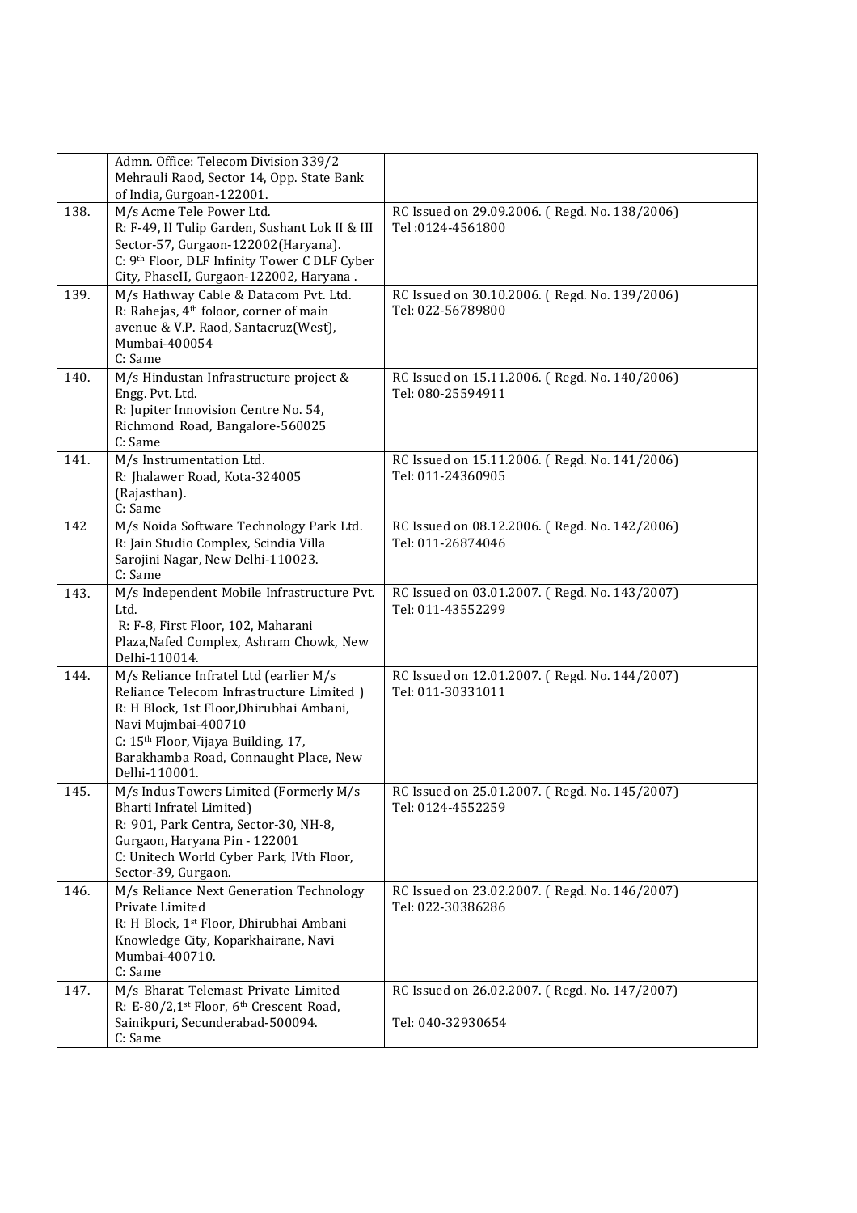| | | |
|---|---|---|
| | Admn. Office: Telecom Division 339/2 Mehrauli Raod, Sector 14, Opp. State Bank of India, Gurgoan-122001. | |
| 138. | M/s Acme Tele Power Ltd.<br>R: F-49, II Tulip Garden, Sushant Lok II & III Sector-57, Gurgaon-122002(Haryana).<br>C: 9th Floor, DLF Infinity Tower C DLF Cyber City, PhaseII, Gurgaon-122002, Haryana . | RC Issued on 29.09.2006. ( Regd. No. 138/2006)<br>Tel :0124-4561800 |
| 139. | M/s Hathway Cable & Datacom Pvt. Ltd.<br>R: Rahejas, 4th foloor, corner of main avenue & V.P. Raod, Santacruz(West), Mumbai-400054<br>C: Same | RC Issued on 30.10.2006. ( Regd. No. 139/2006)<br>Tel: 022-56789800 |
| 140. | M/s Hindustan Infrastructure project & Engg. Pvt. Ltd.<br>R: Jupiter Innovision Centre No. 54, Richmond Road, Bangalore-560025<br>C: Same | RC Issued on 15.11.2006. ( Regd. No. 140/2006)<br>Tel: 080-25594911 |
| 141. | M/s Instrumentation Ltd.<br>R: Jhalawer Road, Kota-324005 (Rajasthan).<br>C: Same | RC Issued on 15.11.2006. ( Regd. No. 141/2006)<br>Tel: 011-24360905 |
| 142 | M/s Noida Software Technology Park Ltd.<br>R: Jain Studio Complex, Scindia Villa Sarojini Nagar, New Delhi-110023.<br>C: Same | RC Issued on 08.12.2006. ( Regd. No. 142/2006)<br>Tel: 011-26874046 |
| 143. | M/s Independent Mobile Infrastructure Pvt. Ltd.<br>R: F-8, First Floor, 102, Maharani Plaza,Nafed Complex, Ashram Chowk, New Delhi-110014. | RC Issued on 03.01.2007. ( Regd. No. 143/2007)<br>Tel: 011-43552299 |
| 144. | M/s Reliance Infratel Ltd (earlier M/s Reliance Telecom Infrastructure Limited )<br>R: H Block, 1st Floor,Dhirubhai Ambani, Navi Mujmbai-400710<br>C: 15th Floor, Vijaya Building, 17, Barakhamba Road, Connaught Place, New Delhi-110001. | RC Issued on 12.01.2007. ( Regd. No. 144/2007)<br>Tel: 011-30331011 |
| 145. | M/s Indus Towers Limited (Formerly M/s Bharti Infratel Limited)<br>R: 901, Park Centra, Sector-30, NH-8, Gurgaon, Haryana Pin - 122001<br>C: Unitech World Cyber Park, IVth Floor, Sector-39, Gurgaon. | RC Issued on 25.01.2007. ( Regd. No. 145/2007)<br>Tel: 0124-4552259 |
| 146. | M/s Reliance Next Generation Technology Private Limited<br>R: H Block, 1st Floor, Dhirubhai Ambani Knowledge City, Koparkhairane, Navi Mumbai-400710.<br>C: Same | RC Issued on 23.02.2007. ( Regd. No. 146/2007)<br>Tel: 022-30386286 |
| 147. | M/s Bharat Telemast Private Limited<br>R: E-80/2,1st Floor, 6th Crescent Road, Sainikpuri, Secunderabad-500094.<br>C: Same | RC Issued on 26.02.2007. ( Regd. No. 147/2007)<br>Tel: 040-32930654 |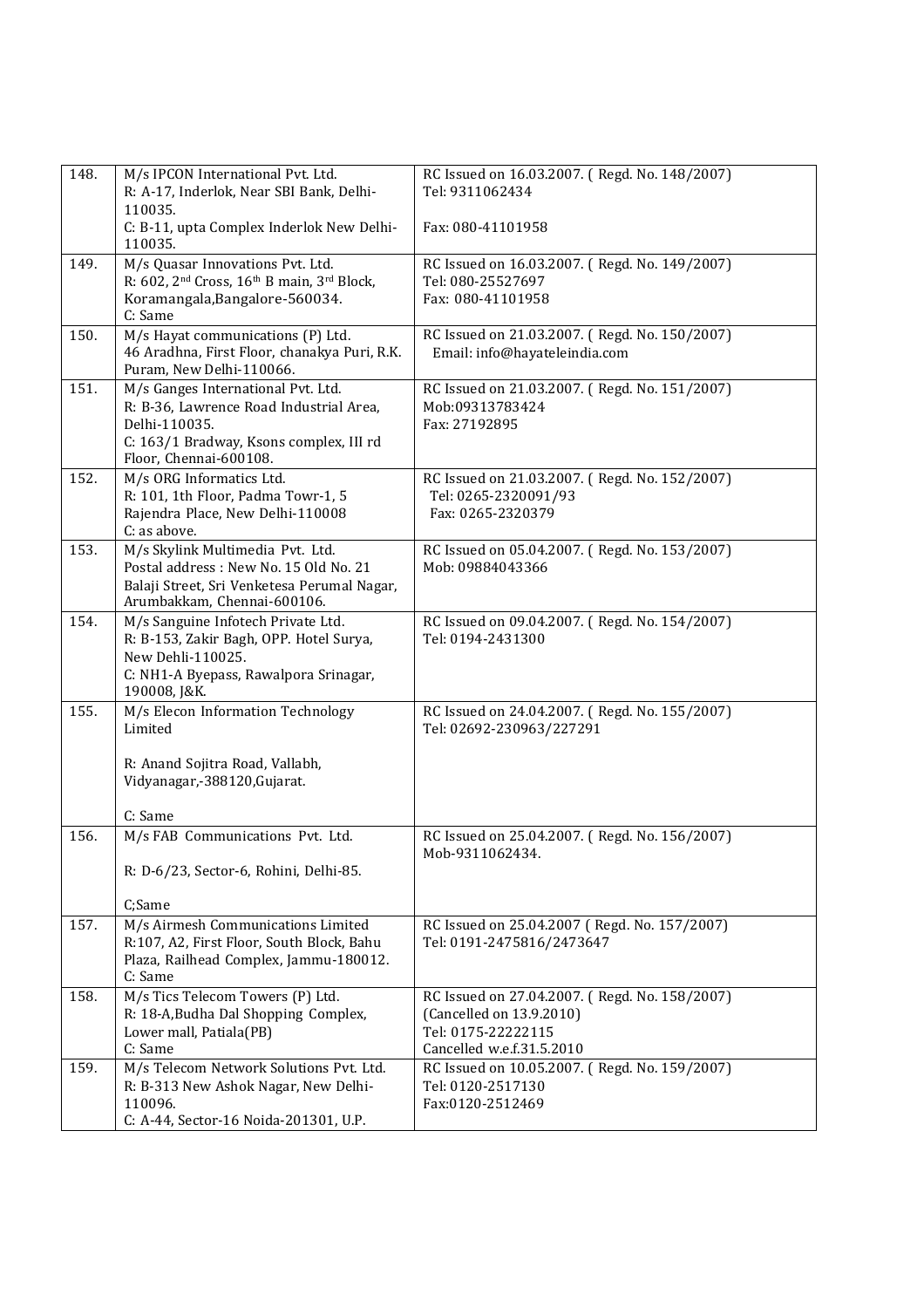| | | |
|---|---|---|
| 148. | M/s IPCON International Pvt. Ltd.<br>R: A-17, Inderlok, Near SBI Bank, Delhi-110035.<br>C: B-11, upta Complex Inderlok New Delhi-110035. | RC Issued on 16.03.2007. ( Regd. No. 148/2007)<br>Tel: 9311062434<br><br>Fax: 080-41101958 |
| 149. | M/s Quasar Innovations Pvt. Ltd.<br>R: 602, 2nd Cross, 16th B main, 3rd Block, Koramangala,Bangalore-560034.<br>C: Same | RC Issued on 16.03.2007. ( Regd. No. 149/2007)<br>Tel: 080-25527697<br>Fax: 080-41101958 |
| 150. | M/s Hayat communications (P) Ltd.<br>46 Aradhna, First Floor, chanakya Puri, R.K. Puram, New Delhi-110066. | RC Issued on 21.03.2007. ( Regd. No. 150/2007)<br>Email: info@hayateleindia.com |
| 151. | M/s Ganges International Pvt. Ltd.<br>R: B-36, Lawrence Road Industrial Area, Delhi-110035.<br>C: 163/1 Bradway, Ksons complex, III rd Floor, Chennai-600108. | RC Issued on 21.03.2007. ( Regd. No. 151/2007)<br>Mob:09313783424<br>Fax: 27192895 |
| 152. | M/s ORG Informatics Ltd.<br>R: 101, 1th Floor, Padma Towr-1, 5 Rajendra Place, New Delhi-110008<br>C: as above. | RC Issued on 21.03.2007. ( Regd. No. 152/2007)<br>Tel: 0265-2320091/93<br>Fax: 0265-2320379 |
| 153. | M/s Skylink Multimedia Pvt. Ltd.<br>Postal address : New No. 15 Old No. 21 Balaji Street, Sri Venketesa Perumal Nagar, Arumbakkam, Chennai-600106. | RC Issued on 05.04.2007. ( Regd. No. 153/2007)<br>Mob: 09884043366 |
| 154. | M/s Sanguine Infotech Private Ltd.<br>R: B-153, Zakir Bagh, OPP. Hotel Surya, New Dehli-110025.<br>C: NH1-A Byepass, Rawalpora Srinagar, 190008, J&K. | RC Issued on 09.04.2007. ( Regd. No. 154/2007)<br>Tel: 0194-2431300 |
| 155. | M/s Elecon Information Technology Limited<br><br>R: Anand Sojitra Road, Vallabh, Vidyanagar,-388120,Gujarat.<br><br>C: Same | RC Issued on 24.04.2007. ( Regd. No. 155/2007)<br>Tel: 02692-230963/227291 |
| 156. | M/s FAB Communications Pvt. Ltd.<br><br>R: D-6/23, Sector-6, Rohini, Delhi-85.<br><br>C;Same | RC Issued on 25.04.2007. ( Regd. No. 156/2007)<br>Mob-9311062434. |
| 157. | M/s Airmesh Communications Limited<br>R:107, A2, First Floor, South Block, Bahu Plaza, Railhead Complex, Jammu-180012.<br>C: Same | RC Issued on 25.04.2007 ( Regd. No. 157/2007)<br>Tel: 0191-2475816/2473647 |
| 158. | M/s Tics Telecom Towers (P) Ltd.<br>R: 18-A,Budha Dal Shopping Complex, Lower mall, Patiala(PB)<br>C: Same | RC Issued on 27.04.2007. ( Regd. No. 158/2007)<br>(Cancelled on 13.9.2010)<br>Tel: 0175-22222115<br>Cancelled w.e.f.31.5.2010 |
| 159. | M/s Telecom Network Solutions Pvt. Ltd.<br>R: B-313 New Ashok Nagar, New Delhi-110096.<br>C: A-44, Sector-16 Noida-201301, U.P. | RC Issued on 10.05.2007. ( Regd. No. 159/2007)<br>Tel: 0120-2517130<br>Fax:0120-2512469 |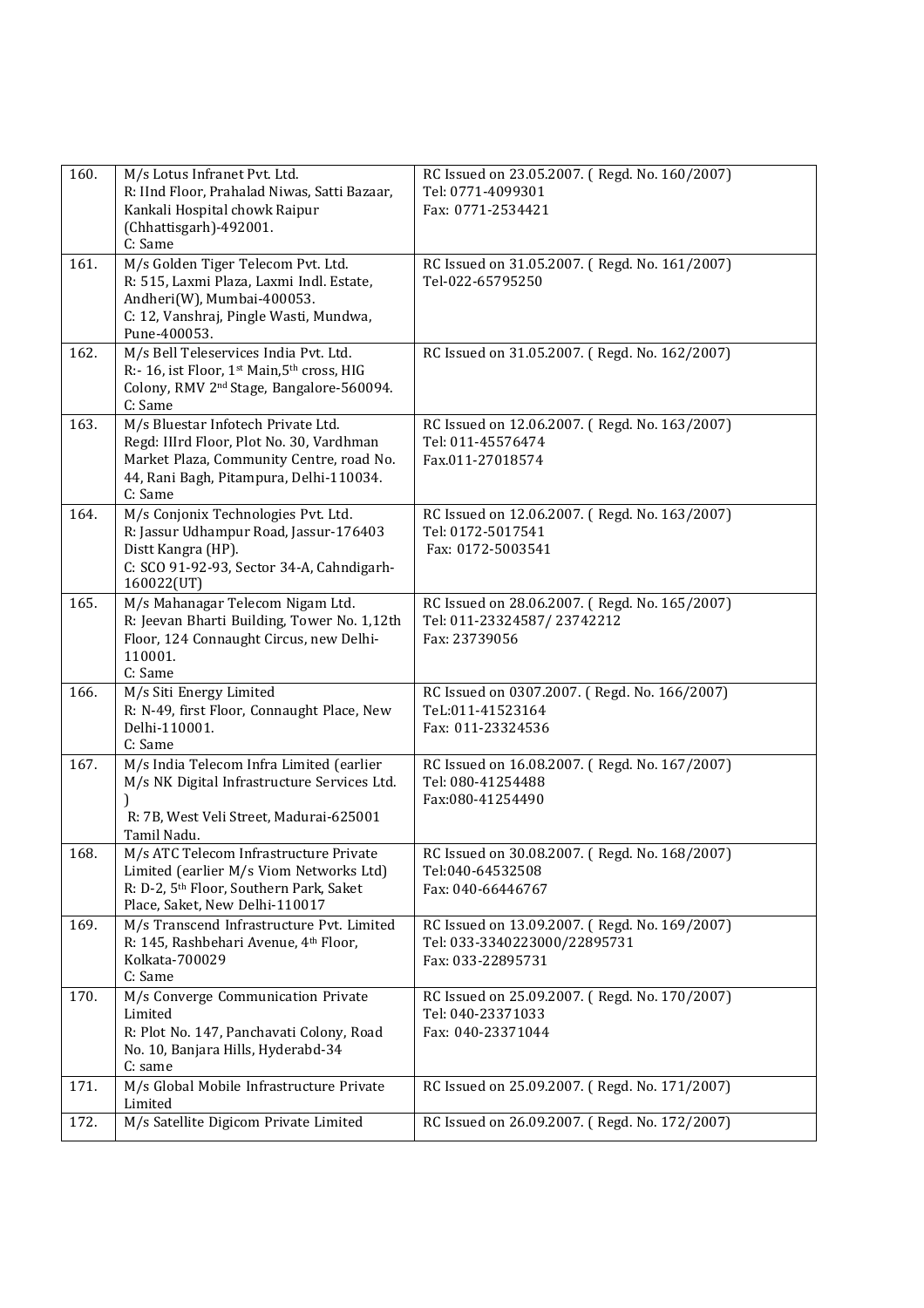| 160. | M/s Lotus Infranet Pvt. Ltd.<br>R: IInd Floor, Prahalad Niwas, Satti Bazaar, Kankali Hospital chowk Raipur (Chhattisgarh)-492001.<br>C: Same | RC Issued on 23.05.2007. ( Regd. No. 160/2007)<br>Tel: 0771-4099301<br>Fax: 0771-2534421 |
|---|---|---|
| 161. | M/s Golden Tiger Telecom Pvt. Ltd.<br>R: 515, Laxmi Plaza, Laxmi Indl. Estate, Andheri(W), Mumbai-400053.<br>C: 12, Vanshraj, Pingle Wasti, Mundwa, Pune-400053. | RC Issued on 31.05.2007. ( Regd. No. 161/2007)<br>Tel-022-65795250 |
| 162. | M/s Bell Teleservices India Pvt. Ltd.<br>R:- 16, ist Floor, 1st Main,5th cross, HIG Colony, RMV 2nd Stage, Bangalore-560094.<br>C: Same | RC Issued on 31.05.2007. ( Regd. No. 162/2007) |
| 163. | M/s Bluestar Infotech Private Ltd.<br>Regd: IIIrd Floor, Plot No. 30, Vardhman Market Plaza, Community Centre, road No. 44, Rani Bagh, Pitampura, Delhi-110034.<br>C: Same | RC Issued on 12.06.2007. ( Regd. No. 163/2007)<br>Tel: 011-45576474<br>Fax.011-27018574 |
| 164. | M/s Conjonix Technologies Pvt. Ltd.<br>R: Jassur Udhampur Road, Jassur-176403 Distt Kangra (HP).<br>C: SCO 91-92-93, Sector 34-A, Cahndigarh-160022(UT) | RC Issued on 12.06.2007. ( Regd. No. 163/2007)<br>Tel: 0172-5017541<br>Fax: 0172-5003541 |
| 165. | M/s Mahanagar Telecom Nigam Ltd.<br>R: Jeevan Bharti Building, Tower No. 1,12th Floor, 124 Connaught Circus, new Delhi-110001.<br>C: Same | RC Issued on 28.06.2007. ( Regd. No. 165/2007)<br>Tel: 011-23324587/ 23742212<br>Fax: 23739056 |
| 166. | M/s Siti Energy Limited<br>R: N-49, first Floor, Connaught Place, New Delhi-110001.<br>C: Same | RC Issued on 0307.2007. ( Regd. No. 166/2007)<br>TeL:011-41523164<br>Fax: 011-23324536 |
| 167. | M/s India Telecom Infra Limited (earlier M/s NK Digital Infrastructure Services Ltd. )<br>R: 7B, West Veli Street, Madurai-625001 Tamil Nadu. | RC Issued on 16.08.2007. ( Regd. No. 167/2007)<br>Tel: 080-41254488<br>Fax:080-41254490 |
| 168. | M/s ATC Telecom Infrastructure Private Limited (earlier M/s Viom Networks Ltd)<br>R: D-2, 5th Floor, Southern Park, Saket Place, Saket, New Delhi-110017 | RC Issued on 30.08.2007. ( Regd. No. 168/2007)<br>Tel:040-64532508<br>Fax: 040-66446767 |
| 169. | M/s Transcend Infrastructure Pvt. Limited<br>R: 145, Rashbehari Avenue, 4th Floor, Kolkata-700029<br>C: Same | RC Issued on 13.09.2007. ( Regd. No. 169/2007)<br>Tel: 033-3340223000/22895731<br>Fax: 033-22895731 |
| 170. | M/s Converge Communication Private Limited<br>R: Plot No. 147, Panchavati Colony, Road No. 10, Banjara Hills, Hyderabd-34<br>C: same | RC Issued on 25.09.2007. ( Regd. No. 170/2007)<br>Tel: 040-23371033<br>Fax: 040-23371044 |
| 171. | M/s Global Mobile Infrastructure Private Limited | RC Issued on 25.09.2007. ( Regd. No. 171/2007) |
| 172. | M/s Satellite Digicom Private Limited | RC Issued on 26.09.2007. ( Regd. No. 172/2007) |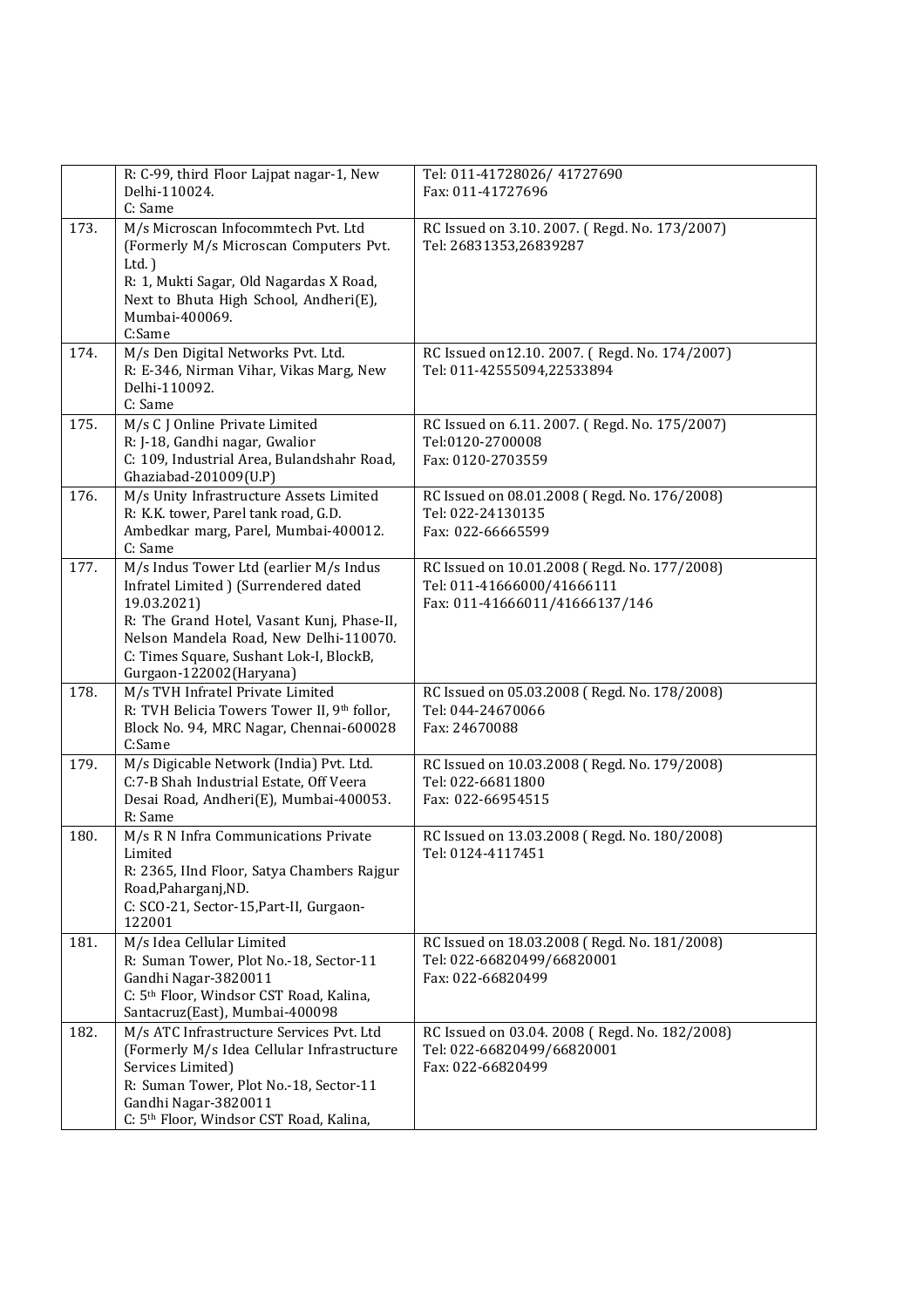|  | R: C-99, third Floor Lajpat nagar-1, New Delhi-110024.<br>C: Same | Tel: 011-41728026/ 41727690<br>Fax: 011-41727696 |
|---|---|---|
| 173. | M/s Microscan Infocommtech Pvt. Ltd (Formerly M/s Microscan Computers Pvt. Ltd. )<br>R: 1, Mukti Sagar, Old Nagardas X Road, Next to Bhuta High School, Andheri(E), Mumbai-400069.<br>C:Same | RC Issued on 3.10. 2007. ( Regd. No. 173/2007)<br>Tel: 26831353,26839287 |
| 174. | M/s Den Digital Networks Pvt. Ltd.<br>R: E-346, Nirman Vihar, Vikas Marg, New Delhi-110092.<br>C: Same | RC Issued on12.10. 2007. ( Regd. No. 174/2007)<br>Tel: 011-42555094,22533894 |
| 175. | M/s C J Online Private Limited<br>R: J-18, Gandhi nagar, Gwalior<br>C: 109, Industrial Area, Bulandshahr Road, Ghaziabad-201009(U.P) | RC Issued on 6.11. 2007. ( Regd. No. 175/2007)<br>Tel:0120-2700008<br>Fax: 0120-2703559 |
| 176. | M/s Unity Infrastructure Assets Limited<br>R: K.K. tower, Parel tank road, G.D. Ambedkar marg, Parel, Mumbai-400012.<br>C: Same | RC Issued on 08.01.2008 ( Regd. No. 176/2008)<br>Tel: 022-24130135<br>Fax: 022-66665599 |
| 177. | M/s Indus Tower Ltd (earlier M/s Indus Infratel Limited ) (Surrendered dated 19.03.2021)<br>R: The Grand Hotel, Vasant Kunj, Phase-II, Nelson Mandela Road, New Delhi-110070.<br>C: Times Square, Sushant Lok-I, BlockB, Gurgaon-122002(Haryana) | RC Issued on 10.01.2008 ( Regd. No. 177/2008)<br>Tel: 011-41666000/41666111<br>Fax: 011-41666011/41666137/146 |
| 178. | M/s TVH Infratel Private Limited<br>R: TVH Belicia Towers Tower II, 9th follor, Block No. 94, MRC Nagar, Chennai-600028<br>C:Same | RC Issued on 05.03.2008 ( Regd. No. 178/2008)<br>Tel: 044-24670066<br>Fax: 24670088 |
| 179. | M/s Digicable Network (India) Pvt. Ltd.<br>C:7-B Shah Industrial Estate, Off Veera Desai Road, Andheri(E), Mumbai-400053.<br>R: Same | RC Issued on 10.03.2008 ( Regd. No. 179/2008)<br>Tel: 022-66811800<br>Fax: 022-66954515 |
| 180. | M/s R N Infra Communications Private Limited<br>R: 2365, IInd Floor, Satya Chambers Rajgur Road,Paharganj,ND.<br>C: SCO-21, Sector-15,Part-II, Gurgaon-122001 | RC Issued on 13.03.2008 ( Regd. No. 180/2008)<br>Tel: 0124-4117451 |
| 181. | M/s Idea Cellular Limited<br>R: Suman Tower, Plot No.-18, Sector-11 Gandhi Nagar-3820011<br>C: 5th Floor, Windsor CST Road, Kalina, Santacruz(East), Mumbai-400098 | RC Issued on 18.03.2008 ( Regd. No. 181/2008)<br>Tel: 022-66820499/66820001<br>Fax: 022-66820499 |
| 182. | M/s ATC Infrastructure Services Pvt. Ltd (Formerly M/s Idea Cellular Infrastructure Services Limited)<br>R: Suman Tower, Plot No.-18, Sector-11 Gandhi Nagar-3820011<br>C: 5th Floor, Windsor CST Road, Kalina, | RC Issued on 03.04. 2008 ( Regd. No. 182/2008)<br>Tel: 022-66820499/66820001<br>Fax: 022-66820499 |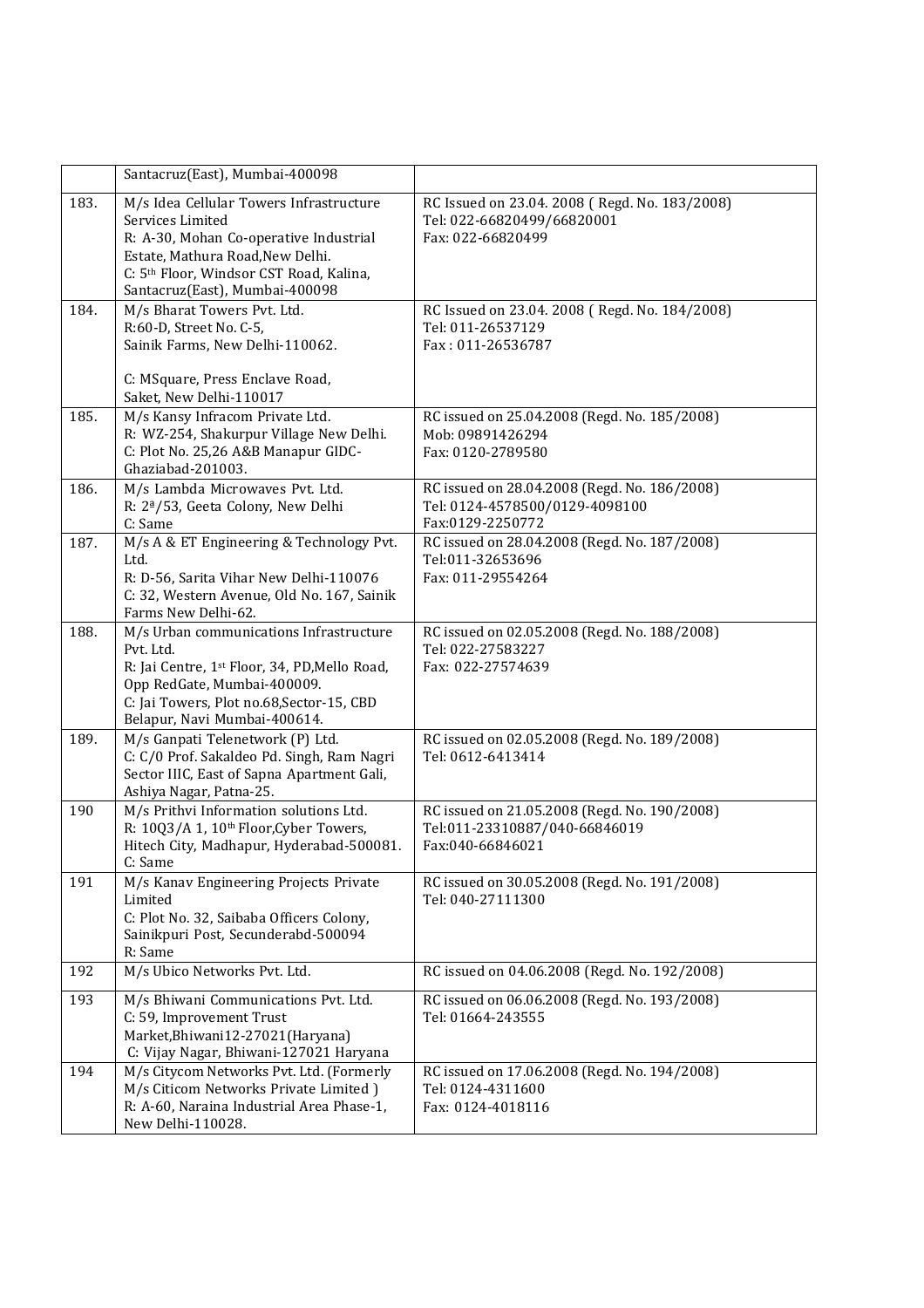| | | |
|---|---|---|
| | Santacruz(East), Mumbai-400098 | |
| 183. | M/s Idea Cellular Towers Infrastructure Services Limited<br>R: A-30, Mohan Co-operative Industrial Estate, Mathura Road,New Delhi.<br>C: 5th Floor, Windsor CST Road, Kalina, Santacruz(East), Mumbai-400098 | RC Issued on 23.04. 2008 ( Regd. No. 183/2008)<br>Tel: 022-66820499/66820001<br>Fax: 022-66820499 |
| 184. | M/s Bharat Towers Pvt. Ltd.<br>R:60-D, Street No. C-5,<br>Sainik Farms, New Delhi-110062.<br><br>C: MSquare, Press Enclave Road, Saket, New Delhi-110017 | RC Issued on 23.04. 2008 ( Regd. No. 184/2008)<br>Tel: 011-26537129<br>Fax : 011-26536787 |
| 185. | M/s Kansy Infracom Private Ltd.<br>R: WZ-254, Shakurpur Village New Delhi.<br>C: Plot No. 25,26 A&B Manapur GIDC-Ghaziabad-201003. | RC issued on 25.04.2008 (Regd. No. 185/2008)<br>Mob: 09891426294<br>Fax: 0120-2789580 |
| 186. | M/s Lambda Microwaves Pvt. Ltd.<br>R: 2a/53, Geeta Colony, New Delhi<br>C: Same | RC issued on 28.04.2008 (Regd. No. 186/2008)<br>Tel: 0124-4578500/0129-4098100<br>Fax:0129-2250772 |
| 187. | M/s A & ET Engineering & Technology Pvt. Ltd.<br>R: D-56, Sarita Vihar New Delhi-110076<br>C: 32, Western Avenue, Old No. 167, Sainik Farms New Delhi-62. | RC issued on 28.04.2008 (Regd. No. 187/2008)<br>Tel:011-32653696<br>Fax: 011-29554264 |
| 188. | M/s Urban communications Infrastructure Pvt. Ltd.<br>R: Jai Centre, 1st Floor, 34, PD,Mello Road, Opp RedGate, Mumbai-400009.<br>C: Jai Towers, Plot no.68,Sector-15, CBD Belapur, Navi Mumbai-400614. | RC issued on 02.05.2008 (Regd. No. 188/2008)<br>Tel: 022-27583227<br>Fax: 022-27574639 |
| 189. | M/s Ganpati Telenetwork (P) Ltd.<br>C: C/0 Prof. Sakaldeo Pd. Singh, Ram Nagri Sector IIIC, East of Sapna Apartment Gali, Ashiya Nagar, Patna-25. | RC issued on 02.05.2008 (Regd. No. 189/2008)<br>Tel: 0612-6413414 |
| 190 | M/s Prithvi Information solutions Ltd.<br>R: 10Q3/A 1, 10th Floor,Cyber Towers, Hitech City, Madhapur, Hyderabad-500081.<br>C: Same | RC issued on 21.05.2008 (Regd. No. 190/2008)<br>Tel:011-23310887/040-66846019<br>Fax:040-66846021 |
| 191 | M/s Kanav Engineering Projects Private Limited<br>C: Plot No. 32, Saibaba Officers Colony, Sainikpuri Post, Secunderabd-500094<br>R: Same | RC issued on 30.05.2008 (Regd. No. 191/2008)<br>Tel: 040-27111300 |
| 192 | M/s Ubico Networks Pvt. Ltd. | RC issued on 04.06.2008 (Regd. No. 192/2008) |
| 193 | M/s Bhiwani Communications Pvt. Ltd.<br>C: 59, Improvement Trust Market,Bhiwani12-27021(Haryana)<br>C: Vijay Nagar, Bhiwani-127021 Haryana | RC issued on 06.06.2008 (Regd. No. 193/2008)<br>Tel: 01664-243555 |
| 194 | M/s Citycom Networks Pvt. Ltd. (Formerly M/s Citicom Networks Private Limited )<br>R: A-60, Naraina Industrial Area Phase-1, New Delhi-110028. | RC issued on 17.06.2008 (Regd. No. 194/2008)<br>Tel: 0124-4311600<br>Fax: 0124-4018116 |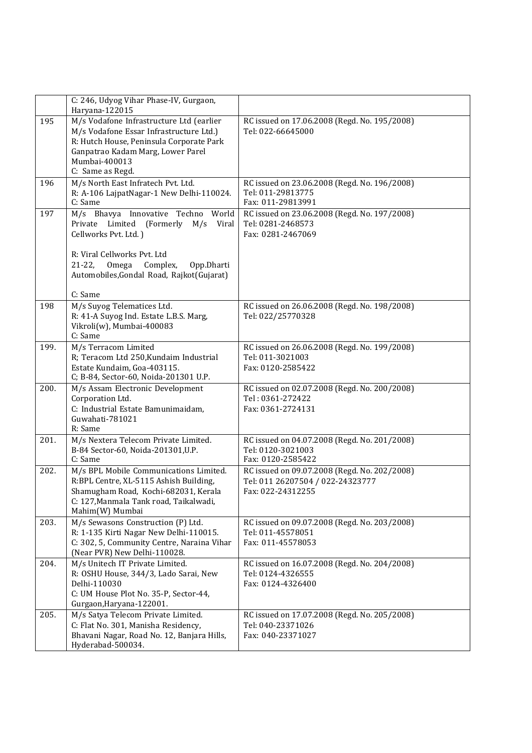| | | |
|---|---|---|
| | C: 246, Udyog Vihar Phase-IV, Gurgaon, Haryana-122015 | |
| 195 | M/s Vodafone Infrastructure Ltd (earlier M/s Vodafone Essar Infrastructure Ltd.)<br>R: Hutch House, Peninsula Corporate Park Ganpatrao Kadam Marg, Lower Parel Mumbai-400013<br>C: Same as Regd. | RC issued on 17.06.2008 (Regd. No. 195/2008)<br>Tel: 022-66645000 |
| 196 | M/s North East Infratech Pvt. Ltd.<br>R: A-106 LajpatNagar-1 New Delhi-110024.<br>C: Same | RC issued on 23.06.2008 (Regd. No. 196/2008)<br>Tel: 011-29813775<br>Fax: 011-29813991 |
| 197 | M/s Bhavya Innovative Techno World Private Limited (Formerly M/s Viral Cellworks Pvt. Ltd. )<br><br>R: Viral Cellworks Pvt. Ltd<br>21-22, Omega Complex, Opp.Dharti Automobiles,Gondal Road, Rajkot(Gujarat)<br><br>C: Same | RC issued on 23.06.2008 (Regd. No. 197/2008)<br>Tel: 0281-2468573<br>Fax: 0281-2467069 |
| 198 | M/s Suyog Telematices Ltd.<br>R: 41-A Suyog Ind. Estate L.B.S. Marg, Vikroli(w), Mumbai-400083<br>C: Same | RC issued on 26.06.2008 (Regd. No. 198/2008)<br>Tel: 022/25770328 |
| 199. | M/s Terracom Limited<br>R; Teracom Ltd 250,Kundaim Industrial Estate Kundaim, Goa-403115.<br>C; B-84, Sector-60, Noida-201301 U.P. | RC issued on 26.06.2008 (Regd. No. 199/2008)<br>Tel: 011-3021003<br>Fax: 0120-2585422 |
| 200. | M/s Assam Electronic Development Corporation Ltd.<br>C: Industrial Estate Bamunimaidam, Guwahati-781021<br>R: Same | RC issued on 02.07.2008 (Regd. No. 200/2008)<br>Tel : 0361-272422<br>Fax: 0361-2724131 |
| 201. | M/s Nextera Telecom Private Limited.<br>B-84 Sector-60, Noida-201301,U.P.<br>C: Same | RC issued on 04.07.2008 (Regd. No. 201/2008)<br>Tel: 0120-3021003<br>Fax: 0120-2585422 |
| 202. | M/s BPL Mobile Communications Limited.<br>R:BPL Centre, XL-5115 Ashish Building, Shamugham Road, Kochi-682031, Kerala<br>C: 127,Manmala Tank road, Taikalwadi, Mahim(W) Mumbai | RC issued on 09.07.2008 (Regd. No. 202/2008)<br>Tel: 011 26207504 / 022-24323777<br>Fax: 022-24312255 |
| 203. | M/s Sewasons Construction (P) Ltd.<br>R: 1-135 Kirti Nagar New Delhi-110015.<br>C: 302, 5, Community Centre, Naraina Vihar (Near PVR) New Delhi-110028. | RC issued on 09.07.2008 (Regd. No. 203/2008)<br>Tel: 011-45578051<br>Fax: 011-45578053 |
| 204. | M/s Unitech IT Private Limited.<br>R: OSHU House, 344/3, Lado Sarai, New Delhi-110030<br>C: UM House Plot No. 35-P, Sector-44, Gurgaon,Haryana-122001. | RC issued on 16.07.2008 (Regd. No. 204/2008)<br>Tel: 0124-4326555<br>Fax: 0124-4326400 |
| 205. | M/s Satya Telecom Private Limited.<br>C: Flat No. 301, Manisha Residency, Bhavani Nagar, Road No. 12, Banjara Hills, Hyderabad-500034. | RC issued on 17.07.2008 (Regd. No. 205/2008)<br>Tel: 040-23371026<br>Fax: 040-23371027 |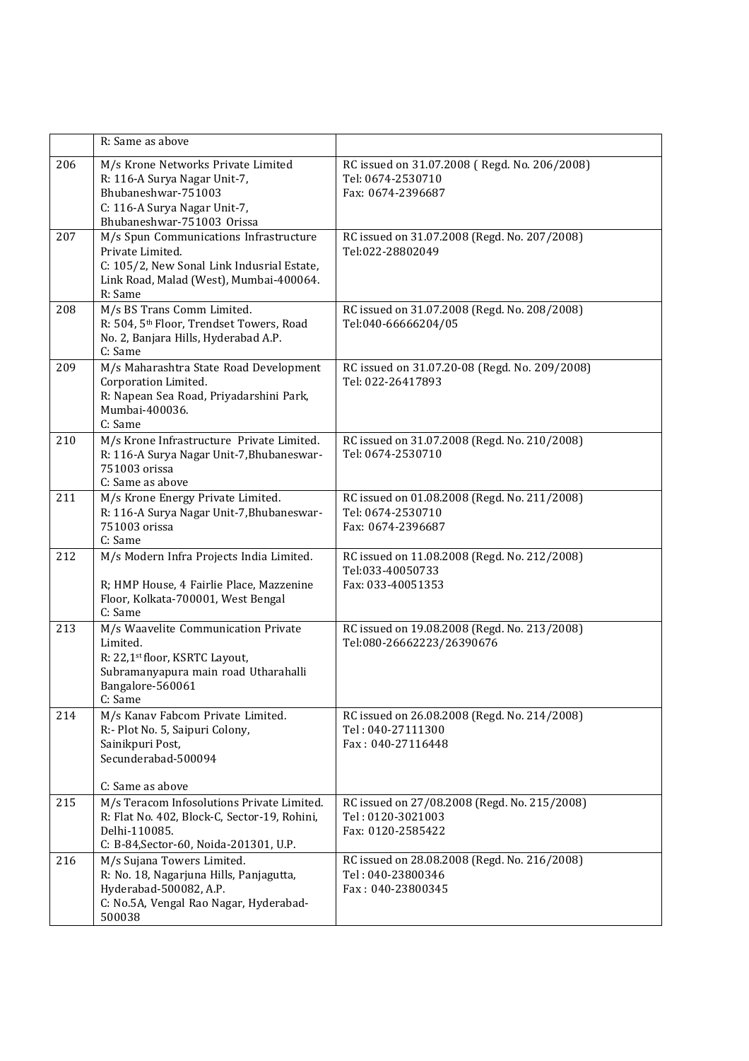| | | |
|---|---|---|
| | R: Same as above | |
| 206 | M/s Krone Networks Private Limited<br>R: 116-A Surya Nagar Unit-7,<br>Bhubaneshwar-751003<br>C: 116-A Surya Nagar Unit-7,<br>Bhubaneshwar-751003 Orissa | RC issued on 31.07.2008 ( Regd. No. 206/2008)<br>Tel: 0674-2530710<br>Fax: 0674-2396687 |
| 207 | M/s Spun Communications Infrastructure Private Limited.<br>C: 105/2, New Sonal Link Indusrial Estate, Link Road, Malad (West), Mumbai-400064.<br>R: Same | RC issued on 31.07.2008 (Regd. No. 207/2008)<br>Tel:022-28802049 |
| 208 | M/s BS Trans Comm Limited.<br>R: 504, 5th Floor, Trendset Towers, Road No. 2, Banjara Hills, Hyderabad A.P.<br>C: Same | RC issued on 31.07.2008 (Regd. No. 208/2008)<br>Tel:040-66666204/05 |
| 209 | M/s Maharashtra State Road Development Corporation Limited.<br>R: Napean Sea Road, Priyadarshini Park, Mumbai-400036.<br>C: Same | RC issued on 31.07.20-08 (Regd. No. 209/2008)<br>Tel: 022-26417893 |
| 210 | M/s Krone Infrastructure Private Limited.<br>R: 116-A Surya Nagar Unit-7,Bhubaneswar-751003 orissa<br>C: Same as above | RC issued on 31.07.2008 (Regd. No. 210/2008)<br>Tel: 0674-2530710 |
| 211 | M/s Krone Energy Private Limited.<br>R: 116-A Surya Nagar Unit-7,Bhubaneswar-751003 orissa<br>C: Same | RC issued on 01.08.2008 (Regd. No. 211/2008)<br>Tel: 0674-2530710<br>Fax: 0674-2396687 |
| 212 | M/s Modern Infra Projects India Limited.<br><br>R; HMP House, 4 Fairlie Place, Mazzenine Floor, Kolkata-700001, West Bengal<br>C: Same | RC issued on 11.08.2008 (Regd. No. 212/2008)<br>Tel:033-40050733<br>Fax: 033-40051353 |
| 213 | M/s Waavelite Communication Private Limited.<br>R: 22,1st floor, KSRTC Layout, Subramanyapura main road Utharahalli Bangalore-560061<br>C: Same | RC issued on 19.08.2008 (Regd. No. 213/2008)<br>Tel:080-26662223/26390676 |
| 214 | M/s Kanav Fabcom Private Limited.<br>R:- Plot No. 5, Saipuri Colony,<br>Sainikpuri Post,<br>Secunderabad-500094<br><br>C: Same as above | RC issued on 26.08.2008 (Regd. No. 214/2008)<br>Tel : 040-27111300<br>Fax : 040-27116448 |
| 215 | M/s Teracom Infosolutions Private Limited.<br>R: Flat No. 402, Block-C, Sector-19, Rohini, Delhi-110085.<br>C: B-84,Sector-60, Noida-201301, U.P. | RC issued on 27/08.2008 (Regd. No. 215/2008)<br>Tel : 0120-3021003<br>Fax: 0120-2585422 |
| 216 | M/s Sujana Towers Limited.<br>R: No. 18, Nagarjuna Hills, Panjagutta, Hyderabad-500082, A.P.<br>C: No.5A, Vengal Rao Nagar, Hyderabad-500038 | RC issued on 28.08.2008 (Regd. No. 216/2008)<br>Tel : 040-23800346<br>Fax : 040-23800345 |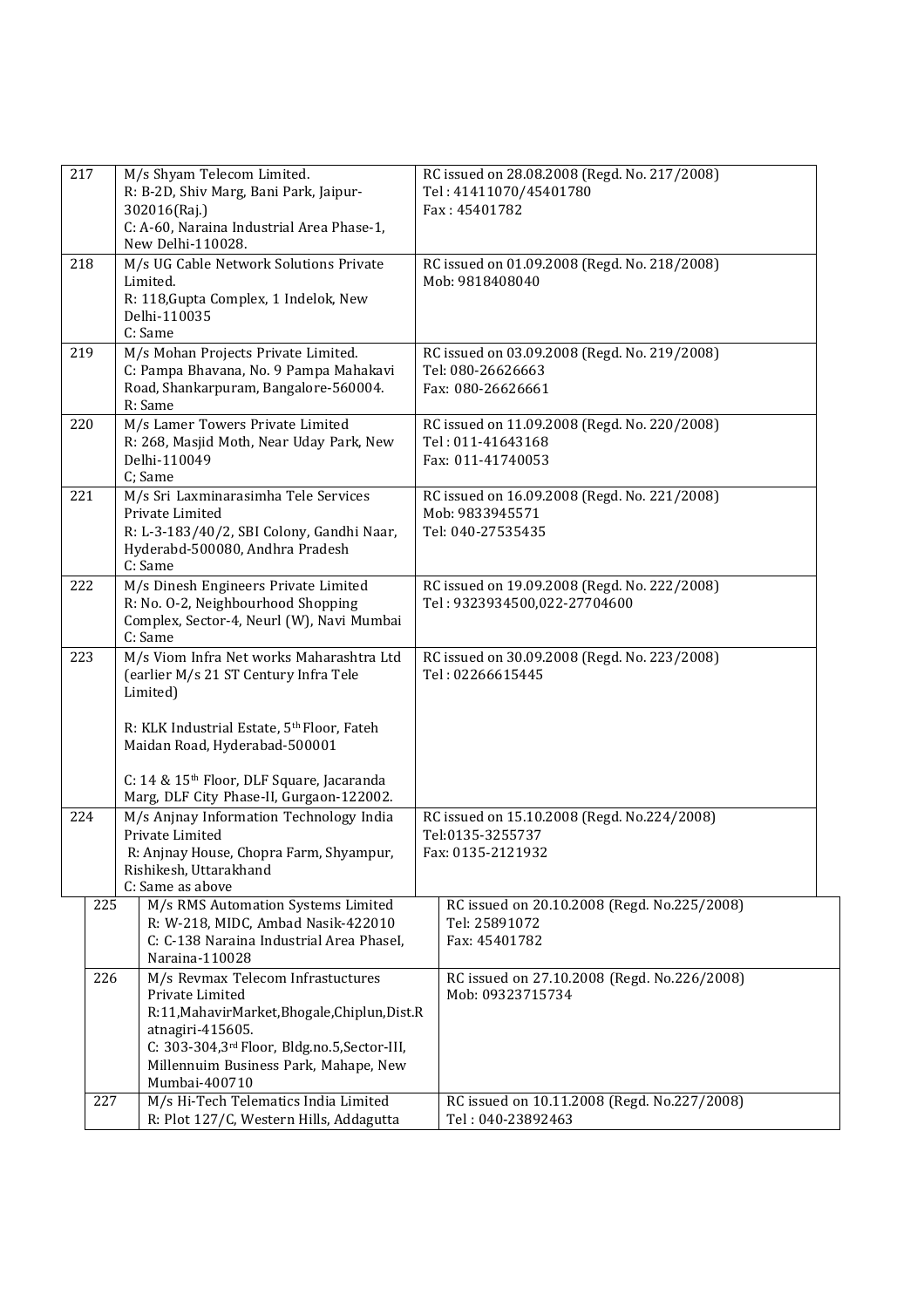| | | |
|---|---|---|
| 217 | M/s Shyam Telecom Limited.<br>R: B-2D, Shiv Marg, Bani Park, Jaipur-302016(Raj.)<br>C: A-60, Naraina Industrial Area Phase-1, New Delhi-110028. | RC issued on 28.08.2008 (Regd. No. 217/2008)<br>Tel : 41411070/45401780<br>Fax : 45401782 |
| 218 | M/s UG Cable Network Solutions Private Limited.<br>R: 118,Gupta Complex, 1 Indelok, New Delhi-110035<br>C: Same | RC issued on 01.09.2008 (Regd. No. 218/2008)<br>Mob: 9818408040 |
| 219 | M/s Mohan Projects Private Limited.<br>C: Pampa Bhavana, No. 9 Pampa Mahakavi Road, Shankarpuram, Bangalore-560004.<br>R: Same | RC issued on 03.09.2008 (Regd. No. 219/2008)<br>Tel: 080-26626663<br>Fax: 080-26626661 |
| 220 | M/s Lamer Towers Private Limited<br>R: 268, Masjid Moth, Near Uday Park, New Delhi-110049<br>C; Same | RC issued on 11.09.2008 (Regd. No. 220/2008)<br>Tel : 011-41643168<br>Fax: 011-41740053 |
| 221 | M/s Sri Laxminarasimha Tele Services Private Limited<br>R: L-3-183/40/2, SBI Colony, Gandhi Naar, Hyderabd-500080, Andhra Pradesh<br>C: Same | RC issued on 16.09.2008 (Regd. No. 221/2008)<br>Mob: 9833945571<br>Tel: 040-27535435 |
| 222 | M/s Dinesh Engineers Private Limited<br>R: No. O-2, Neighbourhood Shopping Complex, Sector-4, Neurl (W), Navi Mumbai<br>C: Same | RC issued on 19.09.2008 (Regd. No. 222/2008)<br>Tel : 9323934500,022-27704600 |
| 223 | M/s Viom Infra Net works Maharashtra Ltd (earlier M/s 21 ST Century Infra Tele Limited)<br><br>R: KLK Industrial Estate, 5th Floor, Fateh Maidan Road, Hyderabad-500001<br><br>C: 14 & 15th Floor, DLF Square, Jacaranda Marg, DLF City Phase-II, Gurgaon-122002. | RC issued on 30.09.2008 (Regd. No. 223/2008)<br>Tel : 02266615445 |
| 224 | M/s Anjnay Information Technology India Private Limited<br>R: Anjnay House, Chopra Farm, Shyampur, Rishikesh, Uttarakhand<br>C: Same as above | RC issued on 15.10.2008 (Regd. No.224/2008)<br>Tel:0135-3255737<br>Fax: 0135-2121932 |
| 225 | M/s RMS Automation Systems Limited<br>R: W-218, MIDC, Ambad Nasik-422010<br>C: C-138 Naraina Industrial Area PhaseI, Naraina-110028 | RC issued on 20.10.2008 (Regd. No.225/2008)<br>Tel: 25891072<br>Fax: 45401782 |
| 226 | M/s Revmax Telecom Infrastuctures Private Limited<br>R:11,MahavirMarket,Bhogale,Chiplun,Dist.Ratnagiri-415605.<br>C: 303-304,3rd Floor, Bldg.no.5,Sector-III, Millennuim Business Park, Mahape, New Mumbai-400710 | RC issued on 27.10.2008 (Regd. No.226/2008)<br>Mob: 09323715734 |
| 227 | M/s Hi-Tech Telematics India Limited<br>R: Plot 127/C, Western Hills, Addagutta | RC issued on 10.11.2008 (Regd. No.227/2008)<br>Tel : 040-23892463 |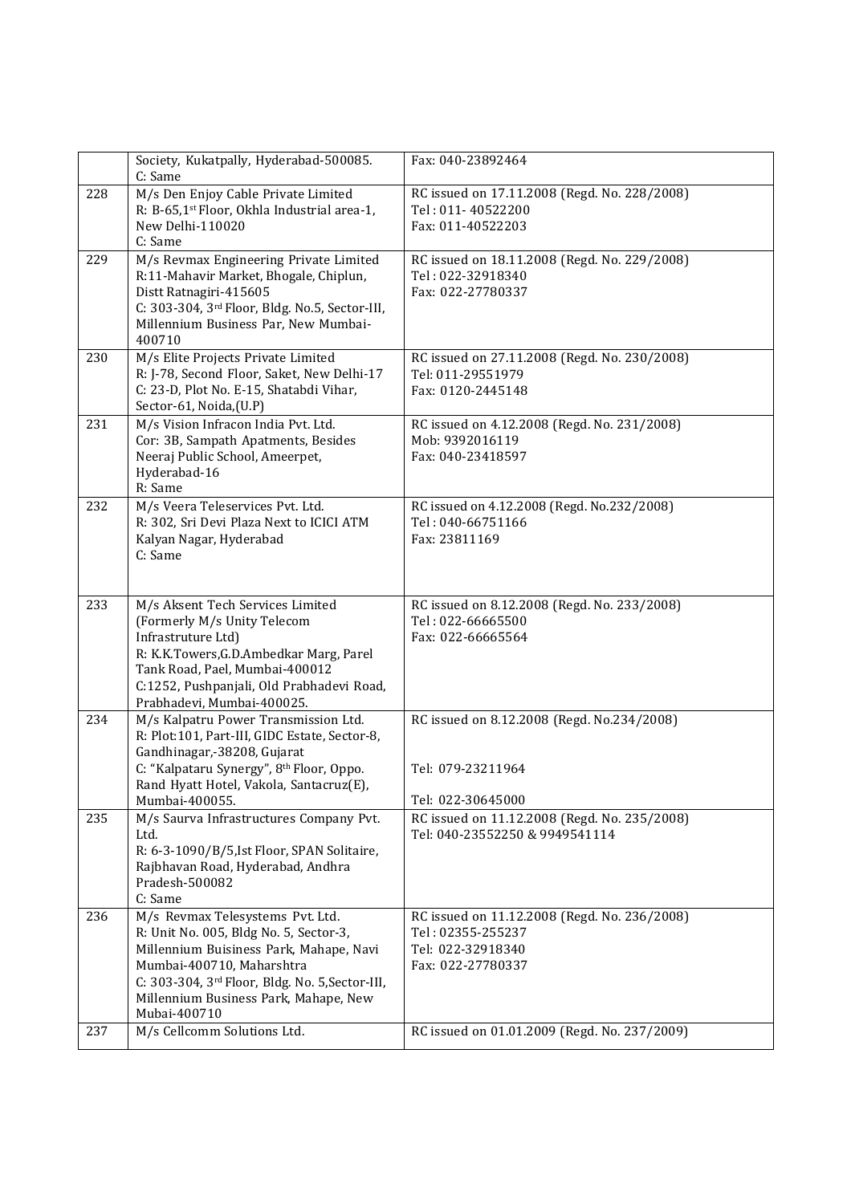| | | |
|---|---|---|
| | Society, Kukatpally, Hyderabad-500085.<br>C: Same | Fax: 040-23892464 |
| 228 | M/s Den Enjoy Cable Private Limited<br>R: B-65,1st Floor, Okhla Industrial area-1, New Delhi-110020<br>C: Same | RC issued on 17.11.2008 (Regd. No. 228/2008)<br>Tel : 011- 40522200<br>Fax: 011-40522203 |
| 229 | M/s Revmax Engineering Private Limited<br>R:11-Mahavir Market, Bhogale, Chiplun, Distt Ratnagiri-415605<br>C: 303-304, 3rd Floor, Bldg. No.5, Sector-III, Millennium Business Par, New Mumbai-400710 | RC issued on 18.11.2008 (Regd. No. 229/2008)<br>Tel : 022-32918340<br>Fax: 022-27780337 |
| 230 | M/s Elite Projects Private Limited<br>R: J-78, Second Floor, Saket, New Delhi-17<br>C: 23-D, Plot No. E-15, Shatabdi Vihar, Sector-61, Noida,(U.P) | RC issued on 27.11.2008 (Regd. No. 230/2008)<br>Tel: 011-29551979<br>Fax: 0120-2445148 |
| 231 | M/s Vision Infracon India Pvt. Ltd.<br>Cor: 3B, Sampath Apatments, Besides Neeraj Public School, Ameerpet, Hyderabad-16<br>R: Same | RC issued on 4.12.2008 (Regd. No. 231/2008)<br>Mob: 9392016119<br>Fax: 040-23418597 |
| 232 | M/s Veera Teleservices Pvt. Ltd.<br>R: 302, Sri Devi Plaza Next to ICICI ATM Kalyan Nagar, Hyderabad<br>C: Same | RC issued on 4.12.2008 (Regd. No.232/2008)<br>Tel : 040-66751166<br>Fax: 23811169 |
| 233 | M/s Aksent Tech Services Limited (Formerly M/s Unity Telecom Infrastruture Ltd)<br>R: K.K.Towers,G.D.Ambedkar Marg, Parel Tank Road, Pael, Mumbai-400012<br>C:1252, Pushpanjali, Old Prabhadevi Road, Prabhadevi, Mumbai-400025. | RC issued on 8.12.2008 (Regd. No. 233/2008)<br>Tel : 022-66665500<br>Fax: 022-66665564 |
| 234 | M/s Kalpatru Power Transmission Ltd.<br>R: Plot:101, Part-III, GIDC Estate, Sector-8, Gandhinagar,-38208, Gujarat<br>C: "Kalpataru Synergy", 8th Floor, Oppo. Rand Hyatt Hotel, Vakola, Santacruz(E), Mumbai-400055. | RC issued on 8.12.2008 (Regd. No.234/2008)<br><br>Tel: 079-23211964<br><br>Tel: 022-30645000 |
| 235 | M/s Saurva Infrastructures Company Pvt. Ltd.<br>R: 6-3-1090/B/5,Ist Floor, SPAN Solitaire, Rajbhavan Road, Hyderabad, Andhra Pradesh-500082<br>C: Same | RC issued on 11.12.2008 (Regd. No. 235/2008)<br>Tel: 040-23552250 & 9949541114 |
| 236 | M/s Revmax Telesystems Pvt. Ltd.<br>R: Unit No. 005, Bldg No. 5, Sector-3, Millennium Buisiness Park, Mahape, Navi Mumbai-400710, Maharshtra<br>C: 303-304, 3rd Floor, Bldg. No. 5,Sector-III, Millennium Business Park, Mahape, New Mubai-400710 | RC issued on 11.12.2008 (Regd. No. 236/2008)<br>Tel : 02355-255237<br>Tel: 022-32918340<br>Fax: 022-27780337 |
| 237 | M/s Cellcomm Solutions Ltd. | RC issued on 01.01.2009 (Regd. No. 237/2009) |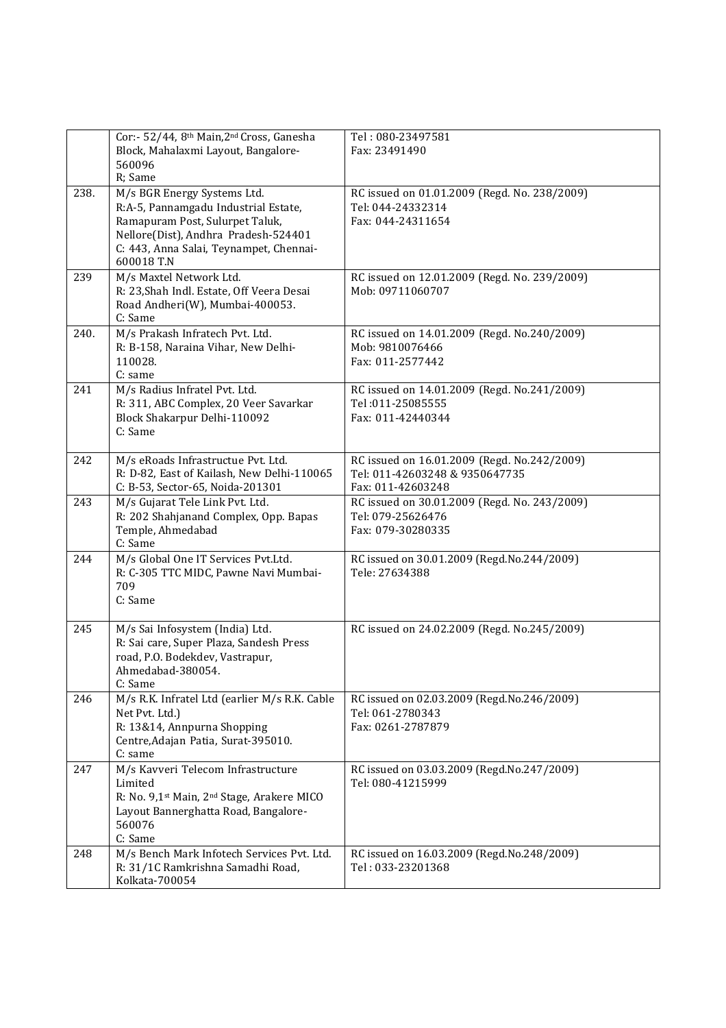| | | |
|---|---|---|
| | Cor:- 52/44, 8th Main,2nd Cross, Ganesha Block, Mahalaxmi Layout, Bangalore-560096<br>R; Same | Tel : 080-23497581<br>Fax: 23491490 |
| 238. | M/s BGR Energy Systems Ltd.<br>R:A-5, Pannamgadu Industrial Estate, Ramapuram Post, Sulurpet Taluk, Nellore(Dist), Andhra Pradesh-524401<br>C: 443, Anna Salai, Teynampet, Chennai-600018 T.N | RC issued on 01.01.2009 (Regd. No. 238/2009)<br>Tel: 044-24332314<br>Fax: 044-24311654 |
| 239 | M/s Maxtel Network Ltd.<br>R: 23,Shah Indl. Estate, Off Veera Desai Road Andheri(W), Mumbai-400053.<br>C: Same | RC issued on 12.01.2009 (Regd. No. 239/2009)<br>Mob: 09711060707 |
| 240. | M/s Prakash Infratech Pvt. Ltd.<br>R: B-158, Naraina Vihar, New Delhi-110028.<br>C: same | RC issued on 14.01.2009 (Regd. No.240/2009)<br>Mob: 9810076466<br>Fax: 011-2577442 |
| 241 | M/s Radius Infratel Pvt. Ltd.<br>R: 311, ABC Complex, 20 Veer Savarkar Block Shakarpur Delhi-110092<br>C: Same | RC issued on 14.01.2009 (Regd. No.241/2009)<br>Tel :011-25085555<br>Fax: 011-42440344 |
| 242 | M/s eRoads Infrastructue Pvt. Ltd.<br>R: D-82, East of Kailash, New Delhi-110065<br>C: B-53, Sector-65, Noida-201301 | RC issued on 16.01.2009 (Regd. No.242/2009)<br>Tel: 011-42603248 & 9350647735<br>Fax: 011-42603248 |
| 243 | M/s Gujarat Tele Link Pvt. Ltd.<br>R: 202 Shahjanand Complex, Opp. Bapas Temple, Ahmedabad<br>C: Same | RC issued on 30.01.2009 (Regd. No. 243/2009)<br>Tel: 079-25626476<br>Fax: 079-30280335 |
| 244 | M/s Global One IT Services Pvt.Ltd.<br>R: C-305 TTC MIDC, Pawne Navi Mumbai-709<br>C: Same | RC issued on 30.01.2009 (Regd.No.244/2009)<br>Tele: 27634388 |
| 245 | M/s Sai Infosystem (India) Ltd.<br>R: Sai care, Super Plaza, Sandesh Press road, P.O. Bodekdev, Vastrapur, Ahmedabad-380054.<br>C: Same | RC issued on 24.02.2009 (Regd. No.245/2009) |
| 246 | M/s R.K. Infratel Ltd (earlier M/s R.K. Cable Net Pvt. Ltd.)<br>R: 13&14, Annpurna Shopping Centre,Adajan Patia, Surat-395010.<br>C: same | RC issued on 02.03.2009 (Regd.No.246/2009)<br>Tel: 061-2780343<br>Fax: 0261-2787879 |
| 247 | M/s Kavveri Telecom Infrastructure Limited<br>R: No. 9,1st Main, 2nd Stage, Arakere MICO Layout Bannerghatta Road, Bangalore-560076<br>C: Same | RC issued on 03.03.2009 (Regd.No.247/2009)<br>Tel: 080-41215999 |
| 248 | M/s Bench Mark Infotech Services Pvt. Ltd.<br>R: 31/1C Ramkrishna Samadhi Road, Kolkata-700054 | RC issued on 16.03.2009 (Regd.No.248/2009)<br>Tel : 033-23201368 |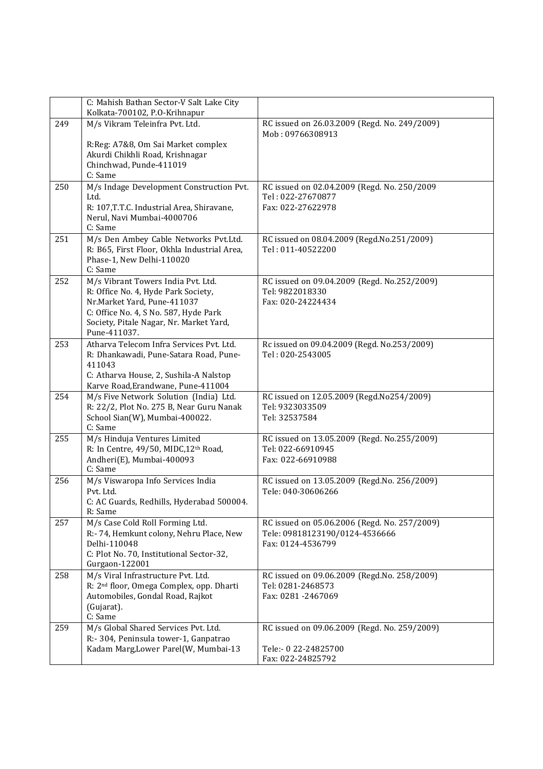|  |  |  |
|---|---|---|
|  | C: Mahish Bathan Sector-V Salt Lake City Kolkata-700102, P.O-Krihnapur |  |
| 249 | M/s Vikram Teleinfra Pvt. Ltd.<br><br>R:Reg: A7&8, Om Sai Market complex Akurdi Chikhli Road, Krishnagar Chinchwad, Punde-411019<br>C: Same | RC issued on 26.03.2009 (Regd. No. 249/2009)<br>Mob : 09766308913 |
| 250 | M/s Indage Development Construction Pvt. Ltd.<br>R: 107,T.T.C. Industrial Area, Shiravane, Nerul, Navi Mumbai-4000706<br>C: Same | RC issued on 02.04.2009 (Regd. No. 250/2009<br>Tel : 022-27670877<br>Fax: 022-27622978 |
| 251 | M/s Den Ambey Cable Networks Pvt.Ltd.<br>R: B65, First Floor, Okhla Industrial Area, Phase-1, New Delhi-110020<br>C: Same | RC issued on 08.04.2009 (Regd.No.251/2009)<br>Tel : 011-40522200 |
| 252 | M/s Vibrant Towers India Pvt. Ltd.<br>R: Office No. 4, Hyde Park Society, Nr.Market Yard, Pune-411037<br>C: Office No. 4, S No. 587, Hyde Park Society, Pitale Nagar, Nr. Market Yard, Pune-411037. | RC issued on 09.04.2009 (Regd. No.252/2009)<br>Tel: 9822018330<br>Fax: 020-24224434 |
| 253 | Atharva Telecom Infra Services Pvt. Ltd.<br>R: Dhankawadi, Pune-Satara Road, Pune-411043<br>C: Atharva House, 2, Sushila-A Nalstop Karve Road,Erandwane, Pune-411004 | Rc issued on 09.04.2009 (Regd. No.253/2009)<br>Tel : 020-2543005 |
| 254 | M/s Five Network Solution (India) Ltd.<br>R: 22/2, Plot No. 275 B, Near Guru Nanak School Sian(W), Mumbai-400022.<br>C: Same | RC issued on 12.05.2009 (Regd.No254/2009)<br>Tel: 9323033509<br>Tel: 32537584 |
| 255 | M/s Hinduja Ventures Limited<br>R: In Centre, 49/50, MIDC,12th Road, Andheri(E), Mumbai-400093<br>C: Same | RC issued on 13.05.2009 (Regd. No.255/2009)<br>Tel: 022-66910945<br>Fax: 022-66910988 |
| 256 | M/s Viswaropa Info Services India Pvt. Ltd.<br>C: AC Guards, Redhills, Hyderabad 500004.<br>R: Same | RC issued on 13.05.2009 (Regd.No. 256/2009)<br>Tele: 040-30606266 |
| 257 | M/s Case Cold Roll Forming Ltd.<br>R:- 74, Hemkunt colony, Nehru Place, New Delhi-110048<br>C: Plot No. 70, Institutional Sector-32, Gurgaon-122001 | RC issued on 05.06.2006 (Regd. No. 257/2009)<br>Tele: 09818123190/0124-4536666<br>Fax: 0124-4536799 |
| 258 | M/s Viral Infrastructure Pvt. Ltd.<br>R: 2nd floor, Omega Complex, opp. Dharti Automobiles, Gondal Road, Rajkot (Gujarat).<br>C: Same | RC issued on 09.06.2009 (Regd.No. 258/2009)<br>Tel: 0281-2468573<br>Fax: 0281 -2467069 |
| 259 | M/s Global Shared Services Pvt. Ltd.<br>R:- 304, Peninsula tower-1, Ganpatrao Kadam Marg,Lower Parel(W, Mumbai-13 | RC issued on 09.06.2009 (Regd. No. 259/2009)<br><br>Tele:- 0 22-24825700<br>Fax: 022-24825792 |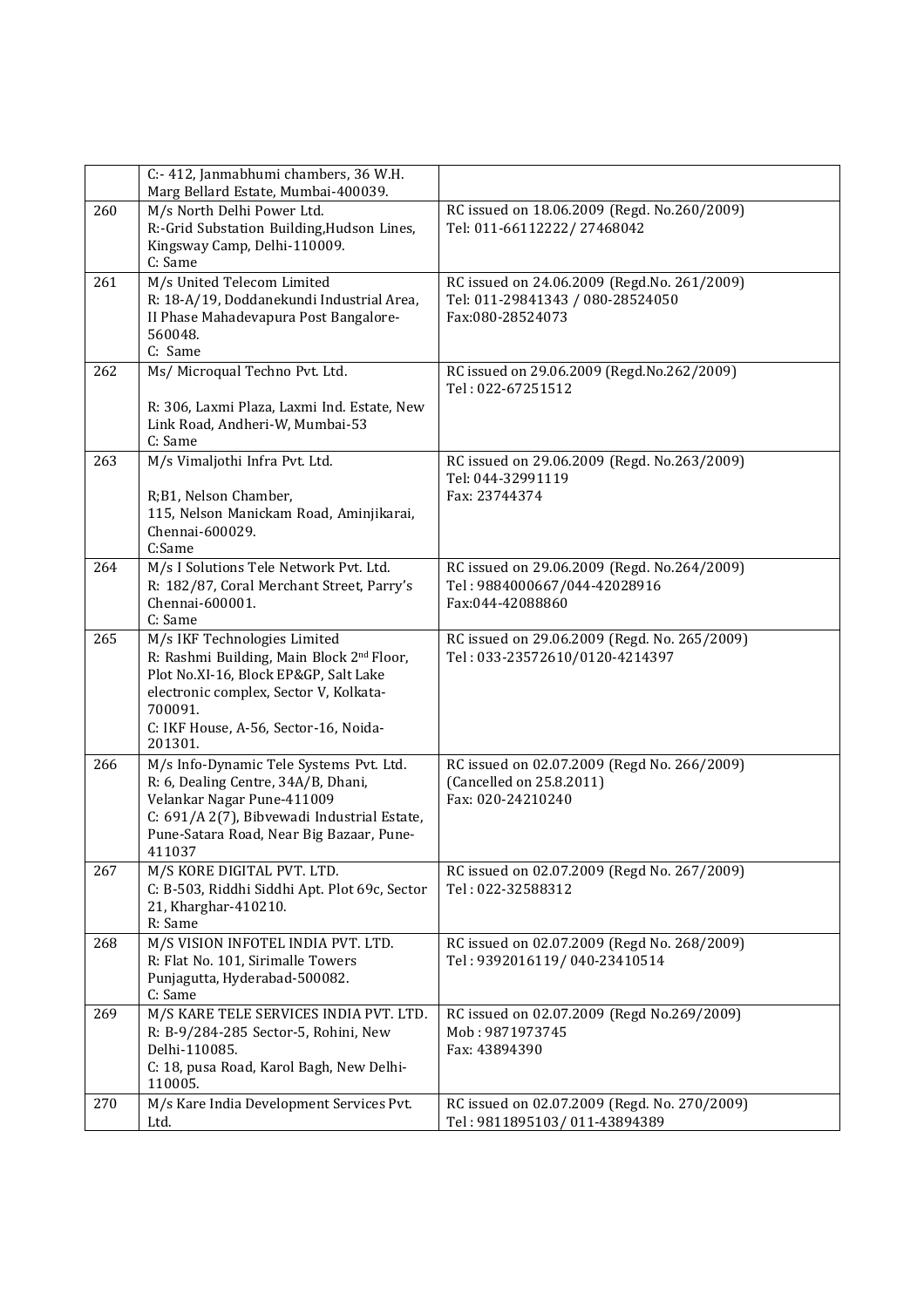| | | |
|---|---|---|
| | C:- 412, Janmabhumi chambers, 36 W.H. Marg Bellard Estate, Mumbai-400039. | |
| 260 | M/s North Delhi Power Ltd.<br>R:-Grid Substation Building,Hudson Lines, Kingsway Camp, Delhi-110009.<br>C: Same | RC issued on 18.06.2009 (Regd. No.260/2009)<br>Tel: 011-66112222/ 27468042 |
| 261 | M/s United Telecom Limited<br>R: 18-A/19, Doddanekundi Industrial Area, II Phase Mahadevapura Post Bangalore-560048.<br>C: Same | RC issued on 24.06.2009 (Regd.No. 261/2009)<br>Tel: 011-29841343 / 080-28524050<br>Fax:080-28524073 |
| 262 | Ms/ Microqual Techno Pvt. Ltd.<br><br>R: 306, Laxmi Plaza, Laxmi Ind. Estate, New Link Road, Andheri-W, Mumbai-53<br>C: Same | RC issued on 29.06.2009 (Regd.No.262/2009)<br>Tel : 022-67251512 |
| 263 | M/s Vimaljothi Infra Pvt. Ltd.<br><br>R;B1, Nelson Chamber,<br>115, Nelson Manickam Road, Aminjikarai, Chennai-600029.<br>C:Same | RC issued on 29.06.2009 (Regd. No.263/2009)<br>Tel: 044-32991119<br>Fax: 23744374 |
| 264 | M/s I Solutions Tele Network Pvt. Ltd.<br>R: 182/87, Coral Merchant Street, Parry's Chennai-600001.<br>C: Same | RC issued on 29.06.2009 (Regd. No.264/2009)<br>Tel : 9884000667/044-42028916<br>Fax:044-42088860 |
| 265 | M/s IKF Technologies Limited<br>R: Rashmi Building, Main Block 2nd Floor, Plot No.XI-16, Block EP&GP, Salt Lake electronic complex, Sector V, Kolkata-700091.<br>C: IKF House, A-56, Sector-16, Noida-201301. | RC issued on 29.06.2009 (Regd. No. 265/2009)<br>Tel : 033-23572610/0120-4214397 |
| 266 | M/s Info-Dynamic Tele Systems Pvt. Ltd.<br>R: 6, Dealing Centre, 34A/B, Dhani, Velankar Nagar Pune-411009<br>C: 691/A 2(7), Bibvewadi Industrial Estate, Pune-Satara Road, Near Big Bazaar, Pune-411037 | RC issued on 02.07.2009 (Regd No. 266/2009)<br>(Cancelled on 25.8.2011)<br>Fax: 020-24210240 |
| 267 | M/S KORE DIGITAL PVT. LTD.<br>C: B-503, Riddhi Siddhi Apt. Plot 69c, Sector 21, Kharghar-410210.<br>R: Same | RC issued on 02.07.2009 (Regd No. 267/2009)<br>Tel : 022-32588312 |
| 268 | M/S VISION INFOTEL INDIA PVT. LTD.<br>R: Flat No. 101, Sirimalle Towers Punjagutta, Hyderabad-500082.<br>C: Same | RC issued on 02.07.2009 (Regd No. 268/2009)<br>Tel : 9392016119/ 040-23410514 |
| 269 | M/S KARE TELE SERVICES INDIA PVT. LTD.<br>R: B-9/284-285 Sector-5, Rohini, New Delhi-110085.<br>C: 18, pusa Road, Karol Bagh, New Delhi-110005. | RC issued on 02.07.2009 (Regd No.269/2009)<br>Mob : 9871973745<br>Fax: 43894390 |
| 270 | M/s Kare India Development Services Pvt. Ltd. | RC issued on 02.07.2009 (Regd. No. 270/2009)<br>Tel : 9811895103/ 011-43894389 |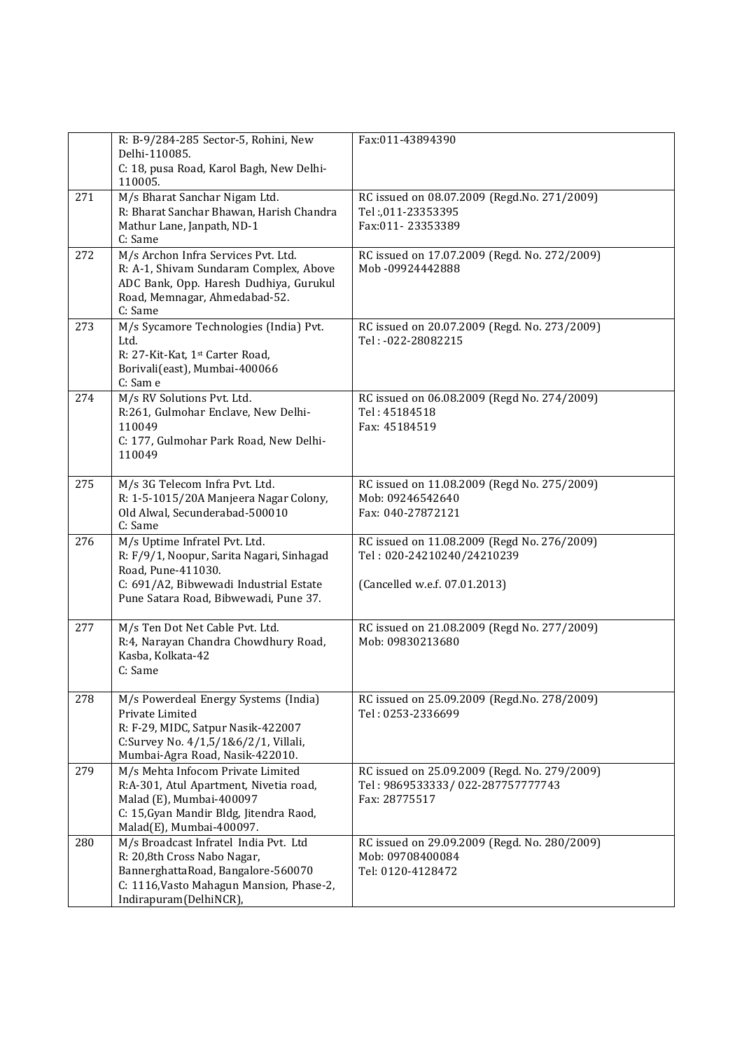| | | |
|---|---|---|
| | R: B-9/284-285 Sector-5, Rohini, New Delhi-110085.<br>C: 18, pusa Road, Karol Bagh, New Delhi-110005. | Fax:011-43894390 |
| 271 | M/s Bharat Sanchar Nigam Ltd.<br>R: Bharat Sanchar Bhawan, Harish Chandra Mathur Lane, Janpath, ND-1<br>C: Same | RC issued on 08.07.2009 (Regd.No. 271/2009)<br>Tel :,011-23353395<br>Fax:011- 23353389 |
| 272 | M/s Archon Infra Services Pvt. Ltd.<br>R: A-1, Shivam Sundaram Complex, Above ADC Bank, Opp. Haresh Dudhiya, Gurukul Road, Memnagar, Ahmedabad-52.<br>C: Same | RC issued on 17.07.2009 (Regd. No. 272/2009)<br>Mob -09924442888 |
| 273 | M/s Sycamore Technologies (India) Pvt. Ltd.<br>R: 27-Kit-Kat, 1st Carter Road, Borivali(east), Mumbai-400066<br>C: Sam e | RC issued on 20.07.2009 (Regd. No. 273/2009)<br>Tel : -022-28082215 |
| 274 | M/s RV Solutions Pvt. Ltd.<br>R:261, Gulmohar Enclave, New Delhi-110049<br>C: 177, Gulmohar Park Road, New Delhi-110049 | RC issued on 06.08.2009 (Regd No. 274/2009)<br>Tel : 45184518<br>Fax: 45184519 |
| 275 | M/s 3G Telecom Infra Pvt. Ltd.<br>R: 1-5-1015/20A Manjeera Nagar Colony, Old Alwal, Secunderabad-500010<br>C: Same | RC issued on 11.08.2009 (Regd No. 275/2009)<br>Mob: 09246542640<br>Fax: 040-27872121 |
| 276 | M/s Uptime Infratel Pvt. Ltd.<br>R: F/9/1, Noopur, Sarita Nagari, Sinhagad Road, Pune-411030.<br>C: 691/A2, Bibwewadi Industrial Estate Pune Satara Road, Bibwewadi, Pune 37. | RC issued on 11.08.2009 (Regd No. 276/2009)<br>Tel : 020-24210240/24210239<br><br>(Cancelled w.e.f. 07.01.2013) |
| 277 | M/s Ten Dot Net Cable Pvt. Ltd.<br>R:4, Narayan Chandra Chowdhury Road, Kasba, Kolkata-42<br>C: Same | RC issued on 21.08.2009 (Regd No. 277/2009)<br>Mob: 09830213680 |
| 278 | M/s Powerdeal Energy Systems (India) Private Limited<br>R: F-29, MIDC, Satpur Nasik-422007<br>C:Survey No. 4/1,5/1&6/2/1, Villali, Mumbai-Agra Road, Nasik-422010. | RC issued on 25.09.2009 (Regd.No. 278/2009)<br>Tel : 0253-2336699 |
| 279 | M/s Mehta Infocom Private Limited<br>R:A-301, Atul Apartment, Nivetia road, Malad (E), Mumbai-400097<br>C: 15,Gyan Mandir Bldg, Jitendra Raod, Malad(E), Mumbai-400097. | RC issued on 25.09.2009 (Regd. No. 279/2009)<br>Tel : 9869533333/ 022-287757777743<br>Fax: 28775517 |
| 280 | M/s Broadcast Infratel India Pvt. Ltd<br>R: 20,8th Cross Nabo Nagar, BannerghattaRoad, Bangalore-560070<br>C: 1116,Vasto Mahagun Mansion, Phase-2, Indirapuram(DelhiNCR), | RC issued on 29.09.2009 (Regd. No. 280/2009)<br>Mob: 09708400084<br>Tel: 0120-4128472 |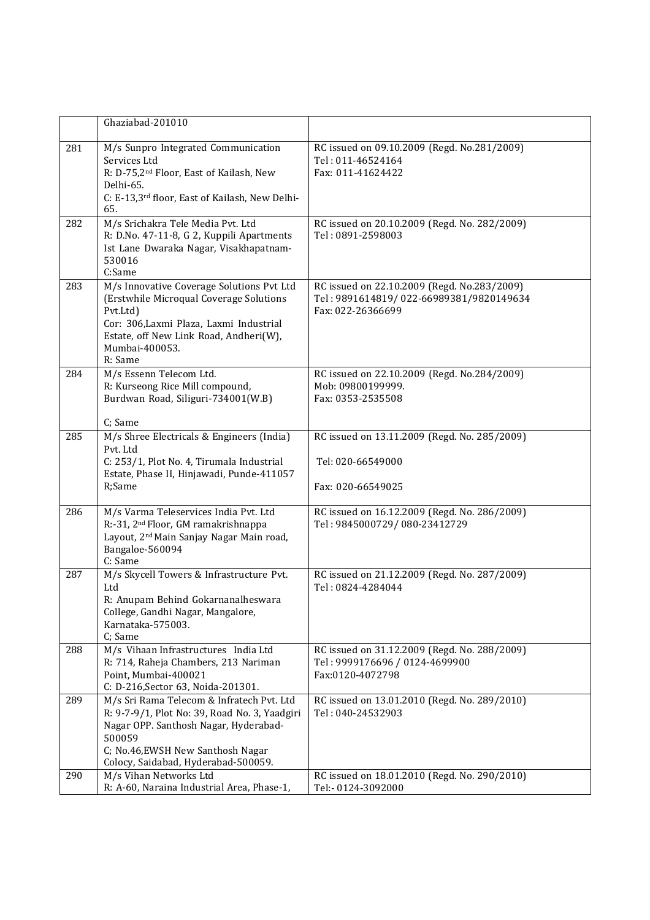| | | |
|---|---|---|
| | Ghaziabad-201010 | |
| 281 | M/s Sunpro Integrated Communication Services Ltd<br>R: D-75,2nd Floor, East of Kailash, New Delhi-65.<br>C: E-13,3rd floor, East of Kailash, New Delhi-65. | RC issued on 09.10.2009 (Regd. No.281/2009)<br>Tel : 011-46524164<br>Fax: 011-41624422 |
| 282 | M/s Srichakra Tele Media Pvt. Ltd<br>R: D.No. 47-11-8, G 2, Kuppili Apartments Ist Lane Dwaraka Nagar, Visakhapatnam-530016<br>C:Same | RC issued on 20.10.2009 (Regd. No. 282/2009)<br>Tel : 0891-2598003 |
| 283 | M/s Innovative Coverage Solutions Pvt Ltd (Erstwhile Microqual Coverage Solutions Pvt.Ltd)<br>Cor: 306,Laxmi Plaza, Laxmi Industrial Estate, off New Link Road, Andheri(W), Mumbai-400053.<br>R: Same | RC issued on 22.10.2009 (Regd. No.283/2009)<br>Tel : 9891614819/ 022-66989381/9820149634<br>Fax: 022-26366699 |
| 284 | M/s Essenn Telecom Ltd.<br>R: Kurseong Rice Mill compound, Burdwan Road, Siliguri-734001(W.B)<br><br>C; Same | RC issued on 22.10.2009 (Regd. No.284/2009)<br>Mob: 09800199999.<br>Fax: 0353-2535508 |
| 285 | M/s Shree Electricals & Engineers (India) Pvt. Ltd<br>C: 253/1, Plot No. 4, Tirumala Industrial Estate, Phase II, Hinjawadi, Punde-411057<br>R;Same | RC issued on 13.11.2009 (Regd. No. 285/2009)<br><br>Tel: 020-66549000<br><br>Fax: 020-66549025 |
| 286 | M/s Varma Teleservices India Pvt. Ltd<br>R:-31, 2nd Floor, GM ramakrishnappa Layout, 2nd Main Sanjay Nagar Main road, Bangaloe-560094<br>C: Same | RC issued on 16.12.2009 (Regd. No. 286/2009)<br>Tel : 9845000729/ 080-23412729 |
| 287 | M/s Skycell Towers & Infrastructure Pvt. Ltd<br>R: Anupam Behind Gokarnanalheswara College, Gandhi Nagar, Mangalore, Karnataka-575003.<br>C; Same | RC issued on 21.12.2009 (Regd. No. 287/2009)<br>Tel : 0824-4284044 |
| 288 | M/s Vihaan Infrastructures India Ltd<br>R: 714, Raheja Chambers, 213 Nariman Point, Mumbai-400021<br>C: D-216,Sector 63, Noida-201301. | RC issued on 31.12.2009 (Regd. No. 288/2009)<br>Tel : 9999176696 / 0124-4699900<br>Fax:0120-4072798 |
| 289 | M/s Sri Rama Telecom & Infratech Pvt. Ltd<br>R: 9-7-9/1, Plot No: 39, Road No. 3, Yaadgiri Nagar OPP. Santhosh Nagar, Hyderabad-500059<br>C; No.46,EWSH New Santhosh Nagar Colocy, Saidabad, Hyderabad-500059. | RC issued on 13.01.2010 (Regd. No. 289/2010)<br>Tel : 040-24532903 |
| 290 | M/s Vihan Networks Ltd<br>R: A-60, Naraina Industrial Area, Phase-1, | RC issued on 18.01.2010 (Regd. No. 290/2010)<br>Tel:- 0124-3092000 |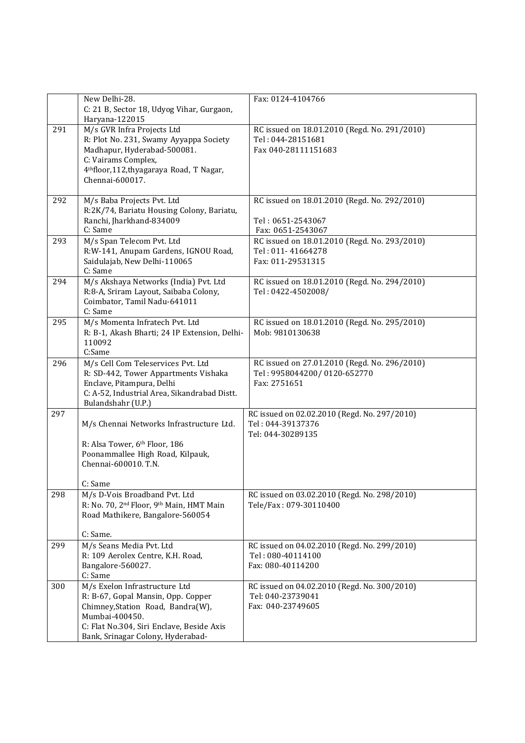|  |  |  |
|---|---|---|
|  | New Delhi-28.<br>C: 21 B, Sector 18, Udyog Vihar, Gurgaon, Haryana-122015 | Fax: 0124-4104766 |
| 291 | M/s GVR Infra Projects Ltd<br>R: Plot No. 231, Swamy Ayyappa Society Madhapur, Hyderabad-500081.<br>C: Vairams Complex, 4thfloor,112,thyagaraya Road, T Nagar, Chennai-600017. | RC issued on 18.01.2010 (Regd. No. 291/2010)<br>Tel : 044-28151681<br>Fax 040-28111151683 |
| 292 | M/s Baba Projects Pvt. Ltd<br>R:2K/74, Bariatu Housing Colony, Bariatu, Ranchi, Jharkhand-834009<br>C: Same | RC issued on 18.01.2010 (Regd. No. 292/2010)<br>Tel : 0651-2543067<br>Fax: 0651-2543067 |
| 293 | M/s Span Telecom Pvt. Ltd<br>R:W-141, Anupam Gardens, IGNOU Road, Saidulajab, New Delhi-110065<br>C: Same | RC issued on 18.01.2010 (Regd. No. 293/2010)<br>Tel : 011- 41664278<br>Fax: 011-29531315 |
| 294 | M/s Akshaya Networks (India) Pvt. Ltd<br>R:8-A, Sriram Layout, Saibaba Colony, Coimbator, Tamil Nadu-641011<br>C: Same | RC issued on 18.01.2010 (Regd. No. 294/2010)<br>Tel : 0422-4502008/ |
| 295 | M/s Momenta Infratech Pvt. Ltd<br>R: B-1, Akash Bharti; 24 IP Extension, Delhi-110092<br>C:Same | RC issued on 18.01.2010 (Regd. No. 295/2010)<br>Mob: 9810130638 |
| 296 | M/s Cell Com Teleservices Pvt. Ltd<br>R: SD-442, Tower Appartments Vishaka Enclave, Pitampura, Delhi<br>C: A-52, Industrial Area, Sikandrabad Distt. Bulandshahr (U.P.) | RC issued on 27.01.2010 (Regd. No. 296/2010)<br>Tel : 9958044200/ 0120-652770<br>Fax: 2751651 |
| 297 | M/s Chennai Networks Infrastructure Ltd.<br>R: Alsa Tower, 6th Floor, 186 Poonammallee High Road, Kilpauk, Chennai-600010. T.N.<br>C: Same | RC issued on 02.02.2010 (Regd. No. 297/2010)<br>Tel : 044-39137376<br>Tel: 044-30289135 |
| 298 | M/s D-Vois Broadband Pvt. Ltd<br>R: No. 70, 2nd Floor, 9th Main, HMT Main Road Mathikere, Bangalore-560054<br>C: Same. | RC issued on 03.02.2010 (Regd. No. 298/2010)<br>Tele/Fax : 079-30110400 |
| 299 | M/s Seans Media Pvt. Ltd<br>R: 109 Aerolex Centre, K.H. Road, Bangalore-560027.<br>C: Same | RC issued on 04.02.2010 (Regd. No. 299/2010)<br>Tel : 080-40114100<br>Fax: 080-40114200 |
| 300 | M/s Exelon Infrastructure Ltd<br>R: B-67, Gopal Mansin, Opp. Copper Chimney,Station Road, Bandra(W), Mumbai-400450.<br>C: Flat No.304, Siri Enclave, Beside Axis Bank, Srinagar Colony, Hyderabad- | RC issued on 04.02.2010 (Regd. No. 300/2010)<br>Tel: 040-23739041<br>Fax: 040-23749605 |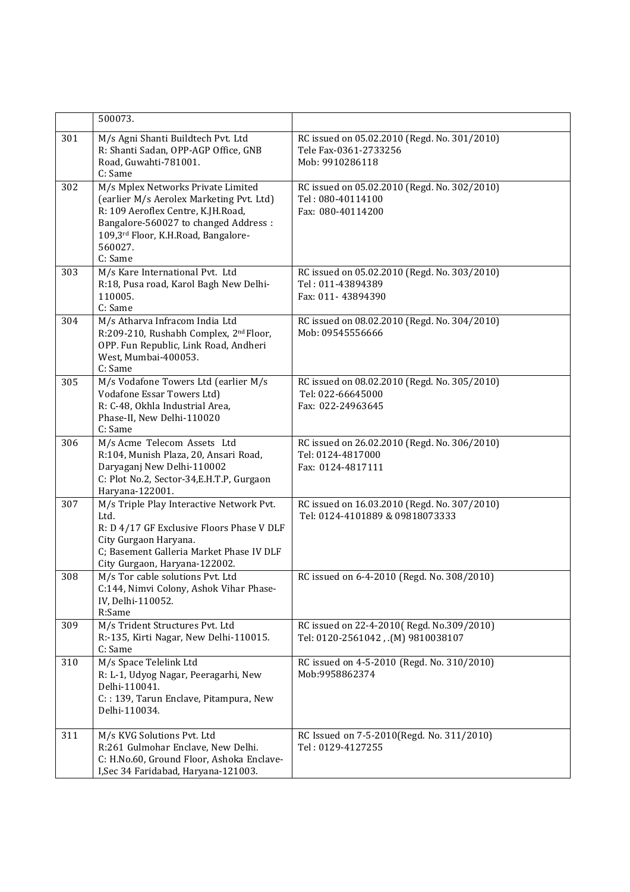|  |  |  |
|---|---|---|
|  | 500073. |  |
| 301 | M/s Agni Shanti Buildtech Pvt. Ltd<br>R: Shanti Sadan, OPP-AGP Office, GNB Road, Guwahti-781001.<br>C: Same | RC issued on 05.02.2010 (Regd. No. 301/2010)<br>Tele Fax-0361-2733256<br>Mob: 9910286118 |
| 302 | M/s Mplex Networks Private Limited (earlier M/s Aerolex Marketing Pvt. Ltd)<br>R: 109 Aeroflex Centre, K.JH.Road, Bangalore-560027 to changed Address : 109,3rd Floor, K.H.Road, Bangalore-560027.<br>C: Same | RC issued on 05.02.2010 (Regd. No. 302/2010)<br>Tel : 080-40114100<br>Fax: 080-40114200 |
| 303 | M/s Kare International Pvt. Ltd<br>R:18, Pusa road, Karol Bagh New Delhi-110005.<br>C: Same | RC issued on 05.02.2010 (Regd. No. 303/2010)<br>Tel : 011-43894389<br>Fax: 011- 43894390 |
| 304 | M/s Atharva Infracom India Ltd<br>R:209-210, Rushabh Complex, 2nd Floor, OPP. Fun Republic, Link Road, Andheri West, Mumbai-400053.<br>C: Same | RC issued on 08.02.2010 (Regd. No. 304/2010)<br>Mob: 09545556666 |
| 305 | M/s Vodafone Towers Ltd (earlier M/s Vodafone Essar Towers Ltd)<br>R: C-48, Okhla Industrial Area, Phase-II, New Delhi-110020<br>C: Same | RC issued on 08.02.2010 (Regd. No. 305/2010)<br>Tel: 022-66645000<br>Fax: 022-24963645 |
| 306 | M/s Acme Telecom Assets Ltd<br>R:104, Munish Plaza, 20, Ansari Road, Daryaganj New Delhi-110002<br>C: Plot No.2, Sector-34,E.H.T.P, Gurgaon Haryana-122001. | RC issued on 26.02.2010 (Regd. No. 306/2010)<br>Tel: 0124-4817000<br>Fax: 0124-4817111 |
| 307 | M/s Triple Play Interactive Network Pvt. Ltd.<br>R: D 4/17 GF Exclusive Floors Phase V DLF City Gurgaon Haryana.<br>C; Basement Galleria Market Phase IV DLF City Gurgaon, Haryana-122002. | RC issued on 16.03.2010 (Regd. No. 307/2010)<br>Tel: 0124-4101889 & 09818073333 |
| 308 | M/s Tor cable solutions Pvt. Ltd<br>C:144, Nimvi Colony, Ashok Vihar Phase-IV, Delhi-110052.<br>R:Same | RC issued on 6-4-2010 (Regd. No. 308/2010) |
| 309 | M/s Trident Structures Pvt. Ltd<br>R:-135, Kirti Nagar, New Delhi-110015.<br>C: Same | RC issued on 22-4-2010( Regd. No.309/2010)<br>Tel: 0120-2561042 , .(M) 9810038107 |
| 310 | M/s Space Telelink Ltd<br>R: L-1, Udyog Nagar, Peeragarhi, New Delhi-110041.<br>C: : 139, Tarun Enclave, Pitampura, New Delhi-110034. | RC issued on 4-5-2010 (Regd. No. 310/2010)<br>Mob:9958862374 |
| 311 | M/s KVG Solutions Pvt. Ltd<br>R:261 Gulmohar Enclave, New Delhi.<br>C: H.No.60, Ground Floor, Ashoka Enclave-I,Sec 34 Faridabad, Haryana-121003. | RC Issued on 7-5-2010(Regd. No. 311/2010)<br>Tel : 0129-4127255 |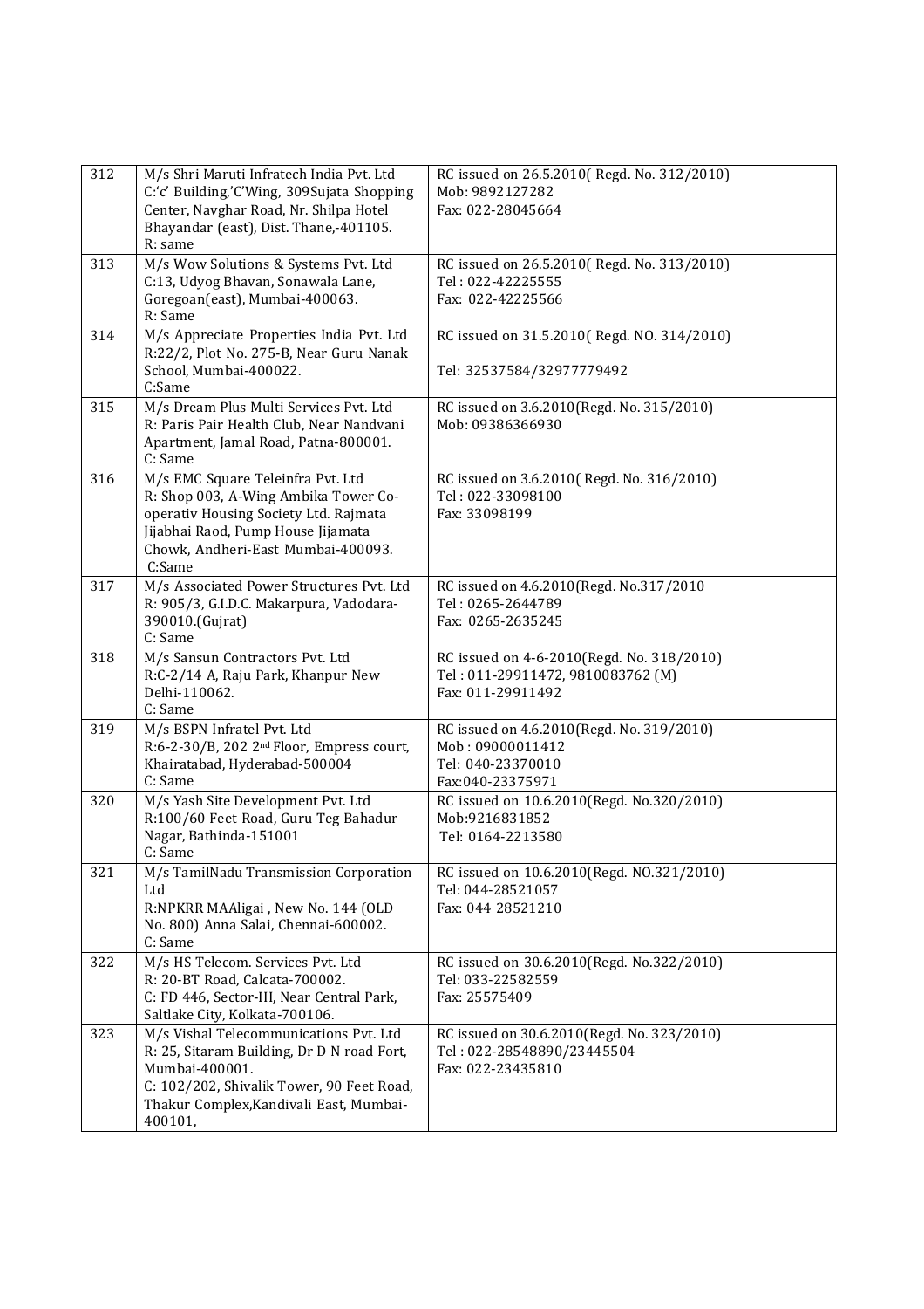| 312 | M/s Shri Maruti Infratech India Pvt. Ltd<br>C:'c' Building,'C'Wing, 309Sujata Shopping Center, Navghar Road, Nr. Shilpa Hotel Bhayandar (east), Dist. Thane,-401105.<br>R: same | RC issued on 26.5.2010( Regd. No. 312/2010)<br>Mob: 9892127282<br>Fax: 022-28045664 |
|---|---|---|
| 313 | M/s Wow Solutions & Systems Pvt. Ltd<br>C:13, Udyog Bhavan, Sonawala Lane, Goregoan(east), Mumbai-400063.<br>R: Same | RC issued on 26.5.2010( Regd. No. 313/2010)<br>Tel : 022-42225555<br>Fax: 022-42225566 |
| 314 | M/s Appreciate Properties India Pvt. Ltd<br>R:22/2, Plot No. 275-B, Near Guru Nanak School, Mumbai-400022.<br>C:Same | RC issued on 31.5.2010( Regd. NO. 314/2010)<br><br>Tel: 32537584/32977779492 |
| 315 | M/s Dream Plus Multi Services Pvt. Ltd<br>R: Paris Pair Health Club, Near Nandvani Apartment, Jamal Road, Patna-800001.<br>C: Same | RC issued on 3.6.2010(Regd. No. 315/2010)<br>Mob: 09386366930 |
| 316 | M/s EMC Square Teleinfra Pvt. Ltd<br>R: Shop 003, A-Wing Ambika Tower Co-operativ Housing Society Ltd. Rajmata Jijabhai Raod, Pump House Jijamata Chowk, Andheri-East Mumbai-400093.<br>C:Same | RC issued on 3.6.2010( Regd. No. 316/2010)<br>Tel : 022-33098100<br>Fax: 33098199 |
| 317 | M/s Associated Power Structures Pvt. Ltd<br>R: 905/3, G.I.D.C. Makarpura, Vadodara-390010.(Gujrat)<br>C: Same | RC issued on 4.6.2010(Regd. No.317/2010<br>Tel : 0265-2644789<br>Fax: 0265-2635245 |
| 318 | M/s Sansun Contractors Pvt. Ltd<br>R:C-2/14 A, Raju Park, Khanpur New Delhi-110062.<br>C: Same | RC issued on 4-6-2010(Regd. No. 318/2010)<br>Tel : 011-29911472, 9810083762 (M)<br>Fax: 011-29911492 |
| 319 | M/s BSPN Infratel Pvt. Ltd<br>R:6-2-30/B, 202 2nd Floor, Empress court, Khairatabad, Hyderabad-500004<br>C: Same | RC issued on 4.6.2010(Regd. No. 319/2010)<br>Mob : 09000011412<br>Tel: 040-23370010<br>Fax:040-23375971 |
| 320 | M/s Yash Site Development Pvt. Ltd<br>R:100/60 Feet Road, Guru Teg Bahadur Nagar, Bathinda-151001<br>C: Same | RC issued on 10.6.2010(Regd. No.320/2010)<br>Mob:9216831852<br>Tel: 0164-2213580 |
| 321 | M/s TamilNadu Transmission Corporation Ltd<br>R:NPKRR MAAligai , New No. 144 (OLD No. 800) Anna Salai, Chennai-600002.<br>C: Same | RC issued on 10.6.2010(Regd. NO.321/2010)<br>Tel: 044-28521057<br>Fax: 044 28521210 |
| 322 | M/s HS Telecom. Services Pvt. Ltd<br>R: 20-BT Road, Calcata-700002.<br>C: FD 446, Sector-III, Near Central Park, Saltlake City, Kolkata-700106. | RC issued on 30.6.2010(Regd. No.322/2010)<br>Tel: 033-22582559<br>Fax: 25575409 |
| 323 | M/s Vishal Telecommunications Pvt. Ltd<br>R: 25, Sitaram Building, Dr D N road Fort, Mumbai-400001.<br>C: 102/202, Shivalik Tower, 90 Feet Road, Thakur Complex,Kandivali East, Mumbai-400101, | RC issued on 30.6.2010(Regd. No. 323/2010)<br>Tel : 022-28548890/23445504<br>Fax: 022-23435810 |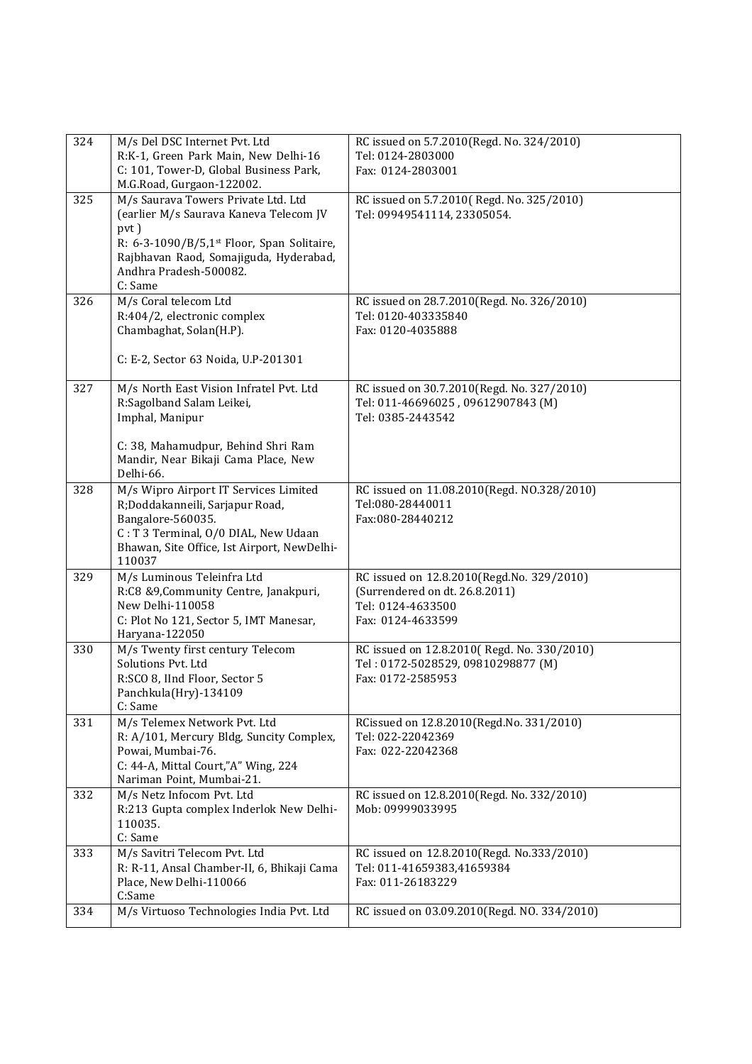| | | |
|---|---|---|
| 324 | M/s Del DSC Internet Pvt. Ltd<br>R:K-1, Green Park Main, New Delhi-16<br>C: 101, Tower-D, Global Business Park, M.G.Road, Gurgaon-122002. | RC issued on 5.7.2010(Regd. No. 324/2010)<br>Tel: 0124-2803000<br>Fax: 0124-2803001 |
| 325 | M/s Saurava Towers Private Ltd. Ltd (earlier M/s Saurava Kaneva Telecom JV pvt )<br>R: 6-3-1090/B/5,1st Floor, Span Solitaire, Rajbhavan Raod, Somajiguda, Hyderabad, Andhra Pradesh-500082.<br>C: Same | RC issued on 5.7.2010( Regd. No. 325/2010)<br>Tel: 09949541114, 23305054. |
| 326 | M/s Coral telecom Ltd<br>R:404/2, electronic complex Chambaghat, Solan(H.P).<br><br>C: E-2, Sector 63 Noida, U.P-201301 | RC issued on 28.7.2010(Regd. No. 326/2010)<br>Tel: 0120-403335840<br>Fax: 0120-4035888 |
| 327 | M/s North East Vision Infratel Pvt. Ltd<br>R:Sagolband Salam Leikei, Imphal, Manipur<br><br>C: 38, Mahamudpur, Behind Shri Ram Mandir, Near Bikaji Cama Place, New Delhi-66. | RC issued on 30.7.2010(Regd. No. 327/2010)<br>Tel: 011-46696025 , 09612907843 (M)<br>Tel: 0385-2443542 |
| 328 | M/s Wipro Airport IT Services Limited<br>R;Doddakanneili, Sarjapur Road, Bangalore-560035.<br>C : T 3 Terminal, O/0 DIAL, New Udaan Bhawan, Site Office, Ist Airport, NewDelhi-110037 | RC issued on 11.08.2010(Regd. NO.328/2010)<br>Tel:080-28440011<br>Fax:080-28440212 |
| 329 | M/s Luminous Teleinfra Ltd<br>R:C8 &9,Community Centre, Janakpuri, New Delhi-110058<br>C: Plot No 121, Sector 5, IMT Manesar, Haryana-122050 | RC issued on 12.8.2010(Regd.No. 329/2010)<br>(Surrendered on dt. 26.8.2011)<br>Tel: 0124-4633500<br>Fax: 0124-4633599 |
| 330 | M/s Twenty first century Telecom Solutions Pvt. Ltd<br>R:SCO 8, IInd Floor, Sector 5 Panchkula(Hry)-134109<br>C: Same | RC issued on 12.8.2010( Regd. No. 330/2010)<br>Tel : 0172-5028529, 09810298877 (M)<br>Fax: 0172-2585953 |
| 331 | M/s Telemex Network Pvt. Ltd<br>R: A/101, Mercury Bldg, Suncity Complex, Powai, Mumbai-76.<br>C: 44-A, Mittal Court,"A" Wing, 224 Nariman Point, Mumbai-21. | RCissued on 12.8.2010(Regd.No. 331/2010)<br>Tel: 022-22042369<br>Fax: 022-22042368 |
| 332 | M/s Netz Infocom Pvt. Ltd<br>R:213 Gupta complex Inderlok New Delhi-110035.<br>C: Same | RC issued on 12.8.2010(Regd. No. 332/2010)<br>Mob: 09999033995 |
| 333 | M/s Savitri Telecom Pvt. Ltd<br>R: R-11, Ansal Chamber-II, 6, Bhikaji Cama Place, New Delhi-110066<br>C:Same | RC issued on 12.8.2010(Regd. No.333/2010)<br>Tel: 011-41659383,41659384<br>Fax: 011-26183229 |
| 334 | M/s Virtuoso Technologies India Pvt. Ltd | RC issued on 03.09.2010(Regd. NO. 334/2010) |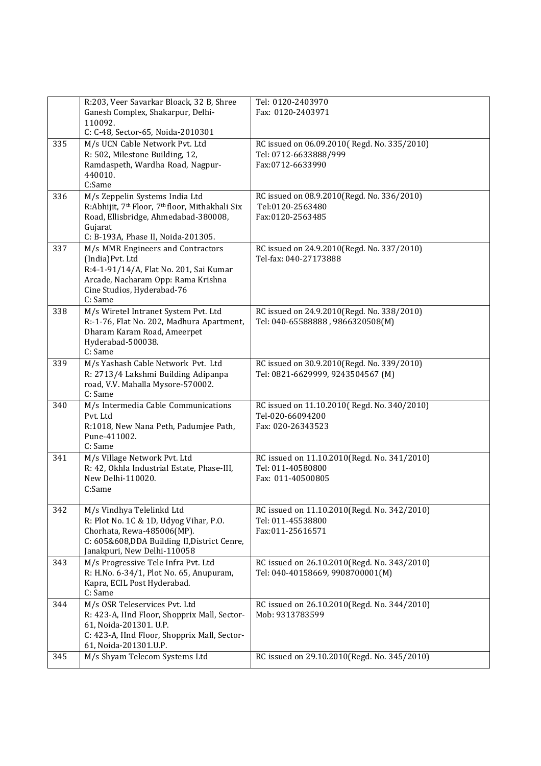| | | |
|---|---|---|
| | R:203, Veer Savarkar Bloack, 32 B, Shree Ganesh Complex, Shakarpur, Delhi-110092.<br>C: C-48, Sector-65, Noida-2010301 | Tel: 0120-2403970<br>Fax: 0120-2403971 |
| 335 | M/s UCN Cable Network Pvt. Ltd<br>R: 502, Milestone Building, 12, Ramdaspeth, Wardha Road, Nagpur-440010.<br>C:Same | RC issued on 06.09.2010( Regd. No. 335/2010)<br>Tel: 0712-6633888/999<br>Fax:0712-6633990 |
| 336 | M/s Zeppelin Systems India Ltd<br>R:Abhijit, 7th Floor, 7th floor, Mithakhali Six Road, Ellisbridge, Ahmedabad-380008, Gujarat<br>C: B-193A, Phase II, Noida-201305. | RC issued on 08.9.2010(Regd. No. 336/2010)<br>Tel:0120-2563480<br>Fax:0120-2563485 |
| 337 | M/s MMR Engineers and Contractors (India)Pvt. Ltd<br>R:4-1-91/14/A, Flat No. 201, Sai Kumar Arcade, Nacharam Opp: Rama Krishna Cine Studios, Hyderabad-76<br>C: Same | RC issued on 24.9.2010(Regd. No. 337/2010)<br>Tel-fax: 040-27173888 |
| 338 | M/s Wiretel Intranet System Pvt. Ltd<br>R:-1-76, Flat No. 202, Madhura Apartment, Dharam Karam Road, Ameerpet Hyderabad-500038.<br>C: Same | RC issued on 24.9.2010(Regd. No. 338/2010)<br>Tel: 040-65588888 , 9866320508(M) |
| 339 | M/s Yashash Cable Network Pvt. Ltd<br>R: 2713/4 Lakshmi Building Adipanpa road, V.V. Mahalla Mysore-570002.<br>C: Same | RC issued on 30.9.2010(Regd. No. 339/2010)<br>Tel: 0821-6629999, 9243504567 (M) |
| 340 | M/s Intermedia Cable Communications Pvt. Ltd<br>R:1018, New Nana Peth, Padumjee Path, Pune-411002.<br>C: Same | RC issued on 11.10.2010( Regd. No. 340/2010)<br>Tel-020-66094200<br>Fax: 020-26343523 |
| 341 | M/s Village Network Pvt. Ltd<br>R: 42, Okhla Industrial Estate, Phase-III, New Delhi-110020.<br>C:Same | RC issued on 11.10.2010(Regd. No. 341/2010)<br>Tel: 011-40580800<br>Fax: 011-40500805 |
| 342 | M/s Vindhya Telelinkd Ltd<br>R: Plot No. 1C & 1D, Udyog Vihar, P.O. Chorhata, Rewa-485006(MP).<br>C: 605&608,DDA Building II,District Cenre, Janakpuri, New Delhi-110058 | RC issued on 11.10.2010(Regd. No. 342/2010)<br>Tel: 011-45538800<br>Fax:011-25616571 |
| 343 | M/s Progressive Tele Infra Pvt. Ltd<br>R: H.No. 6-34/1, Plot No. 65, Anupuram, Kapra, ECIL Post Hyderabad.<br>C: Same | RC issued on 26.10.2010(Regd. No. 343/2010)<br>Tel: 040-40158669, 9908700001(M) |
| 344 | M/s OSR Teleservices Pvt. Ltd<br>R: 423-A, IInd Floor, Shopprix Mall, Sector-61, Noida-201301. U.P.<br>C: 423-A, IInd Floor, Shopprix Mall, Sector-61, Noida-201301.U.P. | RC issued on 26.10.2010(Regd. No. 344/2010)<br>Mob: 9313783599 |
| 345 | M/s Shyam Telecom Systems Ltd | RC issued on 29.10.2010(Regd. No. 345/2010) |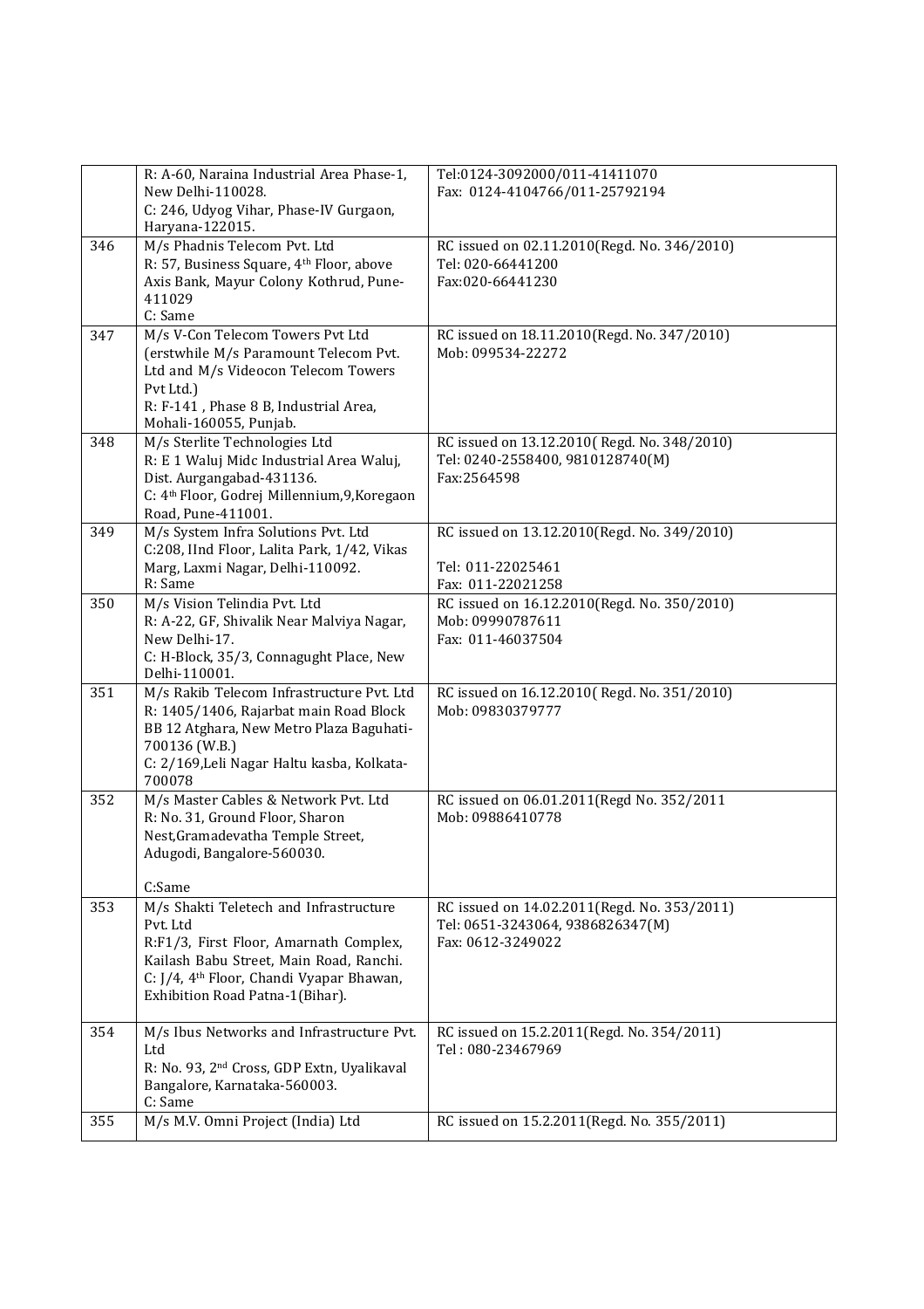|  |  |  |
|---|---|---|
|  | R: A-60, Naraina Industrial Area Phase-1, New Delhi-110028.<br>C: 246, Udyog Vihar, Phase-IV Gurgaon, Haryana-122015. | Tel:0124-3092000/011-41411070<br>Fax: 0124-4104766/011-25792194 |
| 346 | M/s Phadnis Telecom Pvt. Ltd<br>R: 57, Business Square, 4th Floor, above Axis Bank, Mayur Colony Kothrud, Pune-411029<br>C: Same | RC issued on 02.11.2010(Regd. No. 346/2010)<br>Tel: 020-66441200<br>Fax:020-66441230 |
| 347 | M/s V-Con Telecom Towers Pvt Ltd (erstwhile M/s Paramount Telecom Pvt. Ltd and M/s Videocon Telecom Towers Pvt Ltd.)<br>R: F-141 , Phase 8 B, Industrial Area, Mohali-160055, Punjab. | RC issued on 18.11.2010(Regd. No. 347/2010)<br>Mob: 099534-22272 |
| 348 | M/s Sterlite Technologies Ltd<br>R: E 1 Waluj Midc Industrial Area Waluj, Dist. Aurgangabad-431136.<br>C: 4th Floor, Godrej Millennium,9,Koregaon Road, Pune-411001. | RC issued on 13.12.2010( Regd. No. 348/2010)<br>Tel: 0240-2558400, 9810128740(M)<br>Fax:2564598 |
| 349 | M/s System Infra Solutions Pvt. Ltd<br>C:208, IInd Floor, Lalita Park, 1/42, Vikas Marg, Laxmi Nagar, Delhi-110092.<br>R: Same | RC issued on 13.12.2010(Regd. No. 349/2010)<br><br>Tel: 011-22025461<br>Fax: 011-22021258 |
| 350 | M/s Vision Telindia Pvt. Ltd<br>R: A-22, GF, Shivalik Near Malviya Nagar, New Delhi-17.<br>C: H-Block, 35/3, Connagught Place, New Delhi-110001. | RC issued on 16.12.2010(Regd. No. 350/2010)<br>Mob: 09990787611<br>Fax: 011-46037504 |
| 351 | M/s Rakib Telecom Infrastructure Pvt. Ltd<br>R: 1405/1406, Rajarbat main Road Block BB 12 Atghara, New Metro Plaza Baguhati-700136 (W.B.)<br>C: 2/169,Leli Nagar Haltu kasba, Kolkata-700078 | RC issued on 16.12.2010( Regd. No. 351/2010)<br>Mob: 09830379777 |
| 352 | M/s Master Cables & Network Pvt. Ltd<br>R: No. 31, Ground Floor, Sharon Nest,Gramadevatha Temple Street, Adugodi, Bangalore-560030.<br><br>C:Same | RC issued on 06.01.2011(Regd No. 352/2011<br>Mob: 09886410778 |
| 353 | M/s Shakti Teletech and Infrastructure Pvt. Ltd<br>R:F1/3, First Floor, Amarnath Complex, Kailash Babu Street, Main Road, Ranchi.<br>C: J/4, 4th Floor, Chandi Vyapar Bhawan, Exhibition Road Patna-1(Bihar). | RC issued on 14.02.2011(Regd. No. 353/2011)<br>Tel: 0651-3243064, 9386826347(M)<br>Fax: 0612-3249022 |
| 354 | M/s Ibus Networks and Infrastructure Pvt. Ltd<br>R: No. 93, 2nd Cross, GDP Extn, Uyalikaval Bangalore, Karnataka-560003.<br>C: Same | RC issued on 15.2.2011(Regd. No. 354/2011)<br>Tel : 080-23467969 |
| 355 | M/s M.V. Omni Project (India) Ltd | RC issued on 15.2.2011(Regd. No. 355/2011) |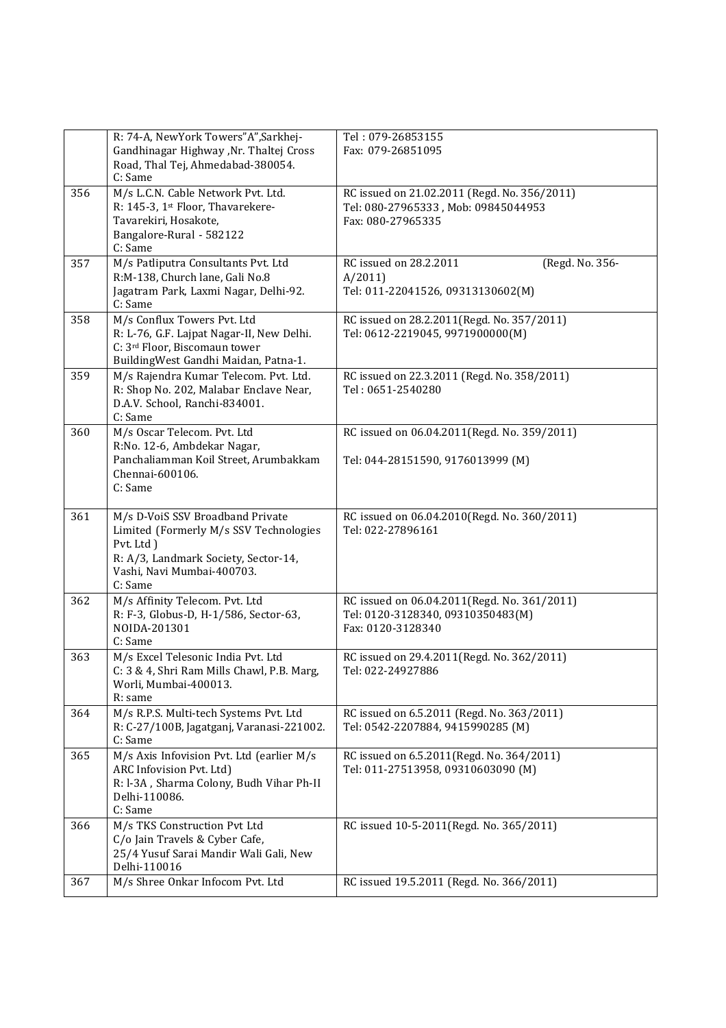| | | |
|---|---|---|
| | R: 74-A, NewYork Towers"A",Sarkhej-Gandhinagar Highway ,Nr. Thaltej Cross Road, Thal Tej, Ahmedabad-380054.<br>C: Same | Tel : 079-26853155<br>Fax: 079-26851095 |
| 356 | M/s L.C.N. Cable Network Pvt. Ltd.<br>R: 145-3, 1st Floor, Thavarekere-Tavarekiri, Hosakote,<br>Bangalore-Rural - 582122<br>C: Same | RC issued on 21.02.2011 (Regd. No. 356/2011)<br>Tel: 080-27965333 , Mob: 09845044953<br>Fax: 080-27965335 |
| 357 | M/s Patliputra Consultants Pvt. Ltd<br>R:M-138, Church lane, Gali No.8<br>Jagatram Park, Laxmi Nagar, Delhi-92.<br>C: Same | RC issued on 28.2.2011 (Regd. No. 356-A/2011)<br>Tel: 011-22041526, 09313130602(M) |
| 358 | M/s Conflux Towers Pvt. Ltd<br>R: L-76, G.F. Lajpat Nagar-II, New Delhi.<br>C: 3rd Floor, Biscomaun tower<br>BuildingWest Gandhi Maidan, Patna-1. | RC issued on 28.2.2011(Regd. No. 357/2011)<br>Tel: 0612-2219045, 9971900000(M) |
| 359 | M/s Rajendra Kumar Telecom. Pvt. Ltd.<br>R: Shop No. 202, Malabar Enclave Near, D.A.V. School, Ranchi-834001.<br>C: Same | RC issued on 22.3.2011 (Regd. No. 358/2011)<br>Tel : 0651-2540280 |
| 360 | M/s Oscar Telecom. Pvt. Ltd<br>R:No. 12-6, Ambdekar Nagar,<br>Panchaliamman Koil Street, Arumbakkam<br>Chennai-600106.<br>C: Same | RC issued on 06.04.2011(Regd. No. 359/2011)<br><br>Tel: 044-28151590, 9176013999 (M) |
| 361 | M/s D-VoiS SSV Broadband Private Limited (Formerly M/s SSV Technologies Pvt. Ltd )<br>R: A/3, Landmark Society, Sector-14,<br>Vashi, Navi Mumbai-400703.<br>C: Same | RC issued on 06.04.2010(Regd. No. 360/2011)<br>Tel: 022-27896161 |
| 362 | M/s Affinity Telecom. Pvt. Ltd<br>R: F-3, Globus-D, H-1/586, Sector-63,<br>NOIDA-201301<br>C: Same | RC issued on 06.04.2011(Regd. No. 361/2011)<br>Tel: 0120-3128340, 09310350483(M)<br>Fax: 0120-3128340 |
| 363 | M/s Excel Telesonic India Pvt. Ltd<br>C: 3 & 4, Shri Ram Mills Chawl, P.B. Marg,<br>Worli, Mumbai-400013.<br>R: same | RC issued on 29.4.2011(Regd. No. 362/2011)<br>Tel: 022-24927886 |
| 364 | M/s R.P.S. Multi-tech Systems Pvt. Ltd<br>R: C-27/100B, Jagatganj, Varanasi-221002.<br>C: Same | RC issued on 6.5.2011 (Regd. No. 363/2011)<br>Tel: 0542-2207884, 9415990285 (M) |
| 365 | M/s Axis Infovision Pvt. Ltd (earlier M/s ARC Infovision Pvt. Ltd)<br>R: l-3A , Sharma Colony, Budh Vihar Ph-II<br>Delhi-110086.<br>C: Same | RC issued on 6.5.2011(Regd. No. 364/2011)<br>Tel: 011-27513958, 09310603090 (M) |
| 366 | M/s TKS Construction Pvt Ltd<br>C/o Jain Travels & Cyber Cafe,<br>25/4 Yusuf Sarai Mandir Wali Gali, New Delhi-110016 | RC issued 10-5-2011(Regd. No. 365/2011) |
| 367 | M/s Shree Onkar Infocom Pvt. Ltd | RC issued 19.5.2011 (Regd. No. 366/2011) |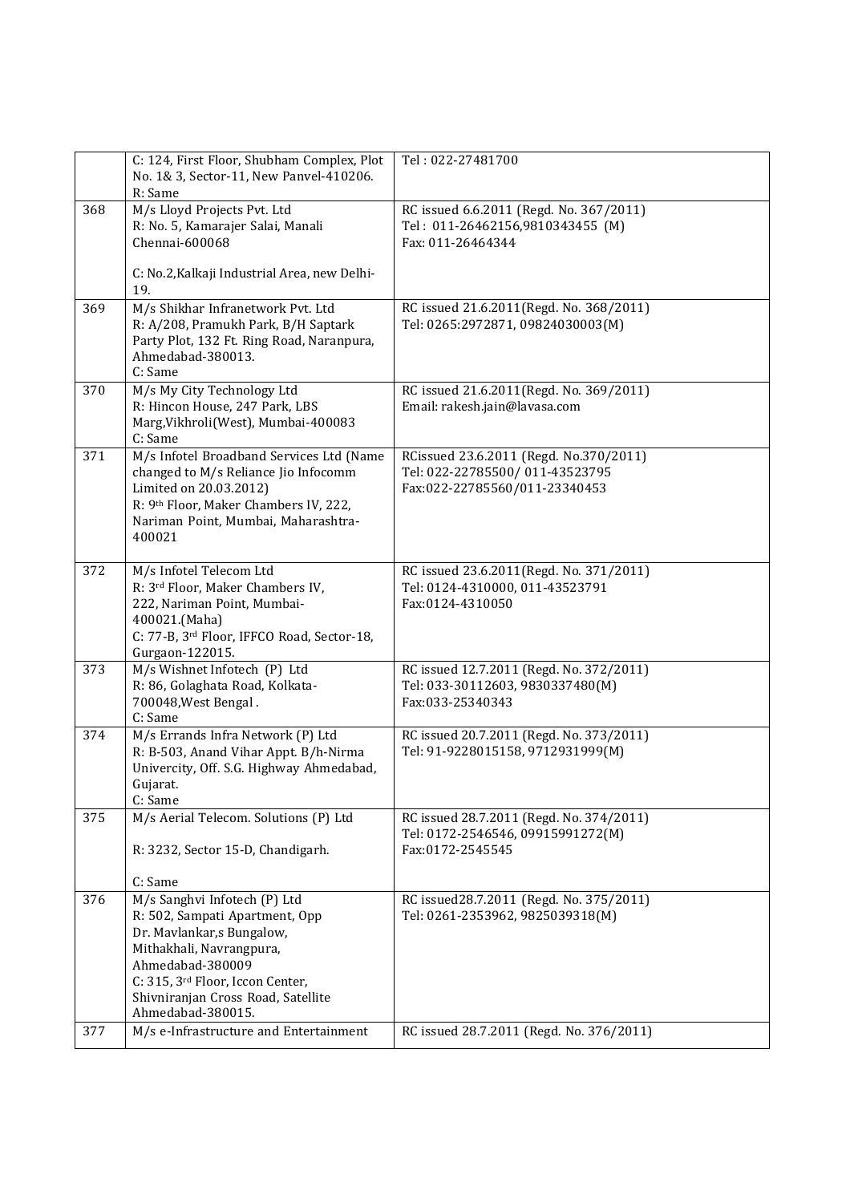| | | |
|---|---|---|
| | C: 124, First Floor, Shubham Complex, Plot No. 1& 3, Sector-11, New Panvel-410206.<br>R: Same | Tel : 022-27481700 |
| 368 | M/s Lloyd Projects Pvt. Ltd<br>R: No. 5, Kamarajer Salai, Manali Chennai-600068<br><br>C: No.2,Kalkaji Industrial Area, new Delhi-19. | RC issued 6.6.2011 (Regd. No. 367/2011)<br>Tel : 011-26462156,9810343455 (M)<br>Fax: 011-26464344 |
| 369 | M/s Shikhar Infranetwork Pvt. Ltd<br>R: A/208, Pramukh Park, B/H Saptark Party Plot, 132 Ft. Ring Road, Naranpura, Ahmedabad-380013.<br>C: Same | RC issued 21.6.2011(Regd. No. 368/2011)<br>Tel: 0265:2972871, 09824030003(M) |
| 370 | M/s My City Technology Ltd<br>R: Hincon House, 247 Park, LBS Marg,Vikhroli(West), Mumbai-400083<br>C: Same | RC issued 21.6.2011(Regd. No. 369/2011)<br>Email: rakesh.jain@lavasa.com |
| 371 | M/s Infotel Broadband Services Ltd (Name changed to M/s Reliance Jio Infocomm Limited on 20.03.2012)<br>R: 9th Floor, Maker Chambers IV, 222, Nariman Point, Mumbai, Maharashtra-400021 | RCissued 23.6.2011 (Regd. No.370/2011)<br>Tel: 022-22785500/ 011-43523795<br>Fax:022-22785560/011-23340453 |
| 372 | M/s Infotel Telecom Ltd<br>R: 3rd Floor, Maker Chambers IV, 222, Nariman Point, Mumbai-400021.(Maha)<br>C: 77-B, 3rd Floor, IFFCO Road, Sector-18, Gurgaon-122015. | RC issued 23.6.2011(Regd. No. 371/2011)<br>Tel: 0124-4310000, 011-43523791<br>Fax:0124-4310050 |
| 373 | M/s Wishnet Infotech (P) Ltd<br>R: 86, Golaghata Road, Kolkata-700048,West Bengal .<br>C: Same | RC issued 12.7.2011 (Regd. No. 372/2011)<br>Tel: 033-30112603, 9830337480(M)<br>Fax:033-25340343 |
| 374 | M/s Errands Infra Network (P) Ltd<br>R: B-503, Anand Vihar Appt. B/h-Nirma Univercity, Off. S.G. Highway Ahmedabad, Gujarat.<br>C: Same | RC issued 20.7.2011 (Regd. No. 373/2011)<br>Tel: 91-9228015158, 9712931999(M) |
| 375 | M/s Aerial Telecom. Solutions (P) Ltd<br><br>R: 3232, Sector 15-D, Chandigarh.<br><br>C: Same | RC issued 28.7.2011 (Regd. No. 374/2011)<br>Tel: 0172-2546546, 09915991272(M)<br>Fax:0172-2545545 |
| 376 | M/s Sanghvi Infotech (P) Ltd<br>R: 502, Sampati Apartment, Opp Dr. Mavlankar,s Bungalow, Mithakhali, Navrangpura, Ahmedabad-380009<br>C: 315, 3rd Floor, Iccon Center, Shivniranjan Cross Road, Satellite Ahmedabad-380015. | RC issued28.7.2011 (Regd. No. 375/2011)<br>Tel: 0261-2353962, 9825039318(M) |
| 377 | M/s e-Infrastructure and Entertainment | RC issued 28.7.2011 (Regd. No. 376/2011) |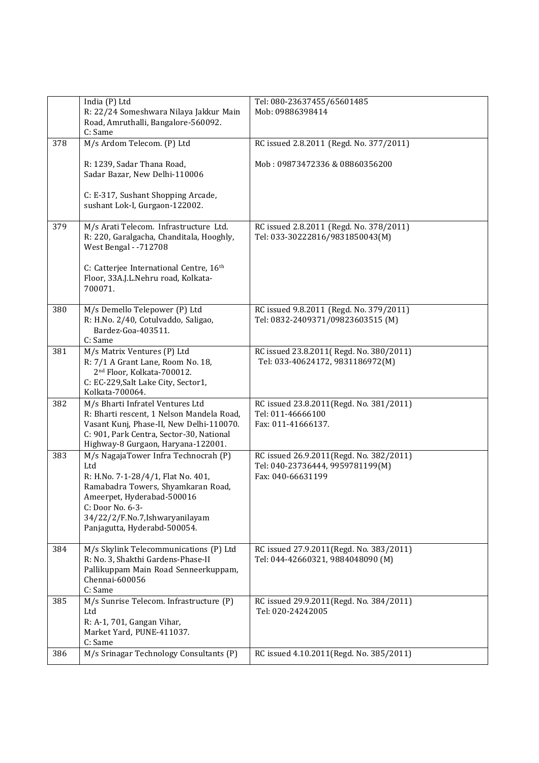|  |  |  |
|---|---|---|
|  | India (P) Ltd<br>R: 22/24 Someshwara Nilaya Jakkur Main Road, Amruthalli, Bangalore-560092.<br>C: Same | Tel: 080-23637455/65601485<br>Mob: 09886398414 |
| 378 | M/s Ardom Telecom. (P) Ltd<br><br>R: 1239, Sadar Thana Road, Sadar Bazar, New Delhi-110006<br><br>C: E-317, Sushant Shopping Arcade, sushant Lok-I, Gurgaon-122002. | RC issued 2.8.2011 (Regd. No. 377/2011)<br><br>Mob : 09873472336 & 08860356200 |
| 379 | M/s Arati Telecom. Infrastructure Ltd.<br>R: 220, Garalgacha, Chanditala, Hooghly, West Bengal - -712708<br><br>C: Catterjee International Centre, 16th Floor, 33A.J.L.Nehru road, Kolkata-700071. | RC issued 2.8.2011 (Regd. No. 378/2011)<br>Tel: 033-30222816/9831850043(M) |
| 380 | M/s Demello Telepower (P) Ltd<br>R: H.No. 2/40, Cotulvaddo, Saligao, Bardez-Goa-403511.<br>C: Same | RC issued 9.8.2011 (Regd. No. 379/2011)<br>Tel: 0832-2409371/09823603515 (M) |
| 381 | M/s Matrix Ventures (P) Ltd<br>R: 7/1 A Grant Lane, Room No. 18, 2nd Floor, Kolkata-700012.<br>C: EC-229,Salt Lake City, Sector1, Kolkata-700064. | RC issued 23.8.2011( Regd. No. 380/2011)<br>Tel: 033-40624172, 9831186972(M) |
| 382 | M/s Bharti Infratel Ventures Ltd<br>R: Bharti rescent, 1 Nelson Mandela Road, Vasant Kunj, Phase-II, New Delhi-110070.<br>C: 901, Park Centra, Sector-30, National Highway-8 Gurgaon, Haryana-122001. | RC issued 23.8.2011(Regd. No. 381/2011)<br>Tel: 011-46666100<br>Fax: 011-41666137. |
| 383 | M/s NagajaTower Infra Technocrah (P) Ltd<br>R: H.No. 7-1-28/4/1, Flat No. 401, Ramabadra Towers, Shyamkaran Road, Ameerpet, Hyderabad-500016<br>C: Door No. 6-3-34/22/2/F.No.7,Ishwaryanilayam Panjagutta, Hyderabd-500054. | RC issued 26.9.2011(Regd. No. 382/2011)<br>Tel: 040-23736444, 9959781199(M)<br>Fax: 040-66631199 |
| 384 | M/s Skylink Telecommunications (P) Ltd<br>R: No. 3, Shakthi Gardens-Phase-II Pallikuppam Main Road Senneerkuppam, Chennai-600056<br>C: Same | RC issued 27.9.2011(Regd. No. 383/2011)<br>Tel: 044-42660321, 9884048090 (M) |
| 385 | M/s Sunrise Telecom. Infrastructure (P) Ltd<br>R: A-1, 701, Gangan Vihar, Market Yard, PUNE-411037.<br>C: Same | RC issued 29.9.2011(Regd. No. 384/2011)<br>Tel: 020-24242005 |
| 386 | M/s Srinagar Technology Consultants (P) | RC issued 4.10.2011(Regd. No. 385/2011) |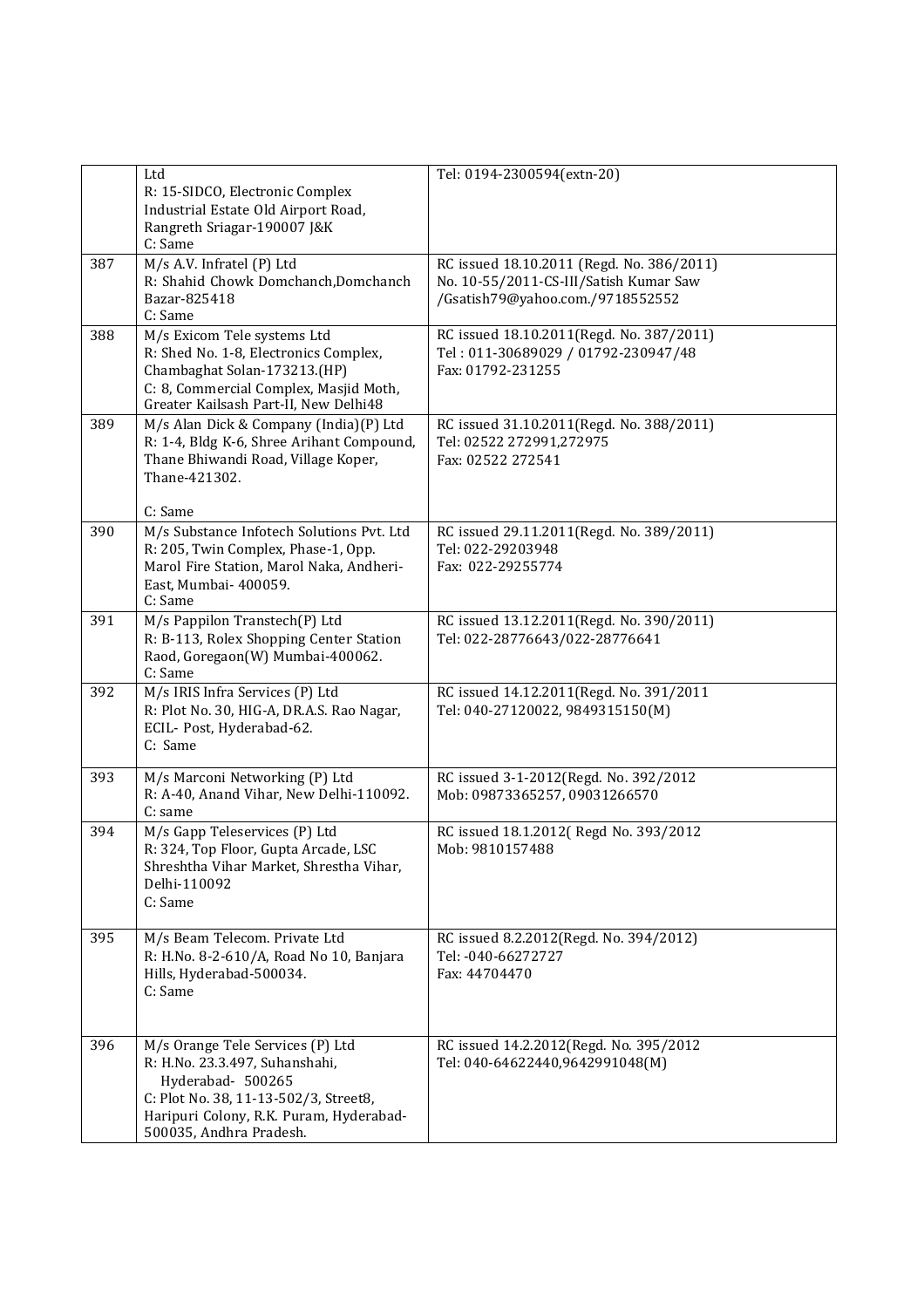| | | |
|---|---|---|
| | Ltd<br>R: 15-SIDCO, Electronic Complex Industrial Estate Old Airport Road, Rangreth Sriagar-190007 J&K<br>C: Same | Tel: 0194-2300594(extn-20) |
| 387 | M/s A.V. Infratel (P) Ltd<br>R: Shahid Chowk Domchanch,Domchanch Bazar-825418<br>C: Same | RC issued 18.10.2011 (Regd. No. 386/2011)<br>No. 10-55/2011-CS-III/Satish Kumar Saw /Gsatish79@yahoo.com./9718552552 |
| 388 | M/s Exicom Tele systems Ltd<br>R: Shed No. 1-8, Electronics Complex, Chambaghat Solan-173213.(HP)<br>C: 8, Commercial Complex, Masjid Moth, Greater Kailsash Part-II, New Delhi48 | RC issued 18.10.2011(Regd. No. 387/2011)<br>Tel : 011-30689029 / 01792-230947/48<br>Fax: 01792-231255 |
| 389 | M/s Alan Dick & Company (India)(P) Ltd<br>R: 1-4, Bldg K-6, Shree Arihant Compound, Thane Bhiwandi Road, Village Koper, Thane-421302.<br>C: Same | RC issued 31.10.2011(Regd. No. 388/2011)<br>Tel: 02522 272991,272975<br>Fax: 02522 272541 |
| 390 | M/s Substance Infotech Solutions Pvt. Ltd<br>R: 205, Twin Complex, Phase-1, Opp. Marol Fire Station, Marol Naka, Andheri-East, Mumbai- 400059.<br>C: Same | RC issued 29.11.2011(Regd. No. 389/2011)<br>Tel: 022-29203948<br>Fax: 022-29255774 |
| 391 | M/s Pappilon Transtech(P) Ltd<br>R: B-113, Rolex Shopping Center Station Raod, Goregaon(W) Mumbai-400062.<br>C: Same | RC issued 13.12.2011(Regd. No. 390/2011)<br>Tel: 022-28776643/022-28776641 |
| 392 | M/s IRIS Infra Services (P) Ltd<br>R: Plot No. 30, HIG-A, DR.A.S. Rao Nagar, ECIL- Post, Hyderabad-62.<br>C: Same | RC issued 14.12.2011(Regd. No. 391/2011<br>Tel: 040-27120022, 9849315150(M) |
| 393 | M/s Marconi Networking (P) Ltd<br>R: A-40, Anand Vihar, New Delhi-110092.<br>C: same | RC issued 3-1-2012(Regd. No. 392/2012<br>Mob: 09873365257, 09031266570 |
| 394 | M/s Gapp Teleservices (P) Ltd<br>R: 324, Top Floor, Gupta Arcade, LSC Shreshtha Vihar Market, Shrestha Vihar, Delhi-110092<br>C: Same | RC issued 18.1.2012( Regd No. 393/2012<br>Mob: 9810157488 |
| 395 | M/s Beam Telecom. Private Ltd<br>R: H.No. 8-2-610/A, Road No 10, Banjara Hills, Hyderabad-500034.<br>C: Same | RC issued 8.2.2012(Regd. No. 394/2012)<br>Tel: -040-66272727<br>Fax: 44704470 |
| 396 | M/s Orange Tele Services (P) Ltd<br>R: H.No. 23.3.497, Suhanshahi, Hyderabad- 500265<br>C: Plot No. 38, 11-13-502/3, Street8, Haripuri Colony, R.K. Puram, Hyderabad-500035, Andhra Pradesh. | RC issued 14.2.2012(Regd. No. 395/2012<br>Tel: 040-64622440,9642991048(M) |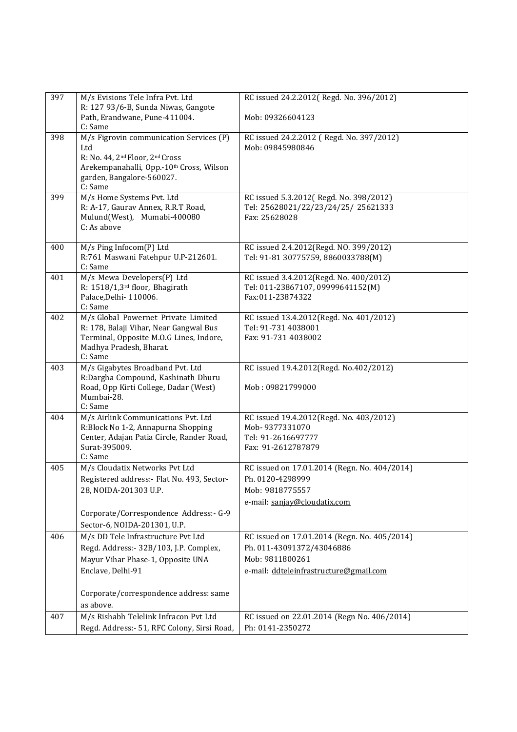| 397 | M/s Evisions Tele Infra Pvt. Ltd<br>R: 127 93/6-B, Sunda Niwas, Gangote Path, Erandwane, Pune-411004.<br>C: Same | RC issued 24.2.2012( Regd. No. 396/2012)<br><br>Mob: 09326604123 |
|---|---|---|
| 398 | M/s Figrovin communication Services (P) Ltd<br>R: No. 44, 2nd Floor, 2nd Cross Arekempanahalli, Opp.-10th Cross, Wilson garden, Bangalore-560027.<br>C: Same | RC issued 24.2.2012 ( Regd. No. 397/2012)<br>Mob: 09845980846 |
| 399 | M/s Home Systems Pvt. Ltd<br>R: A-17, Gaurav Annex, R.R.T Road, Mulund(West), Mumabi-400080<br>C: As above | RC issued 5.3.2012( Regd. No. 398/2012)<br>Tel: 25628021/22/23/24/25/ 25621333<br>Fax: 25628028 |
| 400 | M/s Ping Infocom(P) Ltd<br>R:761 Maswani Fatehpur U.P-212601.<br>C: Same | RC issued 2.4.2012(Regd. NO. 399/2012)<br>Tel: 91-81 30775759, 8860033788(M) |
| 401 | M/s Mewa Developers(P) Ltd<br>R: 1518/1,3rd floor, Bhagirath Palace,Delhi- 110006.<br>C: Same | RC issued 3.4.2012(Regd. No. 400/2012)<br>Tel: 011-23867107, 09999641152(M)<br>Fax:011-23874322 |
| 402 | M/s Global Powernet Private Limited<br>R: 178, Balaji Vihar, Near Gangwal Bus Terminal, Opposite M.O.G Lines, Indore, Madhya Pradesh, Bharat.<br>C: Same | RC issued 13.4.2012(Regd. No. 401/2012)<br>Tel: 91-731 4038001<br>Fax: 91-731 4038002 |
| 403 | M/s Gigabytes Broadband Pvt. Ltd<br>R:Dargha Compound, Kashinath Dhuru Road, Opp Kirti College, Dadar (West) Mumbai-28.<br>C: Same | RC issued 19.4.2012(Regd. No.402/2012)<br><br>Mob : 09821799000 |
| 404 | M/s Airlink Communications Pvt. Ltd<br>R:Block No 1-2, Annapurna Shopping Center, Adajan Patia Circle, Rander Road, Surat-395009.<br>C: Same | RC issued 19.4.2012(Regd. No. 403/2012)<br>Mob- 9377331070<br>Tel: 91-2616697777<br>Fax: 91-2612787879 |
| 405 | M/s Cloudatix Networks Pvt Ltd<br>Registered address:- Flat No. 493, Sector-28, NOIDA-201303 U.P.<br><br>Corporate/Correspondence Address:- G-9 Sector-6, NOIDA-201301, U.P. | RC issued on 17.01.2014 (Regn. No. 404/2014)<br>Ph. 0120-4298999<br>Mob: 9818775557<br>e-mail: sanjay@cloudatix.com |
| 406 | M/s DD Tele Infrastructure Pvt Ltd<br>Regd. Address:- 32B/103, J.P. Complex, Mayur Vihar Phase-1, Opposite UNA Enclave, Delhi-91<br><br>Corporate/correspondence address: same as above. | RC issued on 17.01.2014 (Regn. No. 405/2014)<br>Ph. 011-43091372/43046886<br>Mob: 9811800261<br>e-mail: ddteleinfrastructure@gmail.com |
| 407 | M/s Rishabh Telelink Infracon Pvt Ltd<br>Regd. Address:- 51, RFC Colony, Sirsi Road, | RC issued on 22.01.2014 (Regn No. 406/2014)<br>Ph: 0141-2350272 |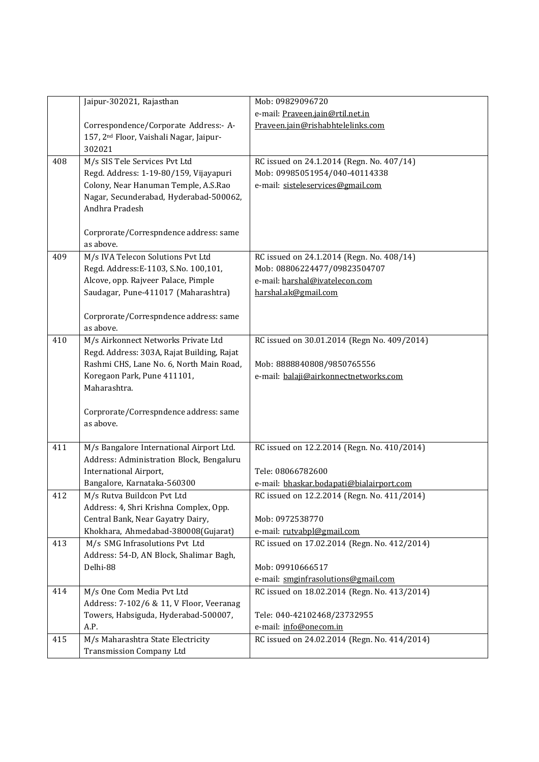| | | |
|---|---|---|
| | Jaipur-302021, Rajasthan<br><br>Correspondence/Corporate Address:- A-157, 2nd Floor, Vaishali Nagar, Jaipur-302021 | Mob: 09829096720<br>e-mail: Praveen.jain@rtil.net.in<br>Praveen.jain@rishabhtelelinks.com |
| 408 | M/s SIS Tele Services Pvt Ltd<br>Regd. Address: 1-19-80/159, Vijayapuri Colony, Near Hanuman Temple, A.S.Rao Nagar, Secunderabad, Hyderabad-500062, Andhra Pradesh<br><br>Corprorate/Correspndence address: same as above. | RC issued on 24.1.2014 (Regn. No. 407/14)<br>Mob: 09985051954/040-40114338<br>e-mail: sisteleservices@gmail.com |
| 409 | M/s IVA Telecon Solutions Pvt Ltd<br>Regd. Address:E-1103, S.No. 100,101, Alcove, opp. Rajveer Palace, Pimple Saudagar, Pune-411017 (Maharashtra)<br><br>Corprorate/Correspndence address: same as above. | RC issued on 24.1.2014 (Regn. No. 408/14)<br>Mob: 08806224477/09823504707<br>e-mail: harshal@ivatelecon.com<br>harshal.ak@gmail.com |
| 410 | M/s Airkonnect Networks Private Ltd<br>Regd. Address: 303A, Rajat Building, Rajat Rashmi CHS, Lane No. 6, North Main Road, Koregaon Park, Pune 411101, Maharashtra.<br><br>Corprorate/Correspndence address: same as above. | RC issued on 30.01.2014 (Regn No. 409/2014)<br><br>Mob: 8888840808/9850765556<br>e-mail: balaji@airkonnectnetworks.com |
| 411 | M/s Bangalore International Airport Ltd.<br>Address: Administration Block, Bengaluru International Airport,<br>Bangalore, Karnataka-560300 | RC issued on 12.2.2014 (Regn. No. 410/2014)<br><br>Tele: 08066782600<br>e-mail: bhaskar.bodapati@bialairport.com |
| 412 | M/s Rutva Buildcon Pvt Ltd<br>Address: 4, Shri Krishna Complex, Opp. Central Bank, Near Gayatry Dairy, Khokhara, Ahmedabad-380008(Gujarat) | RC issued on 12.2.2014 (Regn. No. 411/2014)<br><br>Mob: 0972538770<br>e-mail: rutvabpl@gmail.com |
| 413 | M/s SMG Infrasolutions Pvt Ltd<br>Address: 54-D, AN Block, Shalimar Bagh, Delhi-88 | RC issued on 17.02.2014 (Regn. No. 412/2014)<br><br>Mob: 09910666517<br>e-mail: smginfrasolutions@gmail.com |
| 414 | M/s One Com Media Pvt Ltd<br>Address: 7-102/6 & 11, V Floor, Veeranag Towers, Habsiguda, Hyderabad-500007, A.P. | RC issued on 18.02.2014 (Regn. No. 413/2014)<br><br>Tele: 040-42102468/23732955<br>e-mail: info@onecom.in |
| 415 | M/s Maharashtra State Electricity Transmission Company Ltd | RC issued on 24.02.2014 (Regn. No. 414/2014) |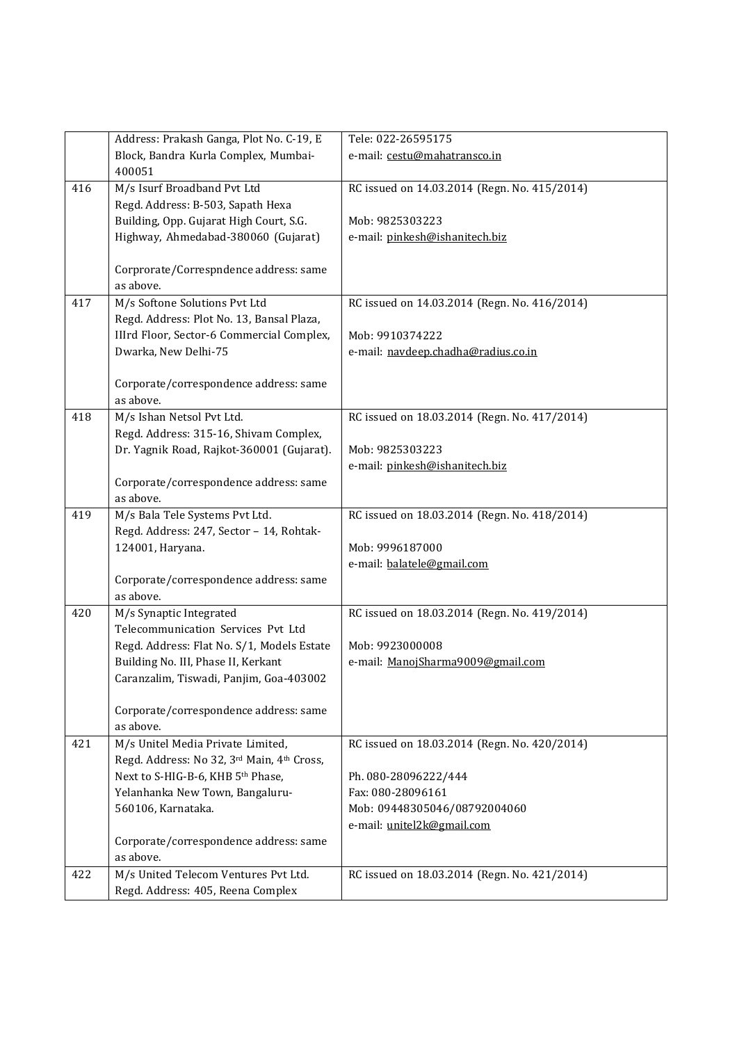| | | |
|---|---|---|
| | Address: Prakash Ganga, Plot No. C-19, E Block, Bandra Kurla Complex, Mumbai-400051 | Tele: 022-26595175<br>e-mail: cestu@mahatransco.in |
| 416 | M/s Isurf Broadband Pvt Ltd<br>Regd. Address: B-503, Sapath Hexa Building, Opp. Gujarat High Court, S.G. Highway, Ahmedabad-380060 (Gujarat)<br><br>Corprorate/Correspndence address: same as above. | RC issued on 14.03.2014 (Regn. No. 415/2014)<br><br>Mob: 9825303223<br>e-mail: pinkesh@ishanitech.biz |
| 417 | M/s Softone Solutions Pvt Ltd<br>Regd. Address: Plot No. 13, Bansal Plaza, IIIrd Floor, Sector-6 Commercial Complex, Dwarka, New Delhi-75<br><br>Corporate/correspondence address: same as above. | RC issued on 14.03.2014 (Regn. No. 416/2014)<br><br>Mob: 9910374222<br>e-mail: navdeep.chadha@radius.co.in |
| 418 | M/s Ishan Netsol Pvt Ltd.<br>Regd. Address: 315-16, Shivam Complex, Dr. Yagnik Road, Rajkot-360001 (Gujarat).<br><br>Corporate/correspondence address: same as above. | RC issued on 18.03.2014 (Regn. No. 417/2014)<br><br>Mob: 9825303223<br>e-mail: pinkesh@ishanitech.biz |
| 419 | M/s Bala Tele Systems Pvt Ltd.<br>Regd. Address: 247, Sector – 14, Rohtak-124001, Haryana.<br><br>Corporate/correspondence address: same as above. | RC issued on 18.03.2014 (Regn. No. 418/2014)<br><br>Mob: 9996187000<br>e-mail: balatele@gmail.com |
| 420 | M/s Synaptic Integrated Telecommunication Services Pvt Ltd<br>Regd. Address: Flat No. S/1, Models Estate Building No. III, Phase II, Kerkant Caranzalim, Tiswadi, Panjim, Goa-403002<br><br>Corporate/correspondence address: same as above. | RC issued on 18.03.2014 (Regn. No. 419/2014)<br><br>Mob: 9923000008<br>e-mail: ManojSharma9009@gmail.com |
| 421 | M/s Unitel Media Private Limited,<br>Regd. Address: No 32, 3rd Main, 4th Cross, Next to S-HIG-B-6, KHB 5th Phase, Yelanhanka New Town, Bangaluru-560106, Karnataka.<br><br>Corporate/correspondence address: same as above. | RC issued on 18.03.2014 (Regn. No. 420/2014)<br><br>Ph. 080-28096222/444<br>Fax: 080-28096161<br>Mob: 09448305046/08792004060<br>e-mail: unitel2k@gmail.com |
| 422 | M/s United Telecom Ventures Pvt Ltd.<br>Regd. Address: 405, Reena Complex | RC issued on 18.03.2014 (Regn. No. 421/2014) |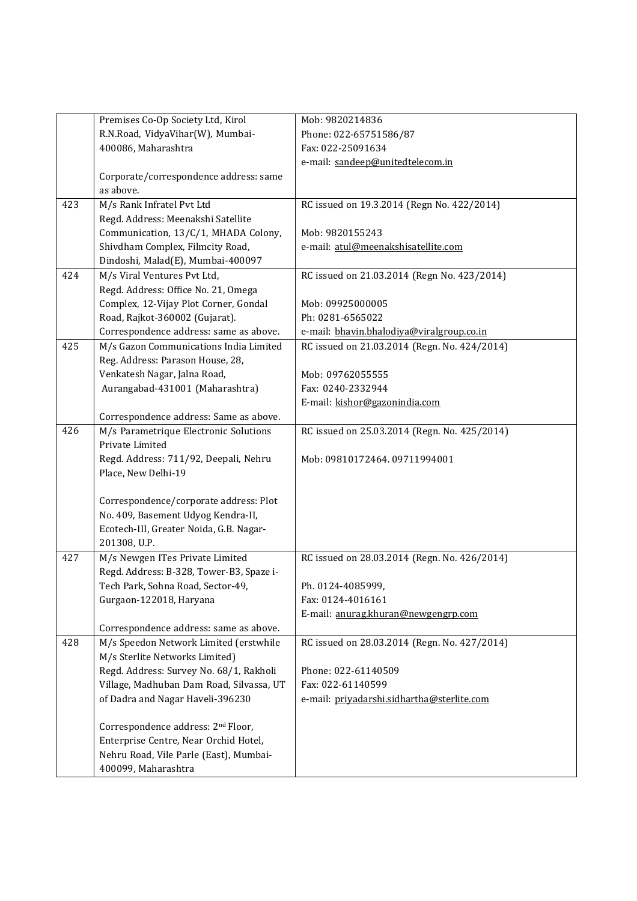|  |  |  |
|---|---|---|
|  | Premises Co-Op Society Ltd, Kirol R.N.Road, VidyaVihar(W), Mumbai-400086, Maharashtra<br><br>Corporate/correspondence address: same as above. | Mob: 9820214836<br>Phone: 022-65751586/87<br>Fax: 022-25091634<br>e-mail: sandeep@unitedtelecom.in |
| 423 | M/s Rank Infratel Pvt Ltd<br>Regd. Address: Meenakshi Satellite Communication, 13/C/1, MHADA Colony, Shivdham Complex, Filmcity Road, Dindoshi, Malad(E), Mumbai-400097 | RC issued on 19.3.2014 (Regn No. 422/2014)<br><br>Mob: 9820155243<br>e-mail: atul@meenakshisatellite.com |
| 424 | M/s Viral Ventures Pvt Ltd,<br>Regd. Address: Office No. 21, Omega Complex, 12-Vijay Plot Corner, Gondal Road, Rajkot-360002 (Gujarat).<br>Correspondence address: same as above. | RC issued on 21.03.2014 (Regn No. 423/2014)<br><br>Mob: 09925000005<br>Ph: 0281-6565022<br>e-mail: bhavin.bhalodiya@viralgroup.co.in |
| 425 | M/s Gazon Communications India Limited<br>Reg. Address: Parason House, 28, Venkatesh Nagar, Jalna Road, Aurangabad-431001 (Maharashtra)<br><br>Correspondence address: Same as above. | RC issued on 21.03.2014 (Regn. No. 424/2014)<br><br>Mob: 09762055555<br>Fax: 0240-2332944<br>E-mail: kishor@gazonindia.com |
| 426 | M/s Parametrique Electronic Solutions Private Limited<br>Regd. Address: 711/92, Deepali, Nehru Place, New Delhi-19<br><br>Correspondence/corporate address: Plot No. 409, Basement Udyog Kendra-II, Ecotech-III, Greater Noida, G.B. Nagar-201308, U.P. | RC issued on 25.03.2014 (Regn. No. 425/2014)<br><br>Mob: 09810172464. 09711994001 |
| 427 | M/s Newgen ITes Private Limited<br>Regd. Address: B-328, Tower-B3, Spaze i-Tech Park, Sohna Road, Sector-49, Gurgaon-122018, Haryana<br><br>Correspondence address: same as above. | RC issued on 28.03.2014 (Regn. No. 426/2014)<br><br>Ph. 0124-4085999,<br>Fax: 0124-4016161<br>E-mail: anurag.khuran@newgengrp.com |
| 428 | M/s Speedon Network Limited (erstwhile M/s Sterlite Networks Limited)<br>Regd. Address: Survey No. 68/1, Rakholi Village, Madhuban Dam Road, Silvassa, UT of Dadra and Nagar Haveli-396230<br><br>Correspondence address: 2nd Floor, Enterprise Centre, Near Orchid Hotel, Nehru Road, Vile Parle (East), Mumbai-400099, Maharashtra | RC issued on 28.03.2014 (Regn. No. 427/2014)<br><br>Phone: 022-61140509<br>Fax: 022-61140599<br>e-mail: priyadarshi.sidhartha@sterlite.com |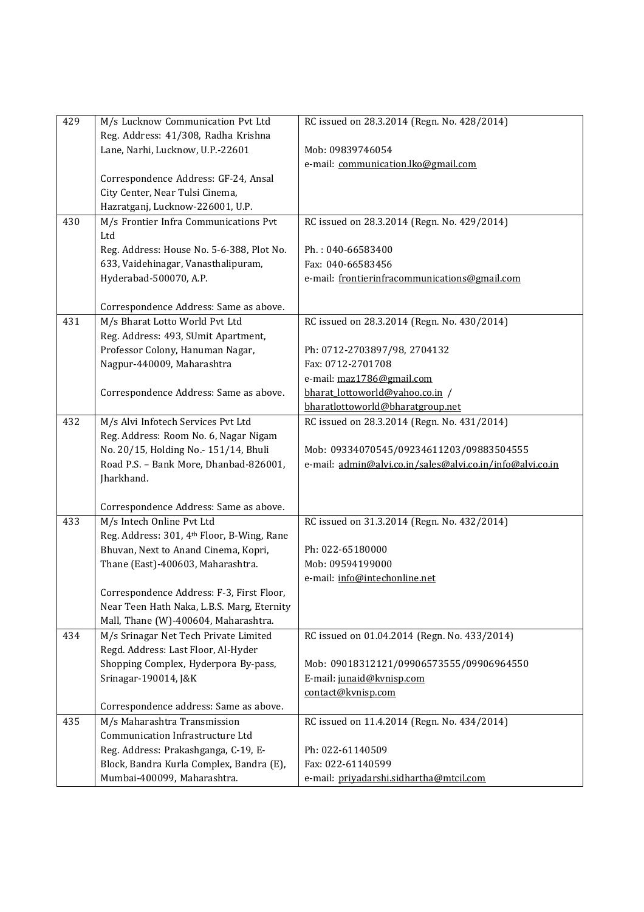| 429 | M/s Lucknow Communication Pvt Ltd<br>Reg. Address: 41/308, Radha Krishna Lane, Narhi, Lucknow, U.P.-22601<br><br>Correspondence Address: GF-24, Ansal City Center, Near Tulsi Cinema, Hazratganj, Lucknow-226001, U.P. | RC issued on 28.3.2014 (Regn. No. 428/2014)<br><br>Mob: 09839746054<br>e-mail: communication.lko@gmail.com |
|---|---|---|
| 430 | M/s Frontier Infra Communications Pvt Ltd<br>Reg. Address: House No. 5-6-388, Plot No. 633, Vaidehinagar, Vanasthalipuram, Hyderabad-500070, A.P.<br><br>Correspondence Address: Same as above. | RC issued on 28.3.2014 (Regn. No. 429/2014)<br><br>Ph. : 040-66583400<br>Fax: 040-66583456<br>e-mail: frontierinfracommunications@gmail.com |
| 431 | M/s Bharat Lotto World Pvt Ltd<br>Reg. Address: 493, SUmit Apartment, Professor Colony, Hanuman Nagar, Nagpur-440009, Maharashtra<br><br>Correspondence Address: Same as above. | RC issued on 28.3.2014 (Regn. No. 430/2014)<br><br>Ph: 0712-2703897/98, 2704132<br>Fax: 0712-2701708<br>e-mail: maz1786@gmail.com<br>bharat_lottoworld@yahoo.co.in /<br>bharatlottoworld@bharatgroup.net |
| 432 | M/s Alvi Infotech Services Pvt Ltd<br>Reg. Address: Room No. 6, Nagar Nigam No. 20/15, Holding No.- 151/14, Bhuli Road P.S. – Bank More, Dhanbad-826001, Jharkhand.<br><br>Correspondence Address: Same as above. | RC issued on 28.3.2014 (Regn. No. 431/2014)<br><br>Mob: 09334070545/09234611203/09883504555<br>e-mail: admin@alvi.co.in/sales@alvi.co.in/info@alvi.co.in |
| 433 | M/s Intech Online Pvt Ltd<br>Reg. Address: 301, 4th Floor, B-Wing, Rane Bhuvan, Next to Anand Cinema, Kopri, Thane (East)-400603, Maharashtra.<br><br>Correspondence Address: F-3, First Floor, Near Teen Hath Naka, L.B.S. Marg, Eternity Mall, Thane (W)-400604, Maharashtra. | RC issued on 31.3.2014 (Regn. No. 432/2014)<br><br>Ph: 022-65180000<br>Mob: 09594199000<br>e-mail: info@intechonline.net |
| 434 | M/s Srinagar Net Tech Private Limited<br>Regd. Address: Last Floor, Al-Hyder Shopping Complex, Hyderpora By-pass, Srinagar-190014, J&K<br><br>Correspondence address: Same as above. | RC issued on 01.04.2014 (Regn. No. 433/2014)<br><br>Mob: 09018312121/09906573555/09906964550<br>E-mail: junaid@kvnisp.com<br>contact@kvnisp.com |
| 435 | M/s Maharashtra Transmission Communication Infrastructure Ltd<br>Reg. Address: Prakashganga, C-19, E-Block, Bandra Kurla Complex, Bandra (E), Mumbai-400099, Maharashtra. | RC issued on 11.4.2014 (Regn. No. 434/2014)<br><br>Ph: 022-61140509<br>Fax: 022-61140599<br>e-mail: priyadarshi.sidhartha@mtcil.com |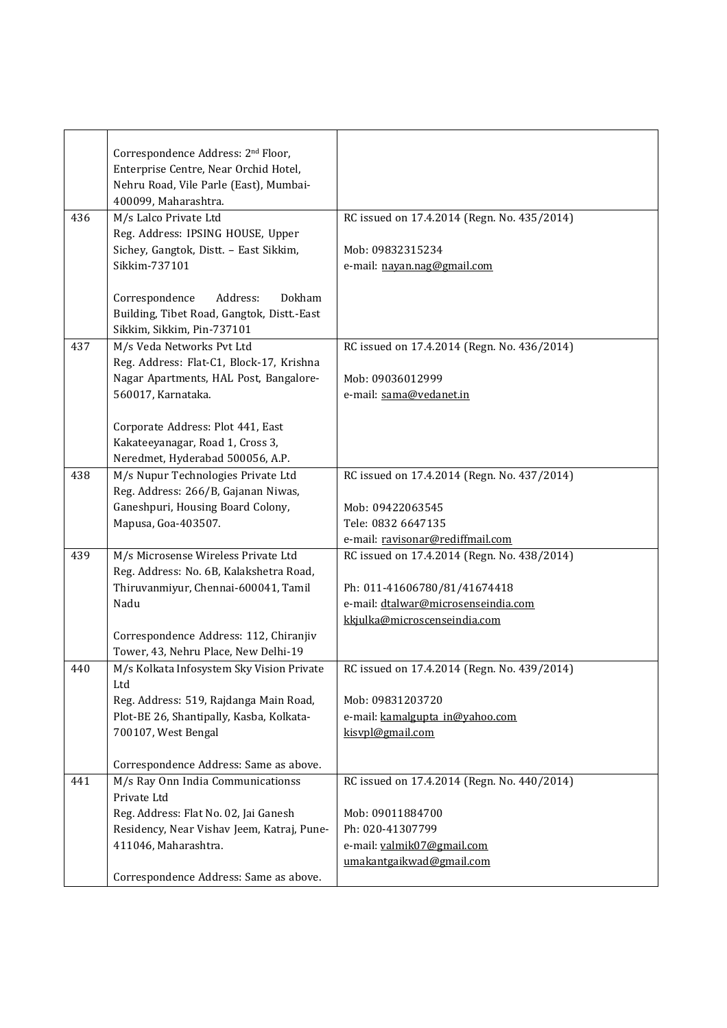| | | |
|---|---|---|
| | Correspondence Address: 2nd Floor, Enterprise Centre, Near Orchid Hotel, Nehru Road, Vile Parle (East), Mumbai-400099, Maharashtra. | |
| 436 | M/s Lalco Private Ltd<br>Reg. Address: IPSING HOUSE, Upper Sichey, Gangtok, Distt. – East Sikkim, Sikkim-737101<br><br>Correspondence Address: Dokham Building, Tibet Road, Gangtok, Distt.-East Sikkim, Sikkim, Pin-737101 | RC issued on 17.4.2014 (Regn. No. 435/2014)<br><br>Mob: 09832315234<br>e-mail: nayan.nag@gmail.com |
| 437 | M/s Veda Networks Pvt Ltd<br>Reg. Address: Flat-C1, Block-17, Krishna Nagar Apartments, HAL Post, Bangalore-560017, Karnataka.<br><br>Corporate Address: Plot 441, East Kakateeyanagar, Road 1, Cross 3, Neredmet, Hyderabad 500056, A.P. | RC issued on 17.4.2014 (Regn. No. 436/2014)<br><br>Mob: 09036012999<br>e-mail: sama@vedanet.in |
| 438 | M/s Nupur Technologies Private Ltd<br>Reg. Address: 266/B, Gajanan Niwas, Ganeshpuri, Housing Board Colony, Mapusa, Goa-403507. | RC issued on 17.4.2014 (Regn. No. 437/2014)<br><br>Mob: 09422063545<br>Tele: 0832 6647135<br>e-mail: ravisonar@rediffmail.com |
| 439 | M/s Microsense Wireless Private Ltd<br>Reg. Address: No. 6B, Kalakshetra Road, Thiruvanmiyur, Chennai-600041, Tamil Nadu<br><br>Correspondence Address: 112, Chiranjiv Tower, 43, Nehru Place, New Delhi-19 | RC issued on 17.4.2014 (Regn. No. 438/2014)<br><br>Ph: 011-41606780/81/41674418<br>e-mail: dtalwar@microsenseindia.com<br>kkjulka@microscenseindia.com |
| 440 | M/s Kolkata Infosystem Sky Vision Private Ltd<br>Reg. Address: 519, Rajdanga Main Road, Plot-BE 26, Shantipally, Kasba, Kolkata-700107, West Bengal<br><br>Correspondence Address: Same as above. | RC issued on 17.4.2014 (Regn. No. 439/2014)<br><br>Mob: 09831203720<br>e-mail: kamalgupta_in@yahoo.com<br>kisvpl@gmail.com |
| 441 | M/s Ray Onn India Communicationss Private Ltd<br>Reg. Address: Flat No. 02, Jai Ganesh Residency, Near Vishav Jeem, Katraj, Pune-411046, Maharashtra.<br><br>Correspondence Address: Same as above. | RC issued on 17.4.2014 (Regn. No. 440/2014)<br><br>Mob: 09011884700<br>Ph: 020-41307799<br>e-mail: valmik07@gmail.com<br>umakantgaikwad@gmail.com |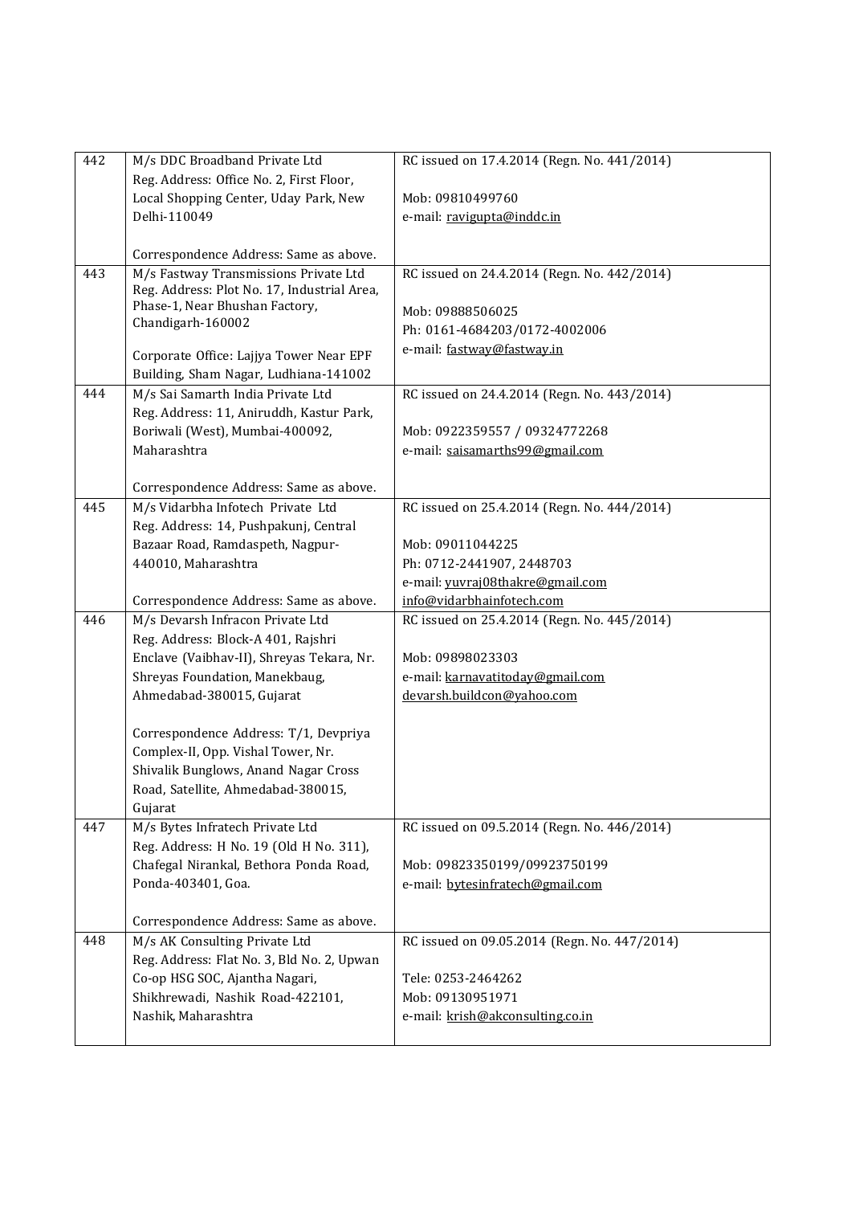| | | |
|---|---|---|
| 442 | M/s DDC Broadband Private Ltd<br>Reg. Address: Office No. 2, First Floor, Local Shopping Center, Uday Park, New Delhi-110049<br><br>Correspondence Address: Same as above. | RC issued on 17.4.2014 (Regn. No. 441/2014)<br><br>Mob: 09810499760<br>e-mail: ravigupta@inddc.in |
| 443 | M/s Fastway Transmissions Private Ltd<br>Reg. Address: Plot No. 17, Industrial Area, Phase-1, Near Bhushan Factory, Chandigarh-160002<br><br>Corporate Office: Lajjya Tower Near EPF Building, Sham Nagar, Ludhiana-141002 | RC issued on 24.4.2014 (Regn. No. 442/2014)<br><br>Mob: 09888506025<br>Ph: 0161-4684203/0172-4002006<br>e-mail: fastway@fastway.in |
| 444 | M/s Sai Samarth India Private Ltd<br>Reg. Address: 11, Aniruddh, Kastur Park, Boriwali (West), Mumbai-400092, Maharashtra<br><br>Correspondence Address: Same as above. | RC issued on 24.4.2014 (Regn. No. 443/2014)<br><br>Mob: 0922359557 / 09324772268<br>e-mail: saisamarths99@gmail.com |
| 445 | M/s Vidarbha Infotech Private Ltd<br>Reg. Address: 14, Pushpakunj, Central Bazaar Road, Ramdaspeth, Nagpur-440010, Maharashtra<br><br>Correspondence Address: Same as above. | RC issued on 25.4.2014 (Regn. No. 444/2014)<br><br>Mob: 09011044225<br>Ph: 0712-2441907, 2448703<br>e-mail: yuvraj08thakre@gmail.com<br>info@vidarbhainfotech.com |
| 446 | M/s Devarsh Infracon Private Ltd<br>Reg. Address: Block-A 401, Rajshri Enclave (Vaibhav-II), Shreyas Tekara, Nr. Shreyas Foundation, Manekbaug, Ahmedabad-380015, Gujarat<br><br>Correspondence Address: T/1, Devpriya Complex-II, Opp. Vishal Tower, Nr. Shivalik Bunglows, Anand Nagar Cross Road, Satellite, Ahmedabad-380015, Gujarat | RC issued on 25.4.2014 (Regn. No. 445/2014)<br><br>Mob: 09898023303<br>e-mail: karnavatitoday@gmail.com<br>devarsh.buildcon@yahoo.com |
| 447 | M/s Bytes Infratech Private Ltd<br>Reg. Address: H No. 19 (Old H No. 311), Chafegal Nirankal, Bethora Ponda Road, Ponda-403401, Goa.<br><br>Correspondence Address: Same as above. | RC issued on 09.5.2014 (Regn. No. 446/2014)<br><br>Mob: 09823350199/09923750199<br>e-mail: bytesinfratech@gmail.com |
| 448 | M/s AK Consulting Private Ltd<br>Reg. Address: Flat No. 3, Bld No. 2, Upwan Co-op HSG SOC, Ajantha Nagari, Shikhrewadi, Nashik Road-422101, Nashik, Maharashtra | RC issued on 09.05.2014 (Regn. No. 447/2014)<br><br>Tele: 0253-2464262<br>Mob: 09130951971<br>e-mail: krish@akconsulting.co.in |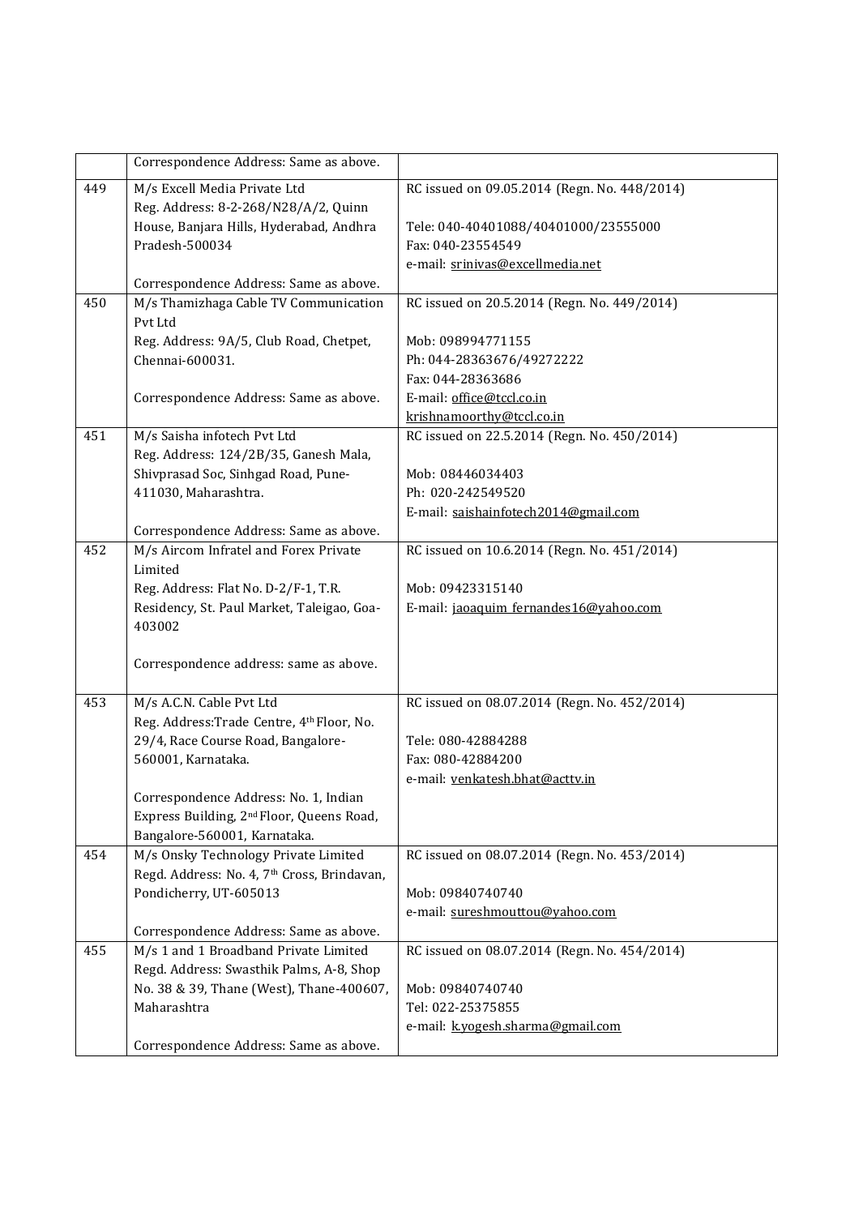| | | |
|---|---|---|
| | Correspondence Address: Same as above. | |
| 449 | M/s Excell Media Private Ltd<br>Reg. Address: 8-2-268/N28/A/2, Quinn House, Banjara Hills, Hyderabad, Andhra Pradesh-500034<br><br>Correspondence Address: Same as above. | RC issued on 09.05.2014 (Regn. No. 448/2014)<br><br>Tele: 040-40401088/40401000/23555000<br>Fax: 040-23554549<br>e-mail: srinivas@excellmedia.net |
| 450 | M/s Thamizhaga Cable TV Communication Pvt Ltd<br>Reg. Address: 9A/5, Club Road, Chetpet, Chennai-600031.<br><br>Correspondence Address: Same as above. | RC issued on 20.5.2014 (Regn. No. 449/2014)<br><br>Mob: 098994771155<br>Ph: 044-28363676/49272222<br>Fax: 044-28363686<br>E-mail: office@tccl.co.in<br>krishnamoorthy@tccl.co.in |
| 451 | M/s Saisha infotech Pvt Ltd<br>Reg. Address: 124/2B/35, Ganesh Mala, Shivprasad Soc, Sinhgad Road, Pune-411030, Maharashtra.<br><br>Correspondence Address: Same as above. | RC issued on 22.5.2014 (Regn. No. 450/2014)<br><br>Mob: 08446034403<br>Ph: 020-242549520<br>E-mail: saishainfotech2014@gmail.com |
| 452 | M/s Aircom Infratel and Forex Private Limited<br>Reg. Address: Flat No. D-2/F-1, T.R. Residency, St. Paul Market, Taleigao, Goa-403002<br><br>Correspondence address: same as above. | RC issued on 10.6.2014 (Regn. No. 451/2014)<br><br>Mob: 09423315140<br>E-mail: jaoaquim_fernandes16@yahoo.com |
| 453 | M/s A.C.N. Cable Pvt Ltd<br>Reg. Address:Trade Centre, 4th Floor, No. 29/4, Race Course Road, Bangalore-560001, Karnataka.<br><br>Correspondence Address: No. 1, Indian Express Building, 2nd Floor, Queens Road, Bangalore-560001, Karnataka. | RC issued on 08.07.2014 (Regn. No. 452/2014)<br><br>Tele: 080-42884288<br>Fax: 080-42884200<br>e-mail: venkatesh.bhat@acttv.in |
| 454 | M/s Onsky Technology Private Limited<br>Regd. Address: No. 4, 7th Cross, Brindavan, Pondicherry, UT-605013<br><br>Correspondence Address: Same as above. | RC issued on 08.07.2014 (Regn. No. 453/2014)<br><br>Mob: 09840740740<br>e-mail: sureshmouttou@yahoo.com |
| 455 | M/s 1 and 1 Broadband Private Limited<br>Regd. Address: Swasthik Palms, A-8, Shop No. 38 & 39, Thane (West), Thane-400607, Maharashtra<br><br>Correspondence Address: Same as above. | RC issued on 08.07.2014 (Regn. No. 454/2014)<br><br>Mob: 09840740740<br>Tel: 022-25375855<br>e-mail: k.yogesh.sharma@gmail.com |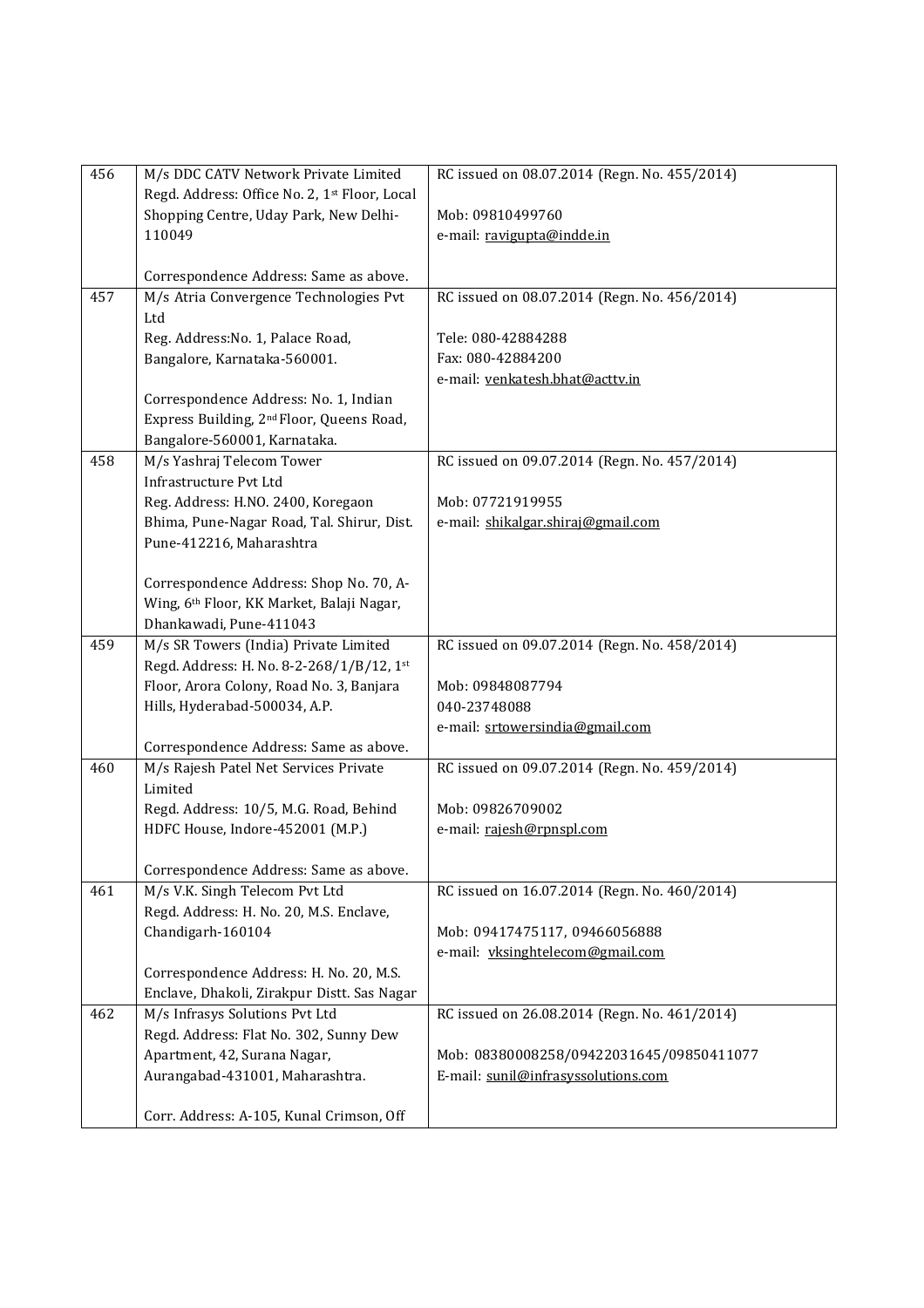| | | |
|---|---|---|
| 456 | M/s DDC CATV Network Private Limited<br>Regd. Address: Office No. 2, 1st Floor, Local Shopping Centre, Uday Park, New Delhi-110049<br><br>Correspondence Address: Same as above. | RC issued on 08.07.2014 (Regn. No. 455/2014)<br><br>Mob: 09810499760<br>e-mail: ravigupta@indde.in |
| 457 | M/s Atria Convergence Technologies Pvt Ltd<br>Reg. Address:No. 1, Palace Road, Bangalore, Karnataka-560001.<br><br>Correspondence Address: No. 1, Indian Express Building, 2nd Floor, Queens Road, Bangalore-560001, Karnataka. | RC issued on 08.07.2014 (Regn. No. 456/2014)<br><br>Tele: 080-42884288<br>Fax: 080-42884200<br>e-mail: venkatesh.bhat@acttv.in |
| 458 | M/s Yashraj Telecom Tower Infrastructure Pvt Ltd<br>Reg. Address: H.NO. 2400, Koregaon Bhima, Pune-Nagar Road, Tal. Shirur, Dist. Pune-412216, Maharashtra<br><br>Correspondence Address: Shop No. 70, A-Wing, 6th Floor, KK Market, Balaji Nagar, Dhankawadi, Pune-411043 | RC issued on 09.07.2014 (Regn. No. 457/2014)<br><br>Mob: 07721919955<br>e-mail: shikalgar.shiraj@gmail.com |
| 459 | M/s SR Towers (India) Private Limited<br>Regd. Address: H. No. 8-2-268/1/B/12, 1st Floor, Arora Colony, Road No. 3, Banjara Hills, Hyderabad-500034, A.P.<br><br>Correspondence Address: Same as above. | RC issued on 09.07.2014 (Regn. No. 458/2014)<br><br>Mob: 09848087794<br>040-23748088<br>e-mail: srtowersindia@gmail.com |
| 460 | M/s Rajesh Patel Net Services Private Limited<br>Regd. Address: 10/5, M.G. Road, Behind HDFC House, Indore-452001 (M.P.)<br><br>Correspondence Address: Same as above. | RC issued on 09.07.2014 (Regn. No. 459/2014)<br><br>Mob: 09826709002<br>e-mail: rajesh@rpnspl.com |
| 461 | M/s V.K. Singh Telecom Pvt Ltd<br>Regd. Address: H. No. 20, M.S. Enclave, Chandigarh-160104<br><br>Correspondence Address: H. No. 20, M.S. Enclave, Dhakoli, Zirakpur Distt. Sas Nagar | RC issued on 16.07.2014 (Regn. No. 460/2014)<br><br>Mob: 09417475117, 09466056888<br>e-mail: vksinghtelecom@gmail.com |
| 462 | M/s Infrasys Solutions Pvt Ltd<br>Regd. Address: Flat No. 302, Sunny Dew Apartment, 42, Surana Nagar, Aurangabad-431001, Maharashtra.<br><br>Corr. Address: A-105, Kunal Crimson, Off | RC issued on 26.08.2014 (Regn. No. 461/2014)<br><br>Mob: 08380008258/09422031645/09850411077<br>E-mail: sunil@infrasyssolutions.com |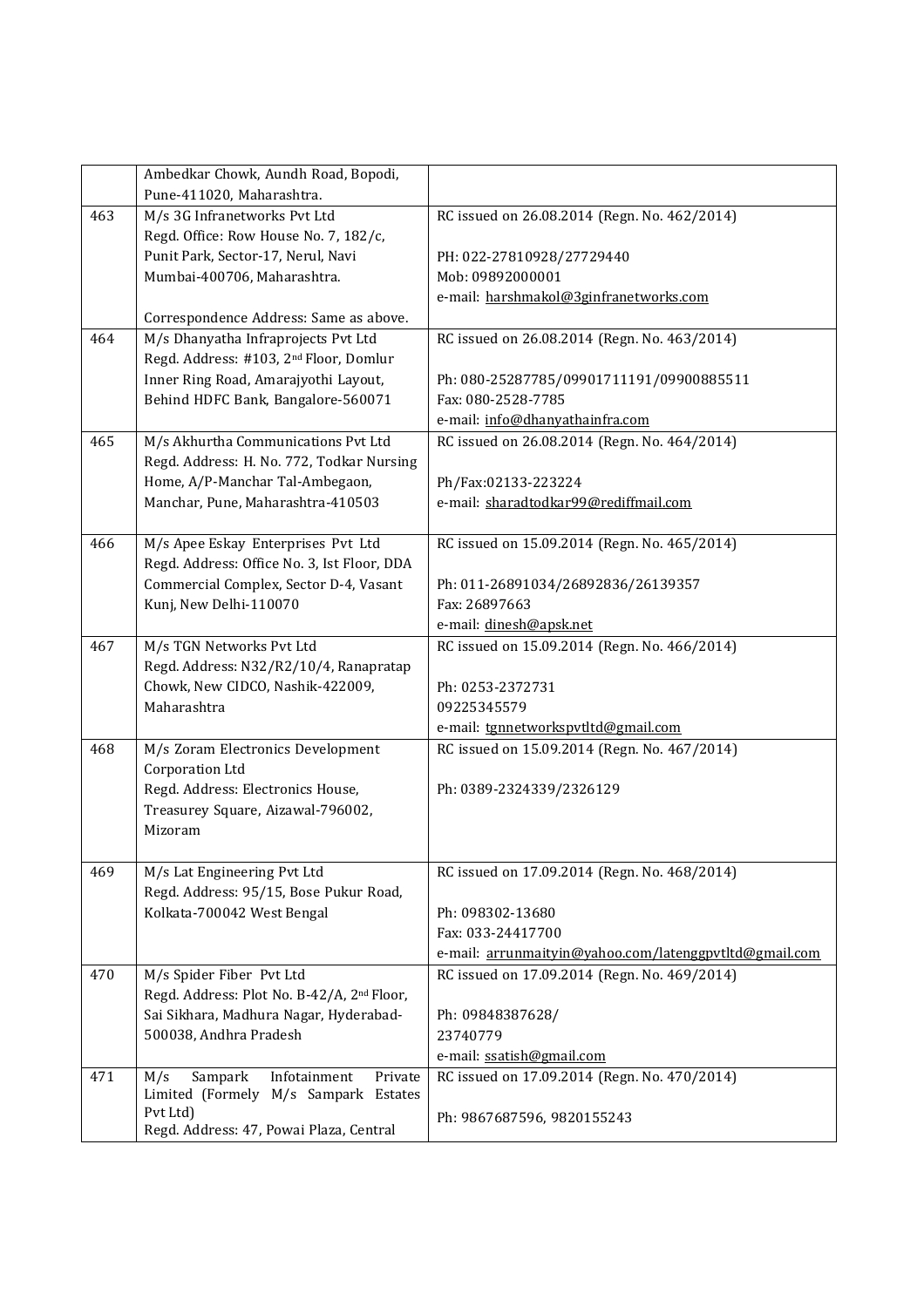| | | |
|---|---|---|
| | Ambedkar Chowk, Aundh Road, Bopodi, Pune-411020, Maharashtra. | |
| 463 | M/s 3G Infranetworks Pvt Ltd<br>Regd. Office: Row House No. 7, 182/c, Punit Park, Sector-17, Nerul, Navi Mumbai-400706, Maharashtra.<br><br>Correspondence Address: Same as above. | RC issued on 26.08.2014 (Regn. No. 462/2014)<br><br>PH: 022-27810928/27729440<br>Mob: 09892000001<br>e-mail: harshmakol@3ginfranetworks.com |
| 464 | M/s Dhanyatha Infraprojects Pvt Ltd<br>Regd. Address: #103, 2nd Floor, Domlur Inner Ring Road, Amarajyothi Layout, Behind HDFC Bank, Bangalore-560071 | RC issued on 26.08.2014 (Regn. No. 463/2014)<br><br>Ph: 080-25287785/09901711191/09900885511<br>Fax: 080-2528-7785<br>e-mail: info@dhanyathainfra.com |
| 465 | M/s Akhurtha Communications Pvt Ltd<br>Regd. Address: H. No. 772, Todkar Nursing Home, A/P-Manchar Tal-Ambegaon, Manchar, Pune, Maharashtra-410503 | RC issued on 26.08.2014 (Regn. No. 464/2014)<br><br>Ph/Fax:02133-223224<br>e-mail: sharadtodkar99@rediffmail.com |
| 466 | M/s Apee Eskay Enterprises Pvt Ltd<br>Regd. Address: Office No. 3, Ist Floor, DDA Commercial Complex, Sector D-4, Vasant Kunj, New Delhi-110070 | RC issued on 15.09.2014 (Regn. No. 465/2014)<br><br>Ph: 011-26891034/26892836/26139357<br>Fax: 26897663<br>e-mail: dinesh@apsk.net |
| 467 | M/s TGN Networks Pvt Ltd<br>Regd. Address: N32/R2/10/4, Ranapratap Chowk, New CIDCO, Nashik-422009, Maharashtra | RC issued on 15.09.2014 (Regn. No. 466/2014)<br><br>Ph: 0253-2372731<br>09225345579<br>e-mail: tgnnetworkspvtltd@gmail.com |
| 468 | M/s Zoram Electronics Development Corporation Ltd<br>Regd. Address: Electronics House, Treasurey Square, Aizawal-796002, Mizoram | RC issued on 15.09.2014 (Regn. No. 467/2014)<br><br>Ph: 0389-2324339/2326129 |
| 469 | M/s Lat Engineering Pvt Ltd<br>Regd. Address: 95/15, Bose Pukur Road, Kolkata-700042 West Bengal | RC issued on 17.09.2014 (Regn. No. 468/2014)<br><br>Ph: 098302-13680<br>Fax: 033-24417700<br>e-mail: arrunmaityin@yahoo.com/latenggpvtltd@gmail.com |
| 470 | M/s Spider Fiber Pvt Ltd<br>Regd. Address: Plot No. B-42/A, 2nd Floor, Sai Sikhara, Madhura Nagar, Hyderabad-500038, Andhra Pradesh | RC issued on 17.09.2014 (Regn. No. 469/2014)<br><br>Ph: 09848387628/<br>23740779<br>e-mail: ssatish@gmail.com |
| 471 | M/s Sampark Infotainment Private Limited (Formely M/s Sampark Estates Pvt Ltd)<br>Regd. Address: 47, Powai Plaza, Central | RC issued on 17.09.2014 (Regn. No. 470/2014)<br><br>Ph: 9867687596, 9820155243 |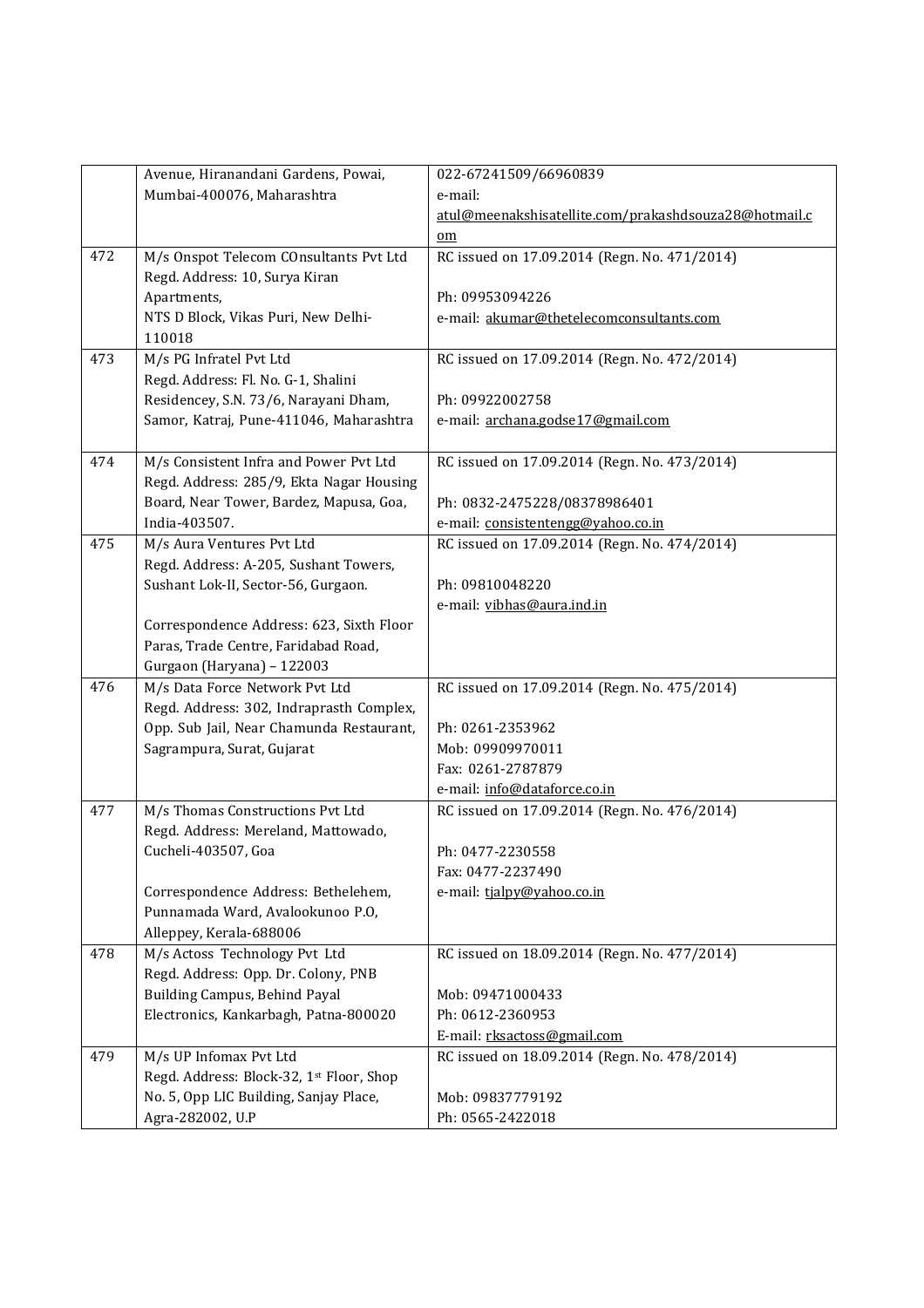| | | |
|---|---|---|
| | Avenue, Hiranandani Gardens, Powai, Mumbai-400076, Maharashtra | 022-67241509/66960839<br>e-mail: atul@meenakshisatellite.com/prakashdsouza28@hotmail.com |
| 472 | M/s Onspot Telecom COnsultants Pvt Ltd<br>Regd. Address: 10, Surya Kiran Apartments,<br>NTS D Block, Vikas Puri, New Delhi-110018 | RC issued on 17.09.2014 (Regn. No. 471/2014)<br><br>Ph: 09953094226<br>e-mail: akumar@thetelecomconsultants.com |
| 473 | M/s PG Infratel Pvt Ltd<br>Regd. Address: Fl. No. G-1, Shalini Residencey, S.N. 73/6, Narayani Dham, Samor, Katraj, Pune-411046, Maharashtra | RC issued on 17.09.2014 (Regn. No. 472/2014)<br><br>Ph: 09922002758<br>e-mail: archana.godse17@gmail.com |
| 474 | M/s Consistent Infra and Power Pvt Ltd<br>Regd. Address: 285/9, Ekta Nagar Housing Board, Near Tower, Bardez, Mapusa, Goa, India-403507. | RC issued on 17.09.2014 (Regn. No. 473/2014)<br><br>Ph: 0832-2475228/08378986401<br>e-mail: consistentengg@yahoo.co.in |
| 475 | M/s Aura Ventures Pvt Ltd<br>Regd. Address: A-205, Sushant Towers, Sushant Lok-II, Sector-56, Gurgaon.<br><br>Correspondence Address: 623, Sixth Floor Paras, Trade Centre, Faridabad Road, Gurgaon (Haryana) – 122003 | RC issued on 17.09.2014 (Regn. No. 474/2014)<br><br>Ph: 09810048220<br>e-mail: vibhas@aura.ind.in |
| 476 | M/s Data Force Network Pvt Ltd<br>Regd. Address: 302, Indraprasth Complex, Opp. Sub Jail, Near Chamunda Restaurant, Sagrampura, Surat, Gujarat | RC issued on 17.09.2014 (Regn. No. 475/2014)<br><br>Ph: 0261-2353962<br>Mob: 09909970011<br>Fax: 0261-2787879<br>e-mail: info@dataforce.co.in |
| 477 | M/s Thomas Constructions Pvt Ltd<br>Regd. Address: Mereland, Mattowado, Cucheli-403507, Goa<br><br>Correspondence Address: Bethelehem, Punnamada Ward, Avalookunoo P.O, Alleppey, Kerala-688006 | RC issued on 17.09.2014 (Regn. No. 476/2014)<br><br>Ph: 0477-2230558<br>Fax: 0477-2237490<br>e-mail: tjalpy@yahoo.co.in |
| 478 | M/s Actoss Technology Pvt Ltd<br>Regd. Address: Opp. Dr. Colony, PNB Building Campus, Behind Payal Electronics, Kankarbagh, Patna-800020 | RC issued on 18.09.2014 (Regn. No. 477/2014)<br><br>Mob: 09471000433<br>Ph: 0612-2360953<br>E-mail: rksactoss@gmail.com |
| 479 | M/s UP Infomax Pvt Ltd<br>Regd. Address: Block-32, 1st Floor, Shop No. 5, Opp LIC Building, Sanjay Place, Agra-282002, U.P | RC issued on 18.09.2014 (Regn. No. 478/2014)<br><br>Mob: 09837779192<br>Ph: 0565-2422018 |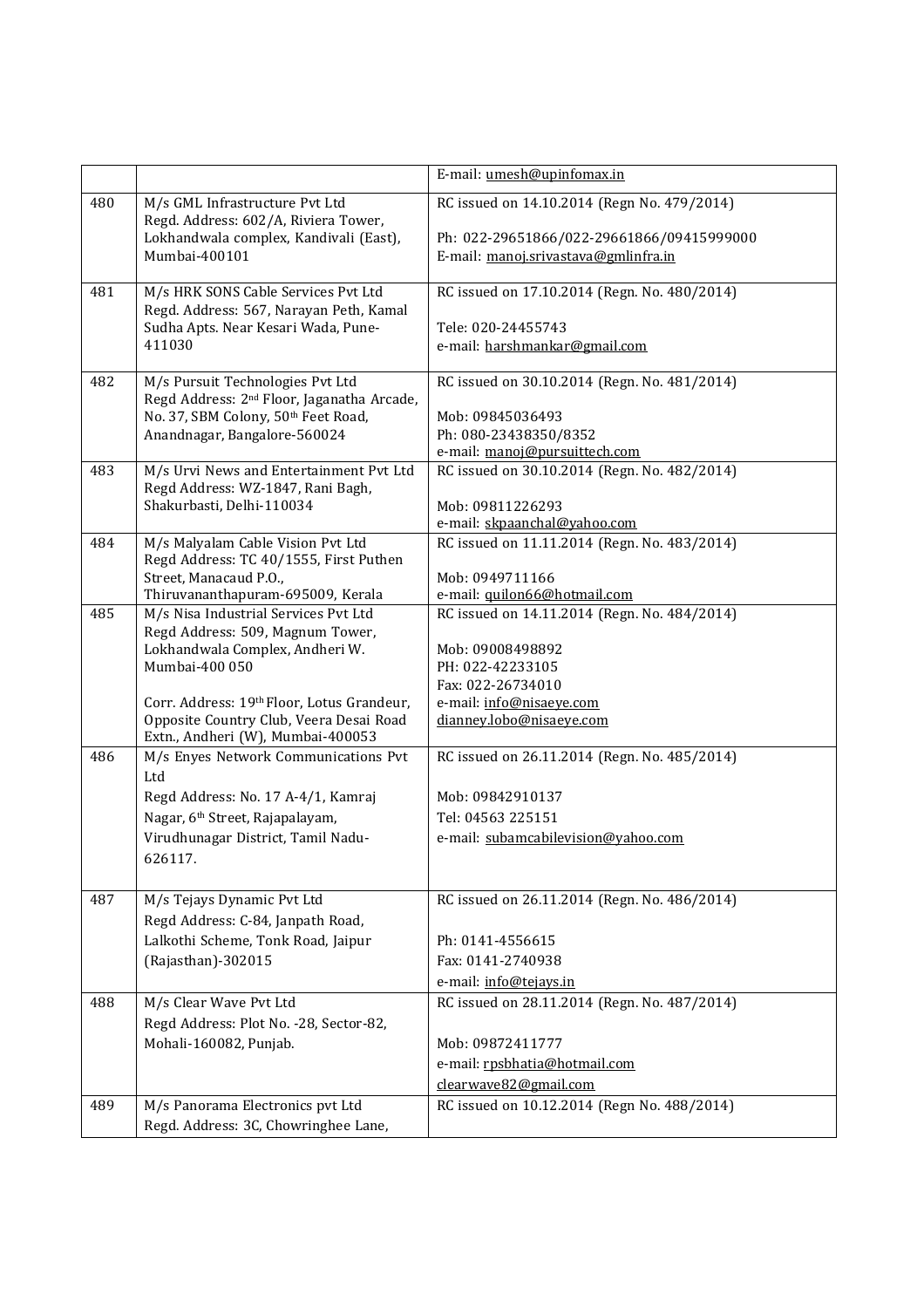| | | |
|---|---|---|
| | | E-mail: umesh@upinfomax.in |
| 480 | M/s GML Infrastructure Pvt Ltd<br>Regd. Address: 602/A, Riviera Tower, Lokhandwala complex, Kandivali (East), Mumbai-400101 | RC issued on 14.10.2014 (Regn No. 479/2014)<br><br>Ph: 022-29651866/022-29661866/09415999000<br>E-mail: manoj.srivastava@gmlinfra.in |
| 481 | M/s HRK SONS Cable Services Pvt Ltd<br>Regd. Address: 567, Narayan Peth, Kamal Sudha Apts. Near Kesari Wada, Pune-411030 | RC issued on 17.10.2014 (Regn. No. 480/2014)<br><br>Tele: 020-24455743<br>e-mail: harshmankar@gmail.com |
| 482 | M/s Pursuit Technologies Pvt Ltd<br>Regd Address: 2nd Floor, Jaganatha Arcade, No. 37, SBM Colony, 50th Feet Road, Anandnagar, Bangalore-560024 | RC issued on 30.10.2014 (Regn. No. 481/2014)<br><br>Mob: 09845036493<br>Ph: 080-23438350/8352<br>e-mail: manoj@pursuittech.com |
| 483 | M/s Urvi News and Entertainment Pvt Ltd<br>Regd Address: WZ-1847, Rani Bagh, Shakurbasti, Delhi-110034 | RC issued on 30.10.2014 (Regn. No. 482/2014)<br><br>Mob: 09811226293<br>e-mail: skpaanchal@yahoo.com |
| 484 | M/s Malyalam Cable Vision Pvt Ltd<br>Regd Address: TC 40/1555, First Puthen Street, Manacaud P.O., Thiruvananthapuram-695009, Kerala | RC issued on 11.11.2014 (Regn. No. 483/2014)<br><br>Mob: 0949711166<br>e-mail: quilon66@hotmail.com |
| 485 | M/s Nisa Industrial Services Pvt Ltd<br>Regd Address: 509, Magnum Tower, Lokhandwala Complex, Andheri W. Mumbai-400 050<br><br>Corr. Address: 19th Floor, Lotus Grandeur, Opposite Country Club, Veera Desai Road Extn., Andheri (W), Mumbai-400053 | RC issued on 14.11.2014 (Regn. No. 484/2014)<br><br>Mob: 09008498892<br>PH: 022-42233105<br>Fax: 022-26734010<br>e-mail: info@nisaeye.com<br>dianney.lobo@nisaeye.com |
| 486 | M/s Enyes Network Communications Pvt Ltd<br>Regd Address: No. 17 A-4/1, Kamraj Nagar, 6th Street, Rajapalayam, Virudhunagar District, Tamil Nadu-626117. | RC issued on 26.11.2014 (Regn. No. 485/2014)<br><br>Mob: 09842910137<br>Tel: 04563 225151<br>e-mail: subamcabilevision@yahoo.com |
| 487 | M/s Tejays Dynamic Pvt Ltd<br>Regd Address: C-84, Janpath Road, Lalkothi Scheme, Tonk Road, Jaipur (Rajasthan)-302015 | RC issued on 26.11.2014 (Regn. No. 486/2014)<br><br>Ph: 0141-4556615<br>Fax: 0141-2740938<br>e-mail: info@tejays.in |
| 488 | M/s Clear Wave Pvt Ltd<br>Regd Address: Plot No. -28, Sector-82, Mohali-160082, Punjab. | RC issued on 28.11.2014 (Regn. No. 487/2014)<br><br>Mob: 09872411777<br>e-mail: rpsbhatia@hotmail.com<br>clearwave82@gmail.com |
| 489 | M/s Panorama Electronics pvt Ltd<br>Regd. Address: 3C, Chowringhee Lane, | RC issued on 10.12.2014 (Regn No. 488/2014) |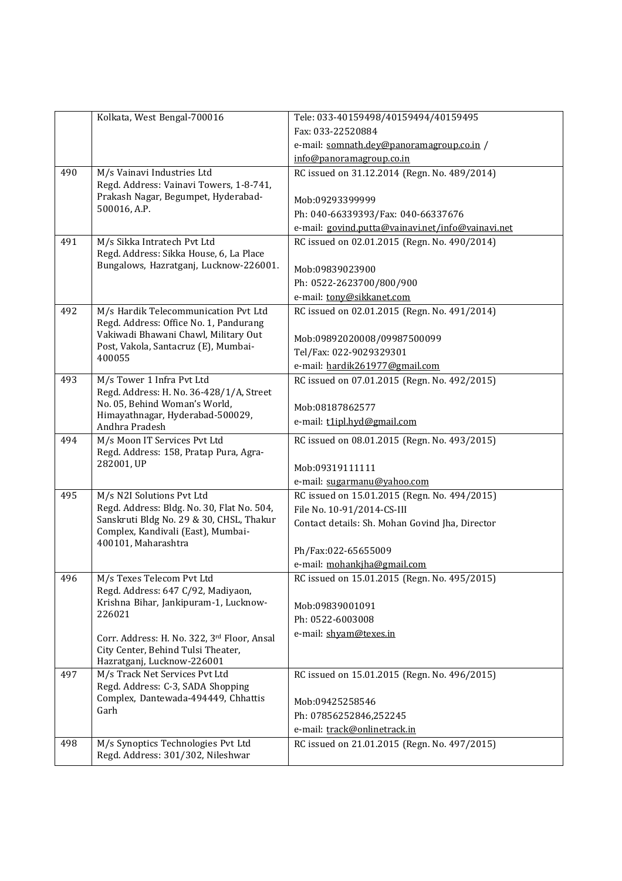|  | Kolkata, West Bengal-700016 | Tele: 033-40159498/40159494/40159495<br>Fax: 033-22520884<br>e-mail: somnath.dey@panoramagroup.co.in / info@panoramagroup.co.in |
|---|---|---|
| 490 | M/s Vainavi Industries Ltd<br>Regd. Address: Vainavi Towers, 1-8-741, Prakash Nagar, Begumpet, Hyderabad-500016, A.P. | RC issued on 31.12.2014 (Regn. No. 489/2014)<br><br>Mob:09293399999<br>Ph: 040-66339393/Fax: 040-66337676<br>e-mail: govind.putta@vainavi.net/info@vainavi.net |
| 491 | M/s Sikka Intratech Pvt Ltd<br>Regd. Address: Sikka House, 6, La Place Bungalows, Hazratganj, Lucknow-226001. | RC issued on 02.01.2015 (Regn. No. 490/2014)<br><br>Mob:09839023900<br>Ph: 0522-2623700/800/900<br>e-mail: tony@sikkanet.com |
| 492 | M/s Hardik Telecommunication Pvt Ltd<br>Regd. Address: Office No. 1, Pandurang Vakiwadi Bhawani Chawl, Military Out Post, Vakola, Santacruz (E), Mumbai-400055 | RC issued on 02.01.2015 (Regn. No. 491/2014)<br><br>Mob:09892020008/09987500099<br>Tel/Fax: 022-9029329301<br>e-mail: hardik261977@gmail.com |
| 493 | M/s Tower 1 Infra Pvt Ltd<br>Regd. Address: H. No. 36-428/1/A, Street No. 05, Behind Woman's World, Himayathnagar, Hyderabad-500029, Andhra Pradesh | RC issued on 07.01.2015 (Regn. No. 492/2015)<br><br>Mob:08187862577<br>e-mail: t1ipl.hyd@gmail.com |
| 494 | M/s Moon IT Services Pvt Ltd<br>Regd. Address: 158, Pratap Pura, Agra-282001, UP | RC issued on 08.01.2015 (Regn. No. 493/2015)<br><br>Mob:09319111111<br>e-mail: sugarmanu@yahoo.com |
| 495 | M/s N2I Solutions Pvt Ltd<br>Regd. Address: Bldg. No. 30, Flat No. 504, Sanskruti Bldg No. 29 & 30, CHSL, Thakur Complex, Kandivali (East), Mumbai-400101, Maharashtra | RC issued on 15.01.2015 (Regn. No. 494/2015)<br>File No. 10-91/2014-CS-III<br>Contact details: Sh. Mohan Govind Jha, Director<br><br>Ph/Fax:022-65655009<br>e-mail: mohankjha@gmail.com |
| 496 | M/s Texes Telecom Pvt Ltd<br>Regd. Address: 647 C/92, Madiyaon, Krishna Bihar, Jankipuram-1, Lucknow-226021<br><br>Corr. Address: H. No. 322, 3rd Floor, Ansal City Center, Behind Tulsi Theater, Hazratganj, Lucknow-226001 | RC issued on 15.01.2015 (Regn. No. 495/2015)<br><br>Mob:09839001091<br>Ph: 0522-6003008<br>e-mail: shyam@texes.in |
| 497 | M/s Track Net Services Pvt Ltd<br>Regd. Address: C-3, SADA Shopping Complex, Dantewada-494449, Chhattis Garh | RC issued on 15.01.2015 (Regn. No. 496/2015)<br><br>Mob:09425258546<br>Ph: 07856252846,252245<br>e-mail: track@onlinetrack.in |
| 498 | M/s Synoptics Technologies Pvt Ltd<br>Regd. Address: 301/302, Nileshwar | RC issued on 21.01.2015 (Regn. No. 497/2015) |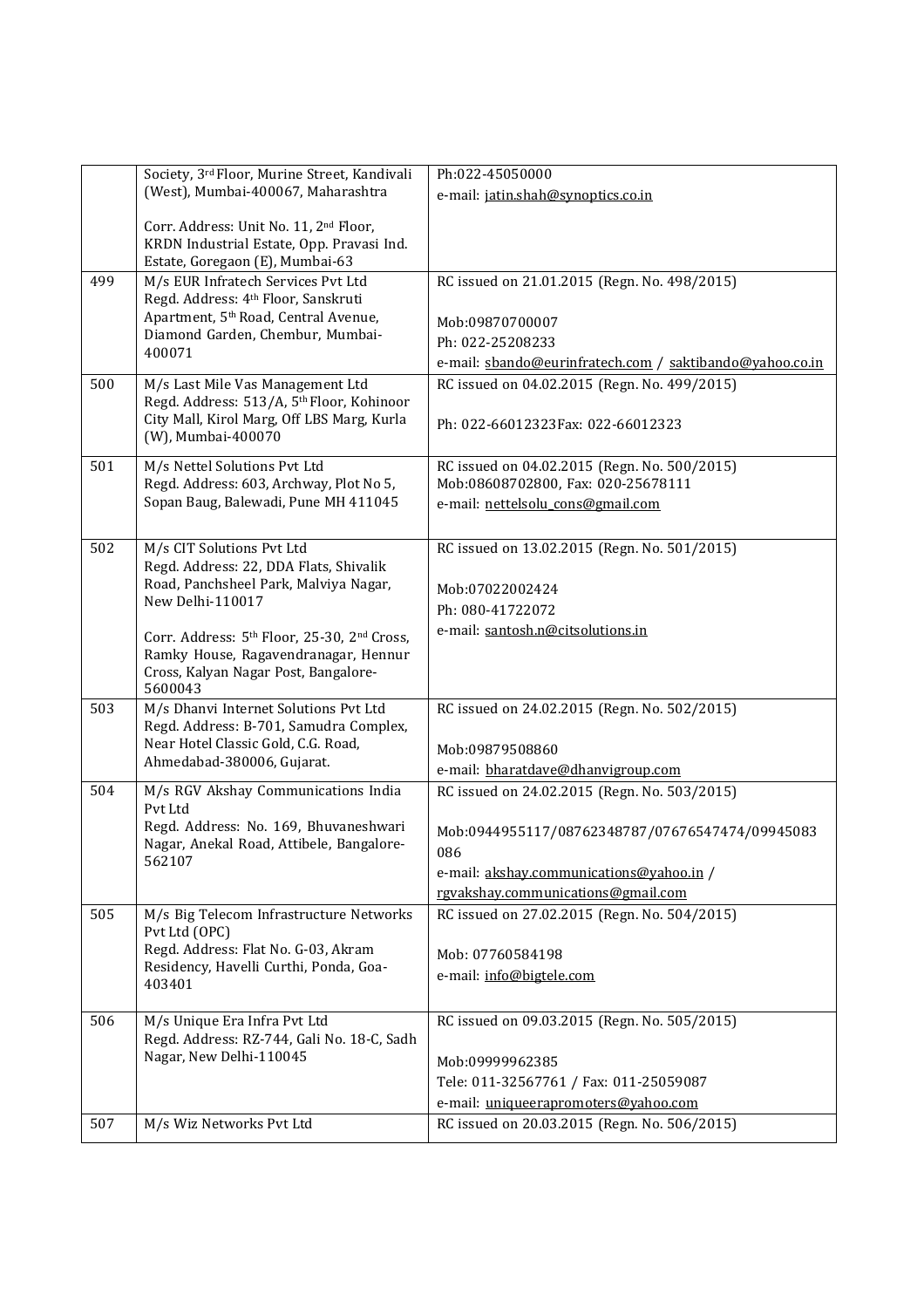|  |  |  |
|---|---|---|
|  | Society, 3rd Floor, Murine Street, Kandivali (West), Mumbai-400067, Maharashtra<br><br>Corr. Address: Unit No. 11, 2nd Floor, KRDN Industrial Estate, Opp. Pravasi Ind. Estate, Goregaon (E), Mumbai-63 | Ph:022-45050000<br>e-mail: jatin.shah@synoptics.co.in |
| 499 | M/s EUR Infratech Services Pvt Ltd<br>Regd. Address: 4th Floor, Sanskruti Apartment, 5th Road, Central Avenue, Diamond Garden, Chembur, Mumbai-400071 | RC issued on 21.01.2015 (Regn. No. 498/2015)<br><br>Mob:09870700007<br>Ph: 022-25208233<br>e-mail: sbando@eurinfratech.com / saktibando@yahoo.co.in |
| 500 | M/s Last Mile Vas Management Ltd<br>Regd. Address: 513/A, 5th Floor, Kohinoor City Mall, Kirol Marg, Off LBS Marg, Kurla (W), Mumbai-400070 | RC issued on 04.02.2015 (Regn. No. 499/2015)<br><br>Ph: 022-66012323Fax: 022-66012323 |
| 501 | M/s Nettel Solutions Pvt Ltd<br>Regd. Address: 603, Archway, Plot No 5, Sopan Baug, Balewadi, Pune MH 411045 | RC issued on 04.02.2015 (Regn. No. 500/2015)<br>Mob:08608702800, Fax: 020-25678111<br>e-mail: nettelsolu_cons@gmail.com |
| 502 | M/s CIT Solutions Pvt Ltd<br>Regd. Address: 22, DDA Flats, Shivalik Road, Panchsheel Park, Malviya Nagar, New Delhi-110017<br><br>Corr. Address: 5th Floor, 25-30, 2nd Cross, Ramky House, Ragavendranagar, Hennur Cross, Kalyan Nagar Post, Bangalore-5600043 | RC issued on 13.02.2015 (Regn. No. 501/2015)<br><br>Mob:07022002424<br>Ph: 080-41722072<br>e-mail: santosh.n@citsolutions.in |
| 503 | M/s Dhanvi Internet Solutions Pvt Ltd<br>Regd. Address: B-701, Samudra Complex, Near Hotel Classic Gold, C.G. Road, Ahmedabad-380006, Gujarat. | RC issued on 24.02.2015 (Regn. No. 502/2015)<br><br>Mob:09879508860<br>e-mail: bharatdave@dhanvigroup.com |
| 504 | M/s RGV Akshay Communications India Pvt Ltd<br>Regd. Address: No. 169, Bhuvaneshwari Nagar, Anekal Road, Attibele, Bangalore-562107 | RC issued on 24.02.2015 (Regn. No. 503/2015)<br><br>Mob:0944955117/08762348787/07676547474/09945083086<br>e-mail: akshay.communications@yahoo.in / rgvakshay.communications@gmail.com |
| 505 | M/s Big Telecom Infrastructure Networks Pvt Ltd (OPC)<br>Regd. Address: Flat No. G-03, Akram Residency, Havelli Curthi, Ponda, Goa-403401 | RC issued on 27.02.2015 (Regn. No. 504/2015)<br><br>Mob: 07760584198<br>e-mail: info@bigtele.com |
| 506 | M/s Unique Era Infra Pvt Ltd<br>Regd. Address: RZ-744, Gali No. 18-C, Sadh Nagar, New Delhi-110045 | RC issued on 09.03.2015 (Regn. No. 505/2015)<br><br>Mob:09999962385<br>Tele: 011-32567761 / Fax: 011-25059087<br>e-mail: uniqueerapromoters@yahoo.com |
| 507 | M/s Wiz Networks Pvt Ltd | RC issued on 20.03.2015 (Regn. No. 506/2015) |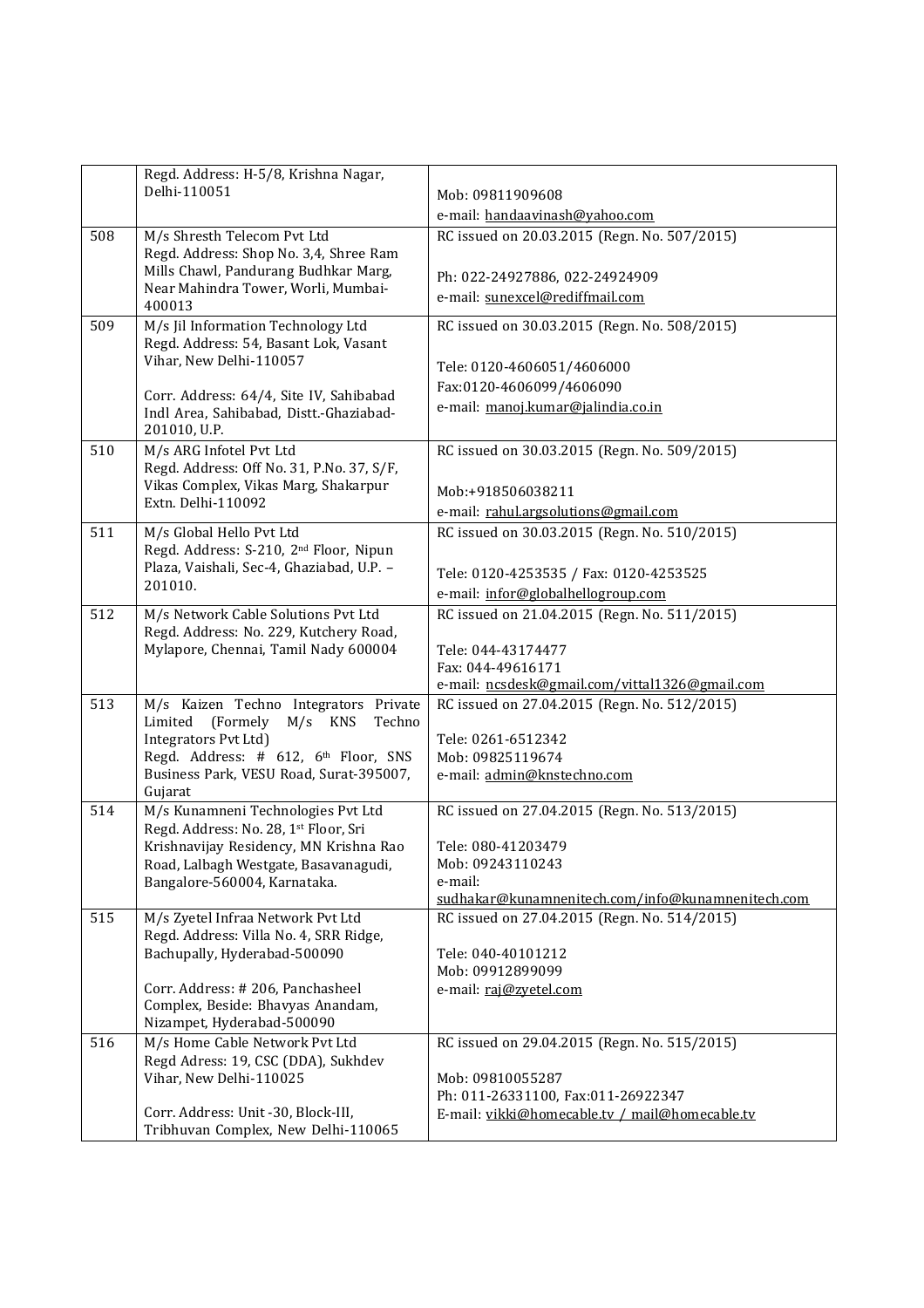| | | |
|---|---|---|
| | Regd. Address: H-5/8, Krishna Nagar, Delhi-110051 | Mob: 09811909608<br>e-mail: handaavinash@yahoo.com |
| 508 | M/s Shresth Telecom Pvt Ltd<br>Regd. Address: Shop No. 3,4, Shree Ram Mills Chawl, Pandurang Budhkar Marg, Near Mahindra Tower, Worli, Mumbai-400013 | RC issued on 20.03.2015 (Regn. No. 507/2015)<br><br>Ph: 022-24927886, 022-24924909<br>e-mail: sunexcel@rediffmail.com |
| 509 | M/s Jil Information Technology Ltd<br>Regd. Address: 54, Basant Lok, Vasant Vihar, New Delhi-110057<br><br>Corr. Address: 64/4, Site IV, Sahibabad Indl Area, Sahibabad, Distt.-Ghaziabad-201010, U.P. | RC issued on 30.03.2015 (Regn. No. 508/2015)<br><br>Tele: 0120-4606051/4606000<br>Fax:0120-4606099/4606090<br>e-mail: manoj.kumar@jalindia.co.in |
| 510 | M/s ARG Infotel Pvt Ltd<br>Regd. Address: Off No. 31, P.No. 37, S/F, Vikas Complex, Vikas Marg, Shakarpur Extn. Delhi-110092 | RC issued on 30.03.2015 (Regn. No. 509/2015)<br><br>Mob:+918506038211<br>e-mail: rahul.argsolutions@gmail.com |
| 511 | M/s Global Hello Pvt Ltd<br>Regd. Address: S-210, 2nd Floor, Nipun Plaza, Vaishali, Sec-4, Ghaziabad, U.P. – 201010. | RC issued on 30.03.2015 (Regn. No. 510/2015)<br><br>Tele: 0120-4253535 / Fax: 0120-4253525<br>e-mail: infor@globalhellogroup.com |
| 512 | M/s Network Cable Solutions Pvt Ltd<br>Regd. Address: No. 229, Kutchery Road, Mylapore, Chennai, Tamil Nady 600004 | RC issued on 21.04.2015 (Regn. No. 511/2015)<br><br>Tele: 044-43174477<br>Fax: 044-49616171<br>e-mail: ncsdesk@gmail.com/vittal1326@gmail.com |
| 513 | M/s Kaizen Techno Integrators Private Limited (Formely M/s KNS Techno Integrators Pvt Ltd)<br>Regd. Address: # 612, 6th Floor, SNS Business Park, VESU Road, Surat-395007, Gujarat | RC issued on 27.04.2015 (Regn. No. 512/2015)<br><br>Tele: 0261-6512342<br>Mob: 09825119674<br>e-mail: admin@knstechno.com |
| 514 | M/s Kunamneni Technologies Pvt Ltd<br>Regd. Address: No. 28, 1st Floor, Sri Krishnavijay Residency, MN Krishna Rao Road, Lalbagh Westgate, Basavanagudi, Bangalore-560004, Karnataka. | RC issued on 27.04.2015 (Regn. No. 513/2015)<br><br>Tele: 080-41203479<br>Mob: 09243110243<br>e-mail:<br>sudhakar@kunamnenitech.com/info@kunamnenitech.com |
| 515 | M/s Zyetel Infraa Network Pvt Ltd<br>Regd. Address: Villa No. 4, SRR Ridge, Bachupally, Hyderabad-500090<br><br>Corr. Address: # 206, Panchasheel Complex, Beside: Bhavyas Anandam, Nizampet, Hyderabad-500090 | RC issued on 27.04.2015 (Regn. No. 514/2015)<br><br>Tele: 040-40101212<br>Mob: 09912899099<br>e-mail: raj@zyetel.com |
| 516 | M/s Home Cable Network Pvt Ltd<br>Regd Adress: 19, CSC (DDA), Sukhdev Vihar, New Delhi-110025<br><br>Corr. Address: Unit -30, Block-III, Tribhuvan Complex, New Delhi-110065 | RC issued on 29.04.2015 (Regn. No. 515/2015)<br><br>Mob: 09810055287<br>Ph: 011-26331100, Fax:011-26922347<br>E-mail: vikki@homecable.tv / mail@homecable.tv |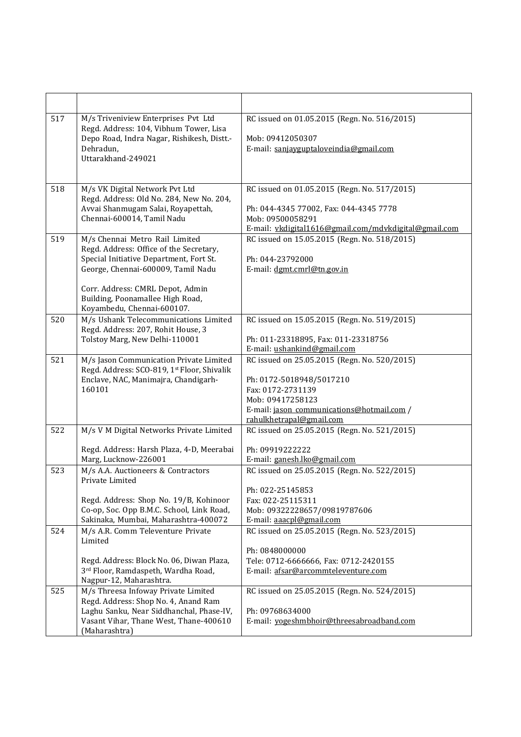| | | |
|---|---|---|
| 517 | M/s Triveniview Enterprises Pvt Ltd<br>Regd. Address: 104, Vibhum Tower, Lisa Depo Road, Indra Nagar, Rishikesh, Distt.-Dehradun,<br>Uttarakhand-249021 | RC issued on 01.05.2015 (Regn. No. 516/2015)<br><br>Mob: 09412050307<br>E-mail: sanjayguptaloveindia@gmail.com |
| 518 | M/s VK Digital Network Pvt Ltd<br>Regd. Address: Old No. 284, New No. 204, Avvai Shanmugam Salai, Royapettah, Chennai-600014, Tamil Nadu | RC issued on 01.05.2015 (Regn. No. 517/2015)<br><br>Ph: 044-4345 77002, Fax: 044-4345 7778<br>Mob: 09500058291<br>E-mail: vkdigital1616@gmail.com/mdvkdigital@gmail.com |
| 519 | M/s Chennai Metro Rail Limited<br>Regd. Address: Office of the Secretary, Special Initiative Department, Fort St. George, Chennai-600009, Tamil Nadu<br><br>Corr. Address: CMRL Depot, Admin Building, Poonamallee High Road, Koyambedu, Chennai-600107. | RC issued on 15.05.2015 (Regn. No. 518/2015)<br><br>Ph: 044-23792000<br>E-mail: dgmt.cmrl@tn.gov.in |
| 520 | M/s Ushank Telecommunications Limited<br>Regd. Address: 207, Rohit House, 3 Tolstoy Marg, New Delhi-110001 | RC issued on 15.05.2015 (Regn. No. 519/2015)<br><br>Ph: 011-23318895, Fax: 011-23318756<br>E-mail: ushankind@gmail.com |
| 521 | M/s Jason Communication Private Limited<br>Regd. Address: SCO-819, 1st Floor, Shivalik Enclave, NAC, Manimajra, Chandigarh-160101 | RC issued on 25.05.2015 (Regn. No. 520/2015)<br><br>Ph: 0172-5018948/5017210<br>Fax: 0172-2731139<br>Mob: 09417258123<br>E-mail: jason_communications@hotmail.com / rahulkhetrapal@gmail.com |
| 522 | M/s V M Digital Networks Private Limited<br><br>Regd. Address: Harsh Plaza, 4-D, Meerabai Marg, Lucknow-226001 | RC issued on 25.05.2015 (Regn. No. 521/2015)<br><br>Ph: 09919222222<br>E-mail: ganesh.lko@gmail.com |
| 523 | M/s A.A. Auctioneers & Contractors Private Limited<br><br>Regd. Address: Shop No. 19/B, Kohinoor Co-op, Soc. Opp B.M.C. School, Link Road, Sakinaka, Mumbai, Maharashtra-400072 | RC issued on 25.05.2015 (Regn. No. 522/2015)<br><br>Ph: 022-25145853<br>Fax: 022-25115311<br>Mob: 09322228657/09819787606<br>E-mail: aaacpl@gmail.com |
| 524 | M/s A.R. Comm Televenture Private Limited<br><br>Regd. Address: Block No. 06, Diwan Plaza, 3rd Floor, Ramdaspeth, Wardha Road, Nagpur-12, Maharashtra. | RC issued on 25.05.2015 (Regn. No. 523/2015)<br><br>Ph: 0848000000<br>Tele: 0712-6666666, Fax: 0712-2420155<br>E-mail: afsar@arcommteleventure.com |
| 525 | M/s Threesa Infoway Private Limited<br>Regd. Address: Shop No. 4, Anand Ram Laghu Sanku, Near Siddhanchal, Phase-IV, Vasant Vihar, Thane West, Thane-400610 (Maharashtra) | RC issued on 25.05.2015 (Regn. No. 524/2015)<br><br>Ph: 09768634000<br>E-mail: yogeshmbhoir@threesabroadband.com |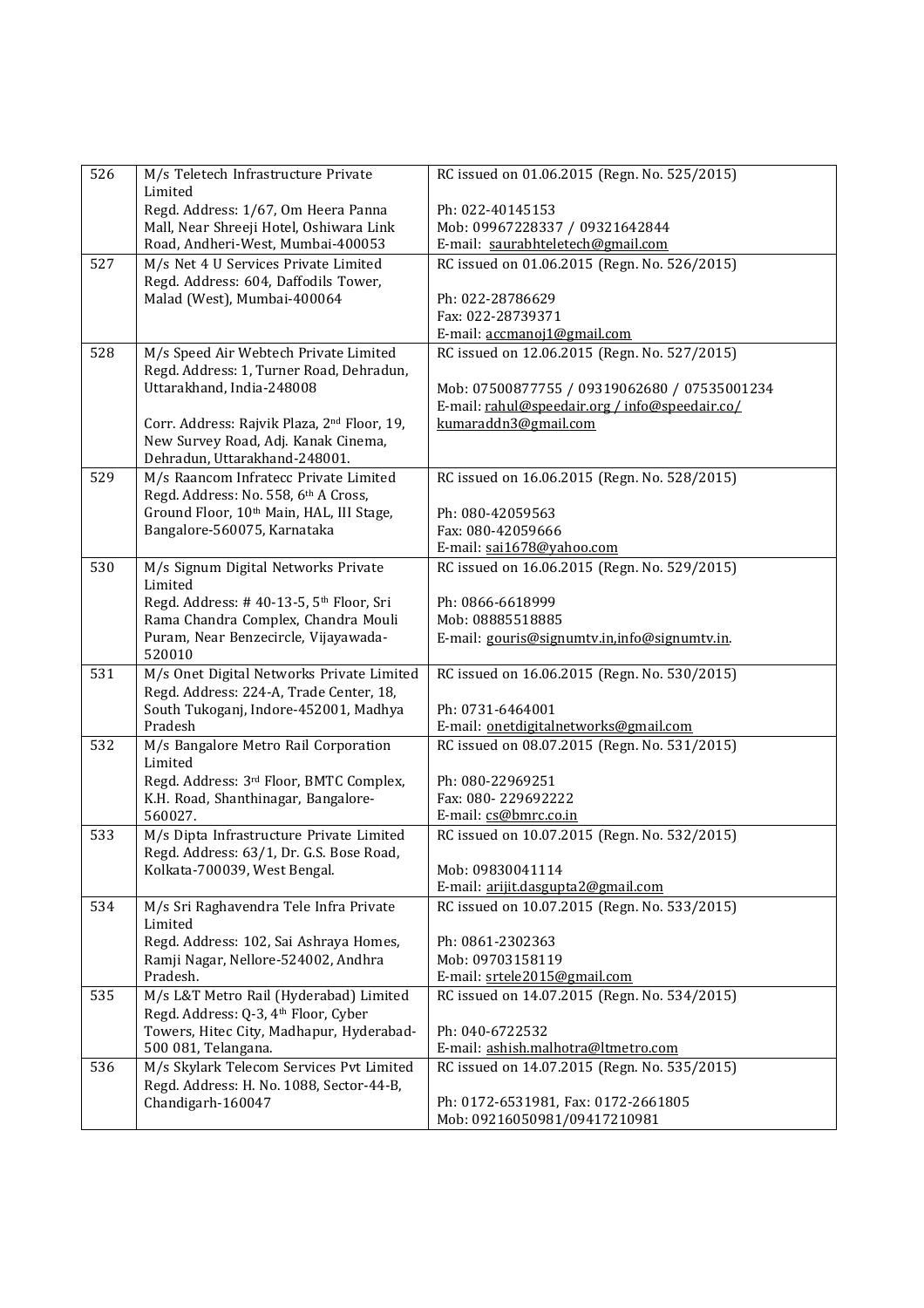| 526 | M/s Teletech Infrastructure Private Limited<br>Regd. Address: 1/67, Om Heera Panna Mall, Near Shreeji Hotel, Oshiwara Link Road, Andheri-West, Mumbai-400053 | RC issued on 01.06.2015 (Regn. No. 525/2015)<br><br>Ph: 022-40145153<br>Mob: 09967228337 / 09321642844<br>E-mail: saurabhteletech@gmail.com |
|---|---|---|
| 527 | M/s Net 4 U Services Private Limited<br>Regd. Address: 604, Daffodils Tower, Malad (West), Mumbai-400064 | RC issued on 01.06.2015 (Regn. No. 526/2015)<br><br>Ph: 022-28786629<br>Fax: 022-28739371<br>E-mail: accmanoj1@gmail.com |
| 528 | M/s Speed Air Webtech Private Limited<br>Regd. Address: 1, Turner Road, Dehradun, Uttarakhand, India-248008<br><br>Corr. Address: Rajvik Plaza, 2nd Floor, 19, New Survey Road, Adj. Kanak Cinema, Dehradun, Uttarakhand-248001. | RC issued on 12.06.2015 (Regn. No. 527/2015)<br><br>Mob: 07500877755 / 09319062680 / 07535001234<br>E-mail: rahul@speedair.org / info@speedair.co/ kumaraddn3@gmail.com |
| 529 | M/s Raancom Infratecc Private Limited<br>Regd. Address: No. 558, 6th A Cross, Ground Floor, 10th Main, HAL, III Stage, Bangalore-560075, Karnataka | RC issued on 16.06.2015 (Regn. No. 528/2015)<br><br>Ph: 080-42059563<br>Fax: 080-42059666<br>E-mail: sai1678@yahoo.com |
| 530 | M/s Signum Digital Networks Private Limited<br>Regd. Address: # 40-13-5, 5th Floor, Sri Rama Chandra Complex, Chandra Mouli Puram, Near Benzecircle, Vijayawada-520010 | RC issued on 16.06.2015 (Regn. No. 529/2015)<br><br>Ph: 0866-6618999<br>Mob: 08885518885<br>E-mail: gouris@signumtv.in,info@signumtv.in. |
| 531 | M/s Onet Digital Networks Private Limited<br>Regd. Address: 224-A, Trade Center, 18, South Tukoganj, Indore-452001, Madhya Pradesh | RC issued on 16.06.2015 (Regn. No. 530/2015)<br><br>Ph: 0731-6464001<br>E-mail: onetdigitalnetworks@gmail.com |
| 532 | M/s Bangalore Metro Rail Corporation Limited<br>Regd. Address: 3rd Floor, BMTC Complex, K.H. Road, Shanthinagar, Bangalore-560027. | RC issued on 08.07.2015 (Regn. No. 531/2015)<br><br>Ph: 080-22969251<br>Fax: 080- 229692222<br>E-mail: cs@bmrc.co.in |
| 533 | M/s Dipta Infrastructure Private Limited<br>Regd. Address: 63/1, Dr. G.S. Bose Road, Kolkata-700039, West Bengal. | RC issued on 10.07.2015 (Regn. No. 532/2015)<br><br>Mob: 09830041114<br>E-mail: arijit.dasgupta2@gmail.com |
| 534 | M/s Sri Raghavendra Tele Infra Private Limited<br>Regd. Address: 102, Sai Ashraya Homes, Ramji Nagar, Nellore-524002, Andhra Pradesh. | RC issued on 10.07.2015 (Regn. No. 533/2015)<br><br>Ph: 0861-2302363<br>Mob: 09703158119<br>E-mail: srtele2015@gmail.com |
| 535 | M/s L&T Metro Rail (Hyderabad) Limited<br>Regd. Address: Q-3, 4th Floor, Cyber Towers, Hitec City, Madhapur, Hyderabad-500 081, Telangana. | RC issued on 14.07.2015 (Regn. No. 534/2015)<br><br>Ph: 040-6722532<br>E-mail: ashish.malhotra@ltmetro.com |
| 536 | M/s Skylark Telecom Services Pvt Limited<br>Regd. Address: H. No. 1088, Sector-44-B, Chandigarh-160047 | RC issued on 14.07.2015 (Regn. No. 535/2015)<br><br>Ph: 0172-6531981, Fax: 0172-2661805<br>Mob: 09216050981/09417210981 |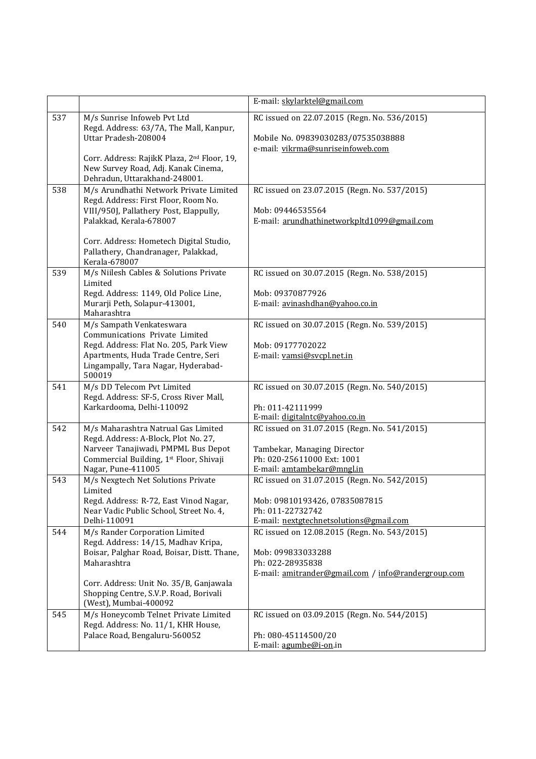|  |  | E-mail: skylarktel@gmail.com |
|---|---|---|
| 537 | M/s Sunrise Infoweb Pvt Ltd<br>Regd. Address: 63/7A, The Mall, Kanpur, Uttar Pradesh-208004<br><br>Corr. Address: RajikK Plaza, 2nd Floor, 19, New Survey Road, Adj. Kanak Cinema, Dehradun, Uttarakhand-248001. | RC issued on 22.07.2015 (Regn. No. 536/2015)<br><br>Mobile No. 09839030283/07535038888<br>e-mail: vikrma@sunriseinfoweb.com |
| 538 | M/s Arundhathi Network Private Limited<br>Regd. Address: First Floor, Room No. VIII/950J, Pallathery Post, Elappully, Palakkad, Kerala-678007<br><br>Corr. Address: Hometech Digital Studio, Pallathery, Chandranager, Palakkad, Kerala-678007 | RC issued on 23.07.2015 (Regn. No. 537/2015)<br><br>Mob: 09446535564<br>E-mail: arundhathinetworkpltd1099@gmail.com |
| 539 | M/s Niilesh Cables & Solutions Private Limited<br>Regd. Address: 1149, Old Police Line, Murarji Peth, Solapur-413001, Maharashtra | RC issued on 30.07.2015 (Regn. No. 538/2015)<br><br>Mob: 09370877926<br>E-mail: avinashdhan@yahoo.co.in |
| 540 | M/s Sampath Venkateswara Communications Private Limited<br>Regd. Address: Flat No. 205, Park View Apartments, Huda Trade Centre, Seri Lingampally, Tara Nagar, Hyderabad-500019 | RC issued on 30.07.2015 (Regn. No. 539/2015)<br><br>Mob: 09177702022<br>E-mail: vamsi@svcpl.net.in |
| 541 | M/s DD Telecom Pvt Limited<br>Regd. Address: SF-5, Cross River Mall, Karkardooma, Delhi-110092 | RC issued on 30.07.2015 (Regn. No. 540/2015)<br><br>Ph: 011-42111999<br>E-mail: digitalntc@yahoo.co.in |
| 542 | M/s Maharashtra Natrual Gas Limited<br>Regd. Address: A-Block, Plot No. 27, Narveer Tanajiwadi, PMPML Bus Depot Commercial Building, 1st Floor, Shivaji Nagar, Pune-411005 | RC issued on 31.07.2015 (Regn. No. 541/2015)<br><br>Tambekar, Managing Director<br>Ph: 020-25611000 Ext: 1001<br>E-mail: amtambekar@mngl.in |
| 543 | M/s Nexgtech Net Solutions Private Limited<br>Regd. Address: R-72, East Vinod Nagar, Near Vadic Public School, Street No. 4, Delhi-110091 | RC issued on 31.07.2015 (Regn. No. 542/2015)<br><br>Mob: 09810193426, 07835087815<br>Ph: 011-22732742<br>E-mail: nextgtechnetsolutions@gmail.com |
| 544 | M/s Rander Corporation Limited<br>Regd. Address: 14/15, Madhav Kripa, Boisar, Palghar Road, Boisar, Distt. Thane, Maharashtra<br><br>Corr. Address: Unit No. 35/B, Ganjawala Shopping Centre, S.V.P. Road, Borivali (West), Mumbai-400092 | RC issued on 12.08.2015 (Regn. No. 543/2015)<br><br>Mob: 099833033288<br>Ph: 022-28935838<br>E-mail: amitrander@gmail.com / info@randergroup.com |
| 545 | M/s Honeycomb Telnet Private Limited<br>Regd. Address: No. 11/1, KHR House, Palace Road, Bengaluru-560052 | RC issued on 03.09.2015 (Regn. No. 544/2015)<br><br>Ph: 080-45114500/20<br>E-mail: agumbe@i-on.in |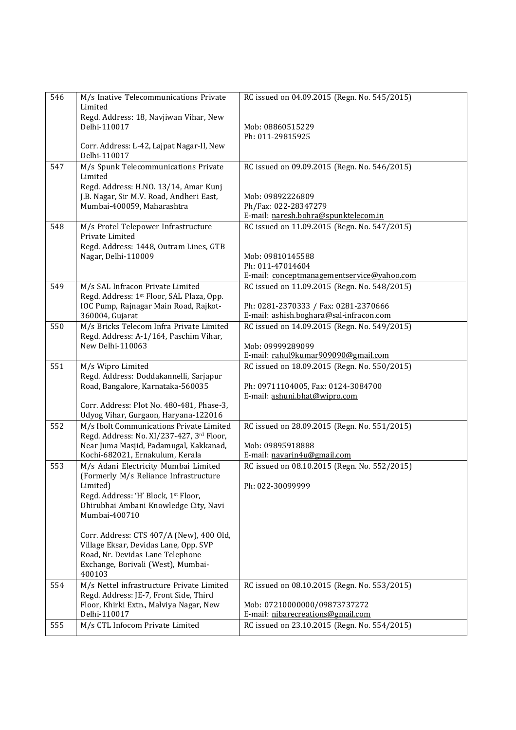| 546 | M/s Inative Telecommunications Private Limited<br>Regd. Address: 18, Navjiwan Vihar, New Delhi-110017<br><br>Corr. Address: L-42, Lajpat Nagar-II, New Delhi-110017 | RC issued on 04.09.2015 (Regn. No. 545/2015)<br><br>Mob: 08860515229<br>Ph: 011-29815925 |
|---|---|---|
| 547 | M/s Spunk Telecommunications Private Limited<br>Regd. Address: H.NO. 13/14, Amar Kunj J.B. Nagar, Sir M.V. Road, Andheri East, Mumbai-400059, Maharashtra | RC issued on 09.09.2015 (Regn. No. 546/2015)<br><br>Mob: 09892226809<br>Ph/Fax: 022-28347279<br>E-mail: naresh.bohra@spunktelecom.in |
| 548 | M/s Protel Telepower Infrastructure Private Limited<br>Regd. Address: 1448, Outram Lines, GTB Nagar, Delhi-110009 | RC issued on 11.09.2015 (Regn. No. 547/2015)<br><br>Mob: 09810145588<br>Ph: 011-47014604<br>E-mail: conceptmanagementservice@yahoo.com |
| 549 | M/s SAL Infracon Private Limited<br>Regd. Address: 1st Floor, SAL Plaza, Opp. IOC Pump, Rajnagar Main Road, Rajkot-360004, Gujarat | RC issued on 11.09.2015 (Regn. No. 548/2015)<br><br>Ph: 0281-2370333 / Fax: 0281-2370666<br>E-mail: ashish.boghara@sal-infracon.com |
| 550 | M/s Bricks Telecom Infra Private Limited<br>Regd. Address: A-1/164, Paschim Vihar, New Delhi-110063 | RC issued on 14.09.2015 (Regn. No. 549/2015)<br><br>Mob: 09999289099<br>E-mail: rahul9kumar909090@gmail.com |
| 551 | M/s Wipro Limited<br>Regd. Address: Doddakannelli, Sarjapur Road, Bangalore, Karnataka-560035<br><br>Corr. Address: Plot No. 480-481, Phase-3, Udyog Vihar, Gurgaon, Haryana-122016 | RC issued on 18.09.2015 (Regn. No. 550/2015)<br><br>Ph: 09711104005, Fax: 0124-3084700<br>E-mail: ashuni.bhat@wipro.com |
| 552 | M/s Ibolt Communications Private Limited<br>Regd. Address: No. XI/237-427, 3rd Floor, Near Juma Masjid, Padamugal, Kakkanad, Kochi-682021, Ernakulum, Kerala | RC issued on 28.09.2015 (Regn. No. 551/2015)<br><br>Mob: 09895918888<br>E-mail: navarin4u@gmail.com |
| 553 | M/s Adani Electricity Mumbai Limited (Formerly M/s Reliance Infrastructure Limited)<br>Regd. Address: 'H' Block, 1st Floor, Dhirubhai Ambani Knowledge City, Navi Mumbai-400710<br><br>Corr. Address: CTS 407/A (New), 400 Old, Village Eksar, Devidas Lane, Opp. SVP Road, Nr. Devidas Lane Telephone Exchange, Borivali (West), Mumbai-400103 | RC issued on 08.10.2015 (Regn. No. 552/2015)<br><br>Ph: 022-30099999 |
| 554 | M/s Nettel infrastructure Private Limited<br>Regd. Address: JE-7, Front Side, Third Floor, Khirki Extn., Malviya Nagar, New Delhi-110017 | RC issued on 08.10.2015 (Regn. No. 553/2015)<br><br>Mob: 07210000000/09873737272<br>E-mail: nibarecreations@gmail.com |
| 555 | M/s CTL Infocom Private Limited | RC issued on 23.10.2015 (Regn. No. 554/2015) |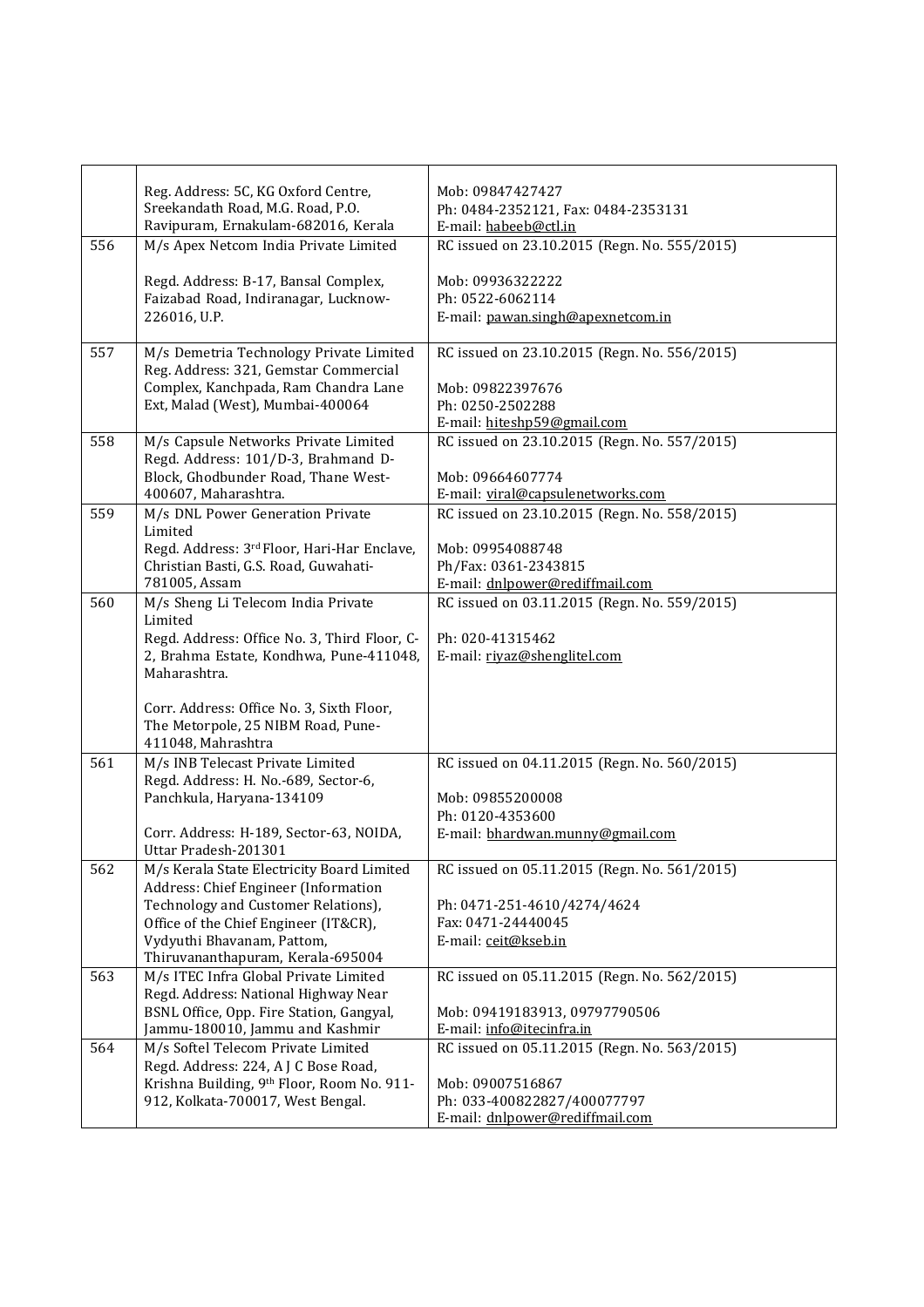| | | |
|---|---|---|
| | Reg. Address: 5C, KG Oxford Centre, Sreekandath Road, M.G. Road, P.O. Ravipuram, Ernakulam-682016, Kerala | Mob: 09847427427<br>Ph: 0484-2352121, Fax: 0484-2353131<br>E-mail: habeeb@ctl.in |
| 556 | M/s Apex Netcom India Private Limited<br><br>Regd. Address: B-17, Bansal Complex, Faizabad Road, Indiranagar, Lucknow-226016, U.P. | RC issued on 23.10.2015 (Regn. No. 555/2015)<br><br>Mob: 09936322222<br>Ph: 0522-6062114<br>E-mail: pawan.singh@apexnetcom.in |
| 557 | M/s Demetria Technology Private Limited<br>Reg. Address: 321, Gemstar Commercial Complex, Kanchpada, Ram Chandra Lane Ext, Malad (West), Mumbai-400064 | RC issued on 23.10.2015 (Regn. No. 556/2015)<br><br>Mob: 09822397676<br>Ph: 0250-2502288<br>E-mail: hiteshp59@gmail.com |
| 558 | M/s Capsule Networks Private Limited<br>Regd. Address: 101/D-3, Brahmand D-Block, Ghodbunder Road, Thane West-400607, Maharashtra. | RC issued on 23.10.2015 (Regn. No. 557/2015)<br><br>Mob: 09664607774<br>E-mail: viral@capsulenetworks.com |
| 559 | M/s DNL Power Generation Private Limited<br>Regd. Address: 3rd Floor, Hari-Har Enclave, Christian Basti, G.S. Road, Guwahati-781005, Assam | RC issued on 23.10.2015 (Regn. No. 558/2015)<br><br>Mob: 09954088748<br>Ph/Fax: 0361-2343815<br>E-mail: dnlpower@rediffmail.com |
| 560 | M/s Sheng Li Telecom India Private Limited<br>Regd. Address: Office No. 3, Third Floor, C-2, Brahma Estate, Kondhwa, Pune-411048, Maharashtra.<br><br>Corr. Address: Office No. 3, Sixth Floor, The Metorpole, 25 NIBM Road, Pune-411048, Mahrashtra | RC issued on 03.11.2015 (Regn. No. 559/2015)<br><br>Ph: 020-41315462<br>E-mail: riyaz@shenglitel.com |
| 561 | M/s INB Telecast Private Limited<br>Regd. Address: H. No.-689, Sector-6, Panchkula, Haryana-134109<br><br>Corr. Address: H-189, Sector-63, NOIDA, Uttar Pradesh-201301 | RC issued on 04.11.2015 (Regn. No. 560/2015)<br><br>Mob: 09855200008<br>Ph: 0120-4353600<br>E-mail: bhardwan.munny@gmail.com |
| 562 | M/s Kerala State Electricity Board Limited<br>Address: Chief Engineer (Information Technology and Customer Relations), Office of the Chief Engineer (IT&CR), Vydyuthi Bhavanam, Pattom, Thiruvananthapuram, Kerala-695004 | RC issued on 05.11.2015 (Regn. No. 561/2015)<br><br>Ph: 0471-251-4610/4274/4624<br>Fax: 0471-24440045<br>E-mail: ceit@kseb.in |
| 563 | M/s ITEC Infra Global Private Limited<br>Regd. Address: National Highway Near BSNL Office, Opp. Fire Station, Gangyal, Jammu-180010, Jammu and Kashmir | RC issued on 05.11.2015 (Regn. No. 562/2015)<br><br>Mob: 09419183913, 09797790506<br>E-mail: info@itecinfra.in |
| 564 | M/s Softel Telecom Private Limited<br>Regd. Address: 224, A J C Bose Road, Krishna Building, 9th Floor, Room No. 911-912, Kolkata-700017, West Bengal. | RC issued on 05.11.2015 (Regn. No. 563/2015)<br><br>Mob: 09007516867<br>Ph: 033-400822827/400077797<br>E-mail: dnlpower@rediffmail.com |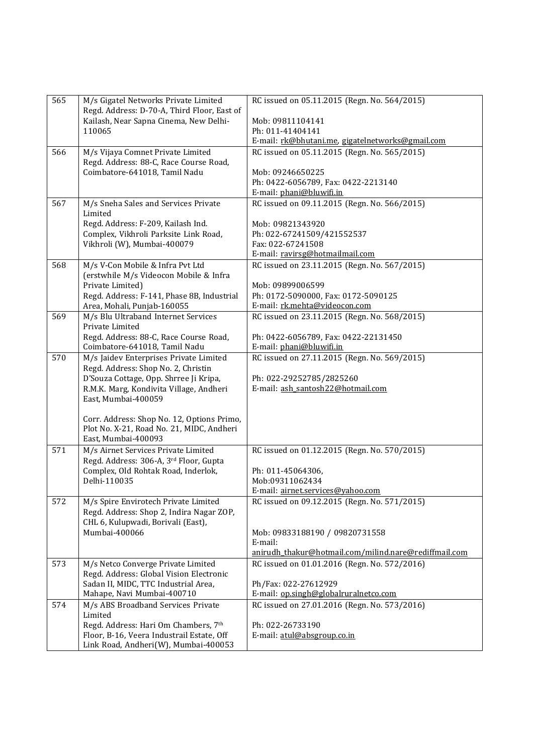| | | |
|---|---|---|
| 565 | M/s Gigatel Networks Private Limited<br>Regd. Address: D-70-A, Third Floor, East of Kailash, Near Sapna Cinema, New Delhi-110065 | RC issued on 05.11.2015 (Regn. No. 564/2015)<br><br>Mob: 09811104141<br>Ph: 011-41404141<br>E-mail: rk@bhutani.me, gigatelnetworks@gmail.com |
| 566 | M/s Vijaya Comnet Private Limited<br>Regd. Address: 88-C, Race Course Road, Coimbatore-641018, Tamil Nadu | RC issued on 05.11.2015 (Regn. No. 565/2015)<br><br>Mob: 09246650225<br>Ph: 0422-6056789, Fax: 0422-2213140<br>E-mail: phani@bluwifi.in |
| 567 | M/s Sneha Sales and Services Private Limited<br>Regd. Address: F-209, Kailash Ind. Complex, Vikhroli Parksite Link Road, Vikhroli (W), Mumbai-400079 | RC issued on 09.11.2015 (Regn. No. 566/2015)<br><br>Mob: 09821343920<br>Ph: 022-67241509/421552537<br>Fax: 022-67241508<br>E-mail: ravirsg@hotmailmail.com |
| 568 | M/s V-Con Mobile & Infra Pvt Ltd (erstwhile M/s Videocon Mobile & Infra Private Limited)<br>Regd. Address: F-141, Phase 8B, Industrial Area, Mohali, Punjab-160055 | RC issued on 23.11.2015 (Regn. No. 567/2015)<br><br>Mob: 09899006599<br>Ph: 0172-5090000, Fax: 0172-5090125<br>E-mail: rk.mehta@videocon.com |
| 569 | M/s Blu Ultraband Internet Services Private Limited<br>Regd. Address: 88-C, Race Course Road, Coimbatore-641018, Tamil Nadu | RC issued on 23.11.2015 (Regn. No. 568/2015)<br><br>Ph: 0422-6056789, Fax: 0422-22131450<br>E-mail: phani@bluwifi.in |
| 570 | M/s Jaidev Enterprises Private Limited<br>Regd. Address: Shop No. 2, Christin D'Souza Cottage, Opp. Shrree Ji Kripa, R.M.K. Marg, Kondivita Village, Andheri East, Mumbai-400059<br><br>Corr. Address: Shop No. 12, Options Primo, Plot No. X-21, Road No. 21, MIDC, Andheri East, Mumbai-400093 | RC issued on 27.11.2015 (Regn. No. 569/2015)<br><br>Ph: 022-29252785/2825260<br>E-mail: ash_santosh22@hotmail.com |
| 571 | M/s Airnet Services Private Limited<br>Regd. Address: 306-A, 3rd Floor, Gupta Complex, Old Rohtak Road, Inderlok, Delhi-110035 | RC issued on 01.12.2015 (Regn. No. 570/2015)<br><br>Ph: 011-45064306,<br>Mob:09311062434<br>E-mail: airnet.services@yahoo.com |
| 572 | M/s Spire Envirotech Private Limited<br>Regd. Address: Shop 2, Indira Nagar ZOP, CHL 6, Kulupwadi, Borivali (East), Mumbai-400066 | RC issued on 09.12.2015 (Regn. No. 571/2015)<br><br>Mob: 09833188190 / 09820731558<br>E-mail: anirudh_thakur@hotmail.com/milind.nare@rediffmail.com |
| 573 | M/s Netco Converge Private Limited<br>Regd. Address: Global Vision Electronic Sadan II, MIDC, TTC Industrial Area, Mahape, Navi Mumbai-400710 | RC issued on 01.01.2016 (Regn. No. 572/2016)<br><br>Ph/Fax: 022-27612929<br>E-mail: op.singh@globalruralnetco.com |
| 574 | M/s ABS Broadband Services Private Limited<br>Regd. Address: Hari Om Chambers, 7th Floor, B-16, Veera Industrail Estate, Off Link Road, Andheri(W), Mumbai-400053 | RC issued on 27.01.2016 (Regn. No. 573/2016)<br><br>Ph: 022-26733190<br>E-mail: atul@absgroup.co.in |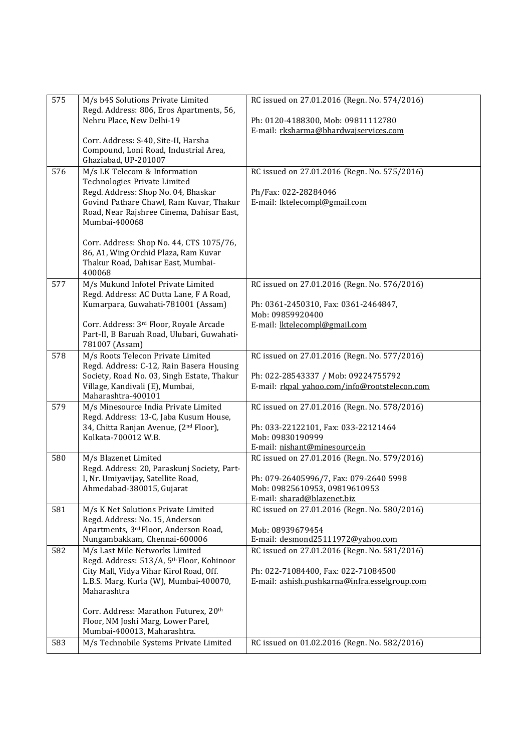| | | |
|---|---|---|
| 575 | M/s b4S Solutions Private Limited<br>Regd. Address: 806, Eros Apartments, 56, Nehru Place, New Delhi-19<br><br>Corr. Address: S-40, Site-II, Harsha Compound, Loni Road, Industrial Area, Ghaziabad, UP-201007 | RC issued on 27.01.2016 (Regn. No. 574/2016)<br><br>Ph: 0120-4188300, Mob: 09811112780<br>E-mail: rksharma@bhardwajservices.com |
| 576 | M/s LK Telecom & Information Technologies Private Limited<br>Regd. Address: Shop No. 04, Bhaskar Govind Pathare Chawl, Ram Kuvar, Thakur Road, Near Rajshree Cinema, Dahisar East, Mumbai-400068<br><br>Corr. Address: Shop No. 44, CTS 1075/76, 86, A1, Wing Orchid Plaza, Ram Kuvar Thakur Road, Dahisar East, Mumbai-400068 | RC issued on 27.01.2016 (Regn. No. 575/2016)<br><br>Ph/Fax: 022-28284046<br>E-mail: lktelecompl@gmail.com |
| 577 | M/s Mukund Infotel Private Limited<br>Regd. Address: AC Dutta Lane, F A Road, Kumarpara, Guwahati-781001 (Assam)<br><br>Corr. Address: 3rd Floor, Royale Arcade Part-II, B Baruah Road, Ulubari, Guwahati-781007 (Assam) | RC issued on 27.01.2016 (Regn. No. 576/2016)<br><br>Ph: 0361-2450310, Fax: 0361-2464847, Mob: 09859920400<br>E-mail: lktelecompl@gmail.com |
| 578 | M/s Roots Telecon Private Limited<br>Regd. Address: C-12, Rain Basera Housing Society, Road No. 03, Singh Estate, Thakur Village, Kandivali (E), Mumbai, Maharashtra-400101 | RC issued on 27.01.2016 (Regn. No. 577/2016)<br><br>Ph: 022-28543337 / Mob: 09224755792<br>E-mail: rkpal_yahoo.com/info@rootstelecon.com |
| 579 | M/s Minesource India Private Limited<br>Regd. Address: 13-C, Jaba Kusum House, 34, Chitta Ranjan Avenue, (2nd Floor), Kolkata-700012 W.B. | RC issued on 27.01.2016 (Regn. No. 578/2016)<br><br>Ph: 033-22122101, Fax: 033-22121464<br>Mob: 09830190999<br>E-mail: nishant@minesource.in |
| 580 | M/s Blazenet Limited<br>Regd. Address: 20, Paraskunj Society, Part-I, Nr. Umiyavijay, Satellite Road, Ahmedabad-380015, Gujarat | RC issued on 27.01.2016 (Regn. No. 579/2016)<br><br>Ph: 079-26405996/7, Fax: 079-2640 5998<br>Mob: 09825610953, 09819610953<br>E-mail: sharad@blazenet.biz |
| 581 | M/s K Net Solutions Private Limited<br>Regd. Address: No. 15, Anderson Apartments, 3rd Floor, Anderson Road, Nungambakkam, Chennai-600006 | RC issued on 27.01.2016 (Regn. No. 580/2016)<br><br>Mob: 08939679454<br>E-mail: desmond25111972@yahoo.com |
| 582 | M/s Last Mile Networks Limited<br>Regd. Address: 513/A, 5th Floor, Kohinoor City Mall, Vidya Vihar Kirol Road, Off. L.B.S. Marg, Kurla (W), Mumbai-400070, Maharashtra<br><br>Corr. Address: Marathon Futurex, 20th Floor, NM Joshi Marg, Lower Parel, Mumbai-400013, Maharashtra. | RC issued on 27.01.2016 (Regn. No. 581/2016)<br><br>Ph: 022-71084400, Fax: 022-71084500<br>E-mail: ashish.pushkarna@infra.esselgroup.com |
| 583 | M/s Technobile Systems Private Limited | RC issued on 01.02.2016 (Regn. No. 582/2016) |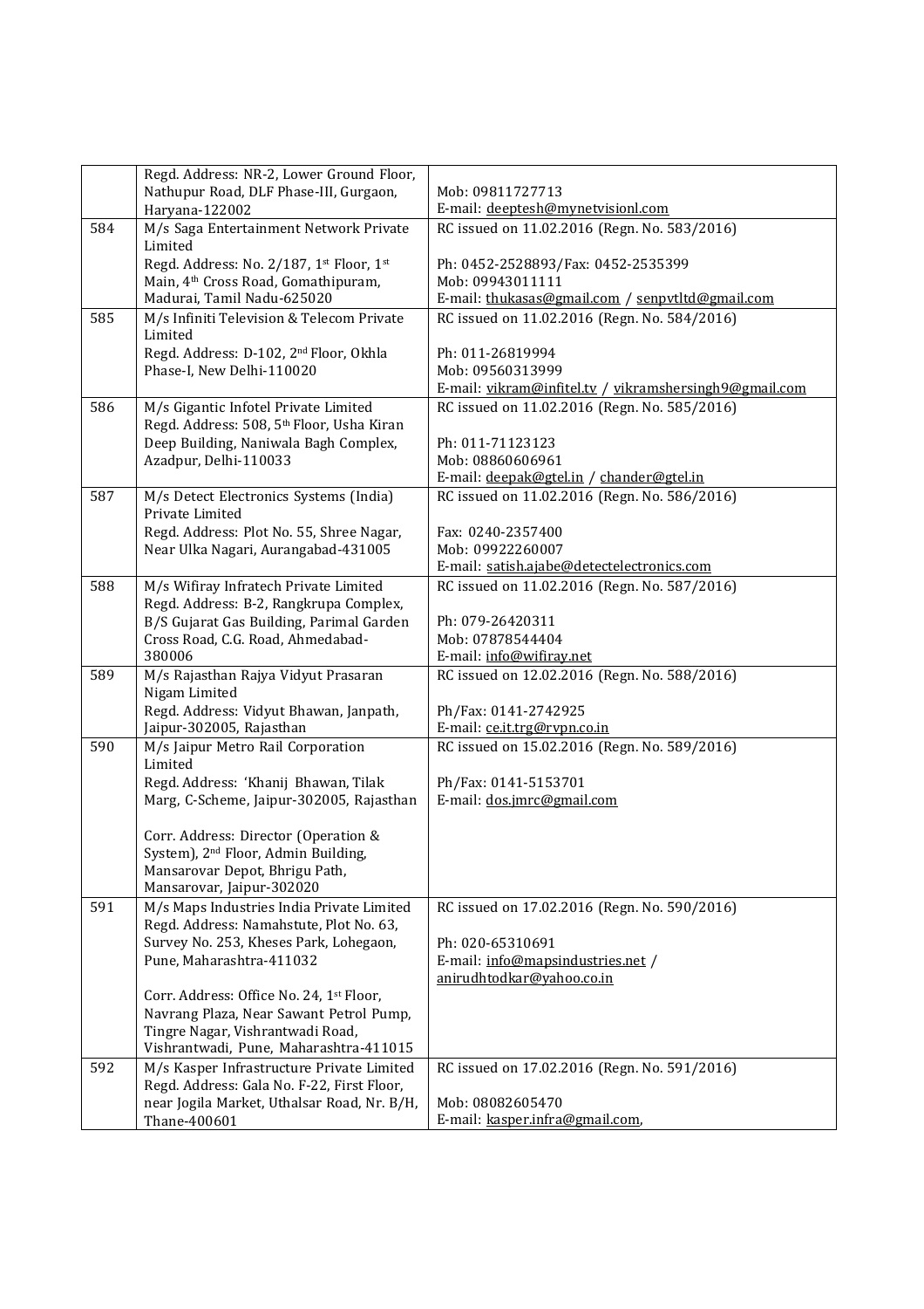| | | |
|---|---|---|
| | Regd. Address: NR-2, Lower Ground Floor, Nathupur Road, DLF Phase-III, Gurgaon, Haryana-122002 | Mob: 09811727713<br>E-mail: deeptesh@mynetvisionl.com |
| 584 | M/s Saga Entertainment Network Private Limited<br>Regd. Address: No. 2/187, 1st Floor, 1st Main, 4th Cross Road, Gomathipuram, Madurai, Tamil Nadu-625020 | RC issued on 11.02.2016 (Regn. No. 583/2016)<br><br>Ph: 0452-2528893/Fax: 0452-2535399<br>Mob: 09943011111<br>E-mail: thukasas@gmail.com / senpvtltd@gmail.com |
| 585 | M/s Infiniti Television & Telecom Private Limited<br>Regd. Address: D-102, 2nd Floor, Okhla Phase-I, New Delhi-110020 | RC issued on 11.02.2016 (Regn. No. 584/2016)<br><br>Ph: 011-26819994<br>Mob: 09560313999<br>E-mail: vikram@infitel.tv / vikramshersingh9@gmail.com |
| 586 | M/s Gigantic Infotel Private Limited<br>Regd. Address: 508, 5th Floor, Usha Kiran Deep Building, Naniwala Bagh Complex, Azadpur, Delhi-110033 | RC issued on 11.02.2016 (Regn. No. 585/2016)<br><br>Ph: 011-71123123<br>Mob: 08860606961<br>E-mail: deepak@gtel.in / chander@gtel.in |
| 587 | M/s Detect Electronics Systems (India) Private Limited<br>Regd. Address: Plot No. 55, Shree Nagar, Near Ulka Nagari, Aurangabad-431005 | RC issued on 11.02.2016 (Regn. No. 586/2016)<br><br>Fax: 0240-2357400<br>Mob: 09922260007<br>E-mail: satish.ajabe@detectelectronics.com |
| 588 | M/s Wifiray Infratech Private Limited<br>Regd. Address: B-2, Rangkrupa Complex, B/S Gujarat Gas Building, Parimal Garden Cross Road, C.G. Road, Ahmedabad-380006 | RC issued on 11.02.2016 (Regn. No. 587/2016)<br><br>Ph: 079-26420311<br>Mob: 07878544404<br>E-mail: info@wifiray.net |
| 589 | M/s Rajasthan Rajya Vidyut Prasaran Nigam Limited<br>Regd. Address: Vidyut Bhawan, Janpath, Jaipur-302005, Rajasthan | RC issued on 12.02.2016 (Regn. No. 588/2016)<br><br>Ph/Fax: 0141-2742925<br>E-mail: ce.it.trg@rvpn.co.in |
| 590 | M/s Jaipur Metro Rail Corporation Limited<br>Regd. Address: 'Khanij Bhawan, Tilak Marg, C-Scheme, Jaipur-302005, Rajasthan<br><br>Corr. Address: Director (Operation & System), 2nd Floor, Admin Building, Mansarovar Depot, Bhrigu Path, Mansarovar, Jaipur-302020 | RC issued on 15.02.2016 (Regn. No. 589/2016)<br><br>Ph/Fax: 0141-5153701<br>E-mail: dos.jmrc@gmail.com |
| 591 | M/s Maps Industries India Private Limited<br>Regd. Address: Namahstute, Plot No. 63, Survey No. 253, Kheses Park, Lohegaon, Pune, Maharashtra-411032<br><br>Corr. Address: Office No. 24, 1st Floor, Navrang Plaza, Near Sawant Petrol Pump, Tingre Nagar, Vishrantwadi Road, Vishrantwadi, Pune, Maharashtra-411015 | RC issued on 17.02.2016 (Regn. No. 590/2016)<br><br>Ph: 020-65310691<br>E-mail: info@mapsindustries.net / anirudhtodkar@yahoo.co.in |
| 592 | M/s Kasper Infrastructure Private Limited<br>Regd. Address: Gala No. F-22, First Floor, near Jogila Market, Uthalsar Road, Nr. B/H, Thane-400601 | RC issued on 17.02.2016 (Regn. No. 591/2016)<br><br>Mob: 08082605470<br>E-mail: kasper.infra@gmail.com, |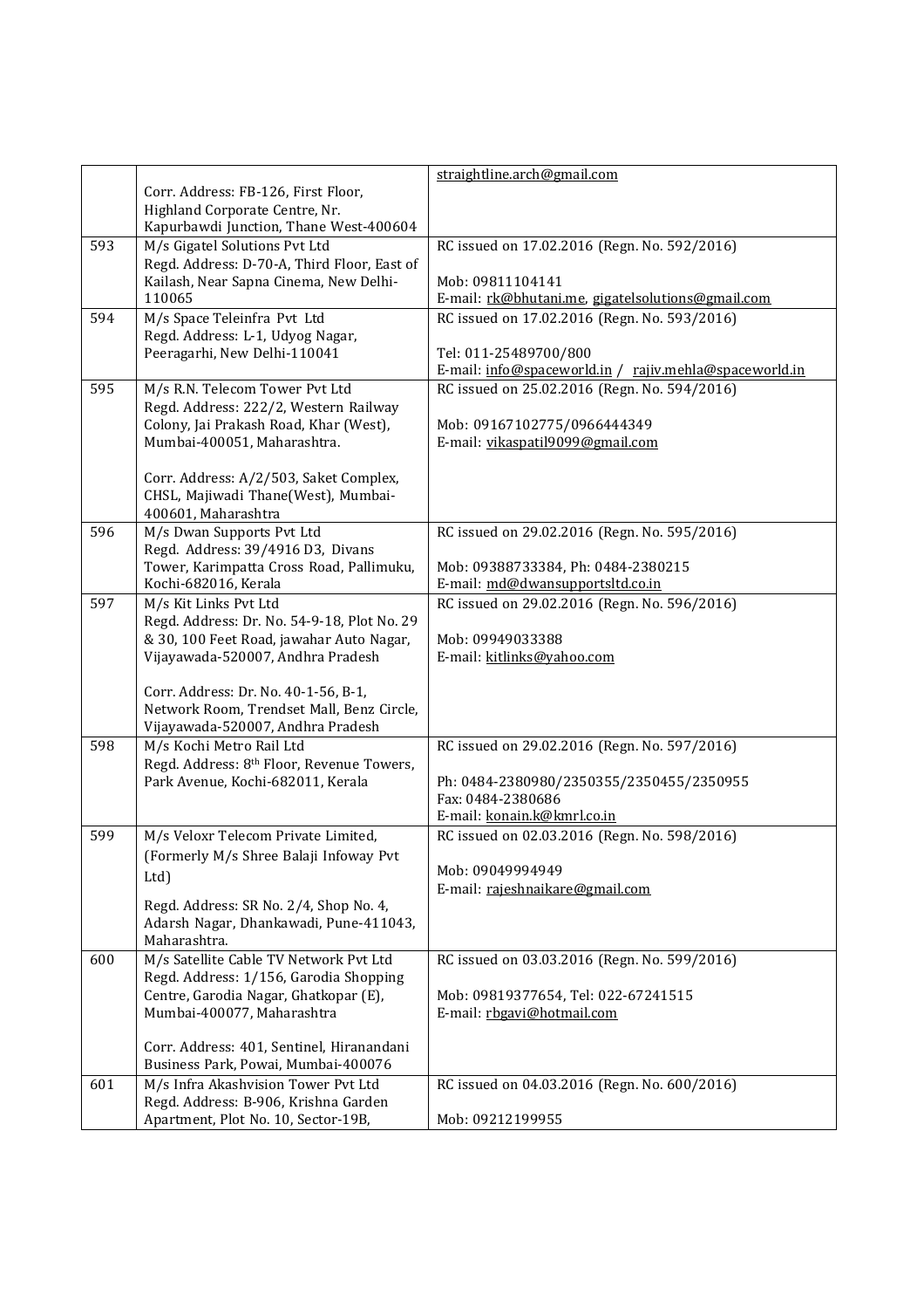| | | |
|---|---|---|
| | Corr. Address: FB-126, First Floor, Highland Corporate Centre, Nr. Kapurbawdi Junction, Thane West-400604 | straightline.arch@gmail.com |
| 593 | M/s Gigatel Solutions Pvt Ltd<br>Regd. Address: D-70-A, Third Floor, East of Kailash, Near Sapna Cinema, New Delhi-110065 | RC issued on 17.02.2016 (Regn. No. 592/2016)<br><br>Mob: 09811104141<br>E-mail: rk@bhutani.me, gigatelsolutions@gmail.com |
| 594 | M/s Space Teleinfra Pvt Ltd<br>Regd. Address: L-1, Udyog Nagar, Peeragarhi, New Delhi-110041 | RC issued on 17.02.2016 (Regn. No. 593/2016)<br><br>Tel: 011-25489700/800<br>E-mail: info@spaceworld.in / rajiv.mehla@spaceworld.in |
| 595 | M/s R.N. Telecom Tower Pvt Ltd<br>Regd. Address: 222/2, Western Railway Colony, Jai Prakash Road, Khar (West), Mumbai-400051, Maharashtra.<br><br>Corr. Address: A/2/503, Saket Complex, CHSL, Majiwadi Thane(West), Mumbai-400601, Maharashtra | RC issued on 25.02.2016 (Regn. No. 594/2016)<br><br>Mob: 09167102775/0966444349<br>E-mail: vikaspatil9099@gmail.com |
| 596 | M/s Dwan Supports Pvt Ltd<br>Regd. Address: 39/4916 D3, Divans Tower, Karimpatta Cross Road, Pallimuku, Kochi-682016, Kerala | RC issued on 29.02.2016 (Regn. No. 595/2016)<br><br>Mob: 09388733384, Ph: 0484-2380215<br>E-mail: md@dwansupportsltd.co.in |
| 597 | M/s Kit Links Pvt Ltd<br>Regd. Address: Dr. No. 54-9-18, Plot No. 29 & 30, 100 Feet Road, jawahar Auto Nagar, Vijayawada-520007, Andhra Pradesh<br><br>Corr. Address: Dr. No. 40-1-56, B-1, Network Room, Trendset Mall, Benz Circle, Vijayawada-520007, Andhra Pradesh | RC issued on 29.02.2016 (Regn. No. 596/2016)<br><br>Mob: 09949033388<br>E-mail: kitlinks@yahoo.com |
| 598 | M/s Kochi Metro Rail Ltd<br>Regd. Address: 8th Floor, Revenue Towers, Park Avenue, Kochi-682011, Kerala | RC issued on 29.02.2016 (Regn. No. 597/2016)<br><br>Ph: 0484-2380980/2350355/2350455/2350955<br>Fax: 0484-2380686<br>E-mail: konain.k@kmrl.co.in |
| 599 | M/s Veloxr Telecom Private Limited, (Formerly M/s Shree Balaji Infoway Pvt Ltd)<br><br>Regd. Address: SR No. 2/4, Shop No. 4, Adarsh Nagar, Dhankawadi, Pune-411043, Maharashtra. | RC issued on 02.03.2016 (Regn. No. 598/2016)<br><br>Mob: 09049994949<br>E-mail: rajeshnaikare@gmail.com |
| 600 | M/s Satellite Cable TV Network Pvt Ltd<br>Regd. Address: 1/156, Garodia Shopping Centre, Garodia Nagar, Ghatkopar (E), Mumbai-400077, Maharashtra<br><br>Corr. Address: 401, Sentinel, Hiranandani Business Park, Powai, Mumbai-400076 | RC issued on 03.03.2016 (Regn. No. 599/2016)<br><br>Mob: 09819377654, Tel: 022-67241515<br>E-mail: rbgavi@hotmail.com |
| 601 | M/s Infra Akashvision Tower Pvt Ltd<br>Regd. Address: B-906, Krishna Garden Apartment, Plot No. 10, Sector-19B, | RC issued on 04.03.2016 (Regn. No. 600/2016)<br><br>Mob: 09212199955 |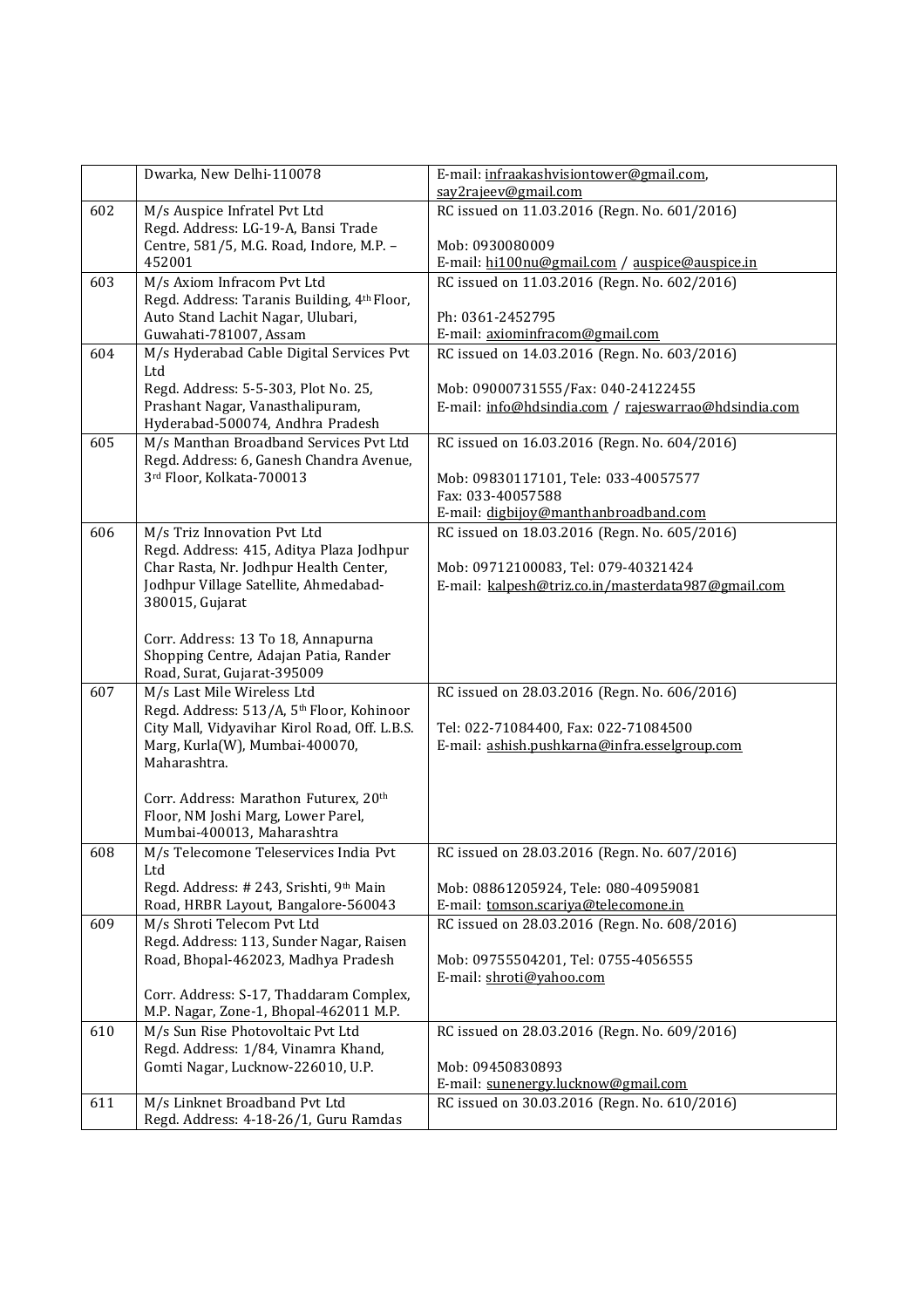| | | |
|---|---|---|
| | Dwarka, New Delhi-110078 | E-mail: infraakashvisiontower@gmail.com, say2rajeev@gmail.com |
| 602 | M/s Auspice Infratel Pvt Ltd<br>Regd. Address: LG-19-A, Bansi Trade Centre, 581/5, M.G. Road, Indore, M.P. – 452001 | RC issued on 11.03.2016 (Regn. No. 601/2016)<br><br>Mob: 0930080009<br>E-mail: hi100nu@gmail.com / auspice@auspice.in |
| 603 | M/s Axiom Infracom Pvt Ltd<br>Regd. Address: Taranis Building, 4th Floor, Auto Stand Lachit Nagar, Ulubari, Guwahati-781007, Assam | RC issued on 11.03.2016 (Regn. No. 602/2016)<br><br>Ph: 0361-2452795<br>E-mail: axiominfracom@gmail.com |
| 604 | M/s Hyderabad Cable Digital Services Pvt Ltd<br>Regd. Address: 5-5-303, Plot No. 25, Prashant Nagar, Vanasthalipuram, Hyderabad-500074, Andhra Pradesh | RC issued on 14.03.2016 (Regn. No. 603/2016)<br><br>Mob: 09000731555/Fax: 040-24122455<br>E-mail: info@hdsindia.com / rajeswarrao@hdsindia.com |
| 605 | M/s Manthan Broadband Services Pvt Ltd<br>Regd. Address: 6, Ganesh Chandra Avenue, 3rd Floor, Kolkata-700013 | RC issued on 16.03.2016 (Regn. No. 604/2016)<br><br>Mob: 09830117101, Tele: 033-40057577<br>Fax: 033-40057588<br>E-mail: digbijoy@manthanbroadband.com |
| 606 | M/s Triz Innovation Pvt Ltd<br>Regd. Address: 415, Aditya Plaza Jodhpur Char Rasta, Nr. Jodhpur Health Center, Jodhpur Village Satellite, Ahmedabad-380015, Gujarat<br><br>Corr. Address: 13 To 18, Annapurna Shopping Centre, Adajan Patia, Rander Road, Surat, Gujarat-395009 | RC issued on 18.03.2016 (Regn. No. 605/2016)<br><br>Mob: 09712100083, Tel: 079-40321424<br>E-mail: kalpesh@triz.co.in/masterdata987@gmail.com |
| 607 | M/s Last Mile Wireless Ltd<br>Regd. Address: 513/A, 5th Floor, Kohinoor City Mall, Vidyavihar Kirol Road, Off. L.B.S. Marg, Kurla(W), Mumbai-400070, Maharashtra.<br><br>Corr. Address: Marathon Futurex, 20th Floor, NM Joshi Marg, Lower Parel, Mumbai-400013, Maharashtra | RC issued on 28.03.2016 (Regn. No. 606/2016)<br><br>Tel: 022-71084400, Fax: 022-71084500<br>E-mail: ashish.pushkarna@infra.esselgroup.com |
| 608 | M/s Telecomone Teleservices India Pvt Ltd<br>Regd. Address: # 243, Srishti, 9th Main Road, HRBR Layout, Bangalore-560043 | RC issued on 28.03.2016 (Regn. No. 607/2016)<br><br>Mob: 08861205924, Tele: 080-40959081<br>E-mail: tomson.scariya@telecomone.in |
| 609 | M/s Shroti Telecom Pvt Ltd<br>Regd. Address: 113, Sunder Nagar, Raisen Road, Bhopal-462023, Madhya Pradesh<br><br>Corr. Address: S-17, Thaddaram Complex, M.P. Nagar, Zone-1, Bhopal-462011 M.P. | RC issued on 28.03.2016 (Regn. No. 608/2016)<br><br>Mob: 09755504201, Tel: 0755-4056555<br>E-mail: shroti@yahoo.com |
| 610 | M/s Sun Rise Photovoltaic Pvt Ltd<br>Regd. Address: 1/84, Vinamra Khand, Gomti Nagar, Lucknow-226010, U.P. | RC issued on 28.03.2016 (Regn. No. 609/2016)<br><br>Mob: 09450830893<br>E-mail: sunenergy.lucknow@gmail.com |
| 611 | M/s Linknet Broadband Pvt Ltd<br>Regd. Address: 4-18-26/1, Guru Ramdas | RC issued on 30.03.2016 (Regn. No. 610/2016) |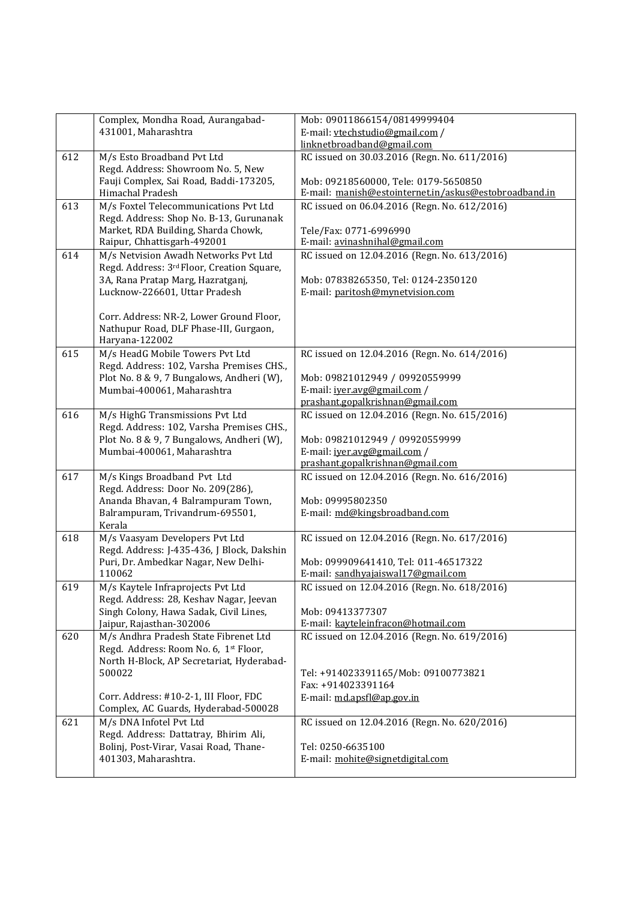|  |  |  |
|---|---|---|
|  | Complex, Mondha Road, Aurangabad-431001, Maharashtra | Mob: 09011866154/08149999404<br>E-mail: vtechstudio@gmail.com / linknetbroadband@gmail.com |
| 612 | M/s Esto Broadband Pvt Ltd<br>Regd. Address: Showroom No. 5, New Fauji Complex, Sai Road, Baddi-173205, Himachal Pradesh | RC issued on 30.03.2016 (Regn. No. 611/2016)<br><br>Mob: 09218560000, Tele: 0179-5650850<br>E-mail: manish@estointernet.in/askus@estobroadband.in |
| 613 | M/s Foxtel Telecommunications Pvt Ltd<br>Regd. Address: Shop No. B-13, Gurunanak Market, RDA Building, Sharda Chowk, Raipur, Chhattisgarh-492001 | RC issued on 06.04.2016 (Regn. No. 612/2016)<br><br>Tele/Fax: 0771-6996990<br>E-mail: avinashnihal@gmail.com |
| 614 | M/s Netvision Awadh Networks Pvt Ltd<br>Regd. Address: 3rd Floor, Creation Square, 3A, Rana Pratap Marg, Hazratganj, Lucknow-226601, Uttar Pradesh<br><br>Corr. Address: NR-2, Lower Ground Floor, Nathupur Road, DLF Phase-III, Gurgaon, Haryana-122002 | RC issued on 12.04.2016 (Regn. No. 613/2016)<br><br>Mob: 07838265350, Tel: 0124-2350120<br>E-mail: paritosh@mynetvision.com |
| 615 | M/s HeadG Mobile Towers Pvt Ltd<br>Regd. Address: 102, Varsha Premises CHS., Plot No. 8 & 9, 7 Bungalows, Andheri (W), Mumbai-400061, Maharashtra | RC issued on 12.04.2016 (Regn. No. 614/2016)<br><br>Mob: 09821012949 / 09920559999<br>E-mail: iyer.avg@gmail.com / prashant.gopalkrishnan@gmail.com |
| 616 | M/s HighG Transmissions Pvt Ltd<br>Regd. Address: 102, Varsha Premises CHS., Plot No. 8 & 9, 7 Bungalows, Andheri (W), Mumbai-400061, Maharashtra | RC issued on 12.04.2016 (Regn. No. 615/2016)<br><br>Mob: 09821012949 / 09920559999<br>E-mail: iyer.avg@gmail.com / prashant.gopalkrishnan@gmail.com |
| 617 | M/s Kings Broadband Pvt Ltd<br>Regd. Address: Door No. 209(286), Ananda Bhavan, 4 Balrampuram Town, Balrampuram, Trivandrum-695501, Kerala | RC issued on 12.04.2016 (Regn. No. 616/2016)<br><br>Mob: 09995802350<br>E-mail: md@kingsbroadband.com |
| 618 | M/s Vaasyam Developers Pvt Ltd<br>Regd. Address: J-435-436, J Block, Dakshin Puri, Dr. Ambedkar Nagar, New Delhi-110062 | RC issued on 12.04.2016 (Regn. No. 617/2016)<br><br>Mob: 099909641410, Tel: 011-46517322<br>E-mail: sandhyajaiswal17@gmail.com |
| 619 | M/s Kaytele Infraprojects Pvt Ltd<br>Regd. Address: 28, Keshav Nagar, Jeevan Singh Colony, Hawa Sadak, Civil Lines, Jaipur, Rajasthan-302006 | RC issued on 12.04.2016 (Regn. No. 618/2016)<br><br>Mob: 09413377307<br>E-mail: kayteleinfracon@hotmail.com |
| 620 | M/s Andhra Pradesh State Fibrenet Ltd<br>Regd. Address: Room No. 6, 1st Floor, North H-Block, AP Secretariat, Hyderabad-500022<br><br>Corr. Address: #10-2-1, III Floor, FDC Complex, AC Guards, Hyderabad-500028 | RC issued on 12.04.2016 (Regn. No. 619/2016)<br><br>Tel: +914023391165/Mob: 09100773821<br>Fax: +914023391164<br>E-mail: md.apsfl@ap.gov.in |
| 621 | M/s DNA Infotel Pvt Ltd<br>Regd. Address: Dattatray, Bhirim Ali, Bolinj, Post-Virar, Vasai Road, Thane-401303, Maharashtra. | RC issued on 12.04.2016 (Regn. No. 620/2016)<br><br>Tel: 0250-6635100<br>E-mail: mohite@signetdigital.com |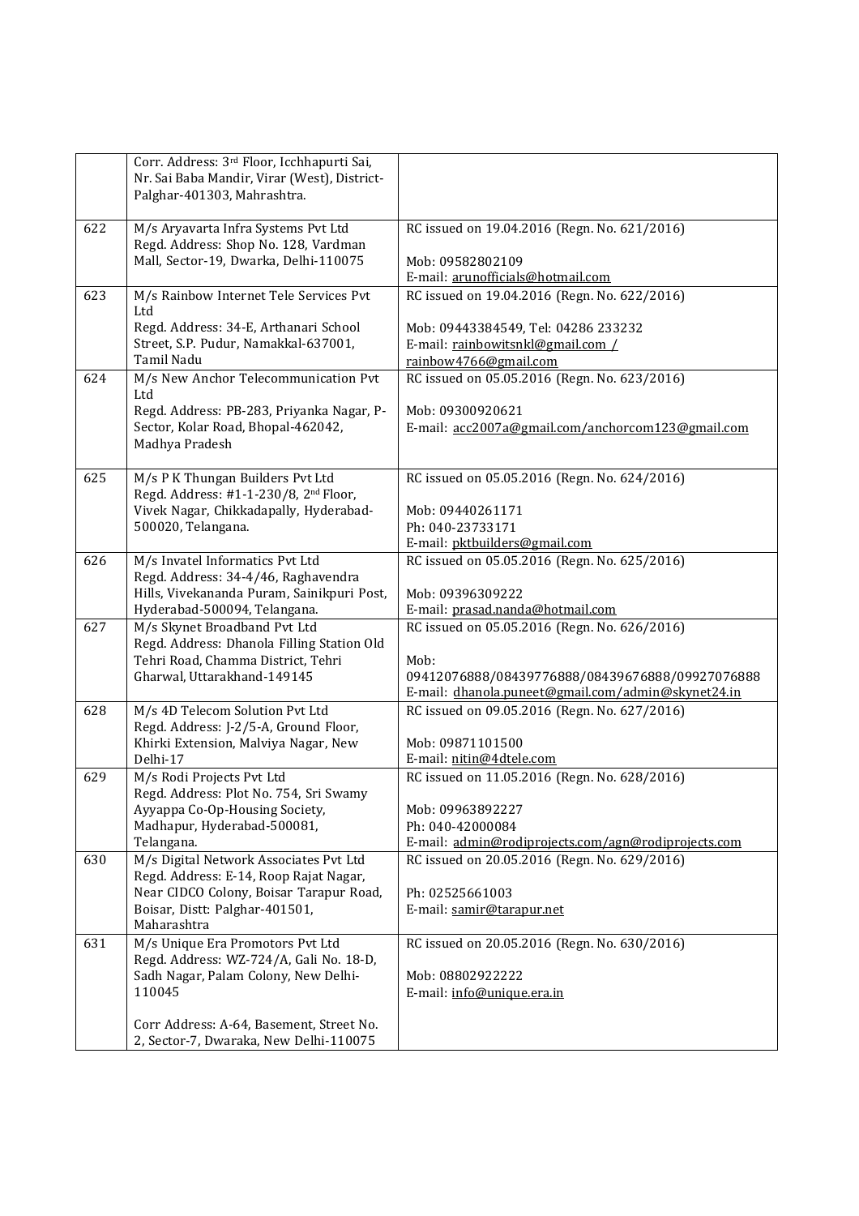| | | |
|---|---|---|
| | Corr. Address: 3rd Floor, Icchhapurti Sai, Nr. Sai Baba Mandir, Virar (West), District-Palghar-401303, Mahrashtra. | |
| 622 | M/s Aryavarta Infra Systems Pvt Ltd<br>Regd. Address: Shop No. 128, Vardman Mall, Sector-19, Dwarka, Delhi-110075 | RC issued on 19.04.2016 (Regn. No. 621/2016)<br><br>Mob: 09582802109<br>E-mail: arunofficials@hotmail.com |
| 623 | M/s Rainbow Internet Tele Services Pvt Ltd<br>Regd. Address: 34-E, Arthanari School Street, S.P. Pudur, Namakkal-637001, Tamil Nadu | RC issued on 19.04.2016 (Regn. No. 622/2016)<br><br>Mob: 09443384549, Tel: 04286 233232<br>E-mail: rainbowitsnkl@gmail.com / rainbow4766@gmail.com |
| 624 | M/s New Anchor Telecommunication Pvt Ltd<br>Regd. Address: PB-283, Priyanka Nagar, P-Sector, Kolar Road, Bhopal-462042, Madhya Pradesh | RC issued on 05.05.2016 (Regn. No. 623/2016)<br><br>Mob: 09300920621<br>E-mail: acc2007a@gmail.com/anchorcom123@gmail.com |
| 625 | M/s P K Thungan Builders Pvt Ltd<br>Regd. Address: #1-1-230/8, 2nd Floor, Vivek Nagar, Chikkadapally, Hyderabad-500020, Telangana. | RC issued on 05.05.2016 (Regn. No. 624/2016)<br><br>Mob: 09440261171<br>Ph: 040-23733171<br>E-mail: pktbuilders@gmail.com |
| 626 | M/s Invatel Informatics Pvt Ltd<br>Regd. Address: 34-4/46, Raghavendra Hills, Vivekananda Puram, Sainikpuri Post, Hyderabad-500094, Telangana. | RC issued on 05.05.2016 (Regn. No. 625/2016)<br><br>Mob: 09396309222<br>E-mail: prasad.nanda@hotmail.com |
| 627 | M/s Skynet Broadband Pvt Ltd<br>Regd. Address: Dhanola Filling Station Old Tehri Road, Chamma District, Tehri Gharwal, Uttarakhand-149145 | RC issued on 05.05.2016 (Regn. No. 626/2016)<br><br>Mob: 09412076888/08439776888/08439676888/09927076888<br>E-mail: dhanola.puneet@gmail.com/admin@skynet24.in |
| 628 | M/s 4D Telecom Solution Pvt Ltd<br>Regd. Address: J-2/5-A, Ground Floor, Khirki Extension, Malviya Nagar, New Delhi-17 | RC issued on 09.05.2016 (Regn. No. 627/2016)<br><br>Mob: 09871101500<br>E-mail: nitin@4dtele.com |
| 629 | M/s Rodi Projects Pvt Ltd<br>Regd. Address: Plot No. 754, Sri Swamy Ayyappa Co-Op-Housing Society, Madhapur, Hyderabad-500081, Telangana. | RC issued on 11.05.2016 (Regn. No. 628/2016)<br><br>Mob: 09963892227<br>Ph: 040-42000084<br>E-mail: admin@rodiprojects.com/agn@rodiprojects.com |
| 630 | M/s Digital Network Associates Pvt Ltd<br>Regd. Address: E-14, Roop Rajat Nagar, Near CIDCO Colony, Boisar Tarapur Road, Boisar, Distt: Palghar-401501, Maharashtra | RC issued on 20.05.2016 (Regn. No. 629/2016)<br><br>Ph: 02525661003<br>E-mail: samir@tarapur.net |
| 631 | M/s Unique Era Promotors Pvt Ltd<br>Regd. Address: WZ-724/A, Gali No. 18-D, Sadh Nagar, Palam Colony, New Delhi-110045<br><br>Corr Address: A-64, Basement, Street No. 2, Sector-7, Dwaraka, New Delhi-110075 | RC issued on 20.05.2016 (Regn. No. 630/2016)<br><br>Mob: 08802922222<br>E-mail: info@unique.era.in |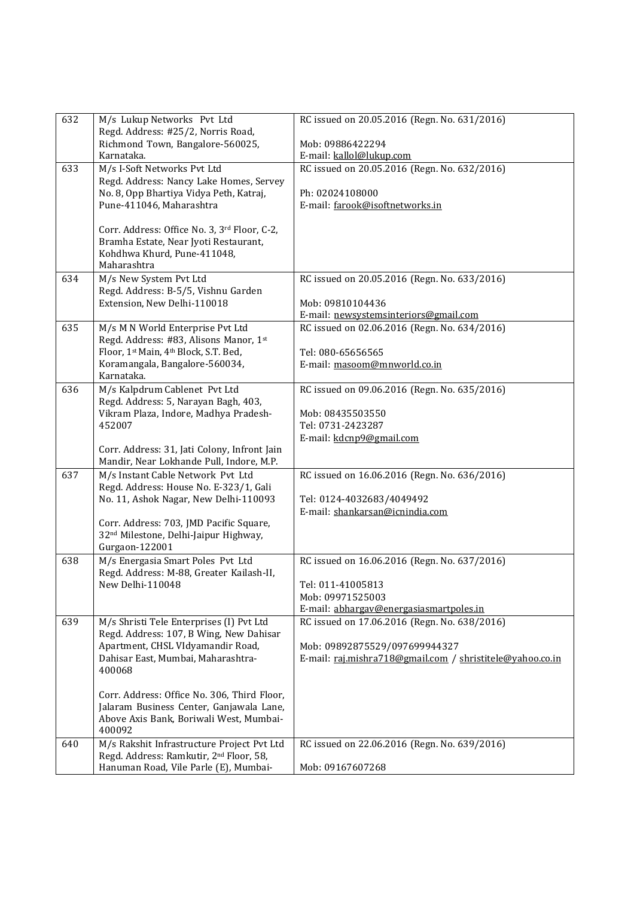| | | |
|---|---|---|
| 632 | M/s Lukup Networks Pvt Ltd<br>Regd. Address: #25/2, Norris Road, Richmond Town, Bangalore-560025, Karnataka. | RC issued on 20.05.2016 (Regn. No. 631/2016)<br><br>Mob: 09886422294<br>E-mail: kallol@lukup.com |
| 633 | M/s I-Soft Networks Pvt Ltd<br>Regd. Address: Nancy Lake Homes, Servey No. 8, Opp Bhartiya Vidya Peth, Katraj, Pune-411046, Maharashtra<br><br>Corr. Address: Office No. 3, 3rd Floor, C-2, Bramha Estate, Near Jyoti Restaurant, Kohdhwa Khurd, Pune-411048, Maharashtra | RC issued on 20.05.2016 (Regn. No. 632/2016)<br><br>Ph: 02024108000<br>E-mail: farook@isoftnetworks.in |
| 634 | M/s New System Pvt Ltd<br>Regd. Address: B-5/5, Vishnu Garden Extension, New Delhi-110018 | RC issued on 20.05.2016 (Regn. No. 633/2016)<br><br>Mob: 09810104436<br>E-mail: newsystemsinteriors@gmail.com |
| 635 | M/s M N World Enterprise Pvt Ltd<br>Regd. Address: #83, Alisons Manor, 1st Floor, 1st Main, 4th Block, S.T. Bed, Koramangala, Bangalore-560034, Karnataka. | RC issued on 02.06.2016 (Regn. No. 634/2016)<br><br>Tel: 080-65656565<br>E-mail: masoom@mnworld.co.in |
| 636 | M/s Kalpdrum Cablenet Pvt Ltd<br>Regd. Address: 5, Narayan Bagh, 403, Vikram Plaza, Indore, Madhya Pradesh-452007<br><br>Corr. Address: 31, Jati Colony, Infront Jain Mandir, Near Lokhande Pull, Indore, M.P. | RC issued on 09.06.2016 (Regn. No. 635/2016)<br><br>Mob: 08435503550<br>Tel: 0731-2423287<br>E-mail: kdcnp9@gmail.com |
| 637 | M/s Instant Cable Network Pvt Ltd<br>Regd. Address: House No. E-323/1, Gali No. 11, Ashok Nagar, New Delhi-110093<br><br>Corr. Address: 703, JMD Pacific Square, 32nd Milestone, Delhi-Jaipur Highway, Gurgaon-122001 | RC issued on 16.06.2016 (Regn. No. 636/2016)<br><br>Tel: 0124-4032683/4049492<br>E-mail: shankarsan@icnindia.com |
| 638 | M/s Energasia Smart Poles Pvt Ltd<br>Regd. Address: M-88, Greater Kailash-II, New Delhi-110048 | RC issued on 16.06.2016 (Regn. No. 637/2016)<br><br>Tel: 011-41005813<br>Mob: 09971525003<br>E-mail: abhargav@energasiasmartpoles.in |
| 639 | M/s Shristi Tele Enterprises (I) Pvt Ltd<br>Regd. Address: 107, B Wing, New Dahisar Apartment, CHSL VIdyamandir Road, Dahisar East, Mumbai, Maharashtra-400068<br><br>Corr. Address: Office No. 306, Third Floor, Jalaram Business Center, Ganjawala Lane, Above Axis Bank, Boriwali West, Mumbai-400092 | RC issued on 17.06.2016 (Regn. No. 638/2016)<br><br>Mob: 09892875529/097699944327<br>E-mail: raj.mishra718@gmail.com / shristitele@yahoo.co.in |
| 640 | M/s Rakshit Infrastructure Project Pvt Ltd<br>Regd. Address: Ramkutir, 2nd Floor, 58, Hanuman Road, Vile Parle (E), Mumbai- | RC issued on 22.06.2016 (Regn. No. 639/2016)<br><br>Mob: 09167607268 |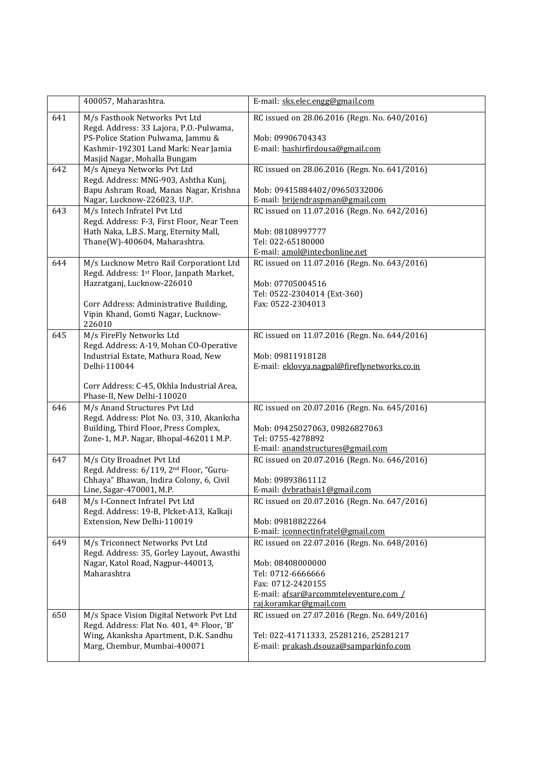| | | |
|---|---|---|
| | 400057, Maharashtra. | E-mail: sks.elec.engg@gmail.com |
| 641 | M/s Fasthook Networks Pvt Ltd<br>Regd. Address: 33 Lajora, P.O.-Pulwama, PS-Police Station Pulwama, Jammu & Kashmir-192301 Land Mark: Near Jamia Masjid Nagar, Mohalla Bungam | RC issued on 28.06.2016 (Regn. No. 640/2016)<br><br>Mob: 09906704343<br>E-mail: bashirfirdousa@gmail.com |
| 642 | M/s Ajneya Networks Pvt Ltd<br>Regd. Address: MNG-903, Ashtha Kunj, Bapu Ashram Road, Manas Nagar, Krishna Nagar, Lucknow-226023, U.P. | RC issued on 28.06.2016 (Regn. No. 641/2016)<br><br>Mob: 09415884402/09650332006<br>E-mail: brijendraspman@gmail.com |
| 643 | M/s Intech Infratel Pvt Ltd<br>Regd. Address: F-3, First Floor, Near Teen Hath Naka, L.B.S. Marg, Eternity Mall, Thane(W)-400604, Maharashtra. | RC issued on 11.07.2016 (Regn. No. 642/2016)<br><br>Mob: 08108997777<br>Tel: 022-65180000<br>E-mail: amol@intechonline.net |
| 644 | M/s Lucknow Metro Rail Corporationt Ltd<br>Regd. Address: 1st Floor, Janpath Market, Hazratganj, Lucknow-226010<br><br>Corr Address: Administrative Building, Vipin Khand, Gomti Nagar, Lucknow-226010 | RC issued on 11.07.2016 (Regn. No. 643/2016)<br><br>Mob: 07705004516<br>Tel: 0522-2304014 (Ext-360)<br>Fax: 0522-2304013 |
| 645 | M/s FireFly Networks Ltd<br>Regd. Address: A-19, Mohan CO-Operative Industrial Estate, Mathura Road, New Delhi-110044<br><br>Corr Address: C-45, Okhla Industrial Area, Phase-II, New Delhi-110020 | RC issued on 11.07.2016 (Regn. No. 644/2016)<br><br>Mob: 09811918128<br>E-mail: eklovya.nagpal@fireflynetworks.co.in |
| 646 | M/s Anand Structures Pvt Ltd<br>Regd. Address: Plot No. 03, 310, Akanksha Building, Third Floor, Press Complex, Zone-1, M.P. Nagar, Bhopal-462011 M.P. | RC issued on 20.07.2016 (Regn. No. 645/2016)<br><br>Mob: 09425027063, 09826827063<br>Tel: 0755-4278892<br>E-mail: anandstructures@gmail.com |
| 647 | M/s City Broadnet Pvt Ltd<br>Regd. Address: 6/119, 2nd Floor, "Guru-Chhaya" Bhawan, Indira Colony, 6, Civil Line, Sagar-470001, M.P. | RC issued on 20.07.2016 (Regn. No. 646/2016)<br><br>Mob: 09893861112<br>E-mail: dvbratbais1@gmail.com |
| 648 | M/s I-Connect Infratel Pvt Ltd<br>Regd. Address: 19-B, Plcket-A13, Kalkaji Extension, New Delhi-110019 | RC issued on 20.07.2016 (Regn. No. 647/2016)<br><br>Mob: 09818822264<br>E-mail: iconnectinfratel@gmail.com |
| 649 | M/s Triconnect Networks Pvt Ltd<br>Regd. Address: 35, Gorley Layout, Awasthi Nagar, Katol Road, Nagpur-440013, Maharashtra | RC issued on 22.07.2016 (Regn. No. 648/2016)<br><br>Mob: 08408000000<br>Tel: 0712-6666666<br>Fax: 0712-2420155<br>E-mail: afsar@arcommteleventure.com / raj.koramkar@gmail.com |
| 650 | M/s Space Vision Digital Network Pvt Ltd<br>Regd. Address: Flat No. 401, 4th Floor, 'B' Wing, Akanksha Apartment, D.K. Sandhu Marg, Chembur, Mumbai-400071 | RC issued on 27.07.2016 (Regn. No. 649/2016)<br><br>Tel: 022-41711333, 25281216, 25281217<br>E-mail: prakash.dsouza@samparkinfo.com |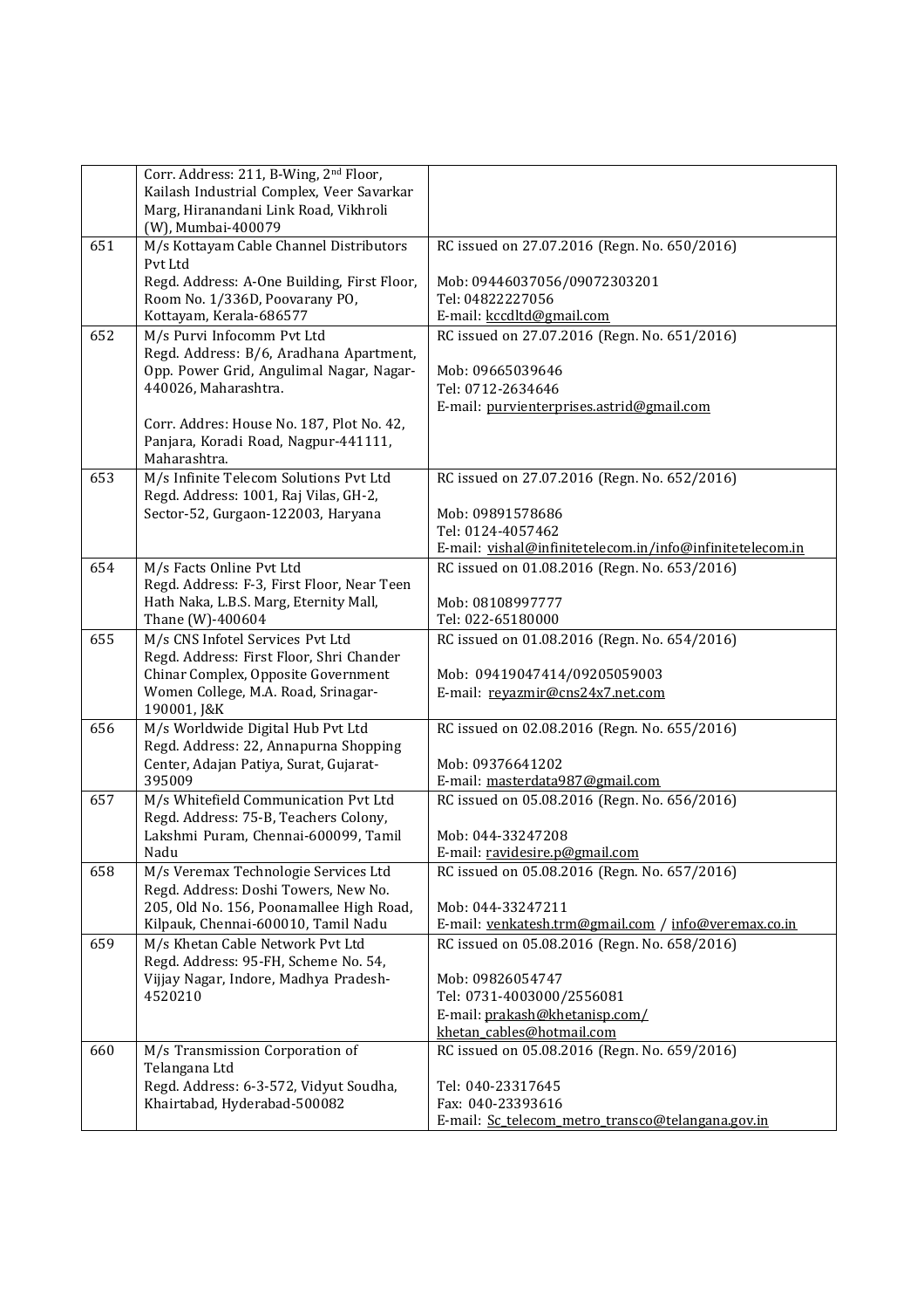|  |  |  |
|---|---|---|
|  | Corr. Address: 211, B-Wing, 2nd Floor, Kailash Industrial Complex, Veer Savarkar Marg, Hiranandani Link Road, Vikhroli (W), Mumbai-400079 |  |
| 651 | M/s Kottayam Cable Channel Distributors Pvt Ltd<br>Regd. Address: A-One Building, First Floor, Room No. 1/336D, Poovarany PO, Kottayam, Kerala-686577 | RC issued on 27.07.2016 (Regn. No. 650/2016)<br><br>Mob: 09446037056/09072303201<br>Tel: 04822227056<br>E-mail: kccdltd@gmail.com |
| 652 | M/s Purvi Infocomm Pvt Ltd<br>Regd. Address: B/6, Aradhana Apartment, Opp. Power Grid, Angulimal Nagar, Nagar-440026, Maharashtra.<br><br>Corr. Addres: House No. 187, Plot No. 42, Panjara, Koradi Road, Nagpur-441111, Maharashtra. | RC issued on 27.07.2016 (Regn. No. 651/2016)<br><br>Mob: 09665039646<br>Tel: 0712-2634646<br>E-mail: purvienterprises.astrid@gmail.com |
| 653 | M/s Infinite Telecom Solutions Pvt Ltd<br>Regd. Address: 1001, Raj Vilas, GH-2, Sector-52, Gurgaon-122003, Haryana | RC issued on 27.07.2016 (Regn. No. 652/2016)<br><br>Mob: 09891578686<br>Tel: 0124-4057462<br>E-mail: vishal@infinitetelecom.in/info@infinitetelecom.in |
| 654 | M/s Facts Online Pvt Ltd<br>Regd. Address: F-3, First Floor, Near Teen Hath Naka, L.B.S. Marg, Eternity Mall, Thane (W)-400604 | RC issued on 01.08.2016 (Regn. No. 653/2016)<br><br>Mob: 08108997777<br>Tel: 022-65180000 |
| 655 | M/s CNS Infotel Services Pvt Ltd<br>Regd. Address: First Floor, Shri Chander Chinar Complex, Opposite Government Women College, M.A. Road, Srinagar-190001, J&K | RC issued on 01.08.2016 (Regn. No. 654/2016)<br><br>Mob: 09419047414/09205059003<br>E-mail: reyazmir@cns24x7.net.com |
| 656 | M/s Worldwide Digital Hub Pvt Ltd<br>Regd. Address: 22, Annapurna Shopping Center, Adajan Patiya, Surat, Gujarat-395009 | RC issued on 02.08.2016 (Regn. No. 655/2016)<br><br>Mob: 09376641202<br>E-mail: masterdata987@gmail.com |
| 657 | M/s Whitefield Communication Pvt Ltd<br>Regd. Address: 75-B, Teachers Colony, Lakshmi Puram, Chennai-600099, Tamil Nadu | RC issued on 05.08.2016 (Regn. No. 656/2016)<br><br>Mob: 044-33247208<br>E-mail: ravidesire.p@gmail.com |
| 658 | M/s Veremax Technologie Services Ltd<br>Regd. Address: Doshi Towers, New No. 205, Old No. 156, Poonamallee High Road, Kilpauk, Chennai-600010, Tamil Nadu | RC issued on 05.08.2016 (Regn. No. 657/2016)<br><br>Mob: 044-33247211<br>E-mail: venkatesh.trm@gmail.com / info@veremax.co.in |
| 659 | M/s Khetan Cable Network Pvt Ltd<br>Regd. Address: 95-FH, Scheme No. 54, Vijjay Nagar, Indore, Madhya Pradesh-4520210 | RC issued on 05.08.2016 (Regn. No. 658/2016)<br><br>Mob: 09826054747<br>Tel: 0731-4003000/2556081<br>E-mail: prakash@khetanisp.com/ khetan_cables@hotmail.com |
| 660 | M/s Transmission Corporation of Telangana Ltd<br>Regd. Address: 6-3-572, Vidyut Soudha, Khairtabad, Hyderabad-500082 | RC issued on 05.08.2016 (Regn. No. 659/2016)<br><br>Tel: 040-23317645<br>Fax: 040-23393616<br>E-mail: Sc_telecom_metro_transco@telangana.gov.in |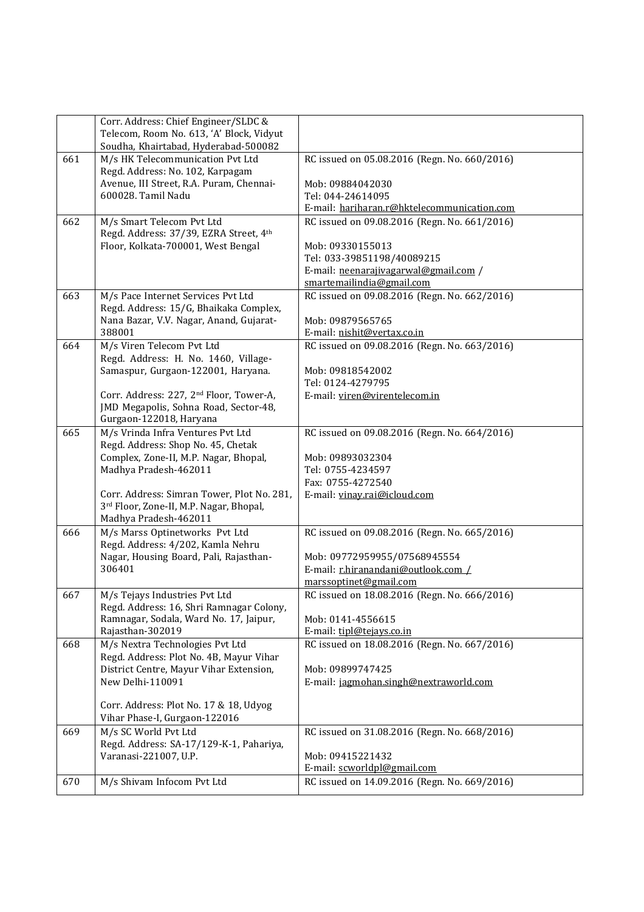| | | |
|---|---|---|
| | Corr. Address: Chief Engineer/SLDC & Telecom, Room No. 613, 'A' Block, Vidyut Soudha, Khairtabad, Hyderabad-500082 | |
| 661 | M/s HK Telecommunication Pvt Ltd<br>Regd. Address: No. 102, Karpagam Avenue, III Street, R.A. Puram, Chennai-600028. Tamil Nadu | RC issued on 05.08.2016 (Regn. No. 660/2016)<br><br>Mob: 09884042030<br>Tel: 044-24614095<br>E-mail: hariharan.r@hktelecommunication.com |
| 662 | M/s Smart Telecom Pvt Ltd<br>Regd. Address: 37/39, EZRA Street, 4th Floor, Kolkata-700001, West Bengal | RC issued on 09.08.2016 (Regn. No. 661/2016)<br><br>Mob: 09330155013<br>Tel: 033-39851198/40089215<br>E-mail: neenarajivagarwal@gmail.com / smartemailindia@gmail.com |
| 663 | M/s Pace Internet Services Pvt Ltd<br>Regd. Address: 15/G, Bhaikaka Complex, Nana Bazar, V.V. Nagar, Anand, Gujarat-388001 | RC issued on 09.08.2016 (Regn. No. 662/2016)<br><br>Mob: 09879565765<br>E-mail: nishit@vertax.co.in |
| 664 | M/s Viren Telecom Pvt Ltd<br>Regd. Address: H. No. 1460, Village-Samaspur, Gurgaon-122001, Haryana.<br><br>Corr. Address: 227, 2nd Floor, Tower-A, JMD Megapolis, Sohna Road, Sector-48, Gurgaon-122018, Haryana | RC issued on 09.08.2016 (Regn. No. 663/2016)<br><br>Mob: 09818542002<br>Tel: 0124-4279795<br>E-mail: viren@virentelecom.in |
| 665 | M/s Vrinda Infra Ventures Pvt Ltd<br>Regd. Address: Shop No. 45, Chetak Complex, Zone-II, M.P. Nagar, Bhopal, Madhya Pradesh-462011<br><br>Corr. Address: Simran Tower, Plot No. 281, 3rd Floor, Zone-II, M.P. Nagar, Bhopal, Madhya Pradesh-462011 | RC issued on 09.08.2016 (Regn. No. 664/2016)<br><br>Mob: 09893032304<br>Tel: 0755-4234597<br>Fax: 0755-4272540<br>E-mail: vinay.rai@icloud.com |
| 666 | M/s Marss Optinetworks Pvt Ltd<br>Regd. Address: 4/202, Kamla Nehru Nagar, Housing Board, Pali, Rajasthan-306401 | RC issued on 09.08.2016 (Regn. No. 665/2016)<br><br>Mob: 09772959955/07568945554<br>E-mail: r.hiranandani@outlook.com / marssoptinet@gmail.com |
| 667 | M/s Tejays Industries Pvt Ltd<br>Regd. Address: 16, Shri Ramnagar Colony, Ramnagar, Sodala, Ward No. 17, Jaipur, Rajasthan-302019 | RC issued on 18.08.2016 (Regn. No. 666/2016)<br><br>Mob: 0141-4556615<br>E-mail: tipl@tejays.co.in |
| 668 | M/s Nextra Technologies Pvt Ltd<br>Regd. Address: Plot No. 4B, Mayur Vihar District Centre, Mayur Vihar Extension, New Delhi-110091<br><br>Corr. Address: Plot No. 17 & 18, Udyog Vihar Phase-I, Gurgaon-122016 | RC issued on 18.08.2016 (Regn. No. 667/2016)<br><br>Mob: 09899747425<br>E-mail: jagmohan.singh@nextraworld.com |
| 669 | M/s SC World Pvt Ltd<br>Regd. Address: SA-17/129-K-1, Pahariya, Varanasi-221007, U.P. | RC issued on 31.08.2016 (Regn. No. 668/2016)<br><br>Mob: 09415221432<br>E-mail: scworldpl@gmail.com |
| 670 | M/s Shivam Infocom Pvt Ltd | RC issued on 14.09.2016 (Regn. No. 669/2016) |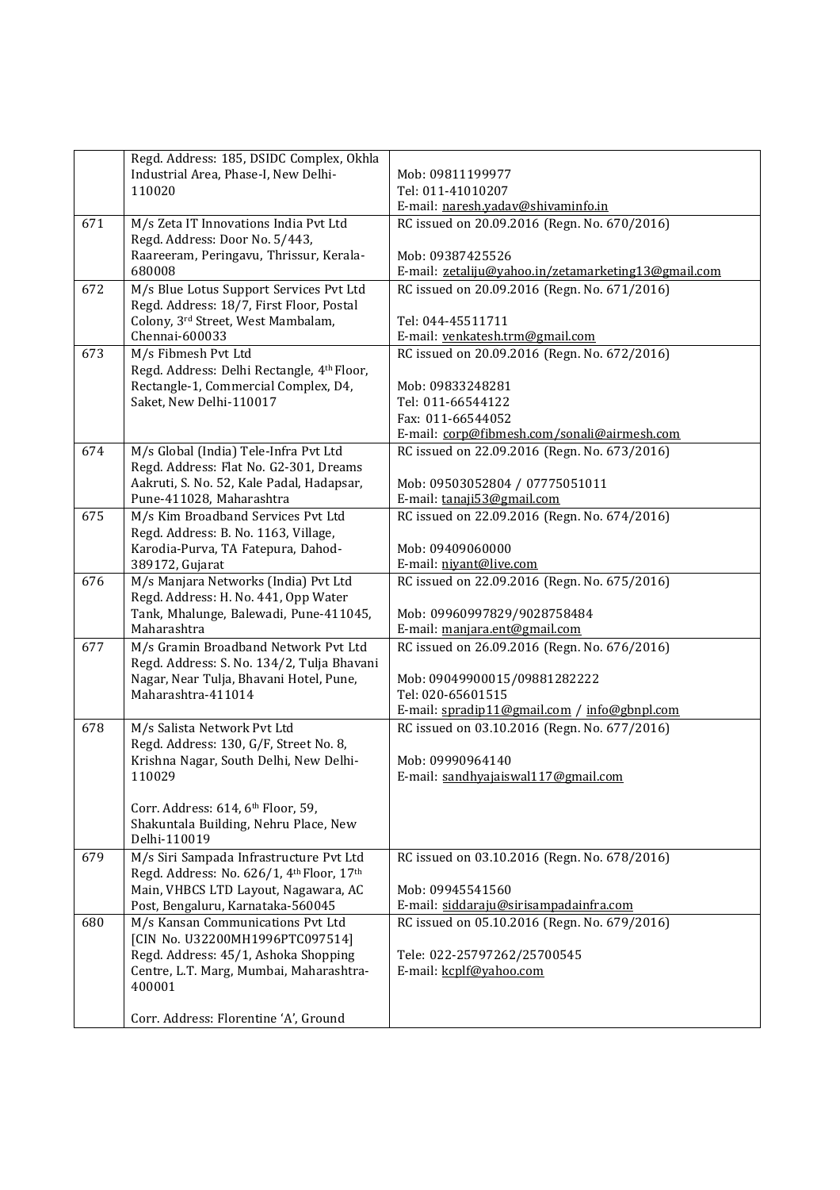| | | |
|---|---|---|
| | Regd. Address: 185, DSIDC Complex, Okhla Industrial Area, Phase-I, New Delhi-110020 | Mob: 09811199977<br>Tel: 011-41010207<br>E-mail: naresh.yadav@shivaminfo.in |
| 671 | M/s Zeta IT Innovations India Pvt Ltd<br>Regd. Address: Door No. 5/443, Raareeram, Peringavu, Thrissur, Kerala-680008 | RC issued on 20.09.2016 (Regn. No. 670/2016)<br><br>Mob: 09387425526<br>E-mail: zetaliju@yahoo.in/zetamarketing13@gmail.com |
| 672 | M/s Blue Lotus Support Services Pvt Ltd<br>Regd. Address: 18/7, First Floor, Postal Colony, 3rd Street, West Mambalam, Chennai-600033 | RC issued on 20.09.2016 (Regn. No. 671/2016)<br><br>Tel: 044-45511711<br>E-mail: venkatesh.trm@gmail.com |
| 673 | M/s Fibmesh Pvt Ltd<br>Regd. Address: Delhi Rectangle, 4th Floor, Rectangle-1, Commercial Complex, D4, Saket, New Delhi-110017 | RC issued on 20.09.2016 (Regn. No. 672/2016)<br><br>Mob: 09833248281<br>Tel: 011-66544122<br>Fax: 011-66544052<br>E-mail: corp@fibmesh.com/sonali@airmesh.com |
| 674 | M/s Global (India) Tele-Infra Pvt Ltd<br>Regd. Address: Flat No. G2-301, Dreams Aakruti, S. No. 52, Kale Padal, Hadapsar, Pune-411028, Maharashtra | RC issued on 22.09.2016 (Regn. No. 673/2016)<br><br>Mob: 09503052804 / 07775051011<br>E-mail: tanaji53@gmail.com |
| 675 | M/s Kim Broadband Services Pvt Ltd<br>Regd. Address: B. No. 1163, Village, Karodia-Purva, TA Fatepura, Dahod-389172, Gujarat | RC issued on 22.09.2016 (Regn. No. 674/2016)<br><br>Mob: 09409060000<br>E-mail: niyant@live.com |
| 676 | M/s Manjara Networks (India) Pvt Ltd<br>Regd. Address: H. No. 441, Opp Water Tank, Mhalunge, Balewadi, Pune-411045, Maharashtra | RC issued on 22.09.2016 (Regn. No. 675/2016)<br><br>Mob: 09960997829/9028758484<br>E-mail: manjara.ent@gmail.com |
| 677 | M/s Gramin Broadband Network Pvt Ltd<br>Regd. Address: S. No. 134/2, Tulja Bhavani Nagar, Near Tulja, Bhavani Hotel, Pune, Maharashtra-411014 | RC issued on 26.09.2016 (Regn. No. 676/2016)<br><br>Mob: 09049900015/09881282222<br>Tel: 020-65601515<br>E-mail: spradip11@gmail.com / info@gbnpl.com |
| 678 | M/s Salista Network Pvt Ltd<br>Regd. Address: 130, G/F, Street No. 8, Krishna Nagar, South Delhi, New Delhi-110029<br><br>Corr. Address: 614, 6th Floor, 59, Shakuntala Building, Nehru Place, New Delhi-110019 | RC issued on 03.10.2016 (Regn. No. 677/2016)<br><br>Mob: 09990964140<br>E-mail: sandhyajaiswal117@gmail.com |
| 679 | M/s Siri Sampada Infrastructure Pvt Ltd<br>Regd. Address: No. 626/1, 4th Floor, 17th Main, VHBCS LTD Layout, Nagawara, AC Post, Bengaluru, Karnataka-560045 | RC issued on 03.10.2016 (Regn. No. 678/2016)<br><br>Mob: 09945541560<br>E-mail: siddaraju@sirisampadainfra.com |
| 680 | M/s Kansan Communications Pvt Ltd<br>[CIN No. U32200MH1996PTC097514]<br>Regd. Address: 45/1, Ashoka Shopping Centre, L.T. Marg, Mumbai, Maharashtra-400001<br><br>Corr. Address: Florentine 'A', Ground | RC issued on 05.10.2016 (Regn. No. 679/2016)<br><br>Tele: 022-25797262/25700545<br>E-mail: kcplf@yahoo.com |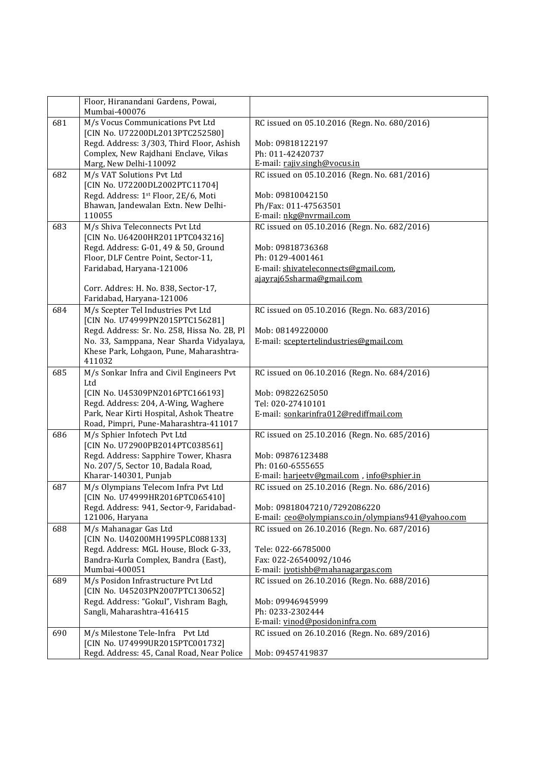| | | |
|---|---|---|
| | Floor, Hiranandani Gardens, Powai, Mumbai-400076 | |
| 681 | M/s Vocus Communications Pvt Ltd [CIN No. U72200DL2013PTC252580] Regd. Address: 3/303, Third Floor, Ashish Complex, New Rajdhani Enclave, Vikas Marg, New Delhi-110092 | RC issued on 05.10.2016 (Regn. No. 680/2016)<br><br>Mob: 09818122197<br>Ph: 011-42420737<br>E-mail: rajiv.singh@vocus.in |
| 682 | M/s VAT Solutions Pvt Ltd [CIN No. U72200DL2002PTC11704] Regd. Address: 1st Floor, 2E/6, Moti Bhawan, Jandewalan Extn. New Delhi-110055 | RC issued on 05.10.2016 (Regn. No. 681/2016)<br><br>Mob: 09810042150<br>Ph/Fax: 011-47563501<br>E-mail: nkg@nvrmail.com |
| 683 | M/s Shiva Teleconnects Pvt Ltd [CIN No. U64200HR2011PTC043216] Regd. Address: G-01, 49 & 50, Ground Floor, DLF Centre Point, Sector-11, Faridabad, Haryana-121006<br><br>Corr. Addres: H. No. 838, Sector-17, Faridabad, Haryana-121006 | RC issued on 05.10.2016 (Regn. No. 682/2016)<br><br>Mob: 09818736368<br>Ph: 0129-4001461<br>E-mail: shivateleconnects@gmail.com, ajayraj65sharma@gmail.com |
| 684 | M/s Scepter Tel Industries Pvt Ltd [CIN No. U74999PN2015PTC156281] Regd. Address: Sr. No. 258, Hissa No. 2B, Pl No. 33, Samppana, Near Sharda Vidyalaya, Khese Park, Lohgaon, Pune, Maharashtra-411032 | RC issued on 05.10.2016 (Regn. No. 683/2016)<br><br>Mob: 08149220000<br>E-mail: sceptertelindustries@gmail.com |
| 685 | M/s Sonkar Infra and Civil Engineers Pvt Ltd [CIN No. U45309PN2016PTC166193] Regd. Address: 204, A-Wing, Waghere Park, Near Kirti Hospital, Ashok Theatre Road, Pimpri, Pune-Maharashtra-411017 | RC issued on 06.10.2016 (Regn. No. 684/2016)<br><br>Mob: 09822625050<br>Tel: 020-27410101<br>E-mail: sonkarinfra012@rediffmail.com |
| 686 | M/s Sphier Infotech Pvt Ltd [CIN No. U72900PB2014PTC038561] Regd. Address: Sapphire Tower, Khasra No. 207/5, Sector 10, Badala Road, Kharar-140301, Punjab | RC issued on 25.10.2016 (Regn. No. 685/2016)<br><br>Mob: 09876123488<br>Ph: 0160-6555655<br>E-mail: harjeetv@gmail.com , info@sphier.in |
| 687 | M/s Olympians Telecom Infra Pvt Ltd [CIN No. U74999HR2016PTC065410] Regd. Address: 941, Sector-9, Faridabad-121006, Haryana | RC issued on 25.10.2016 (Regn. No. 686/2016)<br><br>Mob: 09818047210/7292086220<br>E-mail: ceo@olympians.co.in/olympians941@yahoo.com |
| 688 | M/s Mahanagar Gas Ltd [CIN No. U40200MH1995PLC088133] Regd. Address: MGL House, Block G-33, Bandra-Kurla Complex, Bandra (East), Mumbai-400051 | RC issued on 26.10.2016 (Regn. No. 687/2016)<br><br>Tele: 022-66785000<br>Fax: 022-26540092/1046<br>E-mail: jyotishb@mahanagargas.com |
| 689 | M/s Posidon Infrastructure Pvt Ltd [CIN No. U45203PN2007PTC130652] Regd. Address: "Gokul", Vishram Bagh, Sangli, Maharashtra-416415 | RC issued on 26.10.2016 (Regn. No. 688/2016)<br><br>Mob: 09946945999<br>Ph: 0233-2302444<br>E-mail: vinod@posidoninfra.com |
| 690 | M/s Milestone Tele-Infra Pvt Ltd [CIN No. U74999UR2015PTC001732] Regd. Address: 45, Canal Road, Near Police | RC issued on 26.10.2016 (Regn. No. 689/2016)<br><br>Mob: 09457419837 |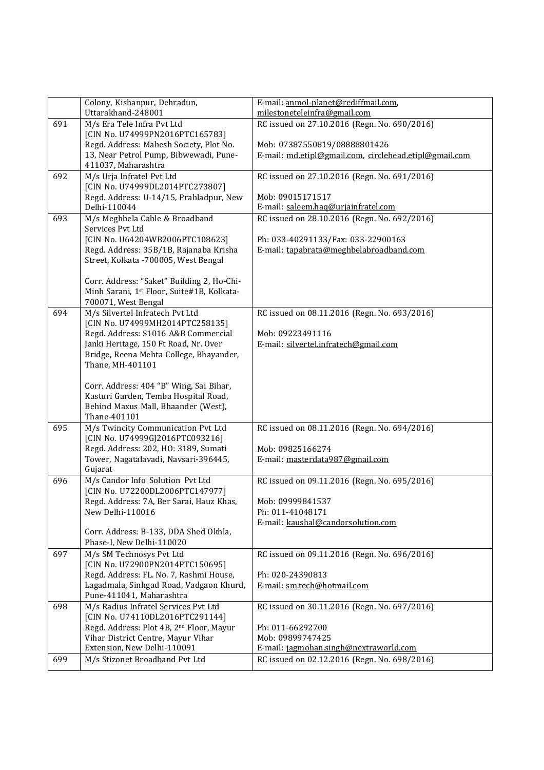| | | |
|---|---|---|
| | Colony, Kishanpur, Dehradun, Uttarakhand-248001 | E-mail: anmol-planet@rediffmail.com, milestoneteleinfra@gmail.com |
| 691 | M/s Era Tele Infra Pvt Ltd [CIN No. U74999PN2016PTC165783] Regd. Address: Mahesh Society, Plot No. 13, Near Petrol Pump, Bibwewadi, Pune-411037, Maharashtra | RC issued on 27.10.2016 (Regn. No. 690/2016)<br><br>Mob: 07387550819/08888801426<br>E-mail: md.etipl@gmail.com, circlehead.etipl@gmail.com |
| 692 | M/s Urja Infratel Pvt Ltd [CIN No. U74999DL2014PTC273807] Regd. Address: U-14/15, Prahladpur, New Delhi-110044 | RC issued on 27.10.2016 (Regn. No. 691/2016)<br><br>Mob: 09015171517<br>E-mail: saleem.haq@urjainfratel.com |
| 693 | M/s Meghbela Cable & Broadband Services Pvt Ltd [CIN No. U64204WB2006PTC108623] Regd. Address: 35B/1B, Rajanaba Krisha Street, Kolkata -700005, West Bengal<br><br>Corr. Address: "Saket" Building 2, Ho-Chi-Minh Sarani, 1st Floor, Suite#1B, Kolkata-700071, West Bengal | RC issued on 28.10.2016 (Regn. No. 692/2016)<br><br>Ph: 033-40291133/Fax: 033-22900163<br>E-mail: tapabrata@meghbelabroadband.com |
| 694 | M/s Silvertel Infratech Pvt Ltd [CIN No. U74999MH2014PTC258135] Regd. Address: S1016 A&B Commercial Janki Heritage, 150 Ft Road, Nr. Over Bridge, Reena Mehta College, Bhayander, Thane, MH-401101<br><br>Corr. Address: 404 "B" Wing, Sai Bihar, Kasturi Garden, Temba Hospital Road, Behind Maxus Mall, Bhaander (West), Thane-401101 | RC issued on 08.11.2016 (Regn. No. 693/2016)<br><br>Mob: 09223491116<br>E-mail: silvertel.infratech@gmail.com |
| 695 | M/s Twincity Communication Pvt Ltd [CIN No. U74999GJ2016PTC093216] Regd. Address: 202, HO: 3189, Sumati Tower, Nagatalavadi, Navsari-396445, Gujarat | RC issued on 08.11.2016 (Regn. No. 694/2016)<br><br>Mob: 09825166274<br>E-mail: masterdata987@gmail.com |
| 696 | M/s Candor Info Solution Pvt Ltd [CIN No. U72200DL2006PTC147977] Regd. Address: 7A, Ber Sarai, Hauz Khas, New Delhi-110016<br><br>Corr. Address: B-133, DDA Shed Okhla, Phase-I, New Delhi-110020 | RC issued on 09.11.2016 (Regn. No. 695/2016)<br><br>Mob: 09999841537<br>Ph: 011-41048171<br>E-mail: kaushal@candorsolution.com |
| 697 | M/s SM Technosys Pvt Ltd [CIN No. U72900PN2014PTC150695] Regd. Address: FL. No. 7, Rashmi House, Lagadmala, Sinhgad Road, Vadgaon Khurd, Pune-411041, Maharashtra | RC issued on 09.11.2016 (Regn. No. 696/2016)<br><br>Ph: 020-24390813<br>E-mail: sm.tech@hotmail.com |
| 698 | M/s Radius Infratel Services Pvt Ltd [CIN No. U74110DL2016PTC291144] Regd. Address: Plot 4B, 2nd Floor, Mayur Vihar District Centre, Mayur Vihar Extension, New Delhi-110091 | RC issued on 30.11.2016 (Regn. No. 697/2016)<br><br>Ph: 011-66292700<br>Mob: 09899747425<br>E-mail: jagmohan.singh@nextraworld.com |
| 699 | M/s Stizonet Broadband Pvt Ltd | RC issued on 02.12.2016 (Regn. No. 698/2016) |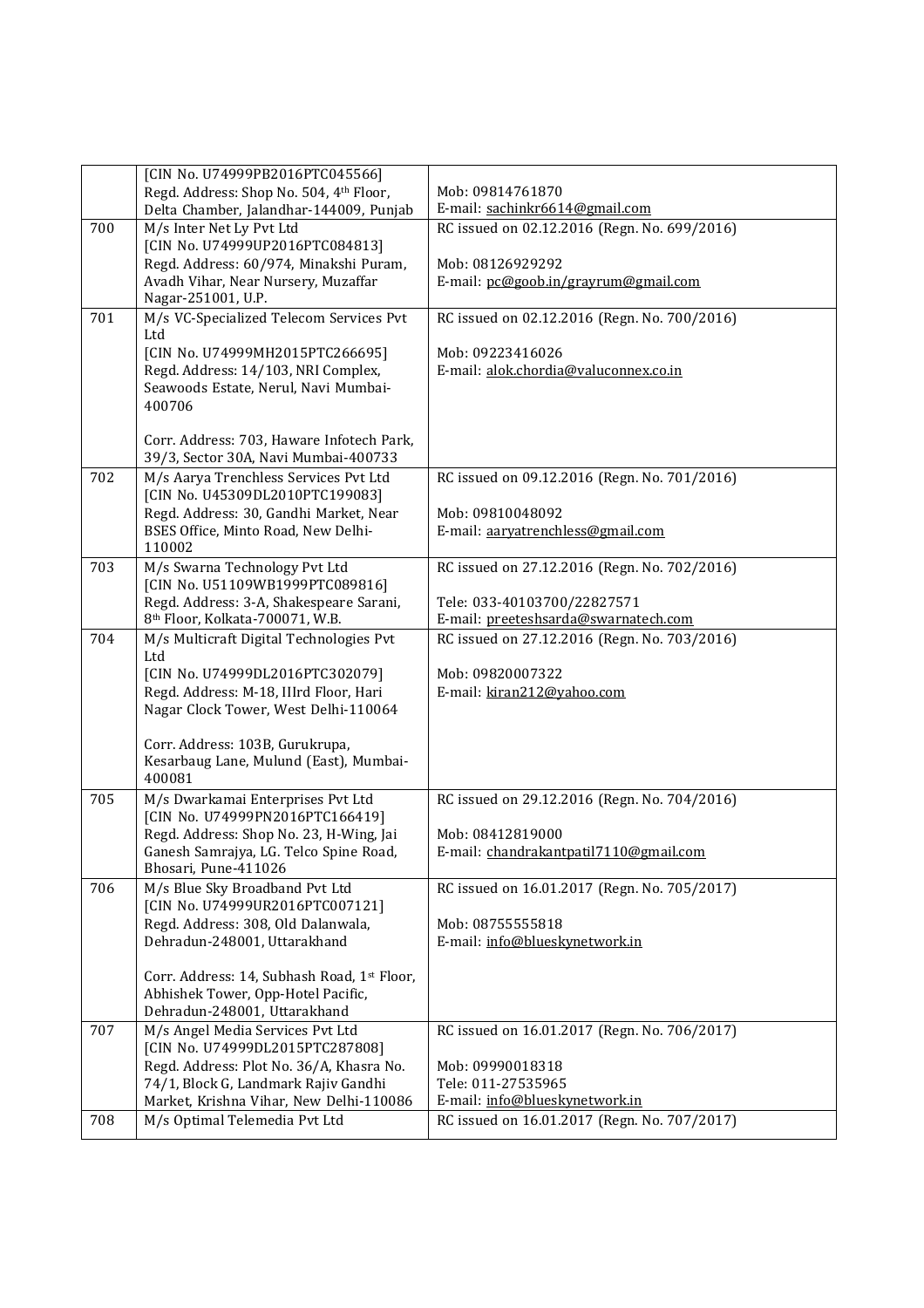| | | |
|---|---|---|
| | [CIN No. U74999PB2016PTC045566]<br>Regd. Address: Shop No. 504, 4th Floor, Delta Chamber, Jalandhar-144009, Punjab | Mob: 09814761870<br>E-mail: sachinkr6614@gmail.com |
| 700 | M/s Inter Net Ly Pvt Ltd<br>[CIN No. U74999UP2016PTC084813]<br>Regd. Address: 60/974, Minakshi Puram, Avadh Vihar, Near Nursery, Muzaffar Nagar-251001, U.P. | RC issued on 02.12.2016 (Regn. No. 699/2016)<br><br>Mob: 08126929292<br>E-mail: pc@goob.in/grayrum@gmail.com |
| 701 | M/s VC-Specialized Telecom Services Pvt Ltd<br>[CIN No. U74999MH2015PTC266695]<br>Regd. Address: 14/103, NRI Complex, Seawoods Estate, Nerul, Navi Mumbai-400706<br><br>Corr. Address: 703, Haware Infotech Park, 39/3, Sector 30A, Navi Mumbai-400733 | RC issued on 02.12.2016 (Regn. No. 700/2016)<br><br>Mob: 09223416026<br>E-mail: alok.chordia@valuconnex.co.in |
| 702 | M/s Aarya Trenchless Services Pvt Ltd<br>[CIN No. U45309DL2010PTC199083]<br>Regd. Address: 30, Gandhi Market, Near BSES Office, Minto Road, New Delhi-110002 | RC issued on 09.12.2016 (Regn. No. 701/2016)<br><br>Mob: 09810048092<br>E-mail: aaryatrenchless@gmail.com |
| 703 | M/s Swarna Technology Pvt Ltd<br>[CIN No. U51109WB1999PTC089816]<br>Regd. Address: 3-A, Shakespeare Sarani, 8th Floor, Kolkata-700071, W.B. | RC issued on 27.12.2016 (Regn. No. 702/2016)<br><br>Tele: 033-40103700/22827571<br>E-mail: preeteshsarda@swarnatech.com |
| 704 | M/s Multicraft Digital Technologies Pvt Ltd<br>[CIN No. U74999DL2016PTC302079]<br>Regd. Address: M-18, IIIrd Floor, Hari Nagar Clock Tower, West Delhi-110064<br><br>Corr. Address: 103B, Gurukrupa, Kesarbaug Lane, Mulund (East), Mumbai-400081 | RC issued on 27.12.2016 (Regn. No. 703/2016)<br><br>Mob: 09820007322<br>E-mail: kiran212@yahoo.com |
| 705 | M/s Dwarkamai Enterprises Pvt Ltd<br>[CIN No. U74999PN2016PTC166419]<br>Regd. Address: Shop No. 23, H-Wing, Jai Ganesh Samrajya, LG. Telco Spine Road, Bhosari, Pune-411026 | RC issued on 29.12.2016 (Regn. No. 704/2016)<br><br>Mob: 08412819000<br>E-mail: chandrakantpatil7110@gmail.com |
| 706 | M/s Blue Sky Broadband Pvt Ltd<br>[CIN No. U74999UR2016PTC007121]<br>Regd. Address: 308, Old Dalanwala, Dehradun-248001, Uttarakhand<br><br>Corr. Address: 14, Subhash Road, 1st Floor, Abhishek Tower, Opp-Hotel Pacific, Dehradun-248001, Uttarakhand | RC issued on 16.01.2017 (Regn. No. 705/2017)<br><br>Mob: 08755555818<br>E-mail: info@blueskynetwork.in |
| 707 | M/s Angel Media Services Pvt Ltd<br>[CIN No. U74999DL2015PTC287808]<br>Regd. Address: Plot No. 36/A, Khasra No. 74/1, Block G, Landmark Rajiv Gandhi Market, Krishna Vihar, New Delhi-110086 | RC issued on 16.01.2017 (Regn. No. 706/2017)<br><br>Mob: 09990018318<br>Tele: 011-27535965<br>E-mail: info@blueskynetwork.in |
| 708 | M/s Optimal Telemedia Pvt Ltd | RC issued on 16.01.2017 (Regn. No. 707/2017) |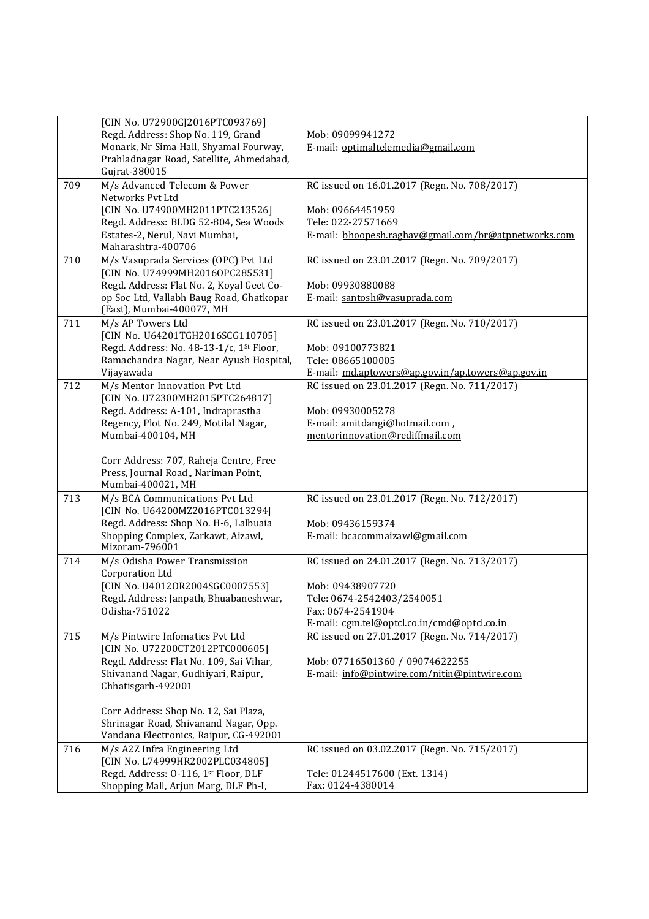| | | |
|---|---|---|
| | [CIN No. U72900GJ2016PTC093769]<br>Regd. Address: Shop No. 119, Grand Monark, Nr Sima Hall, Shyamal Fourway, Prahladnagar Road, Satellite, Ahmedabad, Gujrat-380015 | Mob: 09099941272<br>E-mail: optimaltelemedia@gmail.com |
| 709 | M/s Advanced Telecom & Power Networks Pvt Ltd<br>[CIN No. U74900MH2011PTC213526]<br>Regd. Address: BLDG 52-804, Sea Woods Estates-2, Nerul, Navi Mumbai, Maharashtra-400706 | RC issued on 16.01.2017 (Regn. No. 708/2017)<br><br>Mob: 09664451959<br>Tele: 022-27571669<br>E-mail: bhoopesh.raghav@gmail.com/br@atpnetworks.com |
| 710 | M/s Vasuprada Services (OPC) Pvt Ltd<br>[CIN No. U74999MH2016OPC285531]<br>Regd. Address: Flat No. 2, Koyal Geet Co-op Soc Ltd, Vallabh Baug Road, Ghatkopar (East), Mumbai-400077, MH | RC issued on 23.01.2017 (Regn. No. 709/2017)<br><br>Mob: 09930880088<br>E-mail: santosh@vasuprada.com |
| 711 | M/s AP Towers Ltd<br>[CIN No. U64201TGH2016SCG110705]<br>Regd. Address: No. 48-13-1/c, 1st Floor, Ramachandra Nagar, Near Ayush Hospital, Vijayawada | RC issued on 23.01.2017 (Regn. No. 710/2017)<br><br>Mob: 09100773821<br>Tele: 08665100005<br>E-mail: md.aptowers@ap.gov.in/ap.towers@ap.gov.in |
| 712 | M/s Mentor Innovation Pvt Ltd<br>[CIN No. U72300MH2015PTC264817]<br>Regd. Address: A-101, Indraprastha Regency, Plot No. 249, Motilal Nagar, Mumbai-400104, MH<br><br>Corr Address: 707, Raheja Centre, Free Press, Journal Road,, Nariman Point, Mumbai-400021, MH | RC issued on 23.01.2017 (Regn. No. 711/2017)<br><br>Mob: 09930005278<br>E-mail: amitdangi@hotmail.com , mentorinnovation@rediffmail.com |
| 713 | M/s BCA Communications Pvt Ltd<br>[CIN No. U64200MZ2016PTC013294]<br>Regd. Address: Shop No. H-6, Lalbuaia Shopping Complex, Zarkawt, Aizawl, Mizoram-796001 | RC issued on 23.01.2017 (Regn. No. 712/2017)<br><br>Mob: 09436159374<br>E-mail: bcacommaizawl@gmail.com |
| 714 | M/s Odisha Power Transmission Corporation Ltd<br>[CIN No. U40120OR2004SGC0007553]<br>Regd. Address: Janpath, Bhuabaneshwar, Odisha-751022 | RC issued on 24.01.2017 (Regn. No. 713/2017)<br><br>Mob: 09438907720<br>Tele: 0674-2542403/2540051<br>Fax: 0674-2541904<br>E-mail: cgm.tel@optcl.co.in/cmd@optcl.co.in |
| 715 | M/s Pintwire Infomatics Pvt Ltd<br>[CIN No. U72200CT2012PTC000605]<br>Regd. Address: Flat No. 109, Sai Vihar, Shivanand Nagar, Gudhiyari, Raipur, Chhatisgarh-492001<br><br>Corr Address: Shop No. 12, Sai Plaza, Shrinagar Road, Shivanand Nagar, Opp. Vandana Electronics, Raipur, CG-492001 | RC issued on 27.01.2017 (Regn. No. 714/2017)<br><br>Mob: 07716501360 / 09074622255<br>E-mail: info@pintwire.com/nitin@pintwire.com |
| 716 | M/s A2Z Infra Engineering Ltd<br>[CIN No. L74999HR2002PLC034805]<br>Regd. Address: O-116, 1st Floor, DLF Shopping Mall, Arjun Marg, DLF Ph-I, | RC issued on 03.02.2017 (Regn. No. 715/2017)<br><br>Tele: 01244517600 (Ext. 1314)<br>Fax: 0124-4380014 |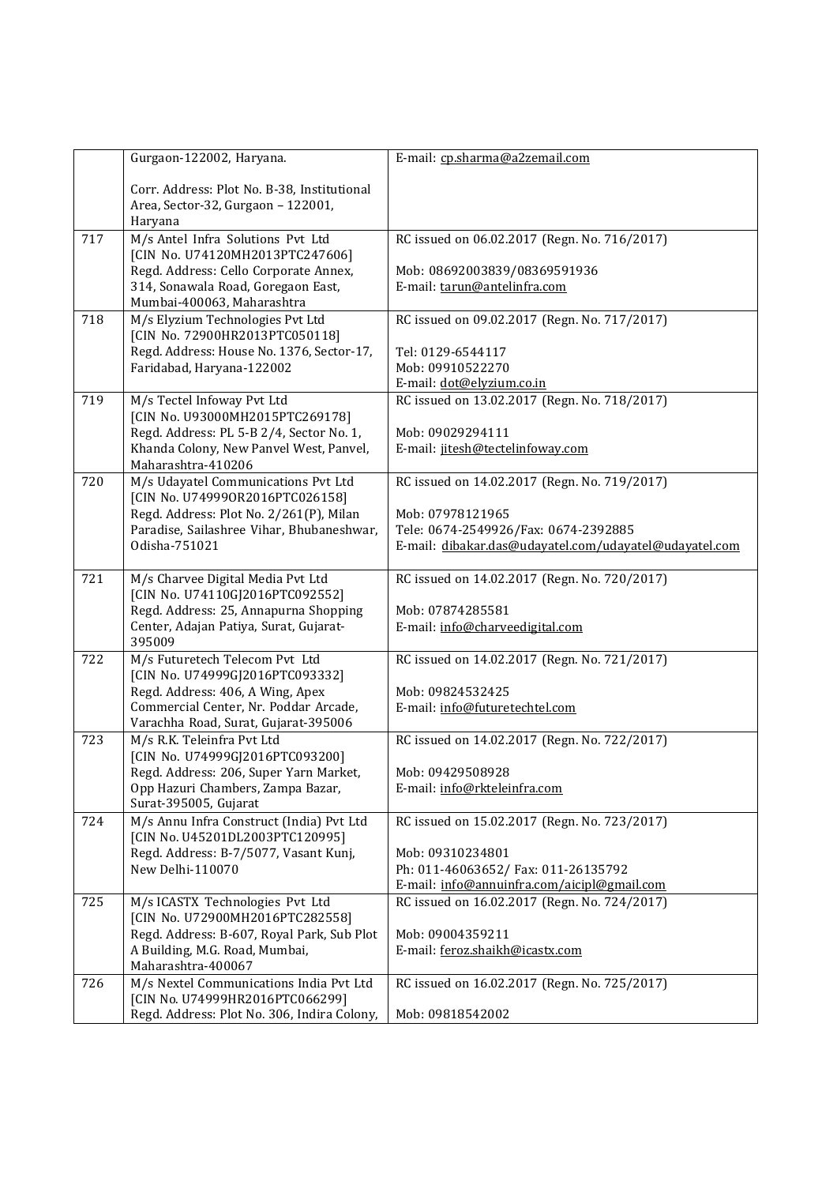|  |  |  |
|---|---|---|
|  | Gurgaon-122002, Haryana.<br><br>Corr. Address: Plot No. B-38, Institutional Area, Sector-32, Gurgaon – 122001, Haryana | E-mail: cp.sharma@a2zemail.com |
| 717 | M/s Antel Infra Solutions Pvt Ltd<br>[CIN No. U74120MH2013PTC247606]<br>Regd. Address: Cello Corporate Annex, 314, Sonawala Road, Goregaon East, Mumbai-400063, Maharashtra | RC issued on 06.02.2017 (Regn. No. 716/2017)<br><br>Mob: 08692003839/08369591936<br>E-mail: tarun@antelinfra.com |
| 718 | M/s Elyzium Technologies Pvt Ltd<br>[CIN No. 72900HR2013PTC050118]<br>Regd. Address: House No. 1376, Sector-17, Faridabad, Haryana-122002 | RC issued on 09.02.2017 (Regn. No. 717/2017)<br><br>Tel: 0129-6544117<br>Mob: 09910522270<br>E-mail: dot@elyzium.co.in |
| 719 | M/s Tectel Infoway Pvt Ltd<br>[CIN No. U93000MH2015PTC269178]<br>Regd. Address: PL 5-B 2/4, Sector No. 1, Khanda Colony, New Panvel West, Panvel, Maharashtra-410206 | RC issued on 13.02.2017 (Regn. No. 718/2017)<br><br>Mob: 09029294111<br>E-mail: jitesh@tectelinfoway.com |
| 720 | M/s Udayatel Communications Pvt Ltd<br>[CIN No. U74999OR2016PTC026158]<br>Regd. Address: Plot No. 2/261(P), Milan Paradise, Sailashree Vihar, Bhubaneshwar, Odisha-751021 | RC issued on 14.02.2017 (Regn. No. 719/2017)<br><br>Mob: 07978121965<br>Tele: 0674-2549926/Fax: 0674-2392885<br>E-mail: dibakar.das@udayatel.com/udayatel@udayatel.com |
| 721 | M/s Charvee Digital Media Pvt Ltd<br>[CIN No. U74110GJ2016PTC092552]<br>Regd. Address: 25, Annapurna Shopping Center, Adajan Patiya, Surat, Gujarat-395009 | RC issued on 14.02.2017 (Regn. No. 720/2017)<br><br>Mob: 07874285581<br>E-mail: info@charveedigital.com |
| 722 | M/s Futuretech Telecom Pvt Ltd<br>[CIN No. U74999GJ2016PTC093332]<br>Regd. Address: 406, A Wing, Apex Commercial Center, Nr. Poddar Arcade, Varachha Road, Surat, Gujarat-395006 | RC issued on 14.02.2017 (Regn. No. 721/2017)<br><br>Mob: 09824532425<br>E-mail: info@futuretechtel.com |
| 723 | M/s R.K. Teleinfra Pvt Ltd<br>[CIN No. U74999GJ2016PTC093200]<br>Regd. Address: 206, Super Yarn Market, Opp Hazuri Chambers, Zampa Bazar, Surat-395005, Gujarat | RC issued on 14.02.2017 (Regn. No. 722/2017)<br><br>Mob: 09429508928<br>E-mail: info@rkteleinfra.com |
| 724 | M/s Annu Infra Construct (India) Pvt Ltd<br>[CIN No. U45201DL2003PTC120995]<br>Regd. Address: B-7/5077, Vasant Kunj, New Delhi-110070 | RC issued on 15.02.2017 (Regn. No. 723/2017)<br><br>Mob: 09310234801<br>Ph: 011-46063652/ Fax: 011-26135792<br>E-mail: info@annuinfra.com/aicipl@gmail.com |
| 725 | M/s ICASTX Technologies Pvt Ltd<br>[CIN No. U72900MH2016PTC282558]<br>Regd. Address: B-607, Royal Park, Sub Plot A Building, M.G. Road, Mumbai, Maharashtra-400067 | RC issued on 16.02.2017 (Regn. No. 724/2017)<br><br>Mob: 09004359211<br>E-mail: feroz.shaikh@icastx.com |
| 726 | M/s Nextel Communications India Pvt Ltd<br>[CIN No. U74999HR2016PTC066299]<br>Regd. Address: Plot No. 306, Indira Colony, | RC issued on 16.02.2017 (Regn. No. 725/2017)<br><br>Mob: 09818542002 |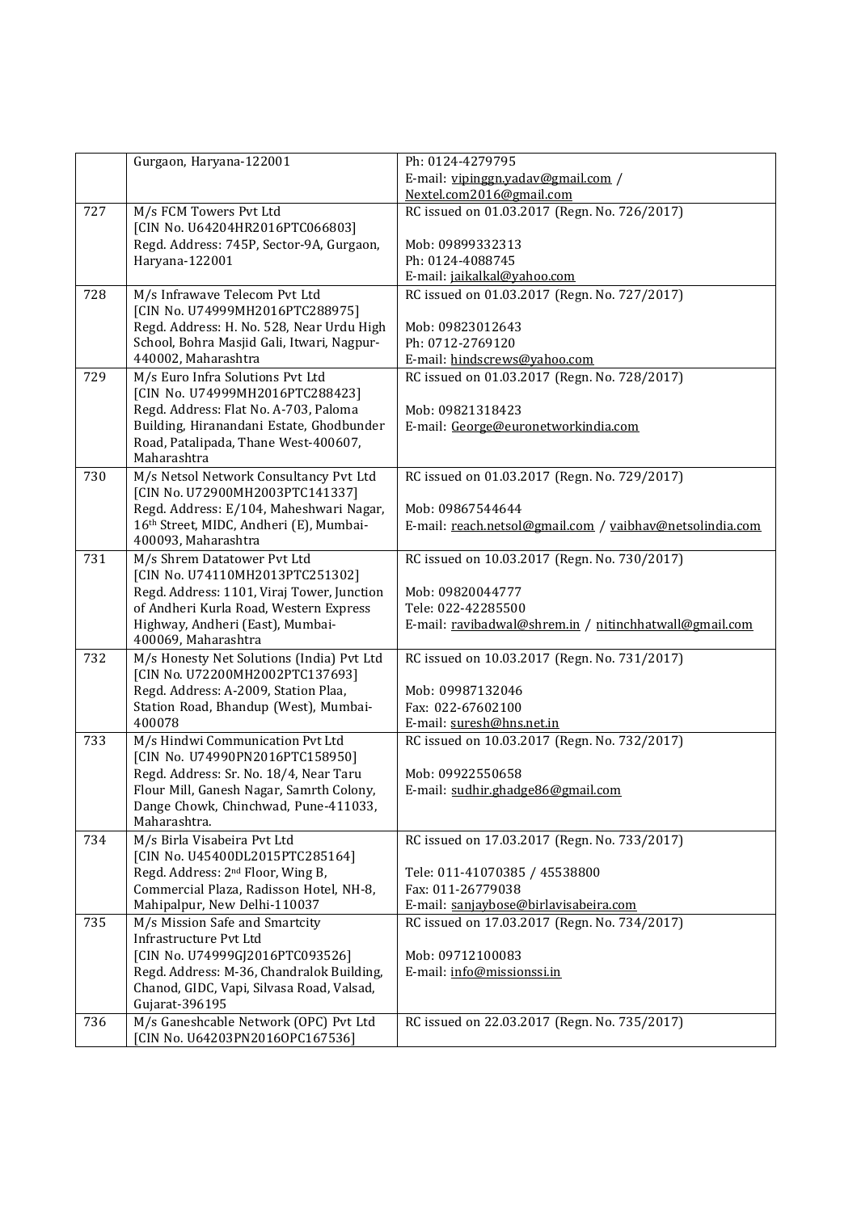| | | |
|---|---|---|
| | Gurgaon, Haryana-122001 | Ph: 0124-4279795<br>E-mail: vipinggn.yadav@gmail.com / Nextel.com2016@gmail.com |
| 727 | M/s FCM Towers Pvt Ltd<br>[CIN No. U64204HR2016PTC066803]<br>Regd. Address: 745P, Sector-9A, Gurgaon, Haryana-122001 | RC issued on 01.03.2017 (Regn. No. 726/2017)<br><br>Mob: 09899332313<br>Ph: 0124-4088745<br>E-mail: jaikalkal@yahoo.com |
| 728 | M/s Infrawave Telecom Pvt Ltd<br>[CIN No. U74999MH2016PTC288975]<br>Regd. Address: H. No. 528, Near Urdu High School, Bohra Masjid Gali, Itwari, Nagpur-440002, Maharashtra | RC issued on 01.03.2017 (Regn. No. 727/2017)<br><br>Mob: 09823012643<br>Ph: 0712-2769120<br>E-mail: hindscrews@yahoo.com |
| 729 | M/s Euro Infra Solutions Pvt Ltd<br>[CIN No. U74999MH2016PTC288423]<br>Regd. Address: Flat No. A-703, Paloma Building, Hiranandani Estate, Ghodbunder Road, Patalipada, Thane West-400607, Maharashtra | RC issued on 01.03.2017 (Regn. No. 728/2017)<br><br>Mob: 09821318423<br>E-mail: George@euronetworkindia.com |
| 730 | M/s Netsol Network Consultancy Pvt Ltd<br>[CIN No. U72900MH2003PTC141337]<br>Regd. Address: E/104, Maheshwari Nagar, 16th Street, MIDC, Andheri (E), Mumbai-400093, Maharashtra | RC issued on 01.03.2017 (Regn. No. 729/2017)<br><br>Mob: 09867544644<br>E-mail: reach.netsol@gmail.com / vaibhav@netsolindia.com |
| 731 | M/s Shrem Datatower Pvt Ltd<br>[CIN No. U74110MH2013PTC251302]<br>Regd. Address: 1101, Viraj Tower, Junction of Andheri Kurla Road, Western Express Highway, Andheri (East), Mumbai-400069, Maharashtra | RC issued on 10.03.2017 (Regn. No. 730/2017)<br><br>Mob: 09820044777<br>Tele: 022-42285500<br>E-mail: ravibadwal@shrem.in / nitinchhatwall@gmail.com |
| 732 | M/s Honesty Net Solutions (India) Pvt Ltd<br>[CIN No. U72200MH2002PTC137693]<br>Regd. Address: A-2009, Station Plaa, Station Road, Bhandup (West), Mumbai-400078 | RC issued on 10.03.2017 (Regn. No. 731/2017)<br><br>Mob: 09987132046<br>Fax: 022-67602100<br>E-mail: suresh@hns.net.in |
| 733 | M/s Hindwi Communication Pvt Ltd<br>[CIN No. U74990PN2016PTC158950]<br>Regd. Address: Sr. No. 18/4, Near Taru Flour Mill, Ganesh Nagar, Samrth Colony, Dange Chowk, Chinchwad, Pune-411033, Maharashtra. | RC issued on 10.03.2017 (Regn. No. 732/2017)<br><br>Mob: 09922550658<br>E-mail: sudhir.ghadge86@gmail.com |
| 734 | M/s Birla Visabeira Pvt Ltd<br>[CIN No. U45400DL2015PTC285164]<br>Regd. Address: 2nd Floor, Wing B, Commercial Plaza, Radisson Hotel, NH-8, Mahipalpur, New Delhi-110037 | RC issued on 17.03.2017 (Regn. No. 733/2017)<br><br>Tele: 011-41070385 / 45538800<br>Fax: 011-26779038<br>E-mail: sanjaybose@birlavisabeira.com |
| 735 | M/s Mission Safe and Smartcity Infrastructure Pvt Ltd<br>[CIN No. U74999GJ2016PTC093526]<br>Regd. Address: M-36, Chandralok Building, Chanod, GIDC, Vapi, Silvasa Road, Valsad, Gujarat-396195 | RC issued on 17.03.2017 (Regn. No. 734/2017)<br><br>Mob: 09712100083<br>E-mail: info@missionssi.in |
| 736 | M/s Ganeshcable Network (OPC) Pvt Ltd<br>[CIN No. U64203PN2016OPC167536] | RC issued on 22.03.2017 (Regn. No. 735/2017) |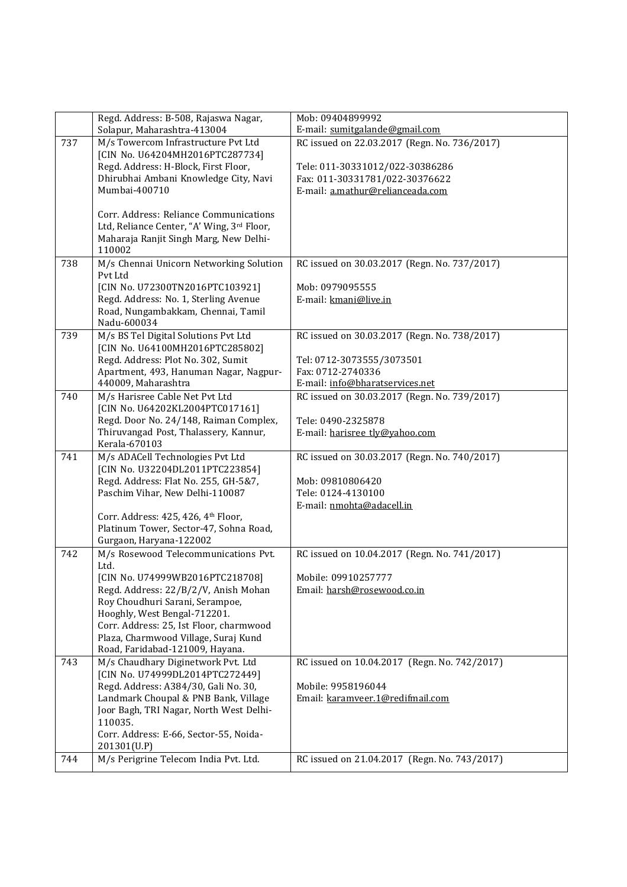| | | |
|---|---|---|
| | Regd. Address: B-508, Rajaswa Nagar, Solapur, Maharashtra-413004 | Mob: 09404899992<br>E-mail: sumitgalande@gmail.com |
| 737 | M/s Towercom Infrastructure Pvt Ltd<br>[CIN No. U64204MH2016PTC287734]<br>Regd. Address: H-Block, First Floor, Dhirubhai Ambani Knowledge City, Navi Mumbai-400710<br><br>Corr. Address: Reliance Communications Ltd, Reliance Center, "A' Wing, 3rd Floor, Maharaja Ranjit Singh Marg, New Delhi-110002 | RC issued on 22.03.2017 (Regn. No. 736/2017)<br><br>Tele: 011-30331012/022-30386286<br>Fax: 011-30331781/022-30376622<br>E-mail: a.mathur@relianceada.com |
| 738 | M/s Chennai Unicorn Networking Solution Pvt Ltd<br>[CIN No. U72300TN2016PTC103921]<br>Regd. Address: No. 1, Sterling Avenue Road, Nungambakkam, Chennai, Tamil Nadu-600034 | RC issued on 30.03.2017 (Regn. No. 737/2017)<br><br>Mob: 0979095555<br>E-mail: kmani@live.in |
| 739 | M/s BS Tel Digital Solutions Pvt Ltd<br>[CIN No. U64100MH2016PTC285802]<br>Regd. Address: Plot No. 302, Sumit Apartment, 493, Hanuman Nagar, Nagpur-440009, Maharashtra | RC issued on 30.03.2017 (Regn. No. 738/2017)<br><br>Tel: 0712-3073555/3073501<br>Fax: 0712-2740336<br>E-mail: info@bharatservices.net |
| 740 | M/s Harisree Cable Net Pvt Ltd<br>[CIN No. U64202KL2004PTC017161]<br>Regd. Door No. 24/148, Raiman Complex, Thiruvangad Post, Thalassery, Kannur, Kerala-670103 | RC issued on 30.03.2017 (Regn. No. 739/2017)<br><br>Tele: 0490-2325878<br>E-mail: harisree_tly@yahoo.com |
| 741 | M/s ADACell Technologies Pvt Ltd<br>[CIN No. U32204DL2011PTC223854]<br>Regd. Address: Flat No. 255, GH-5&7, Paschim Vihar, New Delhi-110087<br><br>Corr. Address: 425, 426, 4th Floor, Platinum Tower, Sector-47, Sohna Road, Gurgaon, Haryana-122002 | RC issued on 30.03.2017 (Regn. No. 740/2017)<br><br>Mob: 09810806420<br>Tele: 0124-4130100<br>E-mail: nmohta@adacell.in |
| 742 | M/s Rosewood Telecommunications Pvt. Ltd.<br>[CIN No. U74999WB2016PTC218708]<br>Regd. Address: 22/B/2/V, Anish Mohan Roy Choudhuri Sarani, Serampoe, Hooghly, West Bengal-712201.<br>Corr. Address: 25, Ist Floor, charmwood Plaza, Charmwood Village, Suraj Kund Road, Faridabad-121009, Hayana. | RC issued on 10.04.2017 (Regn. No. 741/2017)<br><br>Mobile: 09910257777<br>Email: harsh@rosewood.co.in |
| 743 | M/s Chaudhary Diginetwork Pvt. Ltd<br>[CIN No. U74999DL2014PTC272449]<br>Regd. Address: A384/30, Gali No. 30, Landmark Choupal & PNB Bank, Village Joor Bagh, TRI Nagar, North West Delhi-110035.<br>Corr. Address: E-66, Sector-55, Noida-201301(U.P) | RC issued on 10.04.2017 (Regn. No. 742/2017)<br><br>Mobile: 9958196044<br>Email: karamveer.1@redifmail.com |
| 744 | M/s Perigrine Telecom India Pvt. Ltd. | RC issued on 21.04.2017 (Regn. No. 743/2017) |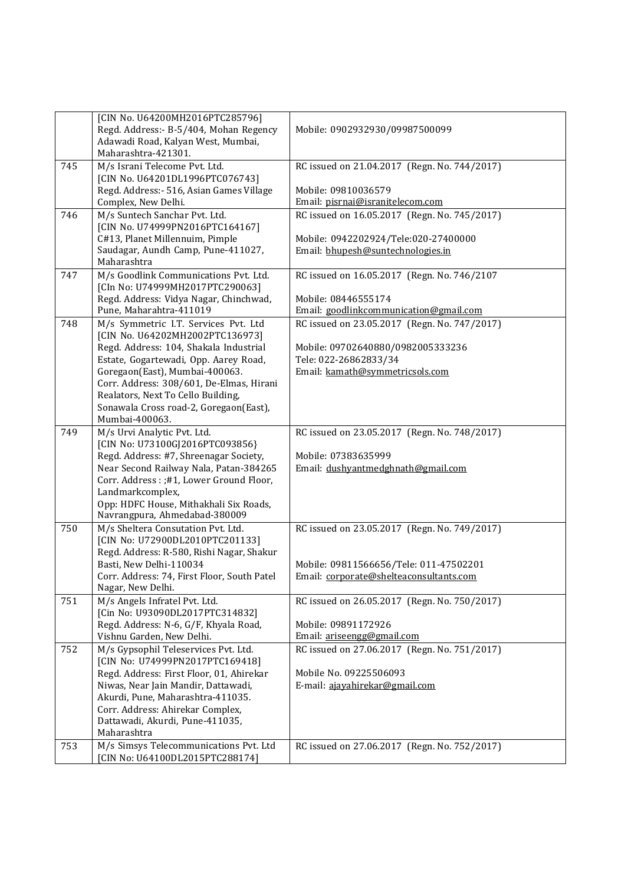| | | |
|---|---|---|
| | [CIN No. U64200MH2016PTC285796] Regd. Address:- B-5/404, Mohan Regency Adawadi Road, Kalyan West, Mumbai, Maharashtra-421301. | Mobile: 0902932930/09987500099 |
| 745 | M/s Israni Telecome Pvt. Ltd. [CIN No. U64201DL1996PTC076743] Regd. Address:- 516, Asian Games Village Complex, New Delhi. | RC issued on 21.04.2017 (Regn. No. 744/2017) Mobile: 09810036579 Email: pisrnai@isranitelecom.com |
| 746 | M/s Suntech Sanchar Pvt. Ltd. [CIN No. U74999PN2016PTC164167] C#13, Planet Millennuim, Pimple Saudagar, Aundh Camp, Pune-411027, Maharashtra | RC issued on 16.05.2017 (Regn. No. 745/2017) Mobile: 0942202924/Tele:020-27400000 Email: bhupesh@suntechnologies.in |
| 747 | M/s Goodlink Communications Pvt. Ltd. [CIn No: U74999MH2017PTC290063] Regd. Address: Vidya Nagar, Chinchwad, Pune, Maharahtra-411019 | RC issued on 16.05.2017 (Regn. No. 746/2107 Mobile: 08446555174 Email: goodlinkcommunication@gmail.com |
| 748 | M/s Symmetric I.T. Services Pvt. Ltd [CIN No. U64202MH2002PTC136973] Regd. Address: 104, Shakala Industrial Estate, Gogartewadi, Opp. Aarey Road, Goregaon(East), Mumbai-400063. Corr. Address: 308/601, De-Elmas, Hirani Realators, Next To Cello Building, Sonawala Cross road-2, Goregaon(East), Mumbai-400063. | RC issued on 23.05.2017 (Regn. No. 747/2017) Mobile: 09702640880/0982005333236 Tele: 022-26862833/34 Email: kamath@symmetricsols.com |
| 749 | M/s Urvi Analytic Pvt. Ltd. [CIN No: U73100GJ2016PTC093856} Regd. Address: #7, Shreenagar Society, Near Second Railway Nala, Patan-384265 Corr. Address : ;#1, Lower Ground Floor, Landmarkcomplex, Opp: HDFC House, Mithakhali Six Roads, Navrangpura, Ahmedabad-380009 | RC issued on 23.05.2017 (Regn. No. 748/2017) Mobile: 07383635999 Email: dushyantmedghnath@gmail.com |
| 750 | M/s Sheltera Consutation Pvt. Ltd. [CIN No: U72900DL2010PTC201133] Regd. Address: R-580, Rishi Nagar, Shakur Basti, New Delhi-110034 Corr. Address: 74, First Floor, South Patel Nagar, New Delhi. | RC issued on 23.05.2017 (Regn. No. 749/2017) Mobile: 09811566656/Tele: 011-47502201 Email: corporate@shelteaconsultants.com |
| 751 | M/s Angels Infratel Pvt. Ltd. [Cin No: U93090DL2017PTC314832] Regd. Address: N-6, G/F, Khyala Road, Vishnu Garden, New Delhi. | RC issued on 26.05.2017 (Regn. No. 750/2017) Mobile: 09891172926 Email: ariseengg@gmail.com |
| 752 | M/s Gypsophil Teleservices Pvt. Ltd. [CIN No: U74999PN2017PTC169418] Regd. Address: First Floor, 01, Ahirekar Niwas, Near Jain Mandir, Dattawadi, Akurdi, Pune, Maharashtra-411035. Corr. Address: Ahirekar Complex, Dattawadi, Akurdi, Pune-411035, Maharashtra | RC issued on 27.06.2017 (Regn. No. 751/2017) Mobile No. 09225506093 E-mail: ajayahirekar@gmail.com |
| 753 | M/s Simsys Telecommunications Pvt. Ltd [CIN No: U64100DL2015PTC288174] | RC issued on 27.06.2017 (Regn. No. 752/2017) |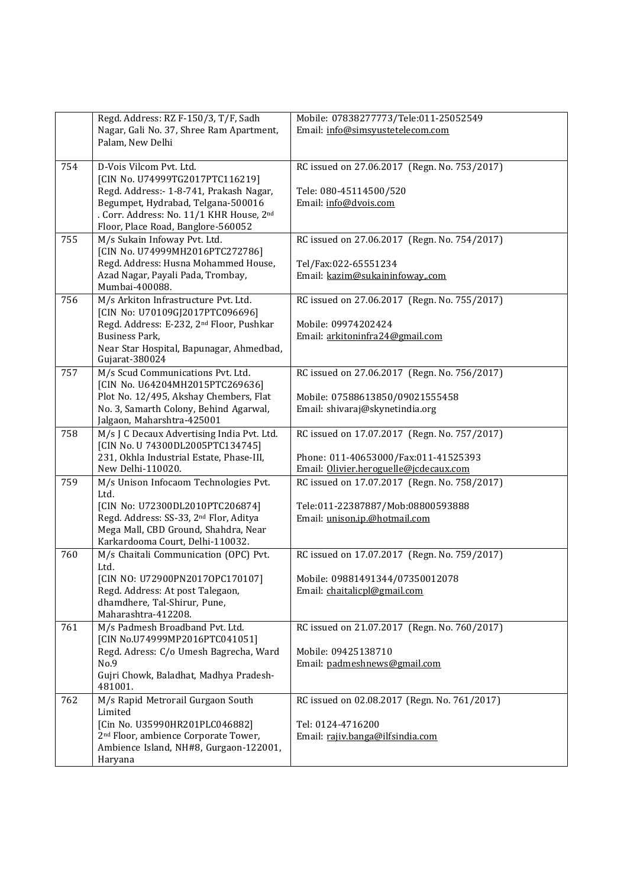| | | |
|---|---|---|
| | Regd. Address: RZ F-150/3, T/F, Sadh Nagar, Gali No. 37, Shree Ram Apartment, Palam, New Delhi | Mobile: 07838277773/Tele:011-25052549<br>Email: info@simsyustetelecom.com |
| 754 | D-Vois Vilcom Pvt. Ltd.<br>[CIN No. U74999TG2017PTC116219]<br>Regd. Address:- 1-8-741, Prakash Nagar, Begumpet, Hydrabad, Telgana-500016<br>. Corr. Address: No. 11/1 KHR House, 2nd Floor, Place Road, Banglore-560052 | RC issued on 27.06.2017 (Regn. No. 753/2017)<br><br>Tele: 080-45114500/520<br>Email: info@dvois.com |
| 755 | M/s Sukain Infoway Pvt. Ltd.<br>[CIN No. U74999MH2016PTC272786]<br>Regd. Address: Husna Mohammed House, Azad Nagar, Payali Pada, Trombay, Mumbai-400088. | RC issued on 27.06.2017 (Regn. No. 754/2017)<br><br>Tel/Fax:022-65551234<br>Email: kazim@sukaininfoway,.com |
| 756 | M/s Arkiton Infrastructure Pvt. Ltd.<br>[CIN No: U70109GJ2017PTC096696]<br>Regd. Address: E-232, 2nd Floor, Pushkar Business Park,<br>Near Star Hospital, Bapunagar, Ahmedbad, Gujarat-380024 | RC issued on 27.06.2017 (Regn. No. 755/2017)<br><br>Mobile: 09974202424<br>Email: arkitoninfra24@gmail.com |
| 757 | M/s Scud Communications Pvt. Ltd.<br>[CIN No. U64204MH2015PTC269636]<br>Plot No. 12/495, Akshay Chembers, Flat No. 3, Samarth Colony, Behind Agarwal, Jalgaon, Maharshtra-425001 | RC issued on 27.06.2017 (Regn. No. 756/2017)<br><br>Mobile: 07588613850/09021555458<br>Email: shivaraj@skynetindia.org |
| 758 | M/s J C Decaux Advertising India Pvt. Ltd.<br>[CIN No. U 74300DL2005PTC134745]<br>231, Okhla Industrial Estate, Phase-III, New Delhi-110020. | RC issued on 17.07.2017 (Regn. No. 757/2017)<br><br>Phone: 011-40653000/Fax:011-41525393<br>Email: Olivier.heroguelle@jcdecaux.com |
| 759 | M/s Unison Infocaom Technologies Pvt. Ltd.<br>[CIN No: U72300DL2010PTC206874]<br>Regd. Address: SS-33, 2nd Flor, Aditya Mega Mall, CBD Ground, Shahdra, Near Karkardooma Court, Delhi-110032. | RC issued on 17.07.2017 (Regn. No. 758/2017)<br><br>Tele:011-22387887/Mob:08800593888<br>Email: unison.ip.@hotmail.com |
| 760 | M/s Chaitali Communication (OPC) Pvt. Ltd.<br>[CIN NO: U72900PN2017OPC170107]<br>Regd. Address: At post Talegaon, dhamdhere, Tal-Shirur, Pune, Maharashtra-412208. | RC issued on 17.07.2017 (Regn. No. 759/2017)<br><br>Mobile: 09881491344/07350012078<br>Email: chaitalicpl@gmail.com |
| 761 | M/s Padmesh Broadband Pvt. Ltd.<br>[CIN No.U74999MP2016PTC041051]<br>Regd. Adress: C/o Umesh Bagrecha, Ward No.9<br>Gujri Chowk, Baladhat, Madhya Pradesh-481001. | RC issued on 21.07.2017 (Regn. No. 760/2017)<br><br>Mobile: 09425138710<br>Email: padmeshnews@gmail.com |
| 762 | M/s Rapid Metrorail Gurgaon South Limited<br>[Cin No. U35990HR201PLC046882]<br>2nd Floor, ambience Corporate Tower, Ambience Island, NH#8, Gurgaon-122001, Haryana | RC issued on 02.08.2017 (Regn. No. 761/2017)<br><br>Tel: 0124-4716200<br>Email: rajiv.banga@ilfsindia.com |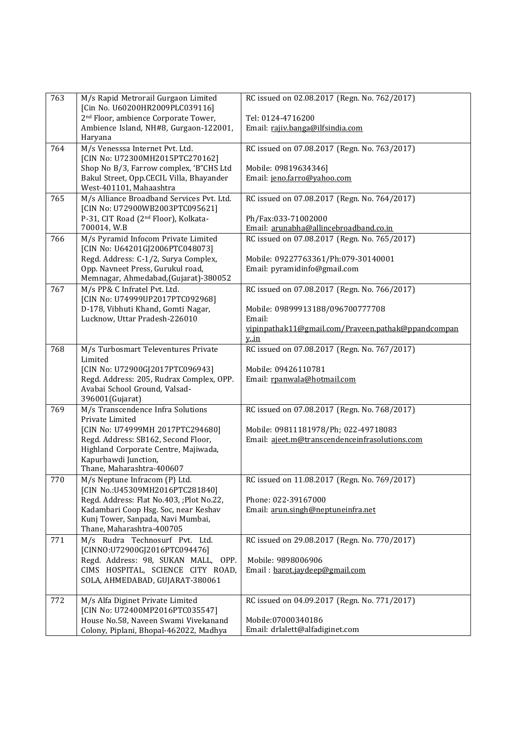| 763 | M/s Rapid Metrorail Gurgaon Limited [Cin No. U60200HR2009PLC039116] 2nd Floor, ambience Corporate Tower, Ambience Island, NH#8, Gurgaon-122001, Haryana | RC issued on 02.08.2017 (Regn. No. 762/2017)<br><br>Tel: 0124-4716200<br>Email: rajiv.banga@ilfsindia.com |
|---|---|---|
| 764 | M/s Venesssa Internet Pvt. Ltd. [CIN No: U72300MH2015PTC270162] Shop No B/3, Farrow complex, 'B"CHS Ltd Bakul Street, Opp.CECIL Villa, Bhayander West-401101, Mahaashtra | RC issued on 07.08.2017 (Regn. No. 763/2017)<br><br>Mobile: 09819634346]<br>Email: jeno.farro@yahoo.com |
| 765 | M/s Alliance Broadband Services Pvt. Ltd. [CIN No: U72900WB2003PTC095621] P-31, CIT Road (2nd Floor), Kolkata-700014, W.B | RC issued on 07.08.2017 (Regn. No. 764/2017)<br><br>Ph/Fax:033-71002000<br>Email: arunabha@allincebroadband.co.in |
| 766 | M/s Pyramid Infocom Private Limited [CIN No: U64201GJ2006PTC048073] Regd. Address: C-1/2, Surya Complex, Opp. Navneet Press, Gurukul road, Memnagar, Ahmedabad,(Gujarat)-380052 | RC issued on 07.08.2017 (Regn. No. 765/2017)<br><br>Mobile: 09227763361/Ph:079-30140001<br>Email: pyramidinfo@gmail.com |
| 767 | M/s PP& C Infratel Pvt. Ltd. [CIN No: U74999UP2017PTC092968] D-178, Vibhuti Khand, Gomti Nagar, Lucknow, Uttar Pradesh-226010 | RC issued on 07.08.2017 (Regn. No. 766/2017)<br><br>Mobile: 09899913188/096700777708<br>Email: vipinpathak11@gmail.com/Praveen.pathak@ppandcompany..in |
| 768 | M/s Turbosmart Televentures Private Limited [CIN No: U72900GJ2017PTC096943] Regd. Address: 205, Rudrax Complex, OPP. Avabai School Ground, Valsad-396001(Gujarat) | RC issued on 07.08.2017 (Regn. No. 767/2017)<br><br>Mobile: 09426110781<br>Email: rpanwala@hotmail.com |
| 769 | M/s Transcendence Infra Solutions Private Limited [CIN No: U74999MH 2017PTC294680] Regd. Address: SB162, Second Floor, Highland Corporate Centre, Majiwada, Kapurbawdi Junction, Thane, Maharashtra-400607 | RC issued on 07.08.2017 (Regn. No. 768/2017)<br><br>Mobile: 09811181978/Ph; 022-49718083<br>Email: ajeet.m@transcendenceinfrasolutions.com |
| 770 | M/s Neptune Infracom (P) Ltd. [CIN No.:U45309MH2016PTC281840] Regd. Address: Flat No.403, ;Plot No.22, Kadambari Coop Hsg. Soc, near Keshav Kunj Tower, Sanpada, Navi Mumbai, Thane, Maharashtra-400705 | RC issued on 11.08.2017 (Regn. No. 769/2017)<br><br>Phone: 022-39167000<br>Email: arun.singh@neptuneinfra.net |
| 771 | M/s Rudra Technosurf Pvt. Ltd. [CINNO:U72900GJ2016PTC094476] Regd. Address: 98, SUKAN MALL, OPP. CIMS HOSPITAL, SCIENCE CITY ROAD, SOLA, AHMEDABAD, GUJARAT-380061 | RC issued on 29.08.2017 (Regn. No. 770/2017)<br><br>Mobile: 9898006906<br>Email : barot.jaydeep@gmail.com |
| 772 | M/s Alfa Diginet Private Limited [CIN No: U72400MP2016PTC035547] House No.58, Naveen Swami Vivekanand Colony, Piplani, Bhopal-462022, Madhya | RC issued on 04.09.2017 (Regn. No. 771/2017)<br><br>Mobile:07000340186<br>Email: drlalett@alfadiginet.com |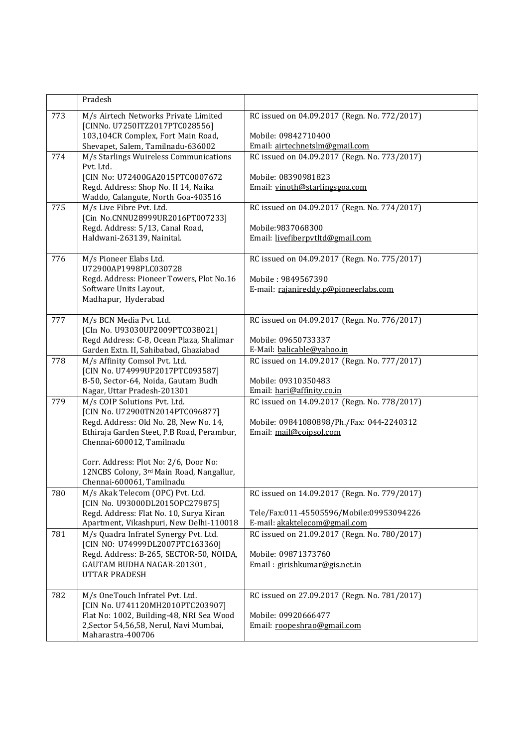| | | |
|---|---|---|
| | Pradesh | |
| 773 | M/s Airtech Networks Private Limited [CINNo. U7250ITZ2017PTC028556] 103,104CR Complex, Fort Main Road, Shevapet, Salem, Tamilnadu-636002 | RC issued on 04.09.2017 (Regn. No. 772/2017)<br><br>Mobile: 09842710400<br>Email: airtechnetslm@gmail.com |
| 774 | M/s Starlings Wuireless Communications Pvt. Ltd. [CIN No: U72400GA2015PTC0007672 Regd. Address: Shop No. II 14, Naika Waddo, Calangute, North Goa-403516 | RC issued on 04.09.2017 (Regn. No. 773/2017)<br><br>Mobile: 08390981823<br>Email: vinoth@starlingsgoa.com |
| 775 | M/s Live Fibre Pvt. Ltd. [Cin No.CNNU28999UR2016PT007233] Regd. Address: 5/13, Canal Road, Haldwani-263139, Nainital. | RC issued on 04.09.2017 (Regn. No. 774/2017)<br><br>Mobile:9837068300<br>Email: livefiberpvtltd@gmail.com |
| 776 | M/s Pioneer Elabs Ltd. U72900AP1998PLC030728 Regd. Address: Pioneer Towers, Plot No.16 Software Units Layout, Madhapur, Hyderabad | RC issued on 04.09.2017 (Regn. No. 775/2017)<br><br>Mobile : 9849567390<br>E-mail: rajanireddy.p@pioneerlabs.com |
| 777 | M/s BCN Media Pvt. Ltd. [CIn No. U93030UP2009PTC038021] Regd Address: C-8, Ocean Plaza, Shalimar Garden Extn. II, Sahibabad, Ghaziabad | RC issued on 04.09.2017 (Regn. No. 776/2017)<br><br>Mobile: 09650733337<br>E-Mail: balicable@yahoo.in |
| 778 | M/s Affinity Comsol Pvt. Ltd. [CIN No. U74999UP2017PTC093587] B-50, Sector-64, Noida, Gautam Budh Nagar, Uttar Pradesh-201301 | RC issued on 14.09.2017 (Regn. No. 777/2017)<br><br>Mobile: 09310350483<br>Email: hari@affinity.co.in |
| 779 | M/s COIP Solutions Pvt. Ltd. [CIN No. U72900TN2014PTC096877] Regd. Address: Old No. 28, New No. 14, Ethiraja Garden Steet, P.B Road, Perambur, Chennai-600012, Tamilnadu<br><br>Corr. Address: Plot No: 2/6, Door No: 12NCBS Colony, 3rd Main Road, Nangallur, Chennai-600061, Tamilnadu | RC issued on 14.09.2017 (Regn. No. 778/2017)<br><br>Mobile: 09841080898/Ph./Fax: 044-2240312<br>Email: mail@coipsol.com |
| 780 | M/s Akak Telecom (OPC) Pvt. Ltd. [CIN No. U93000DL2015OPC279875] Regd. Address: Flat No. 10, Surya Kiran Apartment, Vikashpuri, New Delhi-110018 | RC issued on 14.09.2017 (Regn. No. 779/2017)<br><br>Tele/Fax:011-45505596/Mobile:09953094226<br>E-mail: akaktelecom@gmail.com |
| 781 | M/s Quadra Infratel Synergy Pvt. Ltd. [CIN NO: U74999DL2007PTC163360] Regd. Address: B-265, SECTOR-50, NOIDA, GAUTAM BUDHA NAGAR-201301, UTTAR PRADESH | RC issued on 21.09.2017 (Regn. No. 780/2017)<br><br>Mobile: 09871373760<br>Email : girishkumar@gis.net.in |
| 782 | M/s OneTouch Infratel Pvt. Ltd. [CIN No. U741120MH2010PTC203907] Flat No: 1002, Building-48, NRI Sea Wood 2,Sector 54,56,58, Nerul, Navi Mumbai, Maharastra-400706 | RC issued on 27.09.2017 (Regn. No. 781/2017)<br><br>Mobile: 09920666477<br>Email: roopeshrao@gmail.com |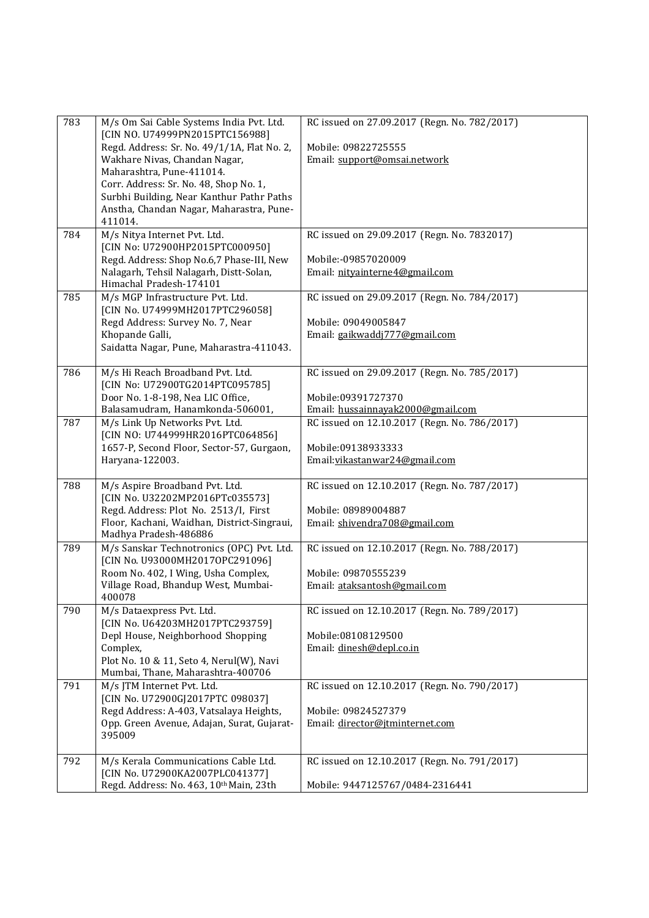| 783 | M/s Om Sai Cable Systems India Pvt. Ltd. [CIN NO. U74999PN2015PTC156988] Regd. Address: Sr. No. 49/1/1A, Flat No. 2, Wakhare Nivas, Chandan Nagar, Maharashtra, Pune-411014. Corr. Address: Sr. No. 48, Shop No. 1, Surbhi Building, Near Kanthur Pathr Paths Anstha, Chandan Nagar, Maharastra, Pune-411014. | RC issued on 27.09.2017 (Regn. No. 782/2017) Mobile: 09822725555 Email: support@omsai.network |
|---|---|---|
| 784 | M/s Nitya Internet Pvt. Ltd. [CIN No: U72900HP2015PTC000950] Regd. Address: Shop No.6,7 Phase-III, New Nalagarh, Tehsil Nalagarh, Distt-Solan, Himachal Pradesh-174101 | RC issued on 29.09.2017 (Regn. No. 7832017) Mobile:-09857020009 Email: nityainterne4@gmail.com |
| 785 | M/s MGP Infrastructure Pvt. Ltd. [CIN No. U74999MH2017PTC296058] Regd Address: Survey No. 7, Near Khopande Galli, Saidatta Nagar, Pune, Maharastra-411043. | RC issued on 29.09.2017 (Regn. No. 784/2017) Mobile: 09049005847 Email: gaikwaddj777@gmail.com |
| 786 | M/s Hi Reach Broadband Pvt. Ltd. [CIN No: U72900TG2014PTC095785] Door No. 1-8-198, Nea LIC Office, Balasamudram, Hanamkonda-506001, | RC issued on 29.09.2017 (Regn. No. 785/2017) Mobile:09391727370 Email: hussainnayak2000@gmail.com |
| 787 | M/s Link Up Networks Pvt. Ltd. [CIN NO: U744999HR2016PTC064856] 1657-P, Second Floor, Sector-57, Gurgaon, Haryana-122003. | RC issued on 12.10.2017 (Regn. No. 786/2017) Mobile:09138933333 Email:vikastanwar24@gmail.com |
| 788 | M/s Aspire Broadband Pvt. Ltd. [CIN No. U32202MP2016PTc035573] Regd. Address: Plot No. 2513/I, First Floor, Kachani, Waidhan, District-Singraui, Madhya Pradesh-486886 | RC issued on 12.10.2017 (Regn. No. 787/2017) Mobile: 08989004887 Email: shivendra708@gmail.com |
| 789 | M/s Sanskar Technotronics (OPC) Pvt. Ltd. [CIN No. U93000MH2017OPC291096] Room No. 402, I Wing, Usha Complex, Village Road, Bhandup West, Mumbai-400078 | RC issued on 12.10.2017 (Regn. No. 788/2017) Mobile: 09870555239 Email: ataksantosh@gmail.com |
| 790 | M/s Dataexpress Pvt. Ltd. [CIN No. U64203MH2017PTC293759] Depl House, Neighborhood Shopping Complex, Plot No. 10 & 11, Seto 4, Nerul(W), Navi Mumbai, Thane, Maharashtra-400706 | RC issued on 12.10.2017 (Regn. No. 789/2017) Mobile:08108129500 Email: dinesh@depl.co.in |
| 791 | M/s JTM Internet Pvt. Ltd. [CIN No. U72900GJ2017PTC 098037] Regd Address: A-403, Vatsalaya Heights, Opp. Green Avenue, Adajan, Surat, Gujarat-395009 | RC issued on 12.10.2017 (Regn. No. 790/2017) Mobile: 09824527379 Email: director@jtminternet.com |
| 792 | M/s Kerala Communications Cable Ltd. [CIN No. U72900KA2007PLC041377] Regd. Address: No. 463, 10th Main, 23th | RC issued on 12.10.2017 (Regn. No. 791/2017) Mobile: 9447125767/0484-2316441 |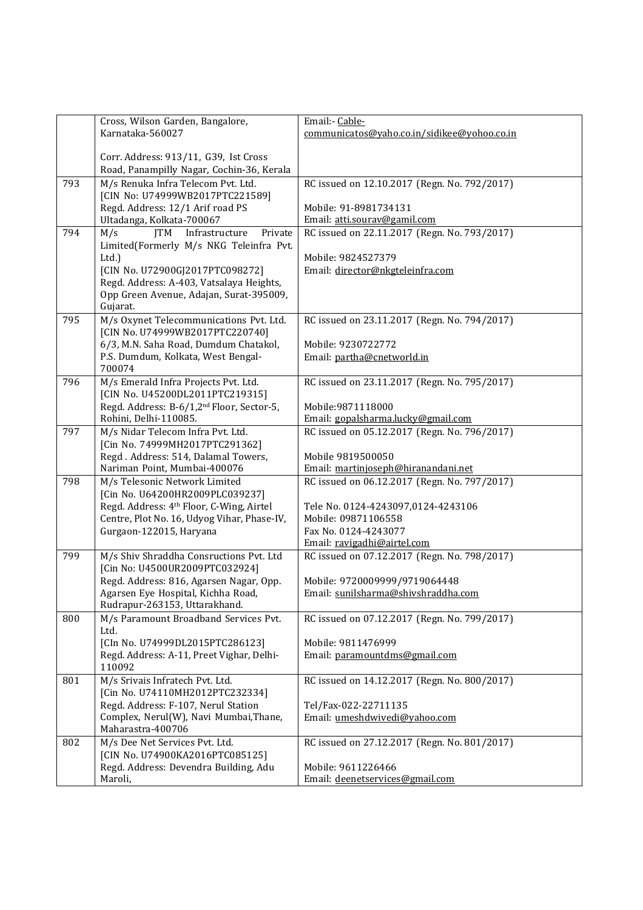| | | |
|---|---|---|
| | Cross, Wilson Garden, Bangalore, Karnataka-560027<br><br>Corr. Address: 913/11, G39, Ist Cross Road, Panampilly Nagar, Cochin-36, Kerala | Email:- Cable-communicatos@yaho.co.in/sidikee@yohoo.co.in |
| 793 | M/s Renuka Infra Telecom Pvt. Ltd.<br>[CIN No: U74999WB2017PTC221589]<br>Regd. Address: 12/1 Arif road PS Ultadanga, Kolkata-700067 | RC issued on 12.10.2017 (Regn. No. 792/2017)<br><br>Mobile: 91-8981734131<br>Email: atti.sourav@gamil.com |
| 794 | M/s JTM Infrastructure Private Limited(Formerly M/s NKG Teleinfra Pvt. Ltd.)<br>[CIN No. U72900GJ2017PTC098272]<br>Regd. Address: A-403, Vatsalaya Heights, Opp Green Avenue, Adajan, Surat-395009, Gujarat. | RC issued on 22.11.2017 (Regn. No. 793/2017)<br><br>Mobile: 9824527379<br>Email: director@nkgteleinfra.com |
| 795 | M/s Oxynet Telecommunications Pvt. Ltd.<br>[CIN No. U74999WB2017PTC220740]<br>6/3, M.N. Saha Road, Dumdum Chatakol, P.S. Dumdum, Kolkata, West Bengal-700074 | RC issued on 23.11.2017 (Regn. No. 794/2017)<br><br>Mobile: 9230722772<br>Email: partha@cnetworld.in |
| 796 | M/s Emerald Infra Projects Pvt. Ltd.<br>[CIN No. U45200DL2011PTC219315]<br>Regd. Address: B-6/1,2nd Floor, Sector-5, Rohini, Delhi-110085. | RC issued on 23.11.2017 (Regn. No. 795/2017)<br><br>Mobile:9871118000<br>Email: gopalsharma.lucky@gmail.com |
| 797 | M/s Nidar Telecom Infra Pvt. Ltd.<br>[Cin No. 74999MH2017PTC291362]<br>Regd . Address: 514, Dalamal Towers, Nariman Point, Mumbai-400076 | RC issued on 05.12.2017 (Regn. No. 796/2017)<br><br>Mobile 9819500050<br>Email: martinjoseph@hiranandani.net |
| 798 | M/s Telesonic Network Limited<br>[Cin No. U64200HR2009PLC039237]<br>Regd. Address: 4th Floor, C-Wing, Airtel Centre, Plot No. 16, Udyog Vihar, Phase-IV, Gurgaon-122015, Haryana | RC issued on 06.12.2017 (Regn. No. 797/2017)<br><br>Tele No. 0124-4243097,0124-4243106<br>Mobile: 09871106558<br>Fax No. 0124-4243077<br>Email: ravigadhi@airtel.com |
| 799 | M/s Shiv Shraddha Consructions Pvt. Ltd<br>[Cin No: U4500UR2009PTC032924]<br>Regd. Address: 816, Agarsen Nagar, Opp. Agarsen Eye Hospital, Kichha Road, Rudrapur-263153, Uttarakhand. | RC issued on 07.12.2017 (Regn. No. 798/2017)<br><br>Mobile: 9720009999/9719064448<br>Email: sunilsharma@shivshraddha.com |
| 800 | M/s Paramount Broadband Services Pvt. Ltd.<br>[CIn No. U74999DL2015PTC286123]<br>Regd. Address: A-11, Preet Vighar, Delhi-110092 | RC issued on 07.12.2017 (Regn. No. 799/2017)<br><br>Mobile: 9811476999<br>Email: paramountdms@gmail.com |
| 801 | M/s Srivais Infratech Pvt. Ltd.<br>[Cin No. U74110MH2012PTC232334]<br>Regd. Address: F-107, Nerul Station Complex, Nerul(W), Navi Mumbai,Thane, Maharastra-400706 | RC issued on 14.12.2017 (Regn. No. 800/2017)<br><br>Tel/Fax-022-22711135<br>Email: umeshdwivedi@yahoo.com |
| 802 | M/s Dee Net Services Pvt. Ltd.<br>[CIN No. U74900KA2016PTC085125]<br>Regd. Address: Devendra Building, Adu Maroli, | RC issued on 27.12.2017 (Regn. No. 801/2017)<br><br>Mobile: 9611226466<br>Email: deenetservices@gmail.com |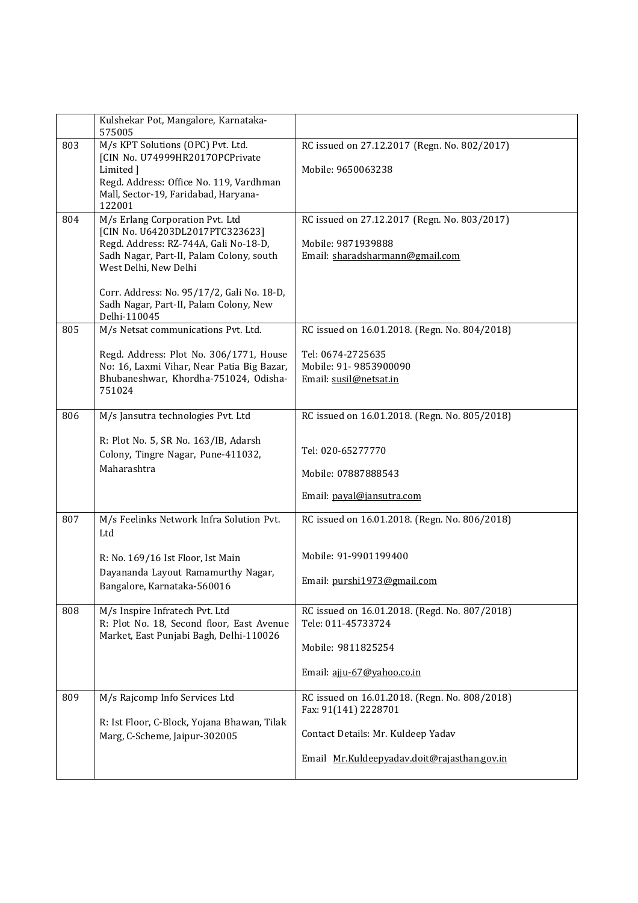|  |  |  |
|---|---|---|
|  | Kulshekar Pot, Mangalore, Karnataka-575005 |  |
| 803 | M/s KPT Solutions (OPC) Pvt. Ltd.<br>[CIN No. U74999HR2017OPCPrivate Limited ]<br>Regd. Address: Office No. 119, Vardhman Mall, Sector-19, Faridabad, Haryana-122001 | RC issued on 27.12.2017 (Regn. No. 802/2017)<br><br>Mobile: 9650063238 |
| 804 | M/s Erlang Corporation Pvt. Ltd<br>[CIN No. U64203DL2017PTC323623]<br>Regd. Address: RZ-744A, Gali No-18-D, Sadh Nagar, Part-II, Palam Colony, south West Delhi, New Delhi<br><br>Corr. Address: No. 95/17/2, Gali No. 18-D, Sadh Nagar, Part-II, Palam Colony, New Delhi-110045 | RC issued on 27.12.2017 (Regn. No. 803/2017)<br><br>Mobile: 9871939888<br>Email: sharadsharmann@gmail.com |
| 805 | M/s Netsat communications Pvt. Ltd.<br><br>Regd. Address: Plot No. 306/1771, House No: 16, Laxmi Vihar, Near Patia Big Bazar, Bhubaneshwar, Khordha-751024, Odisha-751024 | RC issued on 16.01.2018. (Regn. No. 804/2018)<br><br>Tel: 0674-2725635<br>Mobile: 91- 9853900090<br>Email: susil@netsat.in |
| 806 | M/s Jansutra technologies Pvt. Ltd<br><br>R: Plot No. 5, SR No. 163/IB, Adarsh Colony, Tingre Nagar, Pune-411032, Maharashtra | RC issued on 16.01.2018. (Regn. No. 805/2018)<br><br>Tel: 020-65277770<br><br>Mobile: 07887888543<br><br>Email: payal@jansutra.com |
| 807 | M/s Feelinks Network Infra Solution Pvt. Ltd<br><br>R: No. 169/16 Ist Floor, Ist Main Dayananda Layout Ramamurthy Nagar, Bangalore, Karnataka-560016 | RC issued on 16.01.2018. (Regn. No. 806/2018)<br><br>Mobile: 91-9901199400<br><br>Email: purshi1973@gmail.com |
| 808 | M/s Inspire Infratech Pvt. Ltd<br>R: Plot No. 18, Second floor, East Avenue Market, East Punjabi Bagh, Delhi-110026 | RC issued on 16.01.2018. (Regd. No. 807/2018)<br>Tele: 011-45733724<br><br>Mobile: 9811825254<br><br>Email: ajju-67@yahoo.co.in |
| 809 | M/s Rajcomp Info Services Ltd<br><br>R: Ist Floor, C-Block, Yojana Bhawan, Tilak Marg, C-Scheme, Jaipur-302005 | RC issued on 16.01.2018. (Regn. No. 808/2018)<br>Fax: 91(141) 2228701<br><br>Contact Details: Mr. Kuldeep Yadav<br><br>Email Mr.Kuldeepyadav.doit@rajasthan.gov.in |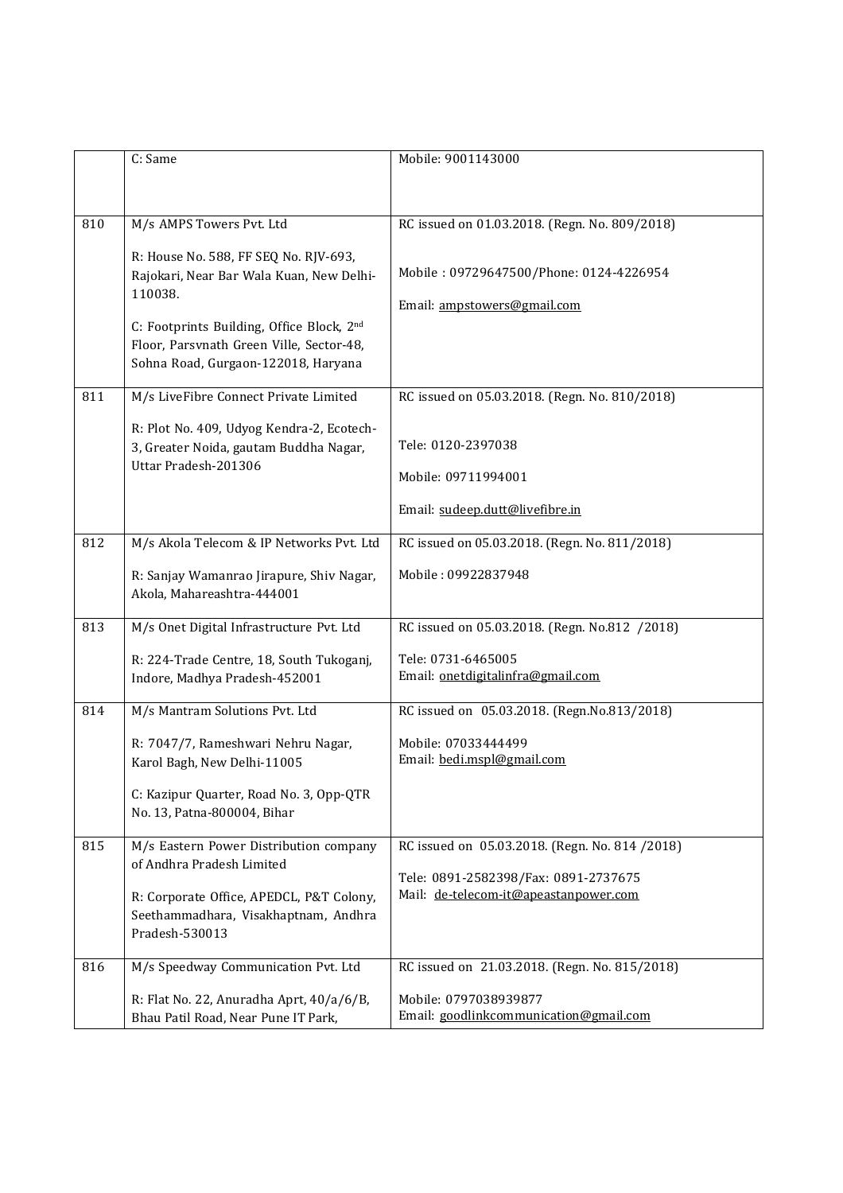| | | |
|---|---|---|
| | C: Same | Mobile: 9001143000 |
| 810 | M/s AMPS Towers Pvt. Ltd<br><br>R: House No. 588, FF SEQ No. RJV-693, Rajokari, Near Bar Wala Kuan, New Delhi-110038.<br><br>C: Footprints Building, Office Block, 2nd Floor, Parsvnath Green Ville, Sector-48, Sohna Road, Gurgaon-122018, Haryana | RC issued on 01.03.2018. (Regn. No. 809/2018)<br><br>Mobile : 09729647500/Phone: 0124-4226954<br><br>Email: ampstowers@gmail.com |
| 811 | M/s LiveFibre Connect Private Limited<br><br>R: Plot No. 409, Udyog Kendra-2, Ecotech-3, Greater Noida, gautam Buddha Nagar, Uttar Pradesh-201306 | RC issued on 05.03.2018. (Regn. No. 810/2018)<br><br>Tele: 0120-2397038<br><br>Mobile: 09711994001<br><br>Email: sudeep.dutt@livefibre.in |
| 812 | M/s Akola Telecom & IP Networks Pvt. Ltd<br><br>R: Sanjay Wamanrao Jirapure, Shiv Nagar, Akola, Mahareashtra-444001 | RC issued on 05.03.2018. (Regn. No. 811/2018)<br><br>Mobile : 09922837948 |
| 813 | M/s Onet Digital Infrastructure Pvt. Ltd<br><br>R: 224-Trade Centre, 18, South Tukoganj, Indore, Madhya Pradesh-452001 | RC issued on 05.03.2018. (Regn. No.812 /2018)<br><br>Tele: 0731-6465005<br>Email: onetdigitalinfra@gmail.com |
| 814 | M/s Mantram Solutions Pvt. Ltd<br><br>R: 7047/7, Rameshwari Nehru Nagar, Karol Bagh, New Delhi-11005<br><br>C: Kazipur Quarter, Road No. 3, Opp-QTR No. 13, Patna-800004, Bihar | RC issued on 05.03.2018. (Regn.No.813/2018)<br><br>Mobile: 07033444499<br>Email: bedi.mspl@gmail.com |
| 815 | M/s Eastern Power Distribution company of Andhra Pradesh Limited<br><br>R: Corporate Office, APEDCL, P&T Colony, Seethammadhara, Visakhaptnam, Andhra Pradesh-530013 | RC issued on 05.03.2018. (Regn. No. 814 /2018)<br><br>Tele: 0891-2582398/Fax: 0891-2737675<br>Mail: de-telecom-it@apeastanpower.com |
| 816 | M/s Speedway Communication Pvt. Ltd<br><br>R: Flat No. 22, Anuradha Aprt, 40/a/6/B, Bhau Patil Road, Near Pune IT Park, | RC issued on 21.03.2018. (Regn. No. 815/2018)<br><br>Mobile: 0797038939877<br>Email: goodlinkcommunication@gmail.com |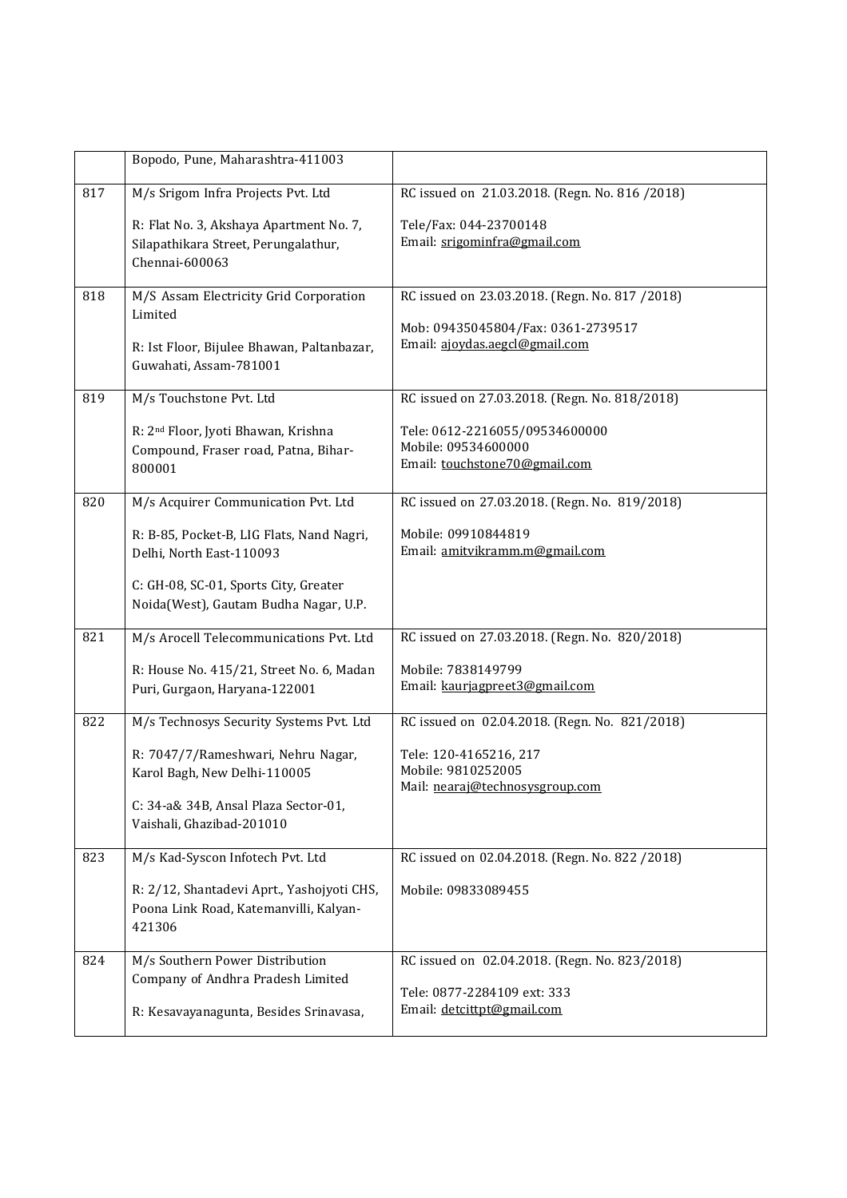| | | |
|---|---|---|
| | Bopodo, Pune, Maharashtra-411003 | |
| 817 | M/s Srigom Infra Projects Pvt. Ltd<br><br>R: Flat No. 3, Akshaya Apartment No. 7, Silapathikara Street, Perungalathur, Chennai-600063 | RC issued on 21.03.2018. (Regn. No. 816 /2018)<br><br>Tele/Fax: 044-23700148<br>Email: srigominfra@gmail.com |
| 818 | M/S Assam Electricity Grid Corporation Limited<br><br>R: Ist Floor, Bijulee Bhawan, Paltanbazar, Guwahati, Assam-781001 | RC issued on 23.03.2018. (Regn. No. 817 /2018)<br><br>Mob: 09435045804/Fax: 0361-2739517<br>Email: ajoydas.aegcl@gmail.com |
| 819 | M/s Touchstone Pvt. Ltd<br><br>R: 2nd Floor, Jyoti Bhawan, Krishna Compound, Fraser road, Patna, Bihar-800001 | RC issued on 27.03.2018. (Regn. No. 818/2018)<br><br>Tele: 0612-2216055/09534600000<br>Mobile: 09534600000<br>Email: touchstone70@gmail.com |
| 820 | M/s Acquirer Communication Pvt. Ltd<br><br>R: B-85, Pocket-B, LIG Flats, Nand Nagri, Delhi, North East-110093<br><br>C: GH-08, SC-01, Sports City, Greater Noida(West), Gautam Budha Nagar, U.P. | RC issued on 27.03.2018. (Regn. No. 819/2018)<br><br>Mobile: 09910844819<br>Email: amitvikramm.m@gmail.com |
| 821 | M/s Arocell Telecommunications Pvt. Ltd<br><br>R: House No. 415/21, Street No. 6, Madan Puri, Gurgaon, Haryana-122001 | RC issued on 27.03.2018. (Regn. No. 820/2018)<br><br>Mobile: 7838149799<br>Email: kaurjagpreet3@gmail.com |
| 822 | M/s Technosys Security Systems Pvt. Ltd<br><br>R: 7047/7/Rameshwari, Nehru Nagar, Karol Bagh, New Delhi-110005<br><br>C: 34-a& 34B, Ansal Plaza Sector-01, Vaishali, Ghazibad-201010 | RC issued on 02.04.2018. (Regn. No. 821/2018)<br><br>Tele: 120-4165216, 217<br>Mobile: 9810252005<br>Mail: nearaj@technosysgroup.com |
| 823 | M/s Kad-Syscon Infotech Pvt. Ltd<br><br>R: 2/12, Shantadevi Aprt., Yashojyoti CHS, Poona Link Road, Katemanvilli, Kalyan-421306 | RC issued on 02.04.2018. (Regn. No. 822 /2018)<br><br>Mobile: 09833089455 |
| 824 | M/s Southern Power Distribution Company of Andhra Pradesh Limited<br><br>R: Kesavayanagunta, Besides Srinavasa, | RC issued on 02.04.2018. (Regn. No. 823/2018)<br><br>Tele: 0877-2284109 ext: 333<br>Email: detcittpt@gmail.com |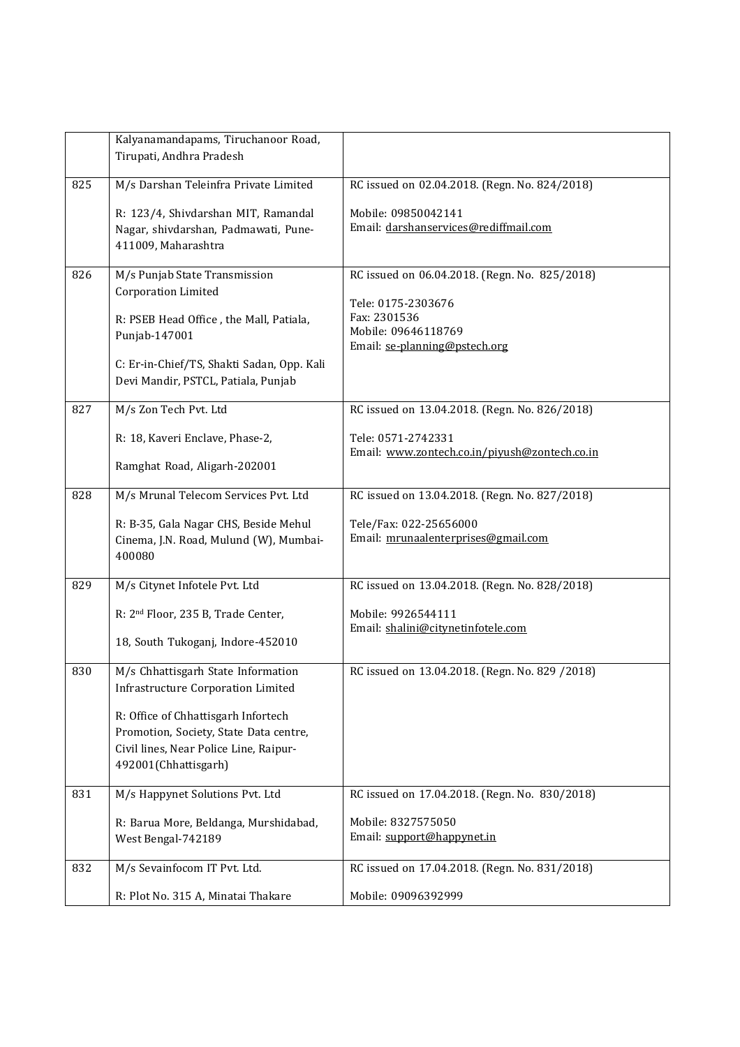|  |  |  |
|---|---|---|
|  | Kalyanamandapams, Tiruchanoor Road, Tirupati, Andhra Pradesh |  |
| 825 | M/s Darshan Teleinfra Private Limited<br><br>R: 123/4, Shivdarshan MIT, Ramandal Nagar, shivdarshan, Padmawati, Pune-411009, Maharashtra | RC issued on 02.04.2018. (Regn. No. 824/2018)<br><br>Mobile: 09850042141<br>Email: darshanservices@rediffmail.com |
| 826 | M/s Punjab State Transmission Corporation Limited<br><br>R: PSEB Head Office , the Mall, Patiala, Punjab-147001<br><br>C: Er-in-Chief/TS, Shakti Sadan, Opp. Kali Devi Mandir, PSTCL, Patiala, Punjab | RC issued on 06.04.2018. (Regn. No. 825/2018)<br><br>Tele: 0175-2303676<br>Fax: 2301536<br>Mobile: 09646118769<br>Email: se-planning@pstech.org |
| 827 | M/s Zon Tech Pvt. Ltd<br><br>R: 18, Kaveri Enclave, Phase-2,<br><br>Ramghat Road, Aligarh-202001 | RC issued on 13.04.2018. (Regn. No. 826/2018)<br><br>Tele: 0571-2742331<br>Email: www.zontech.co.in/piyush@zontech.co.in |
| 828 | M/s Mrunal Telecom Services Pvt. Ltd<br><br>R: B-35, Gala Nagar CHS, Beside Mehul Cinema, J.N. Road, Mulund (W), Mumbai-400080 | RC issued on 13.04.2018. (Regn. No. 827/2018)<br><br>Tele/Fax: 022-25656000<br>Email: mrunaalenterprises@gmail.com |
| 829 | M/s Citynet Infotele Pvt. Ltd<br><br>R: 2nd Floor, 235 B, Trade Center,<br><br>18, South Tukoganj, Indore-452010 | RC issued on 13.04.2018. (Regn. No. 828/2018)<br><br>Mobile: 9926544111<br>Email: shalini@citynetinfotele.com |
| 830 | M/s Chhattisgarh State Information Infrastructure Corporation Limited<br><br>R: Office of Chhattisgarh Infortech Promotion, Society, State Data centre, Civil lines, Near Police Line, Raipur-492001(Chhattisgarh) | RC issued on 13.04.2018. (Regn. No. 829 /2018) |
| 831 | M/s Happynet Solutions Pvt. Ltd<br><br>R: Barua More, Beldanga, Murshidabad, West Bengal-742189 | RC issued on 17.04.2018. (Regn. No. 830/2018)<br><br>Mobile: 8327575050<br>Email: support@happynet.in |
| 832 | M/s Sevainfocom IT Pvt. Ltd.<br><br>R: Plot No. 315 A, Minatai Thakare | RC issued on 17.04.2018. (Regn. No. 831/2018)<br><br>Mobile: 09096392999 |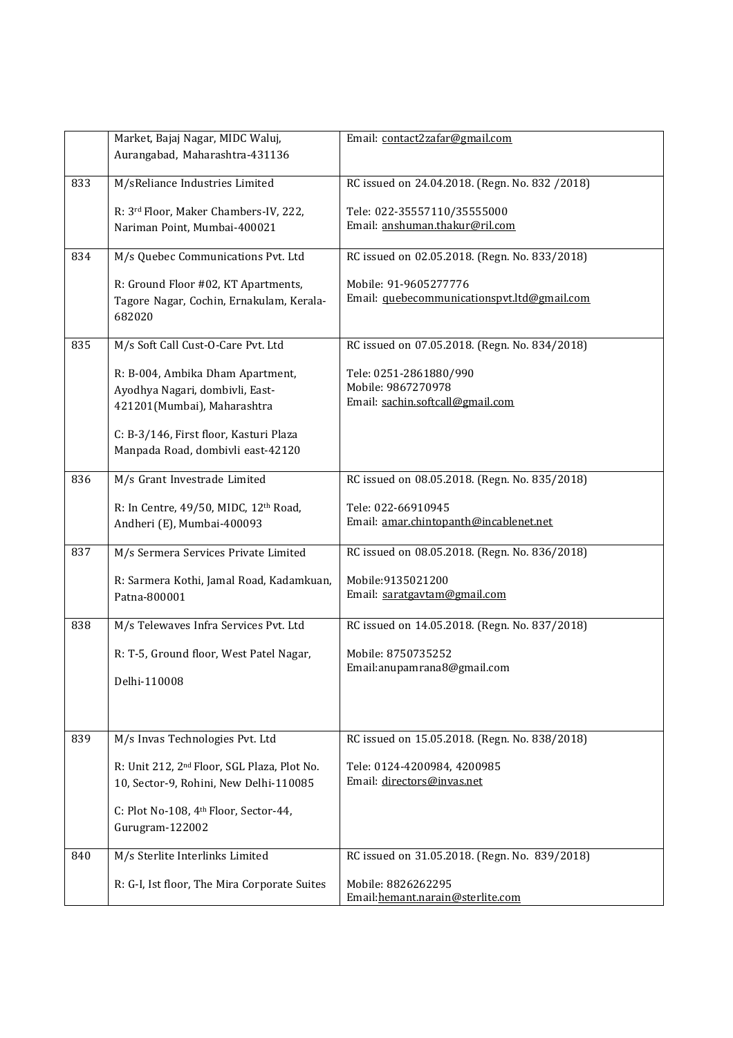|  |  |  |
|---|---|---|
|  | Market, Bajaj Nagar, MIDC Waluj, Aurangabad, Maharashtra-431136 | Email: contact2zafar@gmail.com |
| 833 | M/sReliance Industries Limited<br><br>R: 3rd Floor, Maker Chambers-IV, 222, Nariman Point, Mumbai-400021 | RC issued on 24.04.2018. (Regn. No. 832 /2018)<br><br>Tele: 022-35557110/35555000<br>Email: anshuman.thakur@ril.com |
| 834 | M/s Quebec Communications Pvt. Ltd<br><br>R: Ground Floor #02, KT Apartments, Tagore Nagar, Cochin, Ernakulam, Kerala-682020 | RC issued on 02.05.2018. (Regn. No. 833/2018)<br><br>Mobile: 91-9605277776<br>Email: quebecommunicationspvt.ltd@gmail.com |
| 835 | M/s Soft Call Cust-O-Care Pvt. Ltd<br><br>R: B-004, Ambika Dham Apartment, Ayodhya Nagari, dombivli, East-421201(Mumbai), Maharashtra<br><br>C: B-3/146, First floor, Kasturi Plaza Manpada Road, dombivli east-42120 | RC issued on 07.05.2018. (Regn. No. 834/2018)<br><br>Tele: 0251-2861880/990<br>Mobile: 9867270978<br>Email: sachin.softcall@gmail.com |
| 836 | M/s Grant Investrade Limited<br><br>R: In Centre, 49/50, MIDC, 12th Road, Andheri (E), Mumbai-400093 | RC issued on 08.05.2018. (Regn. No. 835/2018)<br><br>Tele: 022-66910945<br>Email: amar.chintopanth@incablenet.net |
| 837 | M/s Sermera Services Private Limited<br><br>R: Sarmera Kothi, Jamal Road, Kadamkuan, Patna-800001 | RC issued on 08.05.2018. (Regn. No. 836/2018)<br><br>Mobile:9135021200<br>Email: saratgavtam@gmail.com |
| 838 | M/s Telewaves Infra Services Pvt. Ltd<br><br>R: T-5, Ground floor, West Patel Nagar,<br><br>Delhi-110008 | RC issued on 14.05.2018. (Regn. No. 837/2018)<br><br>Mobile: 8750735252<br>Email:anupamrana8@gmail.com |
| 839 | M/s Invas Technologies Pvt. Ltd<br><br>R: Unit 212, 2nd Floor, SGL Plaza, Plot No. 10, Sector-9, Rohini, New Delhi-110085<br><br>C: Plot No-108, 4th Floor, Sector-44, Gurugram-122002 | RC issued on 15.05.2018. (Regn. No. 838/2018)<br><br>Tele: 0124-4200984, 4200985<br>Email: directors@invas.net |
| 840 | M/s Sterlite Interlinks Limited<br><br>R: G-I, Ist floor, The Mira Corporate Suites | RC issued on 31.05.2018. (Regn. No. 839/2018)<br><br>Mobile: 8826262295<br>Email:hemant.narain@sterlite.com |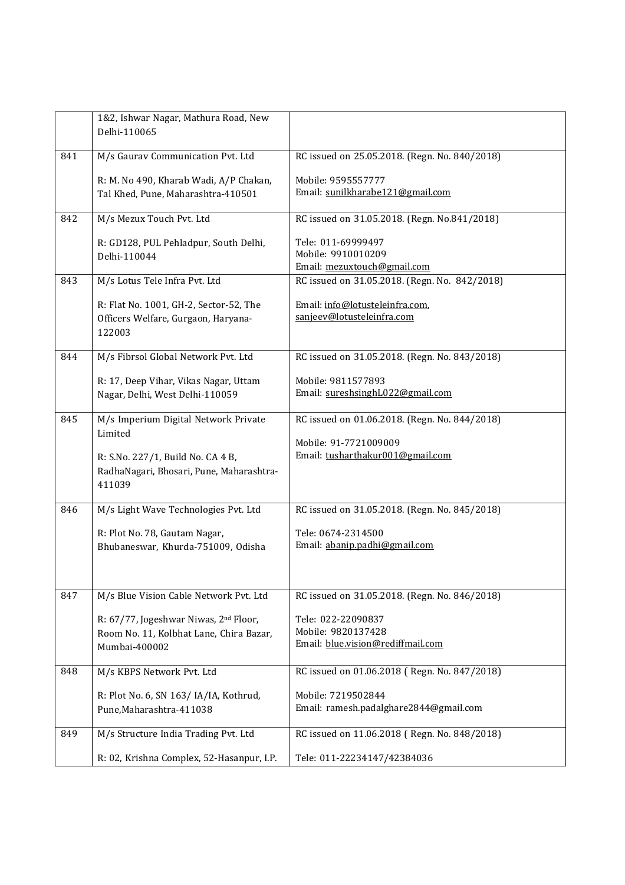| | | |
|---|---|---|
| | 1&2, Ishwar Nagar, Mathura Road, New Delhi-110065 | |
| 841 | M/s Gaurav Communication Pvt. Ltd<br><br>R: M. No 490, Kharab Wadi, A/P Chakan, Tal Khed, Pune, Maharashtra-410501 | RC issued on 25.05.2018. (Regn. No. 840/2018)<br><br>Mobile: 9595557777<br>Email: sunilkharabe121@gmail.com |
| 842 | M/s Mezux Touch Pvt. Ltd<br><br>R: GD128, PUL Pehladpur, South Delhi, Delhi-110044 | RC issued on 31.05.2018. (Regn. No.841/2018)<br><br>Tele: 011-69999497<br>Mobile: 9910010209<br>Email: mezuxtouch@gmail.com |
| 843 | M/s Lotus Tele Infra Pvt. Ltd<br><br>R: Flat No. 1001, GH-2, Sector-52, The Officers Welfare, Gurgaon, Haryana-122003 | RC issued on 31.05.2018. (Regn. No. 842/2018)<br><br>Email: info@lotusteleinfra.com, sanjeev@lotusteleinfra.com |
| 844 | M/s Fibrsol Global Network Pvt. Ltd<br><br>R: 17, Deep Vihar, Vikas Nagar, Uttam Nagar, Delhi, West Delhi-110059 | RC issued on 31.05.2018. (Regn. No. 843/2018)<br><br>Mobile: 9811577893<br>Email: sureshsinghL022@gmail.com |
| 845 | M/s Imperium Digital Network Private Limited<br><br>R: S.No. 227/1, Build No. CA 4 B, RadhaNagari, Bhosari, Pune, Maharashtra-411039 | RC issued on 01.06.2018. (Regn. No. 844/2018)<br><br>Mobile: 91-7721009009<br>Email: tusharthakur001@gmail.com |
| 846 | M/s Light Wave Technologies Pvt. Ltd<br><br>R: Plot No. 78, Gautam Nagar, Bhubaneswar, Khurda-751009, Odisha | RC issued on 31.05.2018. (Regn. No. 845/2018)<br><br>Tele: 0674-2314500<br>Email: abanip.padhi@gmail.com |
| 847 | M/s Blue Vision Cable Network Pvt. Ltd<br><br>R: 67/77, Jogeshwar Niwas, 2nd Floor, Room No. 11, Kolbhat Lane, Chira Bazar, Mumbai-400002 | RC issued on 31.05.2018. (Regn. No. 846/2018)<br><br>Tele: 022-22090837<br>Mobile: 9820137428<br>Email: blue.vision@rediffmail.com |
| 848 | M/s KBPS Network Pvt. Ltd<br><br>R: Plot No. 6, SN 163/ IA/IA, Kothrud, Pune,Maharashtra-411038 | RC issued on 01.06.2018 ( Regn. No. 847/2018)<br><br>Mobile: 7219502844<br>Email: ramesh.padalghare2844@gmail.com |
| 849 | M/s Structure India Trading Pvt. Ltd<br><br>R: 02, Krishna Complex, 52-Hasanpur, I.P. | RC issued on 11.06.2018 ( Regn. No. 848/2018)<br><br>Tele: 011-22234147/42384036 |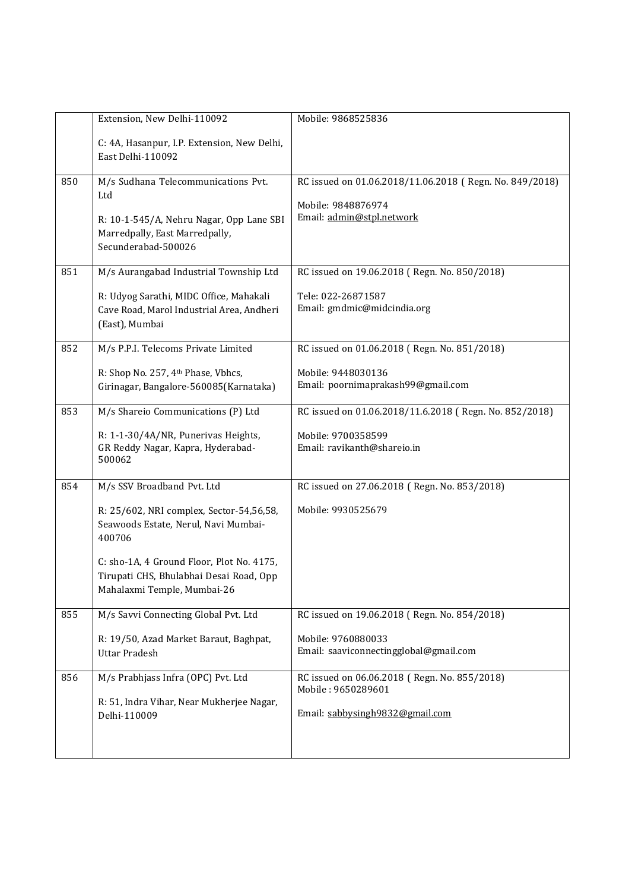|  |  |  |
|---|---|---|
|  | Extension, New Delhi-110092<br><br>C: 4A, Hasanpur, I.P. Extension, New Delhi, East Delhi-110092 | Mobile: 9868525836 |
| 850 | M/s Sudhana Telecommunications Pvt. Ltd<br><br>R: 10-1-545/A, Nehru Nagar, Opp Lane SBI Marredpally, East Marredpally, Secunderabad-500026 | RC issued on 01.06.2018/11.06.2018 ( Regn. No. 849/2018)<br><br>Mobile: 9848876974<br>Email: admin@stpl.network |
| 851 | M/s Aurangabad Industrial Township Ltd<br><br>R: Udyog Sarathi, MIDC Office, Mahakali Cave Road, Marol Industrial Area, Andheri (East), Mumbai | RC issued on 19.06.2018 ( Regn. No. 850/2018)<br><br>Tele: 022-26871587<br>Email: gmdmic@midcindia.org |
| 852 | M/s P.P.I. Telecoms Private Limited<br><br>R: Shop No. 257, 4th Phase, Vbhcs, Girinagar, Bangalore-560085(Karnataka) | RC issued on 01.06.2018 ( Regn. No. 851/2018)<br><br>Mobile: 9448030136<br>Email: poornimaprakash99@gmail.com |
| 853 | M/s Shareio Communications (P) Ltd<br><br>R: 1-1-30/4A/NR, Punerivas Heights, GR Reddy Nagar, Kapra, Hyderabad-500062 | RC issued on 01.06.2018/11.6.2018 ( Regn. No. 852/2018)<br><br>Mobile: 9700358599<br>Email: ravikanth@shareio.in |
| 854 | M/s SSV Broadband Pvt. Ltd<br><br>R: 25/602, NRI complex, Sector-54,56,58, Seawoods Estate, Nerul, Navi Mumbai-400706<br><br>C: sho-1A, 4 Ground Floor, Plot No. 4175, Tirupati CHS, Bhulabhai Desai Road, Opp Mahalaxmi Temple, Mumbai-26 | RC issued on 27.06.2018 ( Regn. No. 853/2018)<br><br>Mobile: 9930525679 |
| 855 | M/s Savvi Connecting Global Pvt. Ltd<br><br>R: 19/50, Azad Market Baraut, Baghpat, Uttar Pradesh | RC issued on 19.06.2018 ( Regn. No. 854/2018)<br><br>Mobile: 9760880033<br>Email: saaviconnectingglobal@gmail.com |
| 856 | M/s Prabhjass Infra (OPC) Pvt. Ltd<br><br>R: 51, Indra Vihar, Near Mukherjee Nagar, Delhi-110009 | RC issued on 06.06.2018 ( Regn. No. 855/2018)<br>Mobile : 9650289601<br><br>Email: sabbysingh9832@gmail.com |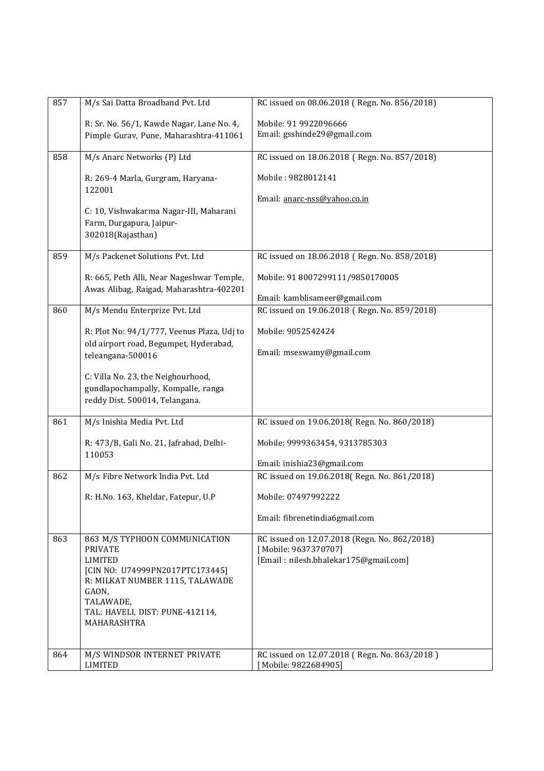| 857 | M/s Sai Datta Broadband Pvt. Ltd<br><br>R: Sr. No. 56/1, Kawde Nagar, Lane No. 4, Pimple Gurav, Pune, Maharashtra-411061 | RC issued on 08.06.2018 ( Regn. No. 856/2018)<br><br>Mobile: 91 9922096666<br>Email: gsshinde29@gmail.com |
|---|---|---|
| 858 | M/s Anarc Networks (P) Ltd<br><br>R: 269-4 Marla, Gurgram, Haryana-122001<br><br>C: 10, Vishwakarma Nagar-III, Maharani Farm, Durgapura, Jaipur-302018(Rajasthan) | RC issued on 18.06.2018 ( Regn. No. 857/2018)<br><br>Mobile : 9828012141<br><br>Email: anarc-nss@yahoo.co.in |
| 859 | M/s Packenet Solutions Pvt. Ltd<br><br>R: 665, Peth Alli, Near Nageshwar Temple, Awas Alibag, Raigad, Maharashtra-402201 | RC issued on 18.06.2018 ( Regn. No. 858/2018)<br><br>Mobile: 91 8007299111/9850170005<br><br>Email: kamblisameer@gmail.com |
| 860 | M/s Mendu Enterprize Pvt. Ltd<br><br>R: Plot No: 94/1/777, Veenus Plaza, Udj to old airport road, Begumpet, Hyderabad, teleangana-500016<br><br>C: Villa No. 23, the Neighourhood, gundlapochampally, Kompalle, ranga reddy Dist. 500014, Telangana. | RC issued on 19.06.2018 ( Regn. No. 859/2018)<br><br>Mobile: 9052542424<br><br>Email: mseswamy@gmail.com |
| 861 | M/s Inishia Media Pvt. Ltd<br><br>R: 473/B, Gali No. 21, Jafrabad, Delhi-110053 | RC issued on 19.06.2018( Regn. No. 860/2018)<br><br>Mobile: 9999363454, 9313785303<br><br>Email: inishia23@gmail.com |
| 862 | M/s Fibre Network India Pvt. Ltd<br><br>R: H.No. 163, Kheldar, Fatepur, U.P | RC issued on 19.06.2018( Regn. No. 861/2018)<br><br>Mobile: 07497992222<br><br>Email: fibrenetindia6gmail.com |
| 863 | 863 M/S TYPHOON COMMUNICATION PRIVATE LIMITED<br>[CIN NO: U74999PN2017PTC173445]<br>R: MILKAT NUMBER 1115, TALAWADE GAON, TALAWADE, TAL: HAVELI, DIST: PUNE-412114, MAHARASHTRA | RC issued on 12.07.2018 (Regn. No. 862/2018)<br>[ Mobile: 9637370707]<br>[Email : nilesh.bhalekar175@gmail.com] |
| 864 | M/S WINDSOR INTERNET PRIVATE LIMITED | RC issued on 12.07.2018 ( Regn. No. 863/2018 )<br>[ Mobile: 9822684905] |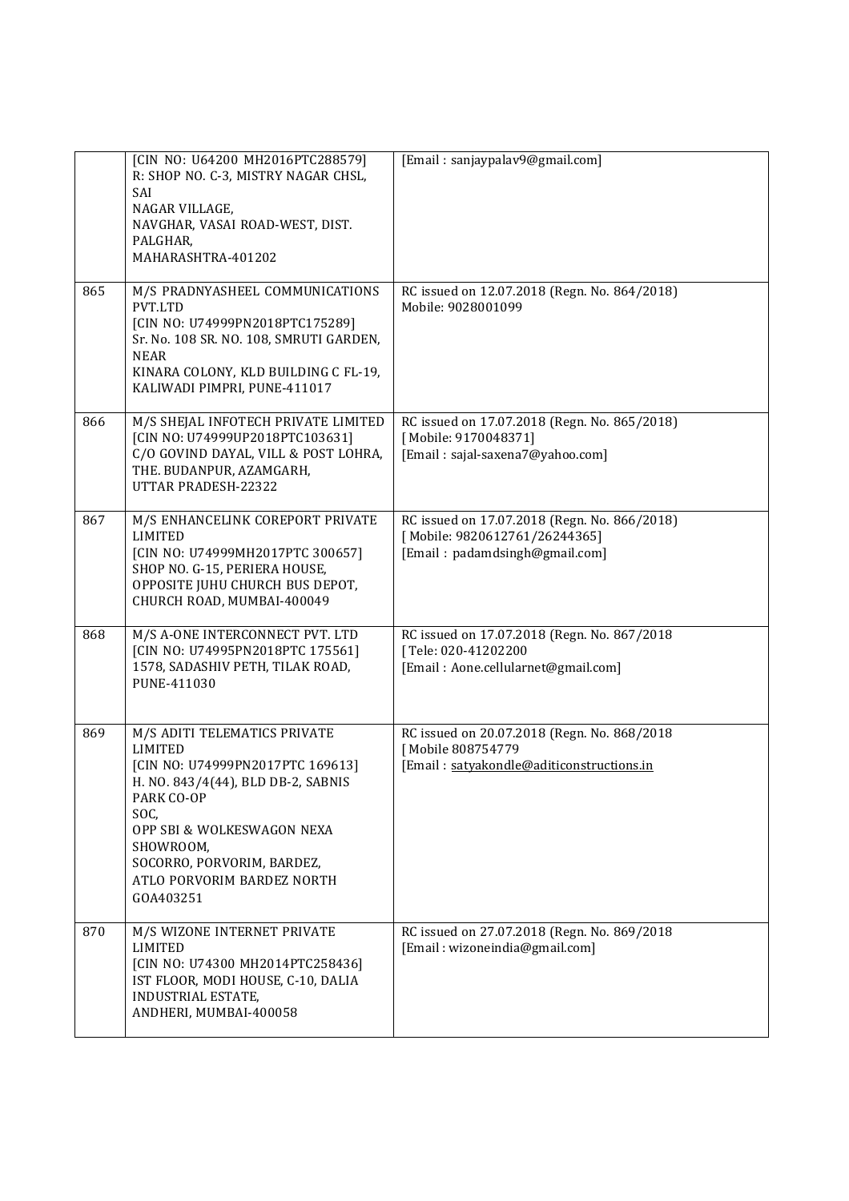| | | |
|---|---|---|
| | [CIN NO: U64200 MH2016PTC288579]<br>R: SHOP NO. C-3, MISTRY NAGAR CHSL, SAI<br>NAGAR VILLAGE,<br>NAVGHAR, VASAI ROAD-WEST, DIST. PALGHAR,<br>MAHARASHTRA-401202 | [Email : sanjaypalav9@gmail.com] |
| 865 | M/S PRADNYASHEEL COMMUNICATIONS PVT.LTD<br>[CIN NO: U74999PN2018PTC175289]<br>Sr. No. 108 SR. NO. 108, SMRUTI GARDEN, NEAR<br>KINARA COLONY, KLD BUILDING C FL-19,<br>KALIWADI PIMPRI, PUNE-411017 | RC issued on 12.07.2018 (Regn. No. 864/2018)<br>Mobile: 9028001099 |
| 866 | M/S SHEJAL INFOTECH PRIVATE LIMITED<br>[CIN NO: U74999UP2018PTC103631]<br>C/O GOVIND DAYAL, VILL & POST LOHRA,<br>THE. BUDANPUR, AZAMGARH,<br>UTTAR PRADESH-22322 | RC issued on 17.07.2018 (Regn. No. 865/2018)<br>[ Mobile: 9170048371]<br>[Email : sajal-saxena7@yahoo.com] |
| 867 | M/S ENHANCELINK COREPORT PRIVATE LIMITED<br>[CIN NO: U74999MH2017PTC 300657]<br>SHOP NO. G-15, PERIERA HOUSE,<br>OPPOSITE JUHU CHURCH BUS DEPOT,<br>CHURCH ROAD, MUMBAI-400049 | RC issued on 17.07.2018 (Regn. No. 866/2018)<br>[ Mobile: 9820612761/26244365]<br>[Email : padamdsingh@gmail.com] |
| 868 | M/S A-ONE INTERCONNECT PVT. LTD<br>[CIN NO: U74995PN2018PTC 175561]<br>1578, SADASHIV PETH, TILAK ROAD,<br>PUNE-411030 | RC issued on 17.07.2018 (Regn. No. 867/2018<br>[ Tele: 020-41202200<br>[Email : Aone.cellularnet@gmail.com] |
| 869 | M/S ADITI TELEMATICS PRIVATE LIMITED<br>[CIN NO: U74999PN2017PTC 169613]<br>H. NO. 843/4(44), BLD DB-2, SABNIS PARK CO-OP<br>SOC,<br>OPP SBI & WOLKESWAGON NEXA SHOWROOM,<br>SOCORRO, PORVORIM, BARDEZ,<br>ATLO PORVORIM BARDEZ NORTH<br>GOA403251 | RC issued on 20.07.2018 (Regn. No. 868/2018<br>[ Mobile 808754779<br>[Email : satyakondle@aditiconstructions.in |
| 870 | M/S WIZONE INTERNET PRIVATE LIMITED<br>[CIN NO: U74300 MH2014PTC258436]<br>IST FLOOR, MODI HOUSE, C-10, DALIA<br>INDUSTRIAL ESTATE,<br>ANDHERI, MUMBAI-400058 | RC issued on 27.07.2018 (Regn. No. 869/2018<br>[Email : wizoneindia@gmail.com] |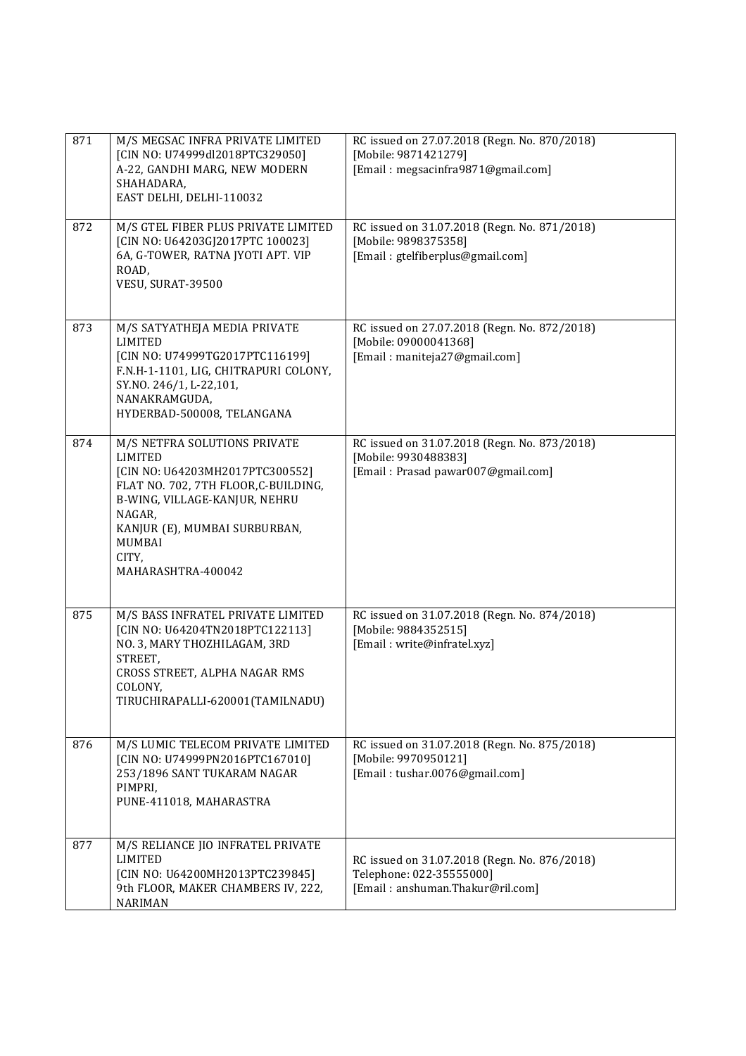| | | |
|---|---|---|
| 871 | M/S MEGSAC INFRA PRIVATE LIMITED [CIN NO: U74999dl2018PTC329050] A-22, GANDHI MARG, NEW MODERN SHAHADARA, EAST DELHI, DELHI-110032 | RC issued on 27.07.2018 (Regn. No. 870/2018) [Mobile: 9871421279] [Email : megsacinfra9871@gmail.com] |
| 872 | M/S GTEL FIBER PLUS PRIVATE LIMITED [CIN NO: U64203GJ2017PTC 100023] 6A, G-TOWER, RATNA JYOTI APT. VIP ROAD, VESU, SURAT-39500 | RC issued on 31.07.2018 (Regn. No. 871/2018) [Mobile: 9898375358] [Email : gtelfiberplus@gmail.com] |
| 873 | M/S SATYATHEJA MEDIA PRIVATE LIMITED [CIN NO: U74999TG2017PTC116199] F.N.H-1-1101, LIG, CHITRAPURI COLONY, SY.NO. 246/1, L-22,101, NANAKRAMGUDA, HYDERBAD-500008, TELANGANA | RC issued on 27.07.2018 (Regn. No. 872/2018) [Mobile: 09000041368] [Email : maniteja27@gmail.com] |
| 874 | M/S NETFRA SOLUTIONS PRIVATE LIMITED [CIN NO: U64203MH2017PTC300552] FLAT NO. 702, 7TH FLOOR,C-BUILDING, B-WING, VILLAGE-KANJUR, NEHRU NAGAR, KANJUR (E), MUMBAI SURBURBAN, MUMBAI CITY, MAHARASHTRA-400042 | RC issued on 31.07.2018 (Regn. No. 873/2018) [Mobile: 9930488383] [Email : Prasad pawar007@gmail.com] |
| 875 | M/S BASS INFRATEL PRIVATE LIMITED [CIN NO: U64204TN2018PTC122113] NO. 3, MARY THOZHILAGAM, 3RD STREET, CROSS STREET, ALPHA NAGAR RMS COLONY, TIRUCHIRAPALLI-620001(TAMILNADU) | RC issued on 31.07.2018 (Regn. No. 874/2018) [Mobile: 9884352515] [Email : write@infratel.xyz] |
| 876 | M/S LUMIC TELECOM PRIVATE LIMITED [CIN NO: U74999PN2016PTC167010] 253/1896 SANT TUKARAM NAGAR PIMPRI, PUNE-411018, MAHARASTRA | RC issued on 31.07.2018 (Regn. No. 875/2018) [Mobile: 9970950121] [Email : tushar.0076@gmail.com] |
| 877 | M/S RELIANCE JIO INFRATEL PRIVATE LIMITED [CIN NO: U64200MH2013PTC239845] 9th FLOOR, MAKER CHAMBERS IV, 222, NARIMAN | RC issued on 31.07.2018 (Regn. No. 876/2018) Telephone: 022-35555000] [Email : anshuman.Thakur@ril.com] |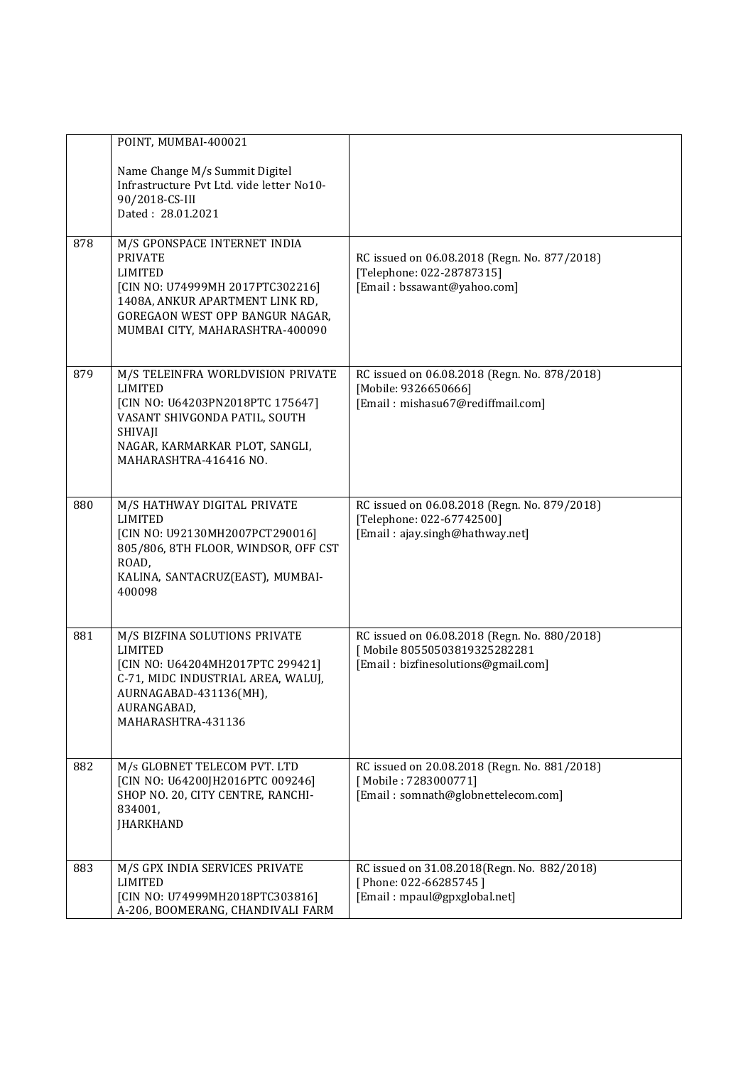| | | |
|---|---|---|
| | POINT, MUMBAI-400021<br><br>Name Change M/s Summit Digitel Infrastructure Pvt Ltd. vide letter No10-90/2018-CS-III<br>Dated : 28.01.2021 | |
| 878 | M/S GPONSPACE INTERNET INDIA PRIVATE LIMITED<br>[CIN NO: U74999MH 2017PTC302216]<br>1408A, ANKUR APARTMENT LINK RD, GOREGAON WEST OPP BANGUR NAGAR, MUMBAI CITY, MAHARASHTRA-400090 | RC issued on 06.08.2018 (Regn. No. 877/2018)<br>[Telephone: 022-28787315]<br>[Email : bssawant@yahoo.com] |
| 879 | M/S TELEINFRA WORLDVISION PRIVATE LIMITED<br>[CIN NO: U64203PN2018PTC 175647]<br>VASANT SHIVGONDA PATIL, SOUTH SHIVAJI NAGAR, KARMARKAR PLOT, SANGLI, MAHARASHTRA-416416 NO. | RC issued on 06.08.2018 (Regn. No. 878/2018)<br>[Mobile: 9326650666]<br>[Email : mishasu67@rediffmail.com] |
| 880 | M/S HATHWAY DIGITAL PRIVATE LIMITED<br>[CIN NO: U92130MH2007PCT290016]<br>805/806, 8TH FLOOR, WINDSOR, OFF CST ROAD, KALINA, SANTACRUZ(EAST), MUMBAI-400098 | RC issued on 06.08.2018 (Regn. No. 879/2018)<br>[Telephone: 022-67742500]<br>[Email : ajay.singh@hathway.net] |
| 881 | M/S BIZFINA SOLUTIONS PRIVATE LIMITED<br>[CIN NO: U64204MH2017PTC 299421]<br>C-71, MIDC INDUSTRIAL AREA, WALUJ, AURNAGABAD-431136(MH), AURANGABAD, MAHARASHTRA-431136 | RC issued on 06.08.2018 (Regn. No. 880/2018)<br>[ Mobile 80550503819325282281<br>[Email : bizfinesolutions@gmail.com] |
| 882 | M/s GLOBNET TELECOM PVT. LTD<br>[CIN NO: U64200JH2016PTC 009246]<br>SHOP NO. 20, CITY CENTRE, RANCHI-834001, JHARKHAND | RC issued on 20.08.2018 (Regn. No. 881/2018)<br>[ Mobile : 7283000771]<br>[Email : somnath@globnettelecom.com] |
| 883 | M/S GPX INDIA SERVICES PRIVATE LIMITED<br>[CIN NO: U74999MH2018PTC303816]<br>A-206, BOOMERANG, CHANDIVALI FARM | RC issued on 31.08.2018(Regn. No. 882/2018)<br>[ Phone: 022-66285745 ]<br>[Email : mpaul@gpxglobal.net] |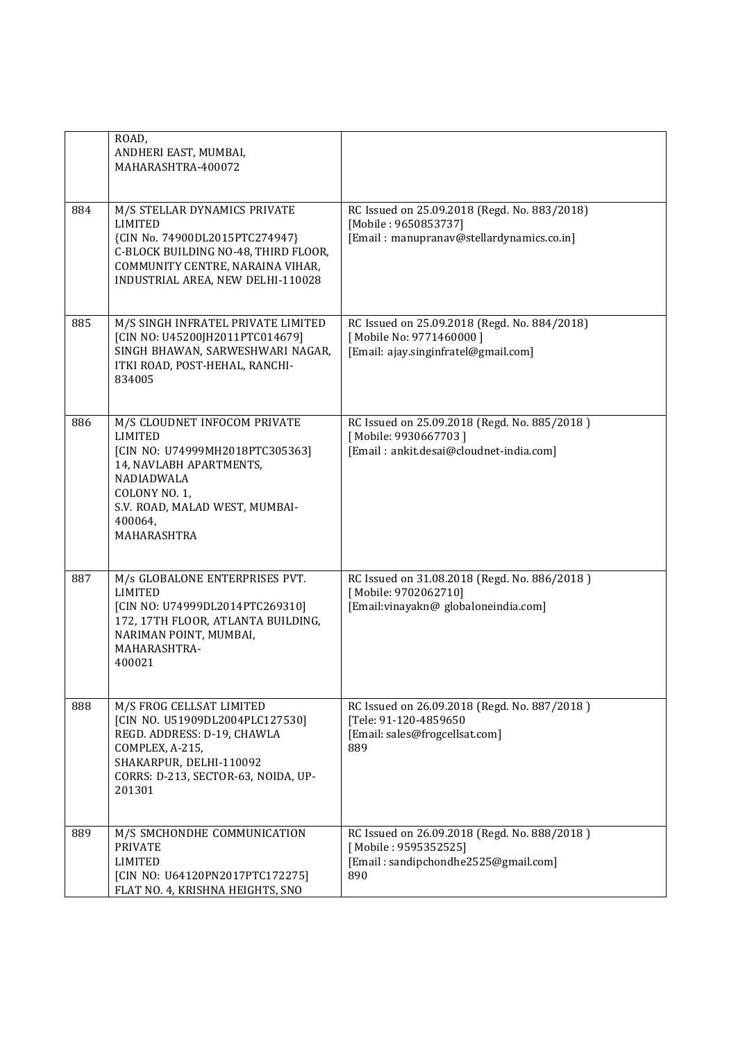| | | |
|---|---|---|
| | ROAD,<br>ANDHERI EAST, MUMBAI,<br>MAHARASHTRA-400072 | |
| 884 | M/S STELLAR DYNAMICS PRIVATE LIMITED<br>{CIN No. 74900DL2015PTC274947}<br>C-BLOCK BUILDING NO-48, THIRD FLOOR, COMMUNITY CENTRE, NARAINA VIHAR, INDUSTRIAL AREA, NEW DELHI-110028 | RC Issued on 25.09.2018 (Regd. No. 883/2018)<br>[Mobile : 9650853737]<br>[Email : manupranav@stellardynamics.co.in] |
| 885 | M/S SINGH INFRATEL PRIVATE LIMITED<br>[CIN NO: U45200JH2011PTC014679]<br>SINGH BHAWAN, SARWESHWARI NAGAR, ITKI ROAD, POST-HEHAL, RANCHI-834005 | RC Issued on 25.09.2018 (Regd. No. 884/2018)<br>[ Mobile No: 9771460000 ]<br>[Email: ajay.singinfratel@gmail.com] |
| 886 | M/S CLOUDNET INFOCOM PRIVATE LIMITED<br>[CIN NO: U74999MH2018PTC305363]<br>14, NAVLABH APARTMENTS, NADIADWALA<br>COLONY NO. 1,<br>S.V. ROAD, MALAD WEST, MUMBAI-400064,<br>MAHARASHTRA | RC Issued on 25.09.2018 (Regd. No. 885/2018 )<br>[ Mobile: 9930667703 ]<br>[Email : ankit.desai@cloudnet-india.com] |
| 887 | M/s GLOBALONE ENTERPRISES PVT. LIMITED<br>[CIN NO: U74999DL2014PTC269310]<br>172, 17TH FLOOR, ATLANTA BUILDING, NARIMAN POINT, MUMBAI, MAHARASHTRA-<br>400021 | RC Issued on 31.08.2018 (Regd. No. 886/2018 )<br>[ Mobile: 9702062710]<br>[Email:vinayakn@ globaloneindia.com] |
| 888 | M/S FROG CELLSAT LIMITED<br>[CIN NO. U51909DL2004PLC127530]<br>REGD. ADDRESS: D-19, CHAWLA COMPLEX, A-215,<br>SHAKARPUR, DELHI-110092<br>CORRS: D-213, SECTOR-63, NOIDA, UP-201301 | RC Issued on 26.09.2018 (Regd. No. 887/2018 )<br>[Tele: 91-120-4859650<br>[Email: sales@frogcellsat.com]<br>889 |
| 889 | M/S SMCHONDHE COMMUNICATION PRIVATE<br>LIMITED<br>[CIN NO: U64120PN2017PTC172275]<br>FLAT NO. 4, KRISHNA HEIGHTS, SNO | RC Issued on 26.09.2018 (Regd. No. 888/2018 )<br>[ Mobile : 9595352525]<br>[Email : sandipchondhe2525@gmail.com]<br>890 |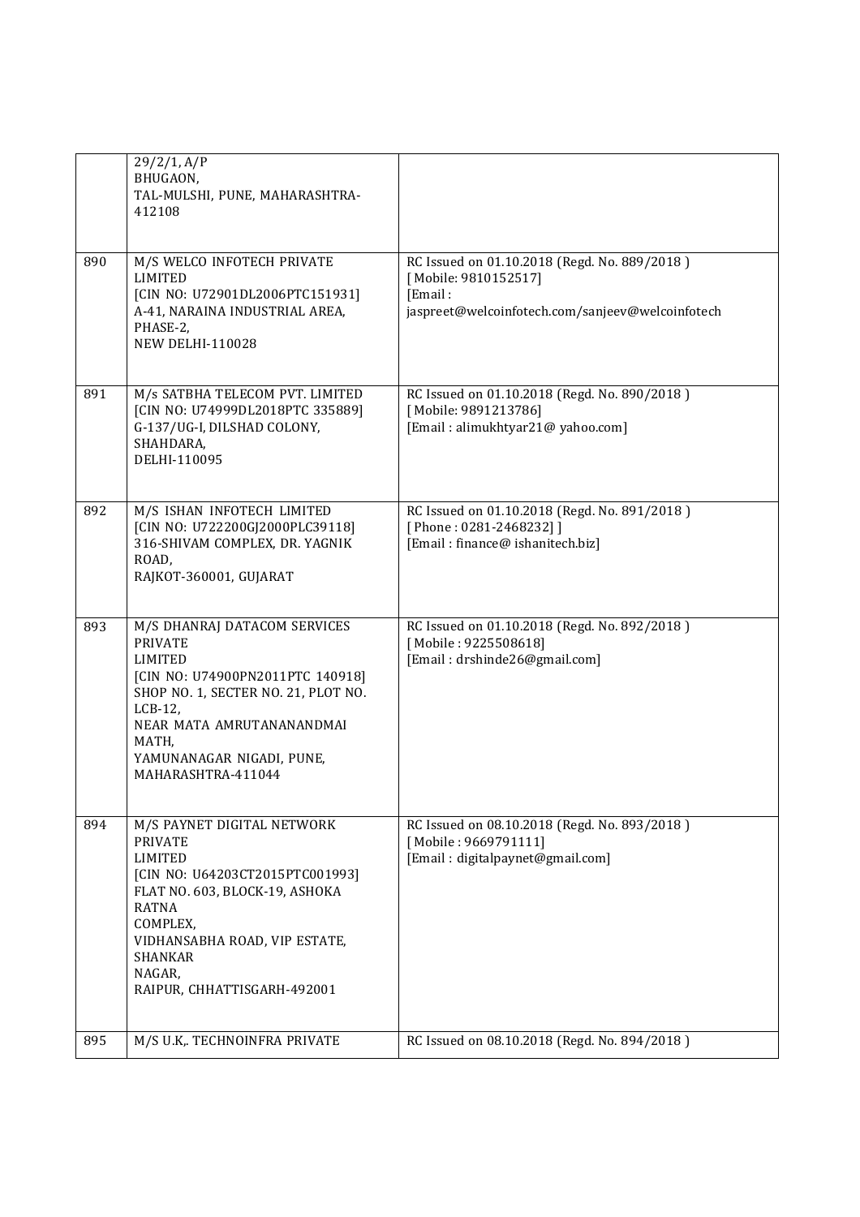| | | |
|---|---|---|
| | 29/2/1, A/P BHUGAON, TAL-MULSHI, PUNE, MAHARASHTRA-412108 | |
| 890 | M/S WELCO INFOTECH PRIVATE LIMITED [CIN NO: U72901DL2006PTC151931] A-41, NARAINA INDUSTRIAL AREA, PHASE-2, NEW DELHI-110028 | RC Issued on 01.10.2018 (Regd. No. 889/2018 ) [ Mobile: 9810152517] [Email : jaspreet@welcoinfotech.com/sanjeev@welcoinfotech |
| 891 | M/s SATBHA TELECOM PVT. LIMITED [CIN NO: U74999DL2018PTC 335889] G-137/UG-I, DILSHAD COLONY, SHAHDARA, DELHI-110095 | RC Issued on 01.10.2018 (Regd. No. 890/2018 ) [ Mobile: 9891213786] [Email : alimukhtyar21@ yahoo.com] |
| 892 | M/S ISHAN INFOTECH LIMITED [CIN NO: U722200GJ2000PLC39118] 316-SHIVAM COMPLEX, DR. YAGNIK ROAD, RAJKOT-360001, GUJARAT | RC Issued on 01.10.2018 (Regd. No. 891/2018 ) [ Phone : 0281-2468232] ] [Email : finance@ ishanitech.biz] |
| 893 | M/S DHANRAJ DATACOM SERVICES PRIVATE LIMITED [CIN NO: U74900PN2011PTC 140918] SHOP NO. 1, SECTER NO. 21, PLOT NO. LCB-12, NEAR MATA AMRUTANANANDMAI MATH, YAMUNANAGAR NIGADI, PUNE, MAHARASHTRA-411044 | RC Issued on 01.10.2018 (Regd. No. 892/2018 ) [ Mobile : 9225508618] [Email : drshinde26@gmail.com] |
| 894 | M/S PAYNET DIGITAL NETWORK PRIVATE LIMITED [CIN NO: U64203CT2015PTC001993] FLAT NO. 603, BLOCK-19, ASHOKA RATNA COMPLEX, VIDHANSABHA ROAD, VIP ESTATE, SHANKAR NAGAR, RAIPUR, CHHATTISGARH-492001 | RC Issued on 08.10.2018 (Regd. No. 893/2018 ) [ Mobile : 9669791111] [Email : digitalpaynet@gmail.com] |
| 895 | M/S U.K,. TECHNOINFRA PRIVATE | RC Issued on 08.10.2018 (Regd. No. 894/2018 ) |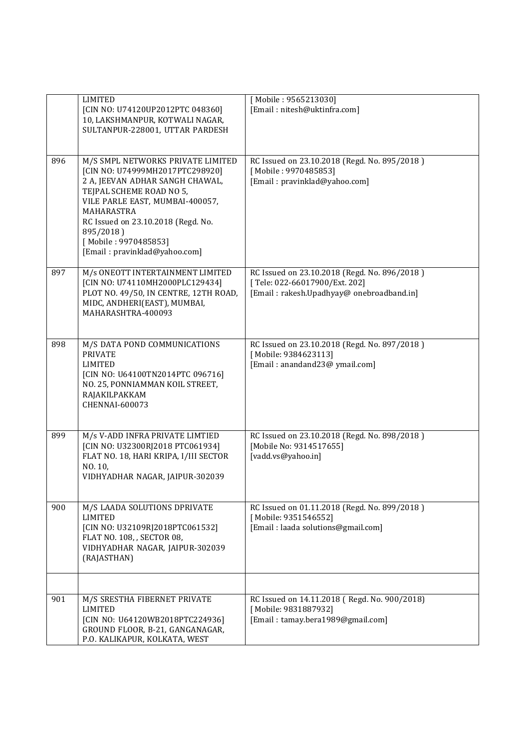| | | |
|---|---|---|
| | LIMITED<br>[CIN NO: U74120UP2012PTC 048360]<br>10, LAKSHMANPUR, KOTWALI NAGAR,<br>SULTANPUR-228001, UTTAR PARDESH | [ Mobile : 9565213030]<br>[Email : nitesh@uktinfra.com] |
| 896 | M/S SMPL NETWORKS PRIVATE LIMITED<br>[CIN NO: U74999MH2017PTC298920]<br>2 A, JEEVAN ADHAR SANGH CHAWAL,<br>TEJPAL SCHEME ROAD NO 5,<br>VILE PARLE EAST, MUMBAI-400057,<br>MAHARASTRA<br>RC Issued on 23.10.2018 (Regd. No. 895/2018 )<br>[ Mobile : 9970485853]<br>[Email : pravinklad@yahoo.com] | RC Issued on 23.10.2018 (Regd. No. 895/2018 )<br>[ Mobile : 9970485853]<br>[Email : pravinklad@yahoo.com] |
| 897 | M/s ONEOTT INTERTAINMENT LIMITED<br>[CIN NO: U74110MH2000PLC129434]<br>PLOT NO. 49/50, IN CENTRE, 12TH ROAD,<br>MIDC, ANDHERI(EAST), MUMBAI,<br>MAHARASHTRA-400093 | RC Issued on 23.10.2018 (Regd. No. 896/2018 )<br>[ Tele: 022-66017900/Ext. 202]<br>[Email : rakesh.Upadhyay@ onebroadband.in] |
| 898 | M/S DATA POND COMMUNICATIONS<br>PRIVATE<br>LIMITED<br>[CIN NO: U64100TN2014PTC 096716]<br>NO. 25, PONNIAMMAN KOIL STREET,<br>RAJAKILPAKKAM<br>CHENNAI-600073 | RC Issued on 23.10.2018 (Regd. No. 897/2018 )<br>[ Mobile: 9384623113]<br>[Email : anandand23@ ymail.com] |
| 899 | M/s V-ADD INFRA PRIVATE LIMTIED<br>[CIN NO: U32300RJ2018 PTC061934]<br>FLAT NO. 18, HARI KRIPA, I/III SECTOR<br>NO. 10,<br>VIDHYADHAR NAGAR, JAIPUR-302039 | RC Issued on 23.10.2018 (Regd. No. 898/2018 )<br>[Mobile No: 9314517655]<br>[vadd.vs@yahoo.in] |
| 900 | M/S LAADA SOLUTIONS DPRIVATE<br>LIMITED<br>[CIN NO: U32109RJ2018PTC061532]<br>FLAT NO. 108, , SECTOR 08,<br>VIDHYADHAR NAGAR, JAIPUR-302039<br>(RAJASTHAN) | RC Issued on 01.11.2018 (Regd. No. 899/2018 )<br>[ Mobile: 9351546552]<br>[Email : laada solutions@gmail.com] |
| | | |
| 901 | M/S SRESTHA FIBERNET PRIVATE<br>LIMITED<br>[CIN NO: U64120WB2018PTC224936]<br>GROUND FLOOR, B-21, GANGANAGAR,<br>P.O. KALIKAPUR, KOLKATA, WEST | RC Issued on 14.11.2018 ( Regd. No. 900/2018)<br>[ Mobile: 9831887932]<br>[Email : tamay.bera1989@gmail.com] |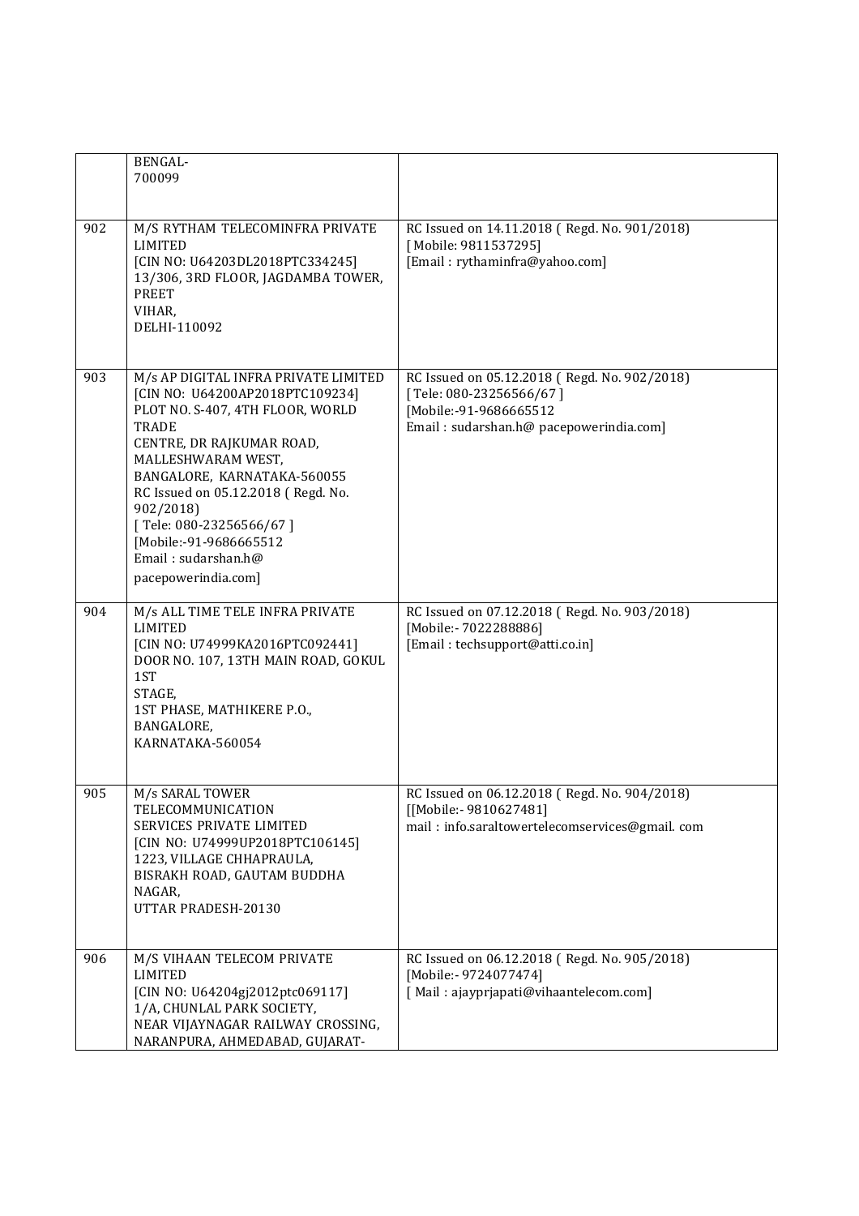| | | |
|---|---|---|
| | BENGAL-<br>700099 | |
| 902 | M/S RYTHAM TELECOMINFRA PRIVATE LIMITED<br>[CIN NO: U64203DL2018PTC334245]<br>13/306, 3RD FLOOR, JAGDAMBA TOWER, PREET<br>VIHAR,<br>DELHI-110092 | RC Issued on 14.11.2018 ( Regd. No. 901/2018)<br>[ Mobile: 9811537295]<br>[Email : rythaminfra@yahoo.com] |
| 903 | M/s AP DIGITAL INFRA PRIVATE LIMITED<br>[CIN NO: U64200AP2018PTC109234]<br>PLOT NO. S-407, 4TH FLOOR, WORLD TRADE<br>CENTRE, DR RAJKUMAR ROAD, MALLESHWARAM WEST,<br>BANGALORE, KARNATAKA-560055<br>RC Issued on 05.12.2018 ( Regd. No. 902/2018)<br>[ Tele: 080-23256566/67 ]<br>[Mobile:-91-9686665512<br>Email : sudarshan.h@<br>pacepowerindia.com] | RC Issued on 05.12.2018 ( Regd. No. 902/2018)<br>[ Tele: 080-23256566/67 ]<br>[Mobile:-91-9686665512<br>Email : sudarshan.h@ pacepowerindia.com] |
| 904 | M/s ALL TIME TELE INFRA PRIVATE LIMITED<br>[CIN NO: U74999KA2016PTC092441]<br>DOOR NO. 107, 13TH MAIN ROAD, GOKUL 1ST<br>STAGE,<br>1ST PHASE, MATHIKERE P.O.,<br>BANGALORE,<br>KARNATAKA-560054 | RC Issued on 07.12.2018 ( Regd. No. 903/2018)<br>[Mobile:- 7022288886]<br>[Email : techsupport@atti.co.in] |
| 905 | M/s SARAL TOWER TELECOMMUNICATION<br>SERVICES PRIVATE LIMITED<br>[CIN NO: U74999UP2018PTC106145]<br>1223, VILLAGE CHHAPRAULA,<br>BISRAKH ROAD, GAUTAM BUDDHA NAGAR,<br>UTTAR PRADESH-20130 | RC Issued on 06.12.2018 ( Regd. No. 904/2018)<br>[[Mobile:- 9810627481]<br>mail : info.saraltowertelecomservices@gmail. com |
| 906 | M/S VIHAAN TELECOM PRIVATE LIMITED<br>[CIN NO: U64204gj2012ptc069117]<br>1/A, CHUNLAL PARK SOCIETY,<br>NEAR VIJAYNAGAR RAILWAY CROSSING,<br>NARANPURA, AHMEDABAD, GUJARAT- | RC Issued on 06.12.2018 ( Regd. No. 905/2018)<br>[Mobile:- 9724077474]<br>[ Mail : ajayprjapati@vihaantelecom.com] |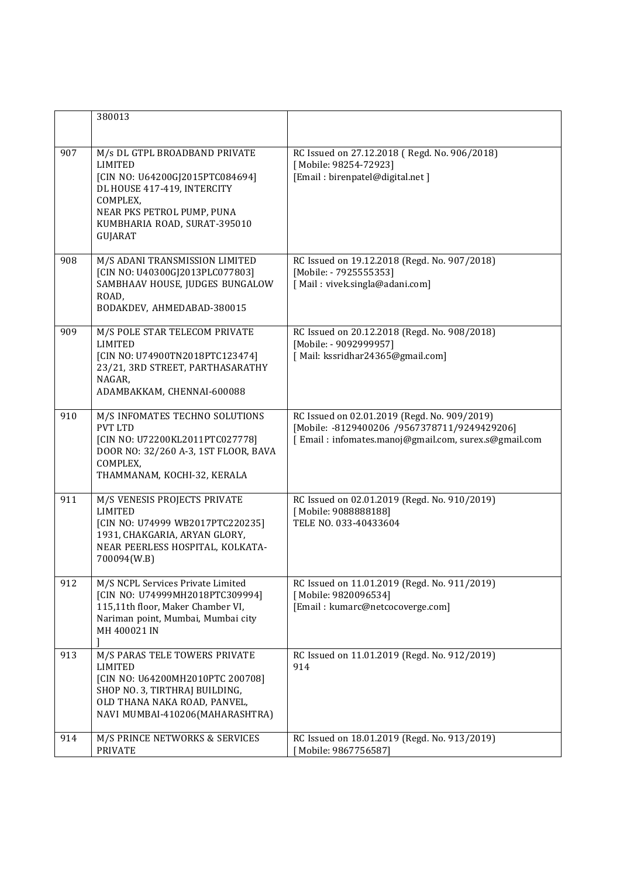|  |  |  |
|---|---|---|
|  | 380013 |  |
| 907 | M/s DL GTPL BROADBAND PRIVATE LIMITED [CIN NO: U64200GJ2015PTC084694] DL HOUSE 417-419, INTERCITY COMPLEX, NEAR PKS PETROL PUMP, PUNA KUMBHARIA ROAD, SURAT-395010 GUJARAT | RC Issued on 27.12.2018 ( Regd. No. 906/2018) [ Mobile: 98254-72923] [Email : birenpatel@digital.net ] |
| 908 | M/S ADANI TRANSMISSION LIMITED [CIN NO: U40300GJ2013PLC077803] SAMBHAAV HOUSE, JUDGES BUNGALOW ROAD, BODAKDEV, AHMEDABAD-380015 | RC Issued on 19.12.2018 (Regd. No. 907/2018) [Mobile: - 7925555353] [ Mail : vivek.singla@adani.com] |
| 909 | M/S POLE STAR TELECOM PRIVATE LIMITED [CIN NO: U74900TN2018PTC123474] 23/21, 3RD STREET, PARTHASARATHY NAGAR, ADAMBAKKAM, CHENNAI-600088 | RC Issued on 20.12.2018 (Regd. No. 908/2018) [Mobile: - 9092999957] [ Mail: kssridhar24365@gmail.com] |
| 910 | M/S INFOMATES TECHNO SOLUTIONS PVT LTD [CIN NO: U72200KL2011PTC027778] DOOR NO: 32/260 A-3, 1ST FLOOR, BAVA COMPLEX, THAMMANAM, KOCHI-32, KERALA | RC Issued on 02.01.2019 (Regd. No. 909/2019) [Mobile: -8129400206 /9567378711/9249429206] [ Email : infomates.manoj@gmail.com, surex.s@gmail.com |
| 911 | M/S VENESIS PROJECTS PRIVATE LIMITED [CIN NO: U74999 WB2017PTC220235] 1931, CHAKGARIA, ARYAN GLORY, NEAR PEERLESS HOSPITAL, KOLKATA-700094(W.B) | RC Issued on 02.01.2019 (Regd. No. 910/2019) [ Mobile: 9088888188] TELE NO. 033-40433604 |
| 912 | M/S NCPL Services Private Limited [CIN NO: U74999MH2018PTC309994] 115,11th floor, Maker Chamber VI, Nariman point, Mumbai, Mumbai city MH 400021 IN ] | RC Issued on 11.01.2019 (Regd. No. 911/2019) [ Mobile: 9820096534] [Email : kumarc@netcocoverge.com] |
| 913 | M/S PARAS TELE TOWERS PRIVATE LIMITED [CIN NO: U64200MH2010PTC 200708] SHOP NO. 3, TIRTHRAJ BUILDING, OLD THANA NAKA ROAD, PANVEL, NAVI MUMBAI-410206(MAHARASHTRA) | RC Issued on 11.01.2019 (Regd. No. 912/2019) 914 |
| 914 | M/S PRINCE NETWORKS & SERVICES PRIVATE | RC Issued on 18.01.2019 (Regd. No. 913/2019) [ Mobile: 9867756587] |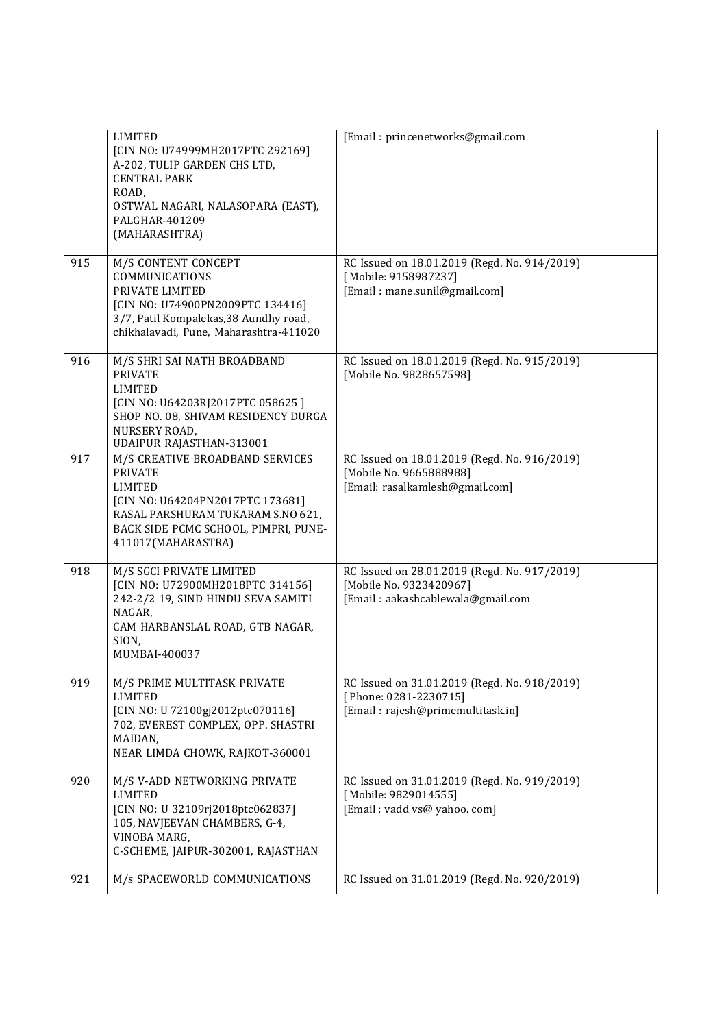| | | |
|---|---|---|
| | LIMITED<br>[CIN NO: U74999MH2017PTC 292169]<br>A-202, TULIP GARDEN CHS LTD,<br>CENTRAL PARK<br>ROAD,<br>OSTWAL NAGARI, NALASOPARA (EAST),<br>PALGHAR-401209<br>(MAHARASHTRA) | [Email : princenetworks@gmail.com |
| 915 | M/S CONTENT CONCEPT<br>COMMUNICATIONS<br>PRIVATE LIMITED<br>[CIN NO: U74900PN2009PTC 134416]<br>3/7, Patil Kompalekas,38 Aundhy road,<br>chikhalavadi, Pune, Maharashtra-411020 | RC Issued on 18.01.2019 (Regd. No. 914/2019)<br>[ Mobile: 9158987237]<br>[Email : mane.sunil@gmail.com] |
| 916 | M/S SHRI SAI NATH BROADBAND<br>PRIVATE<br>LIMITED<br>[CIN NO: U64203RJ2017PTC 058625 ]<br>SHOP NO. 08, SHIVAM RESIDENCY DURGA<br>NURSERY ROAD,<br>UDAIPUR RAJASTHAN-313001 | RC Issued on 18.01.2019 (Regd. No. 915/2019)<br>[Mobile No. 9828657598] |
| 917 | M/S CREATIVE BROADBAND SERVICES<br>PRIVATE<br>LIMITED<br>[CIN NO: U64204PN2017PTC 173681]<br>RASAL PARSHURAM TUKARAM S.NO 621,<br>BACK SIDE PCMC SCHOOL, PIMPRI, PUNE-<br>411017(MAHARASTRA) | RC Issued on 18.01.2019 (Regd. No. 916/2019)<br>[Mobile No. 9665888988]<br>[Email: rasalkamlesh@gmail.com] |
| 918 | M/S SGCI PRIVATE LIMITED<br>[CIN NO: U72900MH2018PTC 314156]<br>242-2/2 19, SIND HINDU SEVA SAMITI<br>NAGAR,<br>CAM HARBANSLAL ROAD, GTB NAGAR,<br>SION,<br>MUMBAI-400037 | RC Issued on 28.01.2019 (Regd. No. 917/2019)<br>[Mobile No. 9323420967]<br>[Email : aakashcablewala@gmail.com |
| 919 | M/S PRIME MULTITASK PRIVATE<br>LIMITED<br>[CIN NO: U 72100gj2012ptc070116]<br>702, EVEREST COMPLEX, OPP. SHASTRI<br>MAIDAN,<br>NEAR LIMDA CHOWK, RAJKOT-360001 | RC Issued on 31.01.2019 (Regd. No. 918/2019)<br>[ Phone: 0281-2230715]<br>[Email : rajesh@primemultitask.in] |
| 920 | M/S V-ADD NETWORKING PRIVATE<br>LIMITED<br>[CIN NO: U 32109rj2018ptc062837]<br>105, NAVJEEVAN CHAMBERS, G-4,<br>VINOBA MARG,<br>C-SCHEME, JAIPUR-302001, RAJASTHAN | RC Issued on 31.01.2019 (Regd. No. 919/2019)<br>[ Mobile: 9829014555]<br>[Email : vadd vs@ yahoo. com] |
| 921 | M/s SPACEWORLD COMMUNICATIONS | RC Issued on 31.01.2019 (Regd. No. 920/2019) |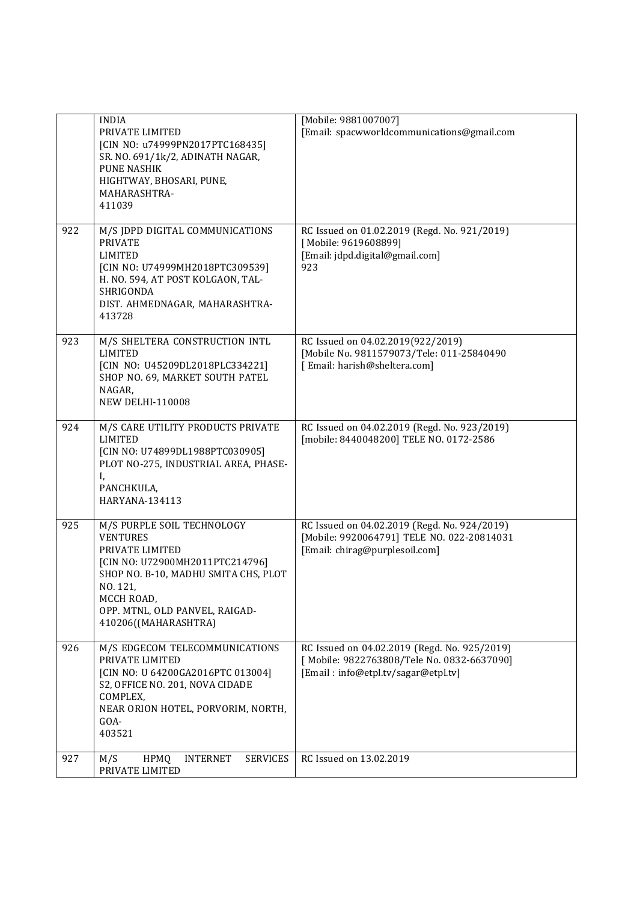| | | |
|---|---|---|
| | INDIA PRIVATE LIMITED [CIN NO: u74999PN2017PTC168435] SR. NO. 691/1k/2, ADINATH NAGAR, PUNE NASHIK HIGHTWAY, BHOSARI, PUNE, MAHARASHTRA- 411039 | [Mobile: 9881007007] [Email: spacwworldcommunications@gmail.com |
| 922 | M/S JDPD DIGITAL COMMUNICATIONS PRIVATE LIMITED [CIN NO: U74999MH2018PTC309539] H. NO. 594, AT POST KOLGAON, TAL- SHRIGONDA DIST. AHMEDNAGAR, MAHARASHTRA- 413728 | RC Issued on 01.02.2019 (Regd. No. 921/2019) [ Mobile: 9619608899] [Email: jdpd.digital@gmail.com] 923 |
| 923 | M/S SHELTERA CONSTRUCTION INTL LIMITED [CIN NO: U45209DL2018PLC334221] SHOP NO. 69, MARKET SOUTH PATEL NAGAR, NEW DELHI-110008 | RC Issued on 04.02.2019(922/2019) [Mobile No. 9811579073/Tele: 011-25840490 [ Email: harish@sheltera.com] |
| 924 | M/S CARE UTILITY PRODUCTS PRIVATE LIMITED [CIN NO: U74899DL1988PTC030905] PLOT NO-275, INDUSTRIAL AREA, PHASE-I, PANCHKULA, HARYANA-134113 | RC Issued on 04.02.2019 (Regd. No. 923/2019) [mobile: 8440048200] TELE NO. 0172-2586 |
| 925 | M/S PURPLE SOIL TECHNOLOGY VENTURES PRIVATE LIMITED [CIN NO: U72900MH2011PTC214796] SHOP NO. B-10, MADHU SMITA CHS, PLOT NO. 121, MCCH ROAD, OPP. MTNL, OLD PANVEL, RAIGAD- 410206((MAHARASHTRA) | RC Issued on 04.02.2019 (Regd. No. 924/2019) [Mobile: 9920064791] TELE NO. 022-20814031 [Email: chirag@purplesoil.com] |
| 926 | M/S EDGECOM TELECOMMUNICATIONS PRIVATE LIMITED [CIN NO: U 64200GA2016PTC 013004] S2, OFFICE NO. 201, NOVA CIDADE COMPLEX, NEAR ORION HOTEL, PORVORIM, NORTH, GOA- 403521 | RC Issued on 04.02.2019 (Regd. No. 925/2019) [ Mobile: 9822763808/Tele No. 0832-6637090] [Email : info@etpl.tv/sagar@etpl.tv] |
| 927 | M/S HPMQ INTERNET SERVICES PRIVATE LIMITED | RC Issued on 13.02.2019 |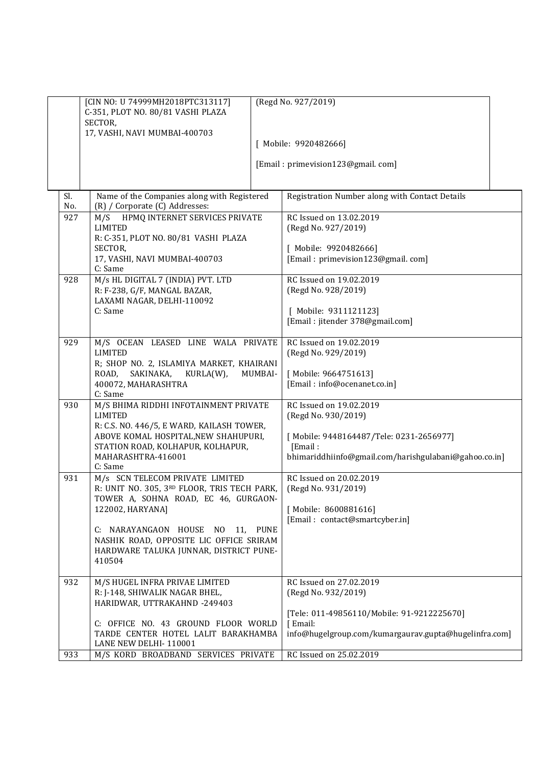| | [CIN NO: U 74999MH2018PTC313117] C-351, PLOT NO. 80/81 VASHI PLAZA SECTOR, 17, VASHI, NAVI MUMBAI-400703 | (Regd No. 927/2019) [ Mobile: 9920482666] [Email : primevision123@gmail. com] |
|---|---|---|

| Sl. No. | Name of the Companies along with Registered (R) / Corporate (C) Addresses: | Registration Number along with Contact Details |
|---|---|---|
| 927 | M/S HPMQ INTERNET SERVICES PRIVATE LIMITED<br>R: C-351, PLOT NO. 80/81 VASHI PLAZA SECTOR, 17, VASHI, NAVI MUMBAI-400703<br>C: Same | RC Issued on 13.02.2019<br>(Regd No. 927/2019)<br><br>[ Mobile: 9920482666]<br>[Email : primevision123@gmail. com] |
| 928 | M/s HL DIGITAL 7 (INDIA) PVT. LTD<br>R: F-238, G/F, MANGAL BAZAR, LAXAMI NAGAR, DELHI-110092<br>C: Same | RC Issued on 19.02.2019<br>(Regd No. 928/2019)<br><br>[ Mobile: 9311121123]<br>[Email : jitender 378@gmail.com] |
| 929 | M/S OCEAN LEASED LINE WALA PRIVATE LIMITED<br>R; SHOP NO. 2, ISLAMIYA MARKET, KHAIRANI ROAD, SAKINAKA, KURLA(W), MUMBAI-400072, MAHARASHTRA<br>C: Same | RC Issued on 19.02.2019<br>(Regd No. 929/2019)<br><br>[ Mobile: 9664751613]<br>[Email : info@ocenanet.co.in] |
| 930 | M/S BHIMA RIDDHI INFOTAINMENT PRIVATE LIMITED<br>R: C.S. NO. 446/5, E WARD, KAILASH TOWER, ABOVE KOMAL HOSPITAL,NEW SHAHUPURI, STATION ROAD, KOLHAPUR, KOLHAPUR, MAHARASHTRA-416001<br>C: Same | RC Issued on 19.02.2019<br>(Regd No. 930/2019)<br><br>[ Mobile: 9448164487/Tele: 0231-2656977]<br>[Email : bhimariddhiinfo@gmail.com/harishgulabani@gahoo.co.in] |
| 931 | M/s SCN TELECOM PRIVATE LIMITED<br>R: UNIT NO. 305, 3RD FLOOR, TRIS TECH PARK, TOWER A, SOHNA ROAD, EC 46, GURGAON-122002, HARYANA]<br><br>C: NARAYANGAON HOUSE NO 11, PUNE NASHIK ROAD, OPPOSITE LIC OFFICE SRIRAM HARDWARE TALUKA JUNNAR, DISTRICT PUNE-410504 | RC Issued on 20.02.2019<br>(Regd No. 931/2019)<br><br>[ Mobile: 8600881616]<br>[Email : contact@smartcyber.in] |
| 932 | M/S HUGEL INFRA PRIVAE LIMITED<br>R: J-148, SHIWALIK NAGAR BHEL, HARIDWAR, UTTRAKAHND -249403<br><br>C: OFFICE NO. 43 GROUND FLOOR WORLD TARDE CENTER HOTEL LALIT BARAKHAMBA LANE NEW DELHI- 110001 | RC Issued on 27.02.2019<br>(Regd No. 932/2019)<br><br>[Tele: 011-49856110/Mobile: 91-9212225670]<br>[ Email: info@hugelgroup.com/kumargaurav.gupta@hugelinfra.com] |
| 933 | M/S KORD BROADBAND SERVICES PRIVATE | RC Issued on 25.02.2019 |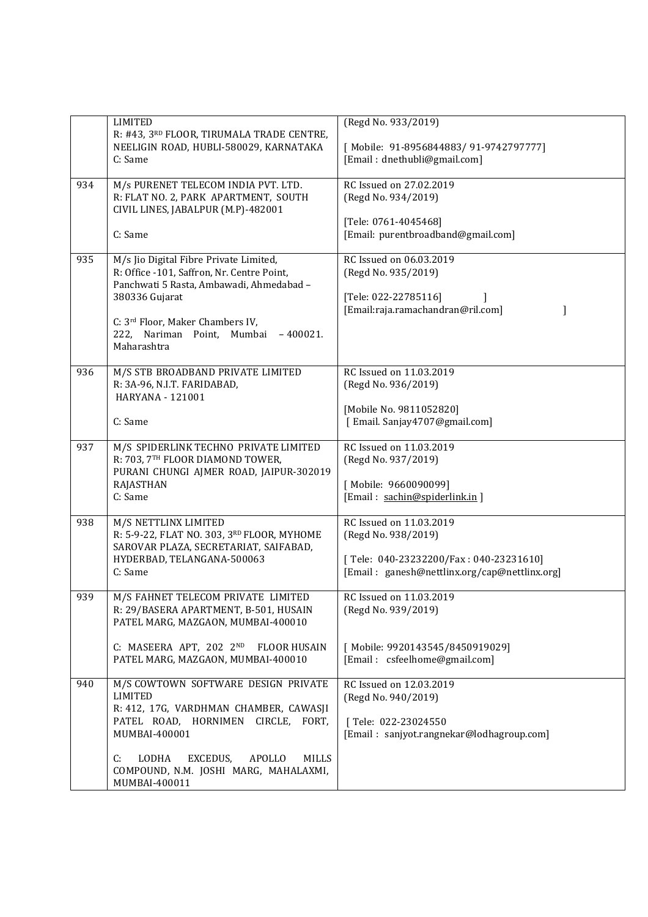| | | |
|---|---|---|
| | LIMITED<br>R: #43, 3RD FLOOR, TIRUMALA TRADE CENTRE, NEELIGIN ROAD, HUBLI-580029, KARNATAKA<br>C: Same | (Regd No. 933/2019)<br><br>[ Mobile: 91-8956844883/ 91-9742797777]<br>[Email : dnethubli@gmail.com] |
| 934 | M/s PURENET TELECOM INDIA PVT. LTD.<br>R: FLAT NO. 2, PARK APARTMENT, SOUTH CIVIL LINES, JABALPUR (M.P)-482001<br><br>C: Same | RC Issued on 27.02.2019<br>(Regd No. 934/2019)<br><br>[Tele: 0761-4045468]<br>[Email: purentbroadband@gmail.com] |
| 935 | M/s Jio Digital Fibre Private Limited,<br>R: Office -101, Saffron, Nr. Centre Point, Panchwati 5 Rasta, Ambawadi, Ahmedabad – 380336 Gujarat<br><br>C: 3rd Floor, Maker Chambers IV, 222, Nariman Point, Mumbai – 400021. Maharashtra | RC Issued on 06.03.2019<br>(Regd No. 935/2019)<br><br>[Tele: 022-22785116] ]<br>[Email:raja.ramachandran@ril.com] ] |
| 936 | M/S STB BROADBAND PRIVATE LIMITED<br>R: 3A-96, N.I.T. FARIDABAD, HARYANA - 121001<br><br>C: Same | RC Issued on 11.03.2019<br>(Regd No. 936/2019)<br><br>[Mobile No. 9811052820]<br>[ Email. Sanjay4707@gmail.com] |
| 937 | M/S SPIDERLINK TECHNO PRIVATE LIMITED<br>R: 703, 7TH FLOOR DIAMOND TOWER, PURANI CHUNGI AJMER ROAD, JAIPUR-302019 RAJASTHAN<br>C: Same | RC Issued on 11.03.2019<br>(Regd No. 937/2019)<br><br>[ Mobile: 9660090099]<br>[Email : sachin@spiderlink.in ] |
| 938 | M/S NETTLINX LIMITED<br>R: 5-9-22, FLAT NO. 303, 3RD FLOOR, MYHOME SAROVAR PLAZA, SECRETARIAT, SAIFABAD, HYDERBAD, TELANGANA-500063<br>C: Same | RC Issued on 11.03.2019<br>(Regd No. 938/2019)<br><br>[ Tele: 040-23232200/Fax : 040-23231610]<br>[Email : ganesh@nettlinx.org/cap@nettlinx.org] |
| 939 | M/S FAHNET TELECOM PRIVATE LIMITED<br>R: 29/BASERA APARTMENT, B-501, HUSAIN PATEL MARG, MAZGAON, MUMBAI-400010<br><br>C: MASEERA APT, 202 2ND FLOOR HUSAIN PATEL MARG, MAZGAON, MUMBAI-400010 | RC Issued on 11.03.2019<br>(Regd No. 939/2019)<br><br>[ Mobile: 9920143545/8450919029]<br>[Email : csfeelhome@gmail.com] |
| 940 | M/S COWTOWN SOFTWARE DESIGN PRIVATE LIMITED<br>R: 412, 17G, VARDHMAN CHAMBER, CAWASJI PATEL ROAD, HORNIMEN CIRCLE, FORT, MUMBAI-400001<br><br>C: LODHA EXCEDUS, APOLLO MILLS COMPOUND, N.M. JOSHI MARG, MAHALAXMI, MUMBAI-400011 | RC Issued on 12.03.2019<br>(Regd No. 940/2019)<br><br>[ Tele: 022-23024550<br>[Email : sanjyot.rangnekar@lodhagroup.com] |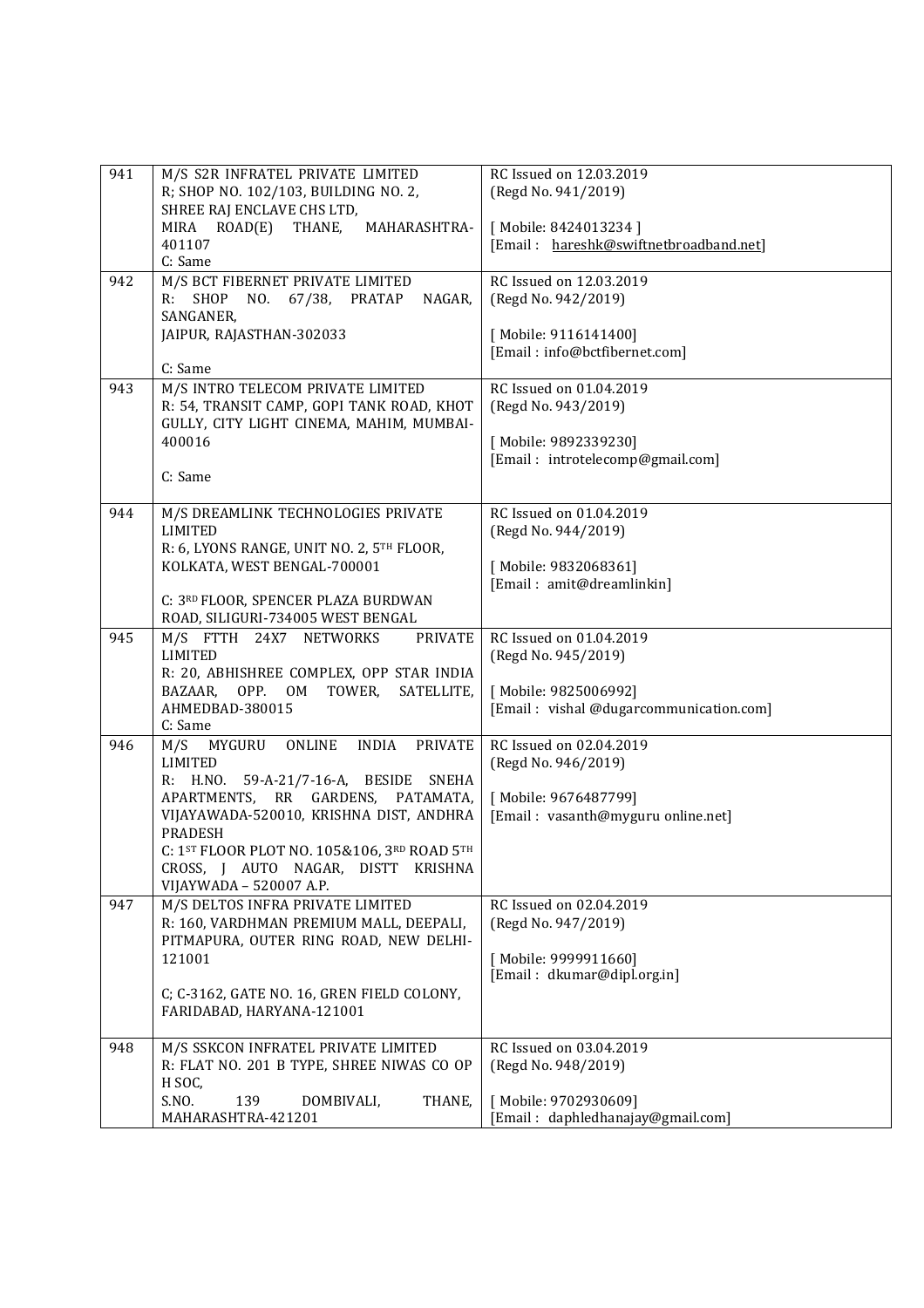| | | |
|---|---|---|
| 941 | M/S S2R INFRATEL PRIVATE LIMITED<br>R; SHOP NO. 102/103, BUILDING NO. 2, SHREE RAJ ENCLAVE CHS LTD, MIRA ROAD(E) THANE, MAHARASHTRA-401107<br>C: Same | RC Issued on 12.03.2019<br>(Regd No. 941/2019)<br><br>[ Mobile: 8424013234 ]<br>[Email : hareshk@swiftnetbroadband.net] |
| 942 | M/S BCT FIBERNET PRIVATE LIMITED<br>R: SHOP NO. 67/38, PRATAP NAGAR, SANGANER, JAIPUR, RAJASTHAN-302033<br><br>C: Same | RC Issued on 12.03.2019<br>(Regd No. 942/2019)<br><br>[ Mobile: 9116141400]<br>[Email : info@bctfibernet.com] |
| 943 | M/S INTRO TELECOM PRIVATE LIMITED<br>R: 54, TRANSIT CAMP, GOPI TANK ROAD, KHOT GULLY, CITY LIGHT CINEMA, MAHIM, MUMBAI-400016<br><br>C: Same | RC Issued on 01.04.2019<br>(Regd No. 943/2019)<br><br>[ Mobile: 9892339230]<br>[Email : introtelecomp@gmail.com] |
| 944 | M/S DREAMLINK TECHNOLOGIES PRIVATE LIMITED<br>R: 6, LYONS RANGE, UNIT NO. 2, 5TH FLOOR, KOLKATA, WEST BENGAL-700001<br><br>C: 3RD FLOOR, SPENCER PLAZA BURDWAN ROAD, SILIGURI-734005 WEST BENGAL | RC Issued on 01.04.2019<br>(Regd No. 944/2019)<br><br>[ Mobile: 9832068361]<br>[Email : amit@dreamlinkin] |
| 945 | M/S FTTH 24X7 NETWORKS PRIVATE LIMITED<br>R: 20, ABHISHREE COMPLEX, OPP STAR INDIA BAZAAR, OPP. OM TOWER, SATELLITE, AHMEDBAD-380015<br>C: Same | RC Issued on 01.04.2019<br>(Regd No. 945/2019)<br><br>[ Mobile: 9825006992]<br>[Email : vishal @dugarcommunication.com] |
| 946 | M/S MYGURU ONLINE INDIA PRIVATE LIMITED<br>R: H.NO. 59-A-21/7-16-A, BESIDE SNEHA APARTMENTS, RR GARDENS, PATAMATA, VIJAYAWADA-520010, KRISHNA DIST, ANDHRA PRADESH<br>C: 1ST FLOOR PLOT NO. 105&106, 3RD ROAD 5TH CROSS, J AUTO NAGAR, DISTT KRISHNA VIJAYWADA – 520007 A.P. | RC Issued on 02.04.2019<br>(Regd No. 946/2019)<br><br>[ Mobile: 9676487799]<br>[Email : vasanth@myguru online.net] |
| 947 | M/S DELTOS INFRA PRIVATE LIMITED<br>R: 160, VARDHMAN PREMIUM MALL, DEEPALI, PITMAPURA, OUTER RING ROAD, NEW DELHI-121001<br><br>C; C-3162, GATE NO. 16, GREN FIELD COLONY, FARIDABAD, HARYANA-121001 | RC Issued on 02.04.2019<br>(Regd No. 947/2019)<br><br>[ Mobile: 9999911660]<br>[Email : dkumar@dipl.org.in] |
| 948 | M/S SSKCON INFRATEL PRIVATE LIMITED<br>R: FLAT NO. 201 B TYPE, SHREE NIWAS CO OP H SOC, S.NO. 139 DOMBIVALI, THANE, MAHARASHTRA-421201 | RC Issued on 03.04.2019<br>(Regd No. 948/2019)<br><br>[ Mobile: 9702930609]<br>[Email : daphledhanajay@gmail.com] |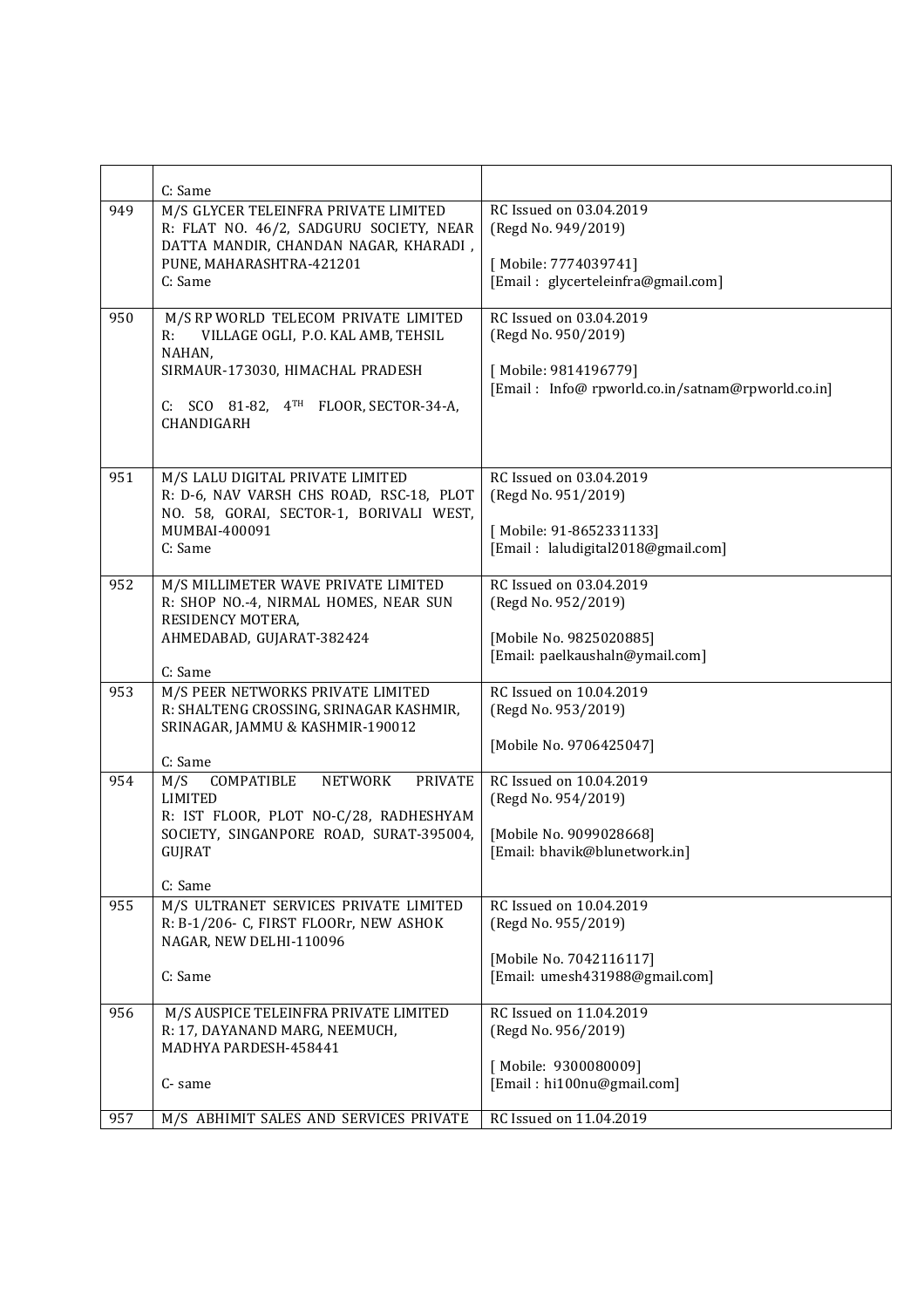| | | |
|---|---|---|
| | C: Same | |
| 949 | M/S GLYCER TELEINFRA PRIVATE LIMITED<br>R: FLAT NO. 46/2, SADGURU SOCIETY, NEAR DATTA MANDIR, CHANDAN NAGAR, KHARADI , PUNE, MAHARASHTRA-421201<br>C: Same | RC Issued on 03.04.2019<br>(Regd No. 949/2019)<br><br>[ Mobile: 7774039741]<br>[Email : glycerteleinfra@gmail.com] |
| 950 | M/S RP WORLD TELECOM PRIVATE LIMITED<br>R: VILLAGE OGLI, P.O. KAL AMB, TEHSIL NAHAN,<br>SIRMAUR-173030, HIMACHAL PRADESH<br><br>C: SCO 81-82, 4TH FLOOR, SECTOR-34-A, CHANDIGARH | RC Issued on 03.04.2019<br>(Regd No. 950/2019)<br><br>[ Mobile: 9814196779]<br>[Email : Info@ rpworld.co.in/satnam@rpworld.co.in] |
| 951 | M/S LALU DIGITAL PRIVATE LIMITED<br>R: D-6, NAV VARSH CHS ROAD, RSC-18, PLOT NO. 58, GORAI, SECTOR-1, BORIVALI WEST, MUMBAI-400091<br>C: Same | RC Issued on 03.04.2019<br>(Regd No. 951/2019)<br><br>[ Mobile: 91-8652331133]<br>[Email : laludigital2018@gmail.com] |
| 952 | M/S MILLIMETER WAVE PRIVATE LIMITED<br>R: SHOP NO.-4, NIRMAL HOMES, NEAR SUN RESIDENCY MOTERA,<br>AHMEDABAD, GUJARAT-382424<br><br>C: Same | RC Issued on 03.04.2019<br>(Regd No. 952/2019)<br><br>[Mobile No. 9825020885]<br>[Email: paelkaushaln@ymail.com] |
| 953 | M/S PEER NETWORKS PRIVATE LIMITED<br>R: SHALTENG CROSSING, SRINAGAR KASHMIR, SRINAGAR, JAMMU & KASHMIR-190012<br><br>C: Same | RC Issued on 10.04.2019<br>(Regd No. 953/2019)<br><br>[Mobile No. 9706425047] |
| 954 | M/S COMPATIBLE NETWORK PRIVATE LIMITED<br>R: IST FLOOR, PLOT NO-C/28, RADHESHYAM SOCIETY, SINGANPORE ROAD, SURAT-395004, GUJRAT<br><br>C: Same | RC Issued on 10.04.2019<br>(Regd No. 954/2019)<br><br>[Mobile No. 9099028668]<br>[Email: bhavik@blunetwork.in] |
| 955 | M/S ULTRANET SERVICES PRIVATE LIMITED<br>R: B-1/206- C, FIRST FLOORr, NEW ASHOK NAGAR, NEW DELHI-110096<br><br>C: Same | RC Issued on 10.04.2019<br>(Regd No. 955/2019)<br><br>[Mobile No. 7042116117]<br>[Email: umesh431988@gmail.com] |
| 956 | M/S AUSPICE TELEINFRA PRIVATE LIMITED<br>R: 17, DAYANAND MARG, NEEMUCH, MADHYA PARDESH-458441<br><br>C- same | RC Issued on 11.04.2019<br>(Regd No. 956/2019)<br><br>[ Mobile: 9300080009]<br>[Email : hi100nu@gmail.com] |
| 957 | M/S ABHIMIT SALES AND SERVICES PRIVATE | RC Issued on 11.04.2019 |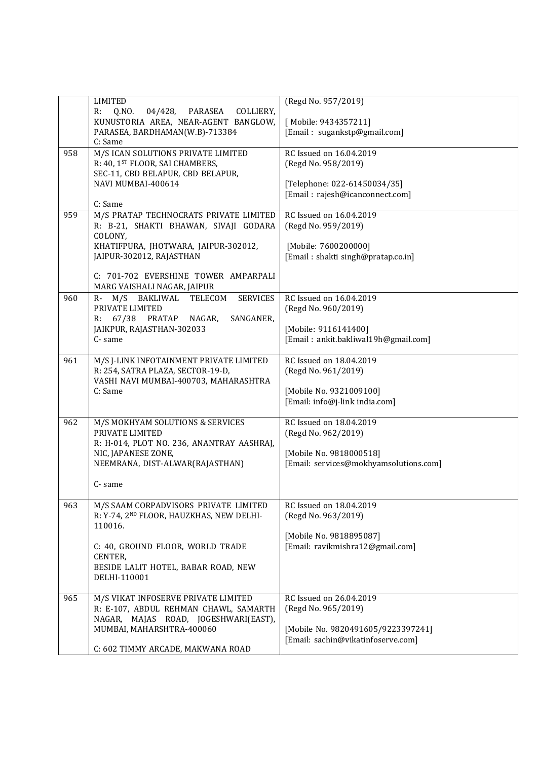| | | |
|---|---|---|
| | LIMITED<br>R: Q.NO. 04/428, PARASEA COLLIERY, KUNUSTORIA AREA, NEAR-AGENT BANGLOW, PARASEA, BARDHAMAN(W.B)-713384<br>C: Same | (Regd No. 957/2019)<br><br>[ Mobile: 9434357211]<br>[Email : sugankstp@gmail.com] |
| 958 | M/S ICAN SOLUTIONS PRIVATE LIMITED<br>R: 40, 1ST FLOOR, SAI CHAMBERS, SEC-11, CBD BELAPUR, CBD BELAPUR, NAVI MUMBAI-400614<br><br>C: Same | RC Issued on 16.04.2019<br>(Regd No. 958/2019)<br><br>[Telephone: 022-61450034/35]<br>[Email : rajesh@icanconnect.com] |
| 959 | M/S PRATAP TECHNOCRATS PRIVATE LIMITED<br>R: B-21, SHAKTI BHAWAN, SIVAJI GODARA COLONY, KHATIFPURA, JHOTWARA, JAIPUR-302012, JAIPUR-302012, RAJASTHAN<br><br>C: 701-702 EVERSHINE TOWER AMPARPALI MARG VAISHALI NAGAR, JAIPUR | RC Issued on 16.04.2019<br>(Regd No. 959/2019)<br><br>[Mobile: 7600200000]<br>[Email : shakti singh@pratap.co.in] |
| 960 | R- M/S BAKLIWAL TELECOM SERVICES PRIVATE LIMITED<br>R: 67/38 PRATAP NAGAR, SANGANER, JAIKPUR, RAJASTHAN-302033<br>C- same | RC Issued on 16.04.2019<br>(Regd No. 960/2019)<br><br>[Mobile: 9116141400]<br>[Email : ankit.bakliwal19h@gmail.com] |
| 961 | M/S J-LINK INFOTAINMENT PRIVATE LIMITED<br>R: 254, SATRA PLAZA, SECTOR-19-D, VASHI NAVI MUMBAI-400703, MAHARASHTRA<br>C: Same | RC Issued on 18.04.2019<br>(Regd No. 961/2019)<br><br>[Mobile No. 9321009100]<br>[Email: info@j-link india.com] |
| 962 | M/S MOKHYAM SOLUTIONS & SERVICES PRIVATE LIMITED<br>R: H-014, PLOT NO. 236, ANANTRAY AASHRAJ, NIC, JAPANESE ZONE, NEEMRANA, DIST-ALWAR(RAJASTHAN)<br><br>C- same | RC Issued on 18.04.2019<br>(Regd No. 962/2019)<br><br>[Mobile No. 9818000518]<br>[Email: services@mokhyamsolutions.com] |
| 963 | M/S SAAM CORPADVISORS PRIVATE LIMITED<br>R: Y-74, 2ND FLOOR, HAUZKHAS, NEW DELHI-110016.<br><br>C: 40, GROUND FLOOR, WORLD TRADE CENTER, BESIDE LALIT HOTEL, BABAR ROAD, NEW DELHI-110001 | RC Issued on 18.04.2019<br>(Regd No. 963/2019)<br><br>[Mobile No. 9818895087]<br>[Email: ravikmishra12@gmail.com] |
| 965 | M/S VIKAT INFOSERVE PRIVATE LIMITED<br>R: E-107, ABDUL REHMAN CHAWL, SAMARTH NAGAR, MAJAS ROAD, JOGESHWARI(EAST), MUMBAI, MAHARSHTRA-400060<br><br>C: 602 TIMMY ARCADE, MAKWANA ROAD | RC Issued on 26.04.2019<br>(Regd No. 965/2019)<br><br>[Mobile No. 9820491605/9223397241]<br>[Email: sachin@vikatinfoserve.com] |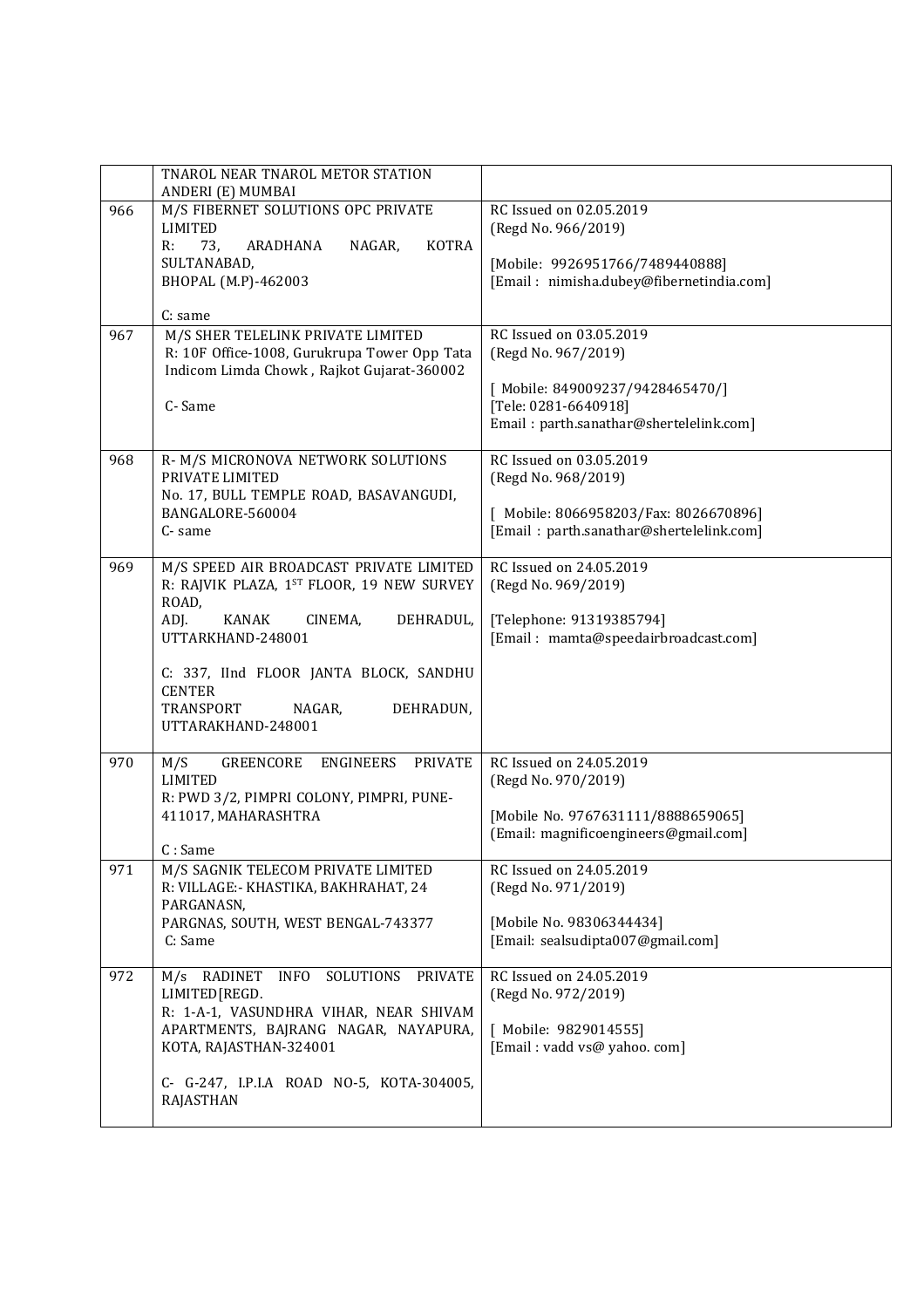|  |  |  |
|---|---|---|
|  | TNAROL NEAR TNAROL METOR STATION ANDERI (E) MUMBAI |  |
| 966 | M/S FIBERNET SOLUTIONS OPC PRIVATE LIMITED<br>R: 73, ARADHANA NAGAR, KOTRA SULTANABAD, BHOPAL (M.P)-462003<br><br>C: same | RC Issued on 02.05.2019<br>(Regd No. 966/2019)<br><br>[Mobile: 9926951766/7489440888]<br>[Email : nimisha.dubey@fibernetindia.com] |
| 967 | M/S SHER TELELINK PRIVATE LIMITED<br>R: 10F Office-1008, Gurukrupa Tower Opp Tata Indicom Limda Chowk , Rajkot Gujarat-360002<br><br>C- Same | RC Issued on 03.05.2019<br>(Regd No. 967/2019)<br><br>[ Mobile: 849009237/9428465470/]<br>[Tele: 0281-6640918]<br>Email : parth.sanathar@shertelelink.com] |
| 968 | R- M/S MICRONOVA NETWORK SOLUTIONS PRIVATE LIMITED<br>No. 17, BULL TEMPLE ROAD, BASAVANGUDI, BANGALORE-560004<br>C- same | RC Issued on 03.05.2019<br>(Regd No. 968/2019)<br><br>[ Mobile: 8066958203/Fax: 8026670896]<br>[Email : parth.sanathar@shertelelink.com] |
| 969 | M/S SPEED AIR BROADCAST PRIVATE LIMITED<br>R: RAJVIK PLAZA, 1ST FLOOR, 19 NEW SURVEY ROAD, ADJ. KANAK CINEMA, DEHRADUL, UTTARKHAND-248001<br><br>C: 337, IInd FLOOR JANTA BLOCK, SANDHU CENTER TRANSPORT NAGAR, DEHRADUN, UTTARAKHAND-248001 | RC Issued on 24.05.2019<br>(Regd No. 969/2019)<br><br>[Telephone: 91319385794]<br>[Email : mamta@speedairbroadcast.com] |
| 970 | M/S GREENCORE ENGINEERS PRIVATE LIMITED<br>R: PWD 3/2, PIMPRI COLONY, PIMPRI, PUNE-411017, MAHARASHTRA<br><br>C : Same | RC Issued on 24.05.2019<br>(Regd No. 970/2019)<br><br>[Mobile No. 9767631111/8888659065]<br>(Email: magnificoengineers@gmail.com] |
| 971 | M/S SAGNIK TELECOM PRIVATE LIMITED<br>R: VILLAGE:- KHASTIKA, BAKHRAHAT, 24 PARGANASN, PARGNAS, SOUTH, WEST BENGAL-743377<br>C: Same | RC Issued on 24.05.2019<br>(Regd No. 971/2019)<br><br>[Mobile No. 98306344434]<br>[Email: sealsudipta007@gmail.com] |
| 972 | M/s RADINET INFO SOLUTIONS PRIVATE LIMITED[REGD.<br>R: 1-A-1, VASUNDHRA VIHAR, NEAR SHIVAM APARTMENTS, BAJRANG NAGAR, NAYAPURA, KOTA, RAJASTHAN-324001<br><br>C- G-247, I.P.I.A ROAD NO-5, KOTA-304005, RAJASTHAN | RC Issued on 24.05.2019<br>(Regd No. 972/2019)<br><br>[ Mobile: 9829014555]<br>[Email : vadd vs@ yahoo. com] |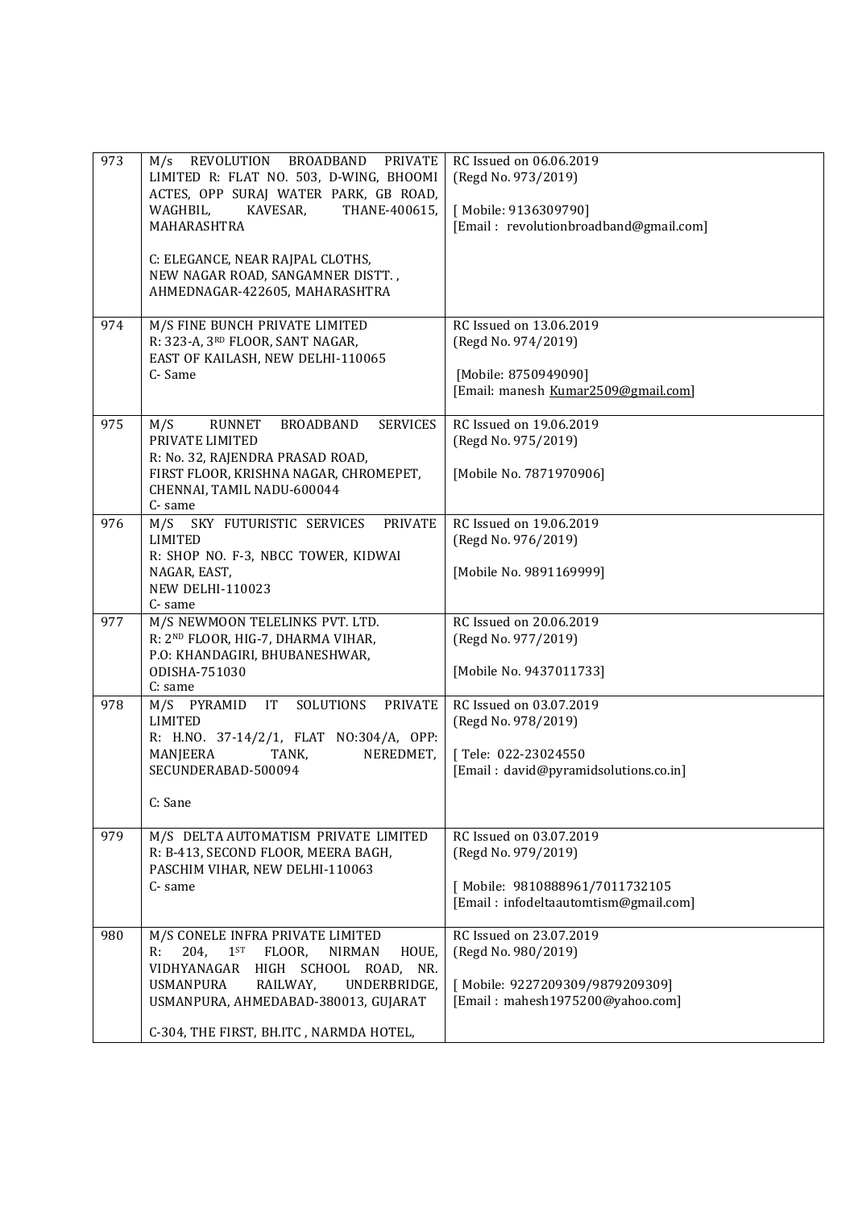| 973 | M/s REVOLUTION BROADBAND PRIVATE LIMITED R: FLAT NO. 503, D-WING, BHOOMI ACTES, OPP SURAJ WATER PARK, GB ROAD, WAGHBIL, KAVESAR, THANE-400615, MAHARASHTRA<br><br>C: ELEGANCE, NEAR RAJPAL CLOTHS, NEW NAGAR ROAD, SANGAMNER DISTT. , AHMEDNAGAR-422605, MAHARASHTRA | RC Issued on 06.06.2019<br>(Regd No. 973/2019)<br><br>[ Mobile: 9136309790]<br>[Email : revolutionbroadband@gmail.com] |
|---|---|---|
| 974 | M/S FINE BUNCH PRIVATE LIMITED<br>R: 323-A, 3RD FLOOR, SANT NAGAR, EAST OF KAILASH, NEW DELHI-110065<br>C- Same | RC Issued on 13.06.2019<br>(Regd No. 974/2019)<br><br>[Mobile: 8750949090]<br>[Email: manesh Kumar2509@gmail.com] |
| 975 | M/S RUNNET BROADBAND SERVICES PRIVATE LIMITED<br>R: No. 32, RAJENDRA PRASAD ROAD, FIRST FLOOR, KRISHNA NAGAR, CHROMEPET, CHENNAI, TAMIL NADU-600044<br>C- same | RC Issued on 19.06.2019<br>(Regd No. 975/2019)<br><br>[Mobile No. 7871970906] |
| 976 | M/S SKY FUTURISTIC SERVICES PRIVATE LIMITED<br>R: SHOP NO. F-3, NBCC TOWER, KIDWAI NAGAR, EAST, NEW DELHI-110023<br>C- same | RC Issued on 19.06.2019<br>(Regd No. 976/2019)<br><br>[Mobile No. 9891169999] |
| 977 | M/S NEWMOON TELELINKS PVT. LTD.<br>R: 2ND FLOOR, HIG-7, DHARMA VIHAR, P.O: KHANDAGIRI, BHUBANESHWAR, ODISHA-751030<br>C: same | RC Issued on 20.06.2019<br>(Regd No. 977/2019)<br><br>[Mobile No. 9437011733] |
| 978 | M/S PYRAMID IT SOLUTIONS PRIVATE LIMITED<br>R: H.NO. 37-14/2/1, FLAT NO:304/A, OPP: MANJEERA TANK, NEREDMET, SECUNDERABAD-500094<br><br>C: Sane | RC Issued on 03.07.2019<br>(Regd No. 978/2019)<br><br>[ Tele: 022-23024550<br>[Email : david@pyramidsolutions.co.in] |
| 979 | M/S DELTA AUTOMATISM PRIVATE LIMITED<br>R: B-413, SECOND FLOOR, MEERA BAGH, PASCHIM VIHAR, NEW DELHI-110063<br>C- same | RC Issued on 03.07.2019<br>(Regd No. 979/2019)<br><br>[ Mobile: 9810888961/7011732105<br>[Email : infodeltaautomtism@gmail.com] |
| 980 | M/S CONELE INFRA PRIVATE LIMITED<br>R: 204, 1ST FLOOR, NIRMAN HOUE, VIDHYANAGAR HIGH SCHOOL ROAD, NR. USMANPURA RAILWAY, UNDERBRIDGE, USMANPURA, AHMEDABAD-380013, GUJARAT<br><br>C-304, THE FIRST, BH.ITC , NARMDA HOTEL, | RC Issued on 23.07.2019<br>(Regd No. 980/2019)<br><br>[ Mobile: 9227209309/9879209309]<br>[Email : mahesh1975200@yahoo.com] |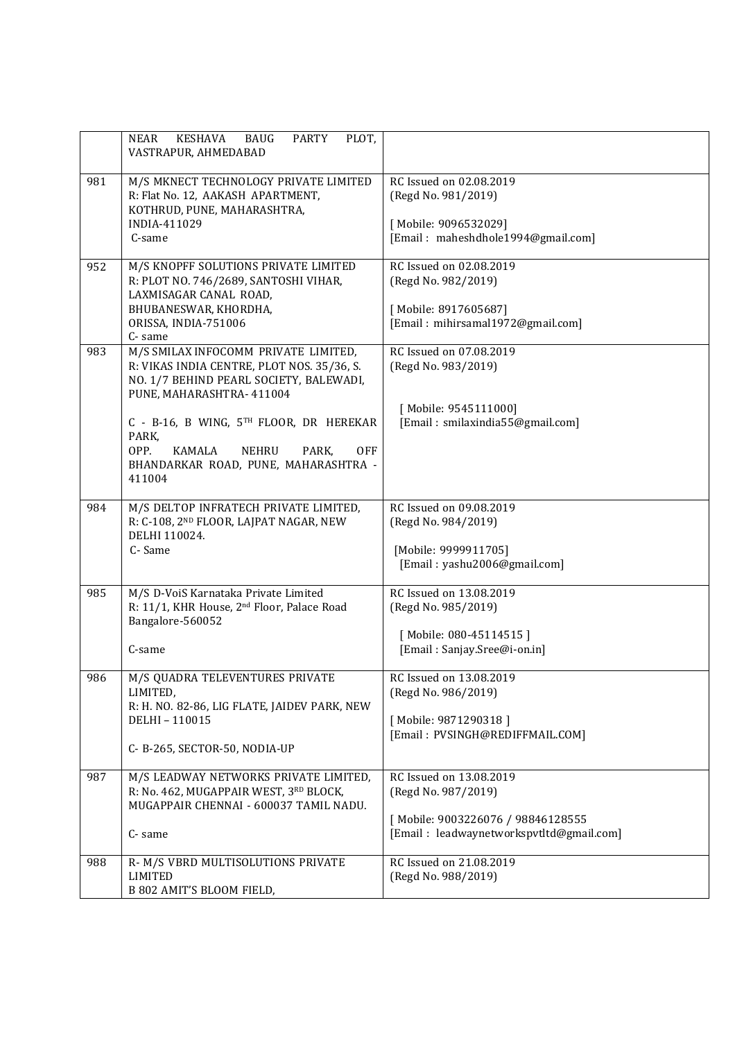| | | |
|---|---|---|
| | NEAR KESHAVA BAUG PARTY PLOT, VASTRAPUR, AHMEDABAD | |
| 981 | M/S MKNECT TECHNOLOGY PRIVATE LIMITED<br>R: Flat No. 12, AAKASH APARTMENT, KOTHRUD, PUNE, MAHARASHTRA, INDIA-411029<br>C-same | RC Issued on 02.08.2019<br>(Regd No. 981/2019)<br><br>[ Mobile: 9096532029]<br>[Email : maheshdhole1994@gmail.com] |
| 952 | M/S KNOPFF SOLUTIONS PRIVATE LIMITED<br>R: PLOT NO. 746/2689, SANTOSHI VIHAR, LAXMISAGAR CANAL ROAD, BHUBANESWAR, KHORDHA, ORISSA, INDIA-751006<br>C- same | RC Issued on 02.08.2019<br>(Regd No. 982/2019)<br><br>[ Mobile: 8917605687]<br>[Email : mihirsamal1972@gmail.com] |
| 983 | M/S SMILAX INFOCOMM PRIVATE LIMITED,<br>R: VIKAS INDIA CENTRE, PLOT NOS. 35/36, S. NO. 1/7 BEHIND PEARL SOCIETY, BALEWADI, PUNE, MAHARASHTRA- 411004<br><br>C - B-16, B WING, 5TH FLOOR, DR HEREKAR PARK,<br>OPP. KAMALA NEHRU PARK, OFF BHANDARKAR ROAD, PUNE, MAHARASHTRA - 411004 | RC Issued on 07.08.2019<br>(Regd No. 983/2019)<br><br>[ Mobile: 9545111000]<br>[Email : smilaxindia55@gmail.com] |
| 984 | M/S DELTOP INFRATECH PRIVATE LIMITED,<br>R: C-108, 2ND FLOOR, LAJPAT NAGAR, NEW DELHI 110024.<br>C- Same | RC Issued on 09.08.2019<br>(Regd No. 984/2019)<br><br>[Mobile: 9999911705]<br>[Email : yashu2006@gmail.com] |
| 985 | M/S D-VoiS Karnataka Private Limited<br>R: 11/1, KHR House, 2nd Floor, Palace Road Bangalore-560052<br><br>C-same | RC Issued on 13.08.2019<br>(Regd No. 985/2019)<br><br>[ Mobile: 080-45114515 ]<br>[Email : Sanjay.Sree@i-on.in] |
| 986 | M/S QUADRA TELEVENTURES PRIVATE LIMITED,<br>R: H. NO. 82-86, LIG FLATE, JAIDEV PARK, NEW DELHI – 110015<br><br>C- B-265, SECTOR-50, NODIA-UP | RC Issued on 13.08.2019<br>(Regd No. 986/2019)<br><br>[ Mobile: 9871290318 ]<br>[Email : PVSINGH@REDIFFMAIL.COM] |
| 987 | M/S LEADWAY NETWORKS PRIVATE LIMITED,<br>R: No. 462, MUGAPPAIR WEST, 3RD BLOCK, MUGAPPAIR CHENNAI - 600037 TAMIL NADU.<br><br>C- same | RC Issued on 13.08.2019<br>(Regd No. 987/2019)<br><br>[ Mobile: 9003226076 / 98846128555<br>[Email : leadwaynetworkspvtltd@gmail.com] |
| 988 | R- M/S VBRD MULTISOLUTIONS PRIVATE LIMITED<br>B 802 AMIT'S BLOOM FIELD, | RC Issued on 21.08.2019<br>(Regd No. 988/2019) |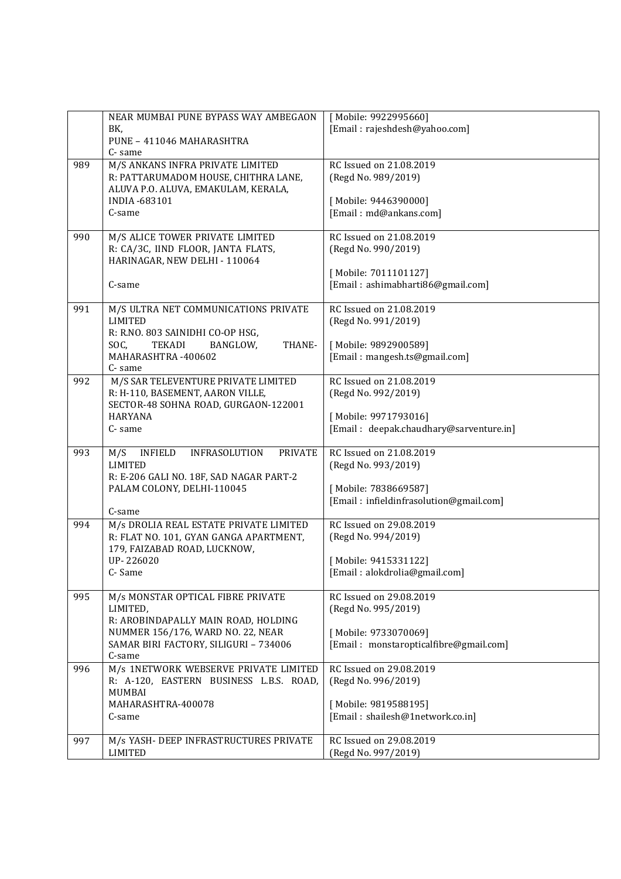| | | |
|---|---|---|
| | NEAR MUMBAI PUNE BYPASS WAY AMBEGAON BK,<br>PUNE – 411046 MAHARASHTRA<br>C- same | [ Mobile: 9922995660]<br>[Email : rajeshdesh@yahoo.com] |
| 989 | M/S ANKANS INFRA PRIVATE LIMITED<br>R: PATTARUMADOM HOUSE, CHITHRA LANE, ALUVA P.O. ALUVA, EMAKULAM, KERALA, INDIA -683101<br>C-same | RC Issued on 21.08.2019<br>(Regd No. 989/2019)<br><br>[ Mobile: 9446390000]<br>[Email : md@ankans.com] |
| 990 | M/S ALICE TOWER PRIVATE LIMITED<br>R: CA/3C, IIND FLOOR, JANTA FLATS, HARINAGAR, NEW DELHI - 110064<br><br>C-same | RC Issued on 21.08.2019<br>(Regd No. 990/2019)<br><br>[ Mobile: 7011101127]<br>[Email : ashimabharti86@gmail.com] |
| 991 | M/S ULTRA NET COMMUNICATIONS PRIVATE LIMITED<br>R: R.NO. 803 SAINIDHI CO-OP HSG, SOC, TEKADI BANGLOW, THANE-MAHARASHTRA -400602<br>C- same | RC Issued on 21.08.2019<br>(Regd No. 991/2019)<br><br>[ Mobile: 9892900589]<br>[Email : mangesh.ts@gmail.com] |
| 992 | M/S SAR TELEVENTURE PRIVATE LIMITED<br>R: H-110, BASEMENT, AARON VILLE, SECTOR-48 SOHNA ROAD, GURGAON-122001 HARYANA<br>C- same | RC Issued on 21.08.2019<br>(Regd No. 992/2019)<br><br>[ Mobile: 9971793016]<br>[Email : deepak.chaudhary@sarventure.in] |
| 993 | M/S INFIELD INFRASOLUTION PRIVATE LIMITED<br>R: E-206 GALI NO. 18F, SAD NAGAR PART-2 PALAM COLONY, DELHI-110045<br><br>C-same | RC Issued on 21.08.2019<br>(Regd No. 993/2019)<br><br>[ Mobile: 7838669587]<br>[Email : infieldinfrasolution@gmail.com] |
| 994 | M/s DROLIA REAL ESTATE PRIVATE LIMITED<br>R: FLAT NO. 101, GYAN GANGA APARTMENT, 179, FAIZABAD ROAD, LUCKNOW, UP- 226020<br>C- Same | RC Issued on 29.08.2019<br>(Regd No. 994/2019)<br><br>[ Mobile: 9415331122]<br>[Email : alokdrolia@gmail.com] |
| 995 | M/s MONSTAR OPTICAL FIBRE PRIVATE LIMITED,<br>R: AROBINDAPALLY MAIN ROAD, HOLDING NUMMER 156/176, WARD NO. 22, NEAR SAMAR BIRI FACTORY, SILIGURI – 734006<br>C-same | RC Issued on 29.08.2019<br>(Regd No. 995/2019)<br><br>[ Mobile: 9733070069]<br>[Email : monstaropticalfibre@gmail.com] |
| 996 | M/s 1NETWORK WEBSERVE PRIVATE LIMITED<br>R: A-120, EASTERN BUSINESS L.B.S. ROAD, MUMBAI<br>MAHARASHTRA-400078<br>C-same | RC Issued on 29.08.2019<br>(Regd No. 996/2019)<br><br>[ Mobile: 9819588195]<br>[Email : shailesh@1network.co.in] |
| 997 | M/s YASH- DEEP INFRASTRUCTURES PRIVATE LIMITED | RC Issued on 29.08.2019<br>(Regd No. 997/2019) |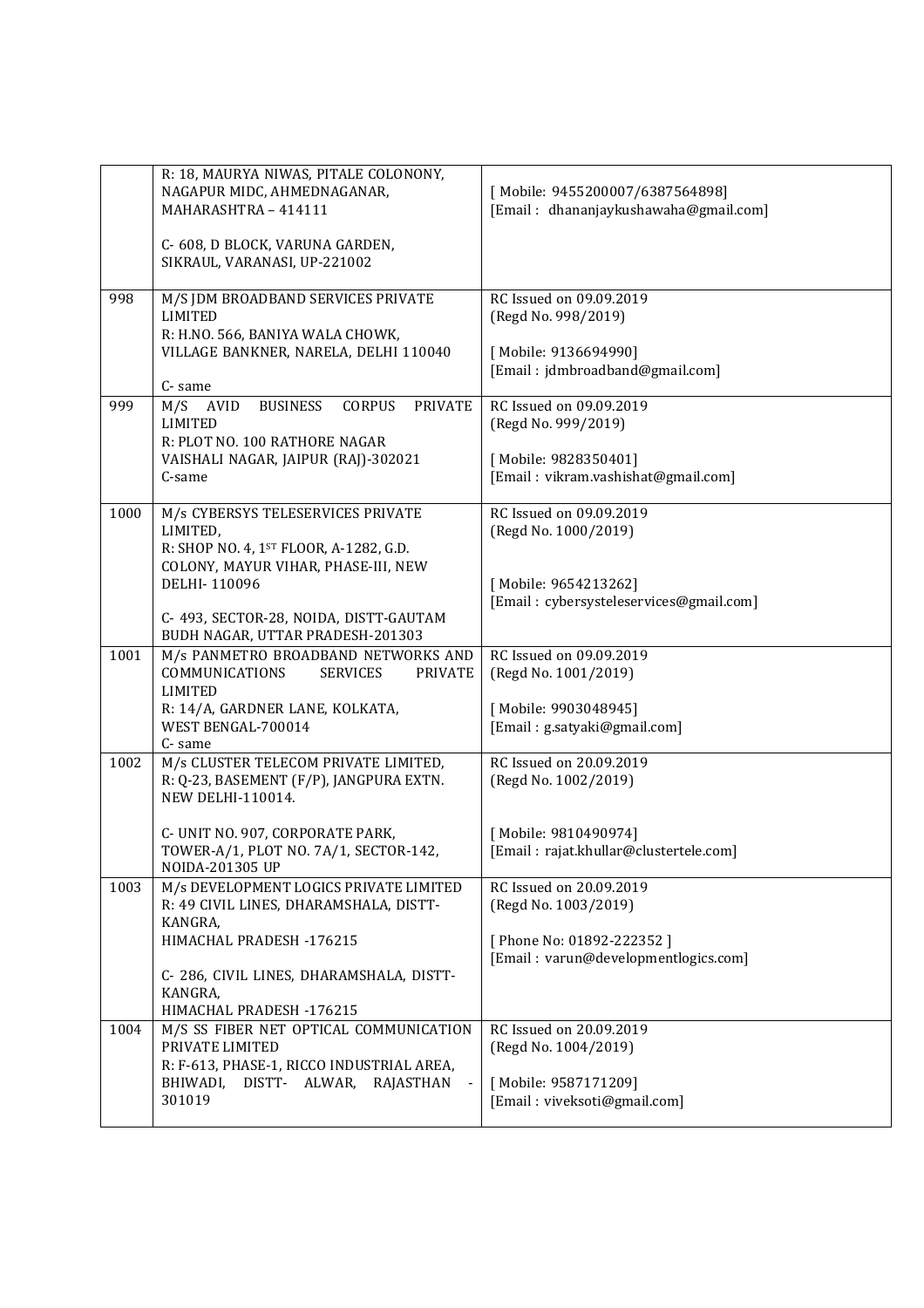|  |  |  |
|---|---|---|
|  | R: 18, MAURYA NIWAS, PITALE COLONONY, NAGAPUR MIDC, AHMEDNAGANAR, MAHARASHTRA – 414111<br><br>C- 608, D BLOCK, VARUNA GARDEN, SIKRAUL, VARANASI, UP-221002 | [ Mobile: 9455200007/6387564898]<br>[Email : dhananjaykushawaha@gmail.com] |
| 998 | M/S JDM BROADBAND SERVICES PRIVATE LIMITED<br>R: H.NO. 566, BANIYA WALA CHOWK, VILLAGE BANKNER, NARELA, DELHI 110040<br><br>C- same | RC Issued on 09.09.2019<br>(Regd No. 998/2019)<br><br>[ Mobile: 9136694990]<br>[Email : jdmbroadband@gmail.com] |
| 999 | M/S AVID BUSINESS CORPUS PRIVATE LIMITED<br>R: PLOT NO. 100 RATHORE NAGAR VAISHALI NAGAR, JAIPUR (RAJ)-302021<br>C-same | RC Issued on 09.09.2019<br>(Regd No. 999/2019)<br><br>[ Mobile: 9828350401]<br>[Email : vikram.vashishat@gmail.com] |
| 1000 | M/s CYBERSYS TELESERVICES PRIVATE LIMITED,<br>R: SHOP NO. 4, 1ST FLOOR, A-1282, G.D. COLONY, MAYUR VIHAR, PHASE-III, NEW DELHI- 110096<br><br>C- 493, SECTOR-28, NOIDA, DISTT-GAUTAM BUDH NAGAR, UTTAR PRADESH-201303 | RC Issued on 09.09.2019<br>(Regd No. 1000/2019)<br><br>[ Mobile: 9654213262]<br>[Email : cybersysteleservices@gmail.com] |
| 1001 | M/s PANMETRO BROADBAND NETWORKS AND COMMUNICATIONS SERVICES PRIVATE LIMITED<br>R: 14/A, GARDNER LANE, KOLKATA, WEST BENGAL-700014<br>C- same | RC Issued on 09.09.2019<br>(Regd No. 1001/2019)<br><br>[ Mobile: 9903048945]<br>[Email : g.satyaki@gmail.com] |
| 1002 | M/s CLUSTER TELECOM PRIVATE LIMITED,<br>R: Q-23, BASEMENT (F/P), JANGPURA EXTN. NEW DELHI-110014.<br><br>C- UNIT NO. 907, CORPORATE PARK, TOWER-A/1, PLOT NO. 7A/1, SECTOR-142, NOIDA-201305 UP | RC Issued on 20.09.2019<br>(Regd No. 1002/2019)<br><br>[ Mobile: 9810490974]<br>[Email : rajat.khullar@clustertele.com] |
| 1003 | M/s DEVELOPMENT LOGICS PRIVATE LIMITED<br>R: 49 CIVIL LINES, DHARAMSHALA, DISTT-KANGRA,<br>HIMACHAL PRADESH -176215<br><br>C- 286, CIVIL LINES, DHARAMSHALA, DISTT-KANGRA,<br>HIMACHAL PRADESH -176215 | RC Issued on 20.09.2019<br>(Regd No. 1003/2019)<br><br>[ Phone No: 01892-222352 ]<br>[Email : varun@developmentlogics.com] |
| 1004 | M/S SS FIBER NET OPTICAL COMMUNICATION PRIVATE LIMITED<br>R: F-613, PHASE-1, RICCO INDUSTRIAL AREA, BHIWADI, DISTT- ALWAR, RAJASTHAN - 301019 | RC Issued on 20.09.2019<br>(Regd No. 1004/2019)<br><br>[ Mobile: 9587171209]<br>[Email : viveksoti@gmail.com] |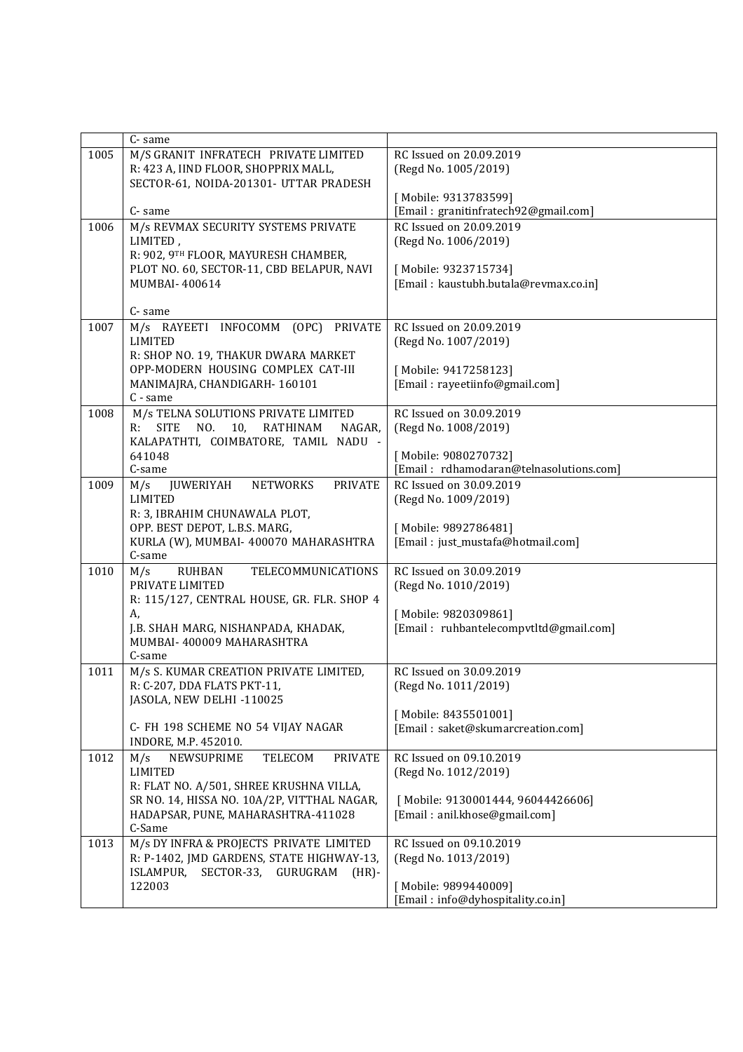| | | |
|---|---|---|
| | C- same | |
| 1005 | M/S GRANIT INFRATECH PRIVATE LIMITED<br>R: 423 A, IIND FLOOR, SHOPPRIX MALL,<br>SECTOR-61, NOIDA-201301- UTTAR PRADESH<br><br>C- same | RC Issued on 20.09.2019<br>(Regd No. 1005/2019)<br><br>[ Mobile: 9313783599]<br>[Email : granitinfratech92@gmail.com] |
| 1006 | M/s REVMAX SECURITY SYSTEMS PRIVATE LIMITED ,<br>R: 902, 9TH FLOOR, MAYURESH CHAMBER,<br>PLOT NO. 60, SECTOR-11, CBD BELAPUR, NAVI MUMBAI- 400614<br><br>C- same | RC Issued on 20.09.2019<br>(Regd No. 1006/2019)<br><br>[ Mobile: 9323715734]<br>[Email : kaustubh.butala@revmax.co.in] |
| 1007 | M/s RAYEETI INFOCOMM (OPC) PRIVATE LIMITED<br>R: SHOP NO. 19, THAKUR DWARA MARKET<br>OPP-MODERN HOUSING COMPLEX CAT-III<br>MANIMAJRA, CHANDIGARH- 160101<br>C - same | RC Issued on 20.09.2019<br>(Regd No. 1007/2019)<br><br>[ Mobile: 9417258123]<br>[Email : rayeetiinfo@gmail.com] |
| 1008 | M/s TELNA SOLUTIONS PRIVATE LIMITED<br>R: SITE NO. 10, RATHINAM NAGAR, KALAPATHTI, COIMBATORE, TAMIL NADU - 641048<br>C-same | RC Issued on 30.09.2019<br>(Regd No. 1008/2019)<br><br>[ Mobile: 9080270732]<br>[Email : rdhamodaran@telnasolutions.com] |
| 1009 | M/s JUWERIYAH NETWORKS PRIVATE LIMITED<br>R: 3, IBRAHIM CHUNAWALA PLOT,<br>OPP. BEST DEPOT, L.B.S. MARG,<br>KURLA (W), MUMBAI- 400070 MAHARASHTRA<br>C-same | RC Issued on 30.09.2019<br>(Regd No. 1009/2019)<br><br>[ Mobile: 9892786481]<br>[Email : just_mustafa@hotmail.com] |
| 1010 | M/s RUHBAN TELECOMMUNICATIONS PRIVATE LIMITED<br>R: 115/127, CENTRAL HOUSE, GR. FLR. SHOP 4 A,<br>J.B. SHAH MARG, NISHANPADA, KHADAK,<br>MUMBAI- 400009 MAHARASHTRA<br>C-same | RC Issued on 30.09.2019<br>(Regd No. 1010/2019)<br><br>[ Mobile: 9820309861]<br>[Email : ruhbantelecompvtltd@gmail.com] |
| 1011 | M/s S. KUMAR CREATION PRIVATE LIMITED,<br>R: C-207, DDA FLATS PKT-11,<br>JASOLA, NEW DELHI -110025<br><br>C- FH 198 SCHEME NO 54 VIJAY NAGAR<br>INDORE, M.P. 452010. | RC Issued on 30.09.2019<br>(Regd No. 1011/2019)<br><br>[ Mobile: 8435501001]<br>[Email : saket@skumarcreation.com] |
| 1012 | M/s NEWSUPRIME TELECOM PRIVATE LIMITED<br>R: FLAT NO. A/501, SHREE KRUSHNA VILLA,<br>SR NO. 14, HISSA NO. 10A/2P, VITTHAL NAGAR,<br>HADAPSAR, PUNE, MAHARASHTRA-411028<br>C-Same | RC Issued on 09.10.2019<br>(Regd No. 1012/2019)<br><br>[ Mobile: 9130001444, 96044426606]<br>[Email : anil.khose@gmail.com] |
| 1013 | M/s DY INFRA & PROJECTS PRIVATE LIMITED<br>R: P-1402, JMD GARDENS, STATE HIGHWAY-13,<br>ISLAMPUR, SECTOR-33, GURUGRAM (HR)-122003 | RC Issued on 09.10.2019<br>(Regd No. 1013/2019)<br><br>[ Mobile: 9899440009]<br>[Email : info@dyhospitality.co.in] |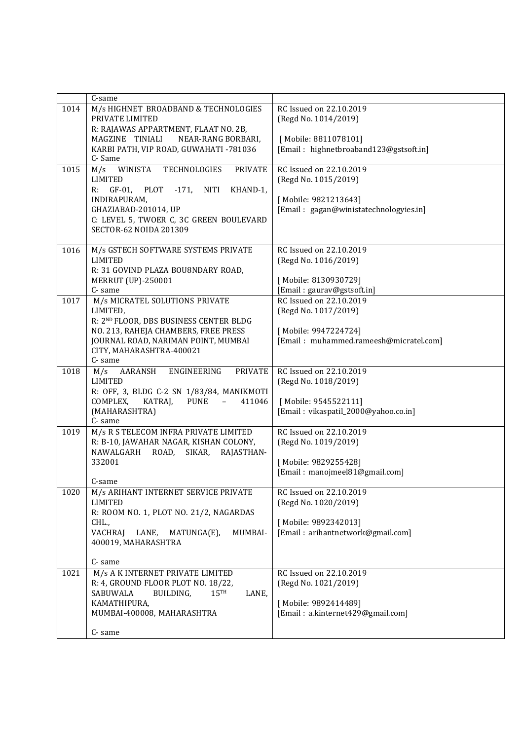| | | |
|---|---|---|
| | C-same | |
| 1014 | M/s HIGHNET BROADBAND & TECHNOLOGIES PRIVATE LIMITED<br>R: RAJAWAS APPARTMENT, FLAAT NO. 2B, MAGZINE TINIALI NEAR-RANG BORBARI, KARBI PATH, VIP ROAD, GUWAHATI -781036<br>C- Same | RC Issued on 22.10.2019<br>(Regd No. 1014/2019)<br><br>[ Mobile: 8811078101]<br>[Email : highnetbroaband123@gstsoft.in] |
| 1015 | M/s WINISTA TECHNOLOGIES PRIVATE LIMITED<br>R: GF-01, PLOT -171, NITI KHAND-1, INDIRAPURAM, GHAZIABAD-201014, UP<br>C: LEVEL 5, TWOER C, 3C GREEN BOULEVARD SECTOR-62 NOIDA 201309 | RC Issued on 22.10.2019<br>(Regd No. 1015/2019)<br><br>[ Mobile: 9821213643]<br>[Email : gagan@winistatechnologyies.in] |
| 1016 | M/s GSTECH SOFTWARE SYSTEMS PRIVATE LIMITED<br>R: 31 GOVIND PLAZA BOU8NDARY ROAD, MERRUT (UP)-250001<br>C- same | RC Issued on 22.10.2019<br>(Regd No. 1016/2019)<br><br>[ Mobile: 8130930729]<br>[Email : gaurav@gstsoft.in] |
| 1017 | M/s MICRATEL SOLUTIONS PRIVATE LIMITED,<br>R: 2ND FLOOR, DBS BUSINESS CENTER BLDG NO. 213, RAHEJA CHAMBERS, FREE PRESS JOURNAL ROAD, NARIMAN POINT, MUMBAI CITY, MAHARASHTRA-400021<br>C- same | RC Issued on 22.10.2019<br>(Regd No. 1017/2019)<br><br>[ Mobile: 9947224724]<br>[Email : muhammed.rameesh@micratel.com] |
| 1018 | M/s AARANSH ENGINEERING PRIVATE LIMITED<br>R: OFF, 3, BLDG C-2 SN 1/83/84, MANIKMOTI COMPLEX, KATRAJ, PUNE – 411046 (MAHARASHTRA)<br>C- same | RC Issued on 22.10.2019<br>(Regd No. 1018/2019)<br><br>[ Mobile: 9545522111]<br>[Email : vikaspatil_2000@yahoo.co.in] |
| 1019 | M/s R S TELECOM INFRA PRIVATE LIMITED<br>R: B-10, JAWAHAR NAGAR, KISHAN COLONY, NAWALGARH ROAD, SIKAR, RAJASTHAN-332001<br><br>C-same | RC Issued on 22.10.2019<br>(Regd No. 1019/2019)<br><br>[ Mobile: 9829255428]<br>[Email : manojmeel81@gmail.com] |
| 1020 | M/s ARIHANT INTERNET SERVICE PRIVATE LIMITED<br>R: ROOM NO. 1, PLOT NO. 21/2, NAGARDAS CHL., VACHRAJ LANE, MATUNGA(E), MUMBAI-400019, MAHARASHTRA<br><br>C- same | RC Issued on 22.10.2019<br>(Regd No. 1020/2019)<br><br>[ Mobile: 9892342013]<br>[Email : arihantnetwork@gmail.com] |
| 1021 | M/s A K INTERNET PRIVATE LIMITED<br>R: 4, GROUND FLOOR PLOT NO. 18/22, SABUWALA BUILDING, 15TH LANE, KAMATHIPURA, MUMBAI-400008, MAHARASHTRA<br><br>C- same | RC Issued on 22.10.2019<br>(Regd No. 1021/2019)<br><br>[ Mobile: 9892414489]<br>[Email : a.kinternet429@gmail.com] |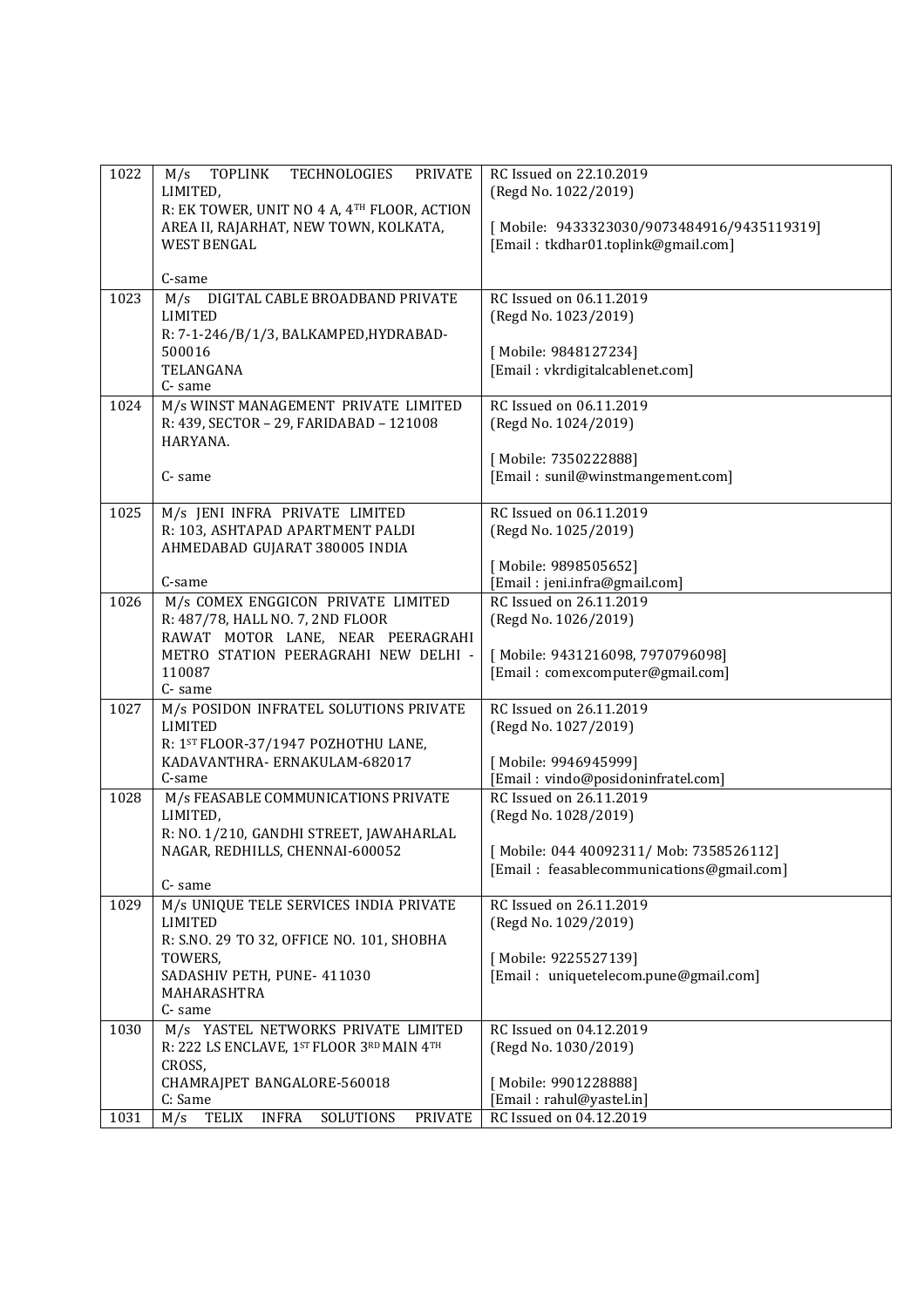| | | |
|---|---|---|
| 1022 | M/s TOPLINK TECHNOLOGIES PRIVATE LIMITED,<br>R: EK TOWER, UNIT NO 4 A, 4TH FLOOR, ACTION AREA II, RAJARHAT, NEW TOWN, KOLKATA, WEST BENGAL<br><br>C-same | RC Issued on 22.10.2019<br>(Regd No. 1022/2019)<br><br>[ Mobile: 9433323030/9073484916/9435119319]<br>[Email : tkdhar01.toplink@gmail.com] |
| 1023 | M/s DIGITAL CABLE BROADBAND PRIVATE LIMITED<br>R: 7-1-246/B/1/3, BALKAMPED,HYDRABAD-500016<br>TELANGANA<br>C- same | RC Issued on 06.11.2019<br>(Regd No. 1023/2019)<br><br>[ Mobile: 9848127234]<br>[Email : vkrdigitalcablenet.com] |
| 1024 | M/s WINST MANAGEMENT PRIVATE LIMITED<br>R: 439, SECTOR – 29, FARIDABAD – 121008<br>HARYANA.<br><br>C- same | RC Issued on 06.11.2019<br>(Regd No. 1024/2019)<br><br>[ Mobile: 7350222888]<br>[Email : sunil@winstmangement.com] |
| 1025 | M/s JENI INFRA PRIVATE LIMITED<br>R: 103, ASHTAPAD APARTMENT PALDI AHMEDABAD GUJARAT 380005 INDIA<br><br>C-same | RC Issued on 06.11.2019<br>(Regd No. 1025/2019)<br><br>[ Mobile: 9898505652]<br>[Email : jeni.infra@gmail.com] |
| 1026 | M/s COMEX ENGGICON PRIVATE LIMITED<br>R: 487/78, HALL NO. 7, 2ND FLOOR RAWAT MOTOR LANE, NEAR PEERAGRAHI METRO STATION PEERAGRAHI NEW DELHI - 110087<br>C- same | RC Issued on 26.11.2019<br>(Regd No. 1026/2019)<br><br>[ Mobile: 9431216098, 7970796098]<br>[Email : comexcomputer@gmail.com] |
| 1027 | M/s POSIDON INFRATEL SOLUTIONS PRIVATE LIMITED<br>R: 1ST FLOOR-37/1947 POZHOTHU LANE, KADAVANTHRA- ERNAKULAM-682017<br>C-same | RC Issued on 26.11.2019<br>(Regd No. 1027/2019)<br><br>[ Mobile: 9946945999]<br>[Email : vindo@posidoninfratel.com] |
| 1028 | M/s FEASABLE COMMUNICATIONS PRIVATE LIMITED,<br>R: NO. 1/210, GANDHI STREET, JAWAHARLAL NAGAR, REDHILLS, CHENNAI-600052<br><br>C- same | RC Issued on 26.11.2019<br>(Regd No. 1028/2019)<br><br>[ Mobile: 044 40092311/ Mob: 7358526112]<br>[Email : feasablecommunications@gmail.com] |
| 1029 | M/s UNIQUE TELE SERVICES INDIA PRIVATE LIMITED<br>R: S.NO. 29 TO 32, OFFICE NO. 101, SHOBHA TOWERS,<br>SADASHIV PETH, PUNE- 411030<br>MAHARASHTRA<br>C- same | RC Issued on 26.11.2019<br>(Regd No. 1029/2019)<br><br>[ Mobile: 9225527139]<br>[Email : uniquetelecom.pune@gmail.com] |
| 1030 | M/s YASTEL NETWORKS PRIVATE LIMITED<br>R: 222 LS ENCLAVE, 1ST FLOOR 3RD MAIN 4TH CROSS,<br>CHAMRAJPET BANGALORE-560018<br>C: Same | RC Issued on 04.12.2019<br>(Regd No. 1030/2019)<br><br>[ Mobile: 9901228888]<br>[Email : rahul@yastel.in] |
| 1031 | M/s TELIX INFRA SOLUTIONS PRIVATE | RC Issued on 04.12.2019 |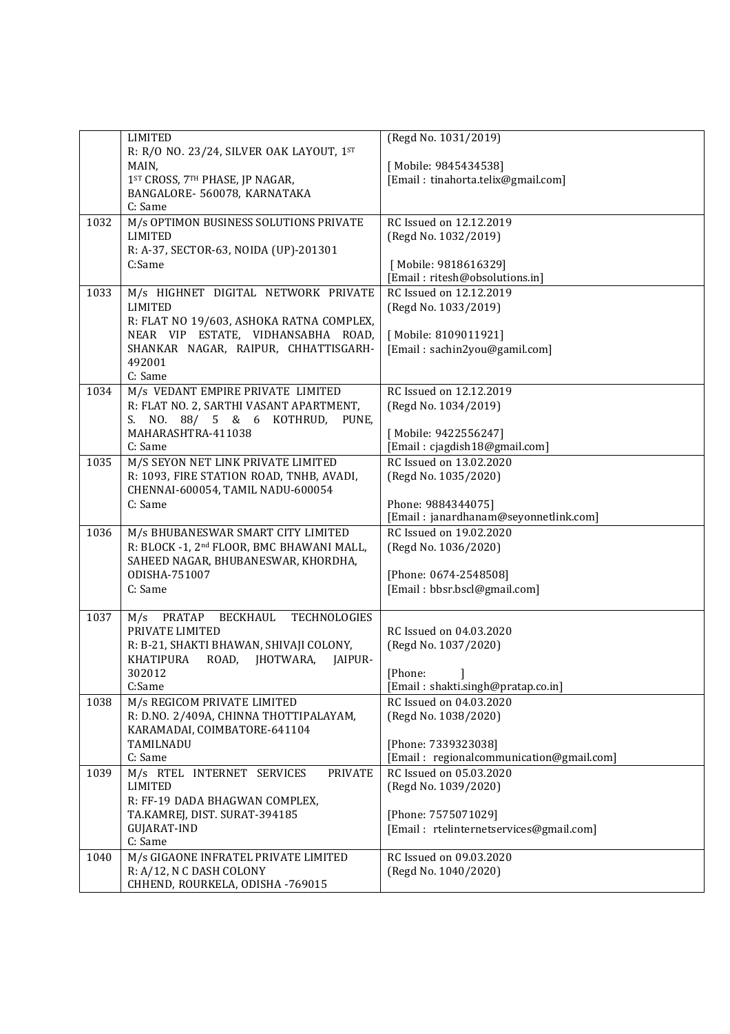| | | |
|---|---|---|
| | LIMITED<br>R: R/O NO. 23/24, SILVER OAK LAYOUT, 1ST MAIN,<br>1ST CROSS, 7TH PHASE, JP NAGAR,<br>BANGALORE- 560078, KARNATAKA<br>C: Same | (Regd No. 1031/2019)<br><br>[ Mobile: 9845434538]<br>[Email : tinahorta.telix@gmail.com] |
| 1032 | M/s OPTIMON BUSINESS SOLUTIONS PRIVATE LIMITED<br>R: A-37, SECTOR-63, NOIDA (UP)-201301<br>C:Same | RC Issued on 12.12.2019<br>(Regd No. 1032/2019)<br><br>[ Mobile: 9818616329]<br>[Email : ritesh@obsolutions.in] |
| 1033 | M/s HIGHNET DIGITAL NETWORK PRIVATE LIMITED<br>R: FLAT NO 19/603, ASHOKA RATNA COMPLEX, NEAR VIP ESTATE, VIDHANSABHA ROAD, SHANKAR NAGAR, RAIPUR, CHHATTISGARH-492001<br>C: Same | RC Issued on 12.12.2019<br>(Regd No. 1033/2019)<br><br>[ Mobile: 8109011921]<br>[Email : sachin2you@gamil.com] |
| 1034 | M/s VEDANT EMPIRE PRIVATE LIMITED<br>R: FLAT NO. 2, SARTHI VASANT APARTMENT, S. NO. 88/ 5 & 6 KOTHRUD, PUNE, MAHARASHTRA-411038<br>C: Same | RC Issued on 12.12.2019<br>(Regd No. 1034/2019)<br><br>[ Mobile: 9422556247]<br>[Email : cjagdish18@gmail.com] |
| 1035 | M/S SEYON NET LINK PRIVATE LIMITED<br>R: 1093, FIRE STATION ROAD, TNHB, AVADI, CHENNAI-600054, TAMIL NADU-600054<br>C: Same | RC Issued on 13.02.2020<br>(Regd No. 1035/2020)<br><br>Phone: 9884344075]<br>[Email : janardhanam@seyonnetlink.com] |
| 1036 | M/s BHUBANESWAR SMART CITY LIMITED<br>R: BLOCK -1, 2nd FLOOR, BMC BHAWANI MALL, SAHEED NAGAR, BHUBANESWAR, KHORDHA, ODISHA-751007<br>C: Same | RC Issued on 19.02.2020<br>(Regd No. 1036/2020)<br><br>[Phone: 0674-2548508]<br>[Email : bbsr.bscl@gmail.com] |
| 1037 | M/s PRATAP BECKHAUL TECHNOLOGIES PRIVATE LIMITED<br>R: B-21, SHAKTI BHAWAN, SHIVAJI COLONY, KHATIPURA ROAD, JHOTWARA, JAIPUR-302012<br>C:Same | RC Issued on 04.03.2020<br>(Regd No. 1037/2020)<br><br>[Phone: ]<br>[Email : shakti.singh@pratap.co.in] |
| 1038 | M/s REGICOM PRIVATE LIMITED<br>R: D.NO. 2/409A, CHINNA THOTTIPALAYAM, KARAMADAI, COIMBATORE-641104 TAMILNADU<br>C: Same | RC Issued on 04.03.2020<br>(Regd No. 1038/2020)<br><br>[Phone: 7339323038]<br>[Email : regionalcommunication@gmail.com] |
| 1039 | M/s RTEL INTERNET SERVICES PRIVATE LIMITED<br>R: FF-19 DADA BHAGWAN COMPLEX, TA.KAMREJ, DIST. SURAT-394185 GUJARAT-IND<br>C: Same | RC Issued on 05.03.2020<br>(Regd No. 1039/2020)<br><br>[Phone: 7575071029]<br>[Email : rtelinternetservices@gmail.com] |
| 1040 | M/s GIGAONE INFRATEL PRIVATE LIMITED<br>R: A/12, N C DASH COLONY<br>CHHEND, ROURKELA, ODISHA -769015 | RC Issued on 09.03.2020<br>(Regd No. 1040/2020) |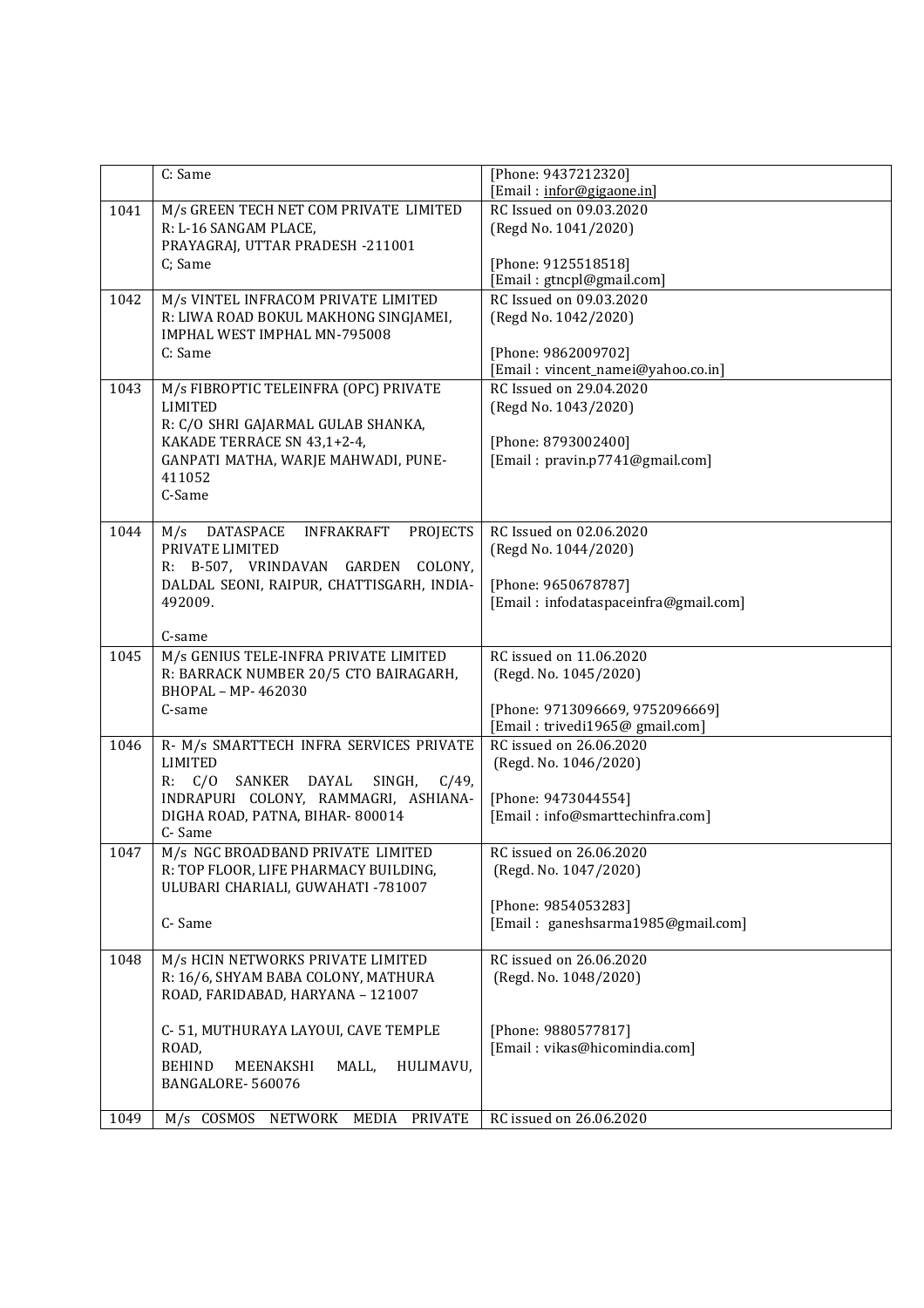| | | |
|---|---|---|
| | C: Same | [Phone: 9437212320]<br>[Email : infor@gigaone.in] |
| 1041 | M/s GREEN TECH NET COM PRIVATE LIMITED<br>R: L-16 SANGAM PLACE,<br>PRAYAGRAJ, UTTAR PRADESH -211001<br>C; Same | RC Issued on 09.03.2020<br>(Regd No. 1041/2020)<br><br>[Phone: 9125518518]<br>[Email : gtncpl@gmail.com] |
| 1042 | M/s VINTEL INFRACOM PRIVATE LIMITED<br>R: LIWA ROAD BOKUL MAKHONG SINGJAMEI,<br>IMPHAL WEST IMPHAL MN-795008<br>C: Same | RC Issued on 09.03.2020<br>(Regd No. 1042/2020)<br><br>[Phone: 9862009702]<br>[Email : vincent_namei@yahoo.co.in] |
| 1043 | M/s FIBROPTIC TELEINFRA (OPC) PRIVATE LIMITED<br>R: C/O SHRI GAJARMAL GULAB SHANKA,<br>KAKADE TERRACE SN 43,1+2-4,<br>GANPATI MATHA, WARJE MAHWADI, PUNE-411052<br>C-Same | RC Issued on 29.04.2020<br>(Regd No. 1043/2020)<br><br>[Phone: 8793002400]<br>[Email : pravin.p7741@gmail.com] |
| 1044 | M/s DATASPACE INFRAKRAFT PROJECTS PRIVATE LIMITED<br>R: B-507, VRINDAVAN GARDEN COLONY, DALDAL SEONI, RAIPUR, CHATTISGARH, INDIA-492009.<br><br>C-same | RC Issued on 02.06.2020<br>(Regd No. 1044/2020)<br><br>[Phone: 9650678787]<br>[Email : infodataspaceinfra@gmail.com] |
| 1045 | M/s GENIUS TELE-INFRA PRIVATE LIMITED<br>R: BARRACK NUMBER 20/5 CTO BAIRAGARH,<br>BHOPAL – MP- 462030<br>C-same | RC issued on 11.06.2020<br>(Regd. No. 1045/2020)<br><br>[Phone: 9713096669, 9752096669]<br>[Email : trivedi1965@ gmail.com] |
| 1046 | R- M/s SMARTTECH INFRA SERVICES PRIVATE LIMITED<br>R: C/O SANKER DAYAL SINGH, C/49, INDRAPURI COLONY, RAMMAGRI, ASHIANA-DIGHA ROAD, PATNA, BIHAR- 800014<br>C- Same | RC issued on 26.06.2020<br>(Regd. No. 1046/2020)<br><br>[Phone: 9473044554]<br>[Email : info@smarttechinfra.com] |
| 1047 | M/s NGC BROADBAND PRIVATE LIMITED<br>R: TOP FLOOR, LIFE PHARMACY BUILDING,<br>ULUBARI CHARIALI, GUWAHATI -781007<br><br>C- Same | RC issued on 26.06.2020<br>(Regd. No. 1047/2020)<br><br>[Phone: 9854053283]<br>[Email : ganeshsarma1985@gmail.com] |
| 1048 | M/s HCIN NETWORKS PRIVATE LIMITED<br>R: 16/6, SHYAM BABA COLONY, MATHURA ROAD, FARIDABAD, HARYANA – 121007<br><br>C- 51, MUTHURAYA LAYOUI, CAVE TEMPLE ROAD,<br>BEHIND MEENAKSHI MALL, HULIMAVU, BANGALORE- 560076 | RC issued on 26.06.2020<br>(Regd. No. 1048/2020)<br><br>[Phone: 9880577817]<br>[Email : vikas@hicomindia.com] |
| 1049 | M/s COSMOS NETWORK MEDIA PRIVATE | RC issued on 26.06.2020 |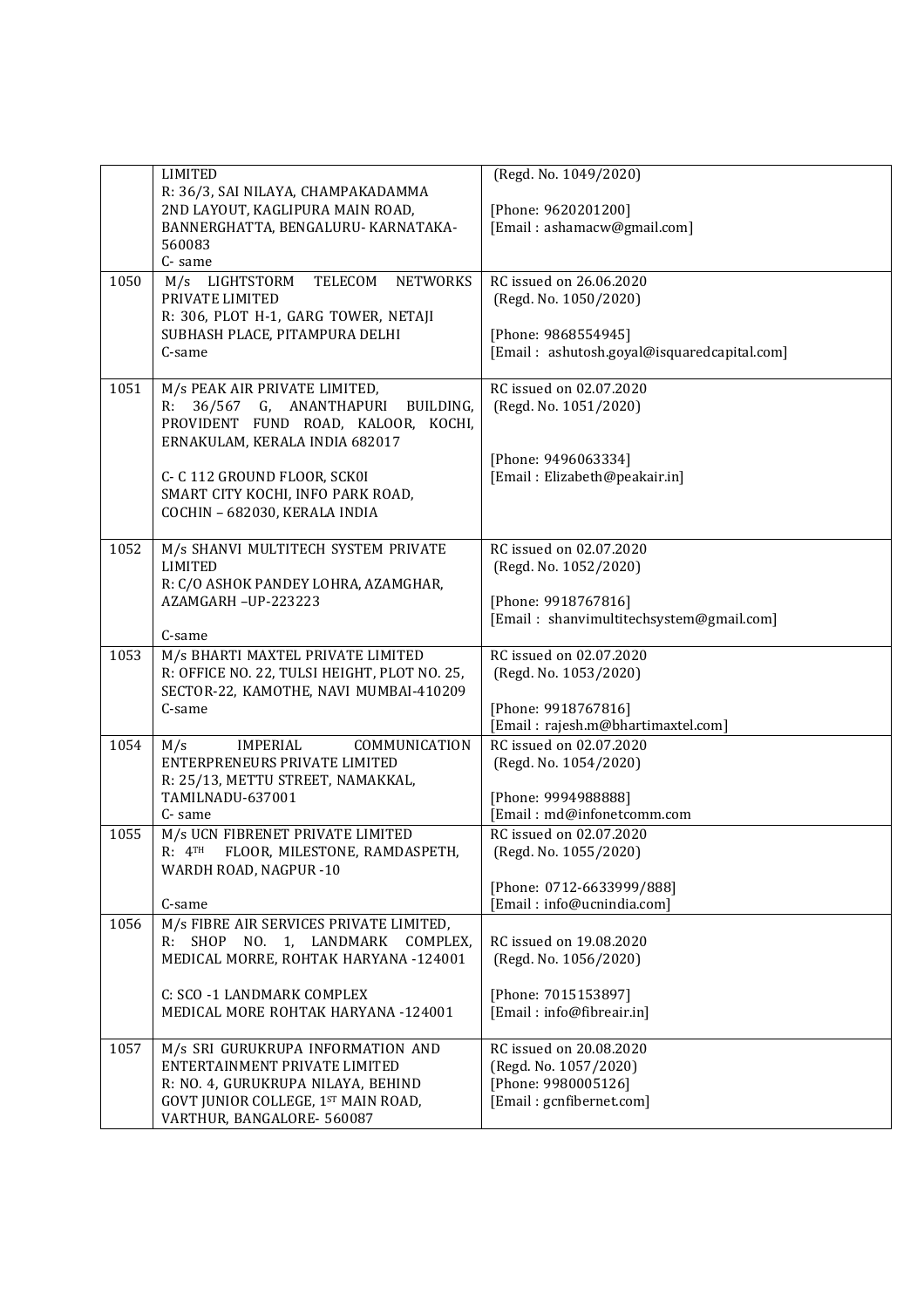|  |  |  |
|---|---|---|
|  | LIMITED<br>R: 36/3, SAI NILAYA, CHAMPAKADAMMA 2ND LAYOUT, KAGLIPURA MAIN ROAD, BANNERGHATTA, BENGALURU- KARNATAKA-560083<br>C- same | (Regd. No. 1049/2020)<br><br>[Phone: 9620201200]<br>[Email : ashamacw@gmail.com] |
| 1050 | M/s LIGHTSTORM TELECOM NETWORKS PRIVATE LIMITED<br>R: 306, PLOT H-1, GARG TOWER, NETAJI SUBHASH PLACE, PITAMPURA DELHI<br>C-same | RC issued on 26.06.2020<br>(Regd. No. 1050/2020)<br><br>[Phone: 9868554945]<br>[Email : ashutosh.goyal@isquaredcapital.com] |
| 1051 | M/s PEAK AIR PRIVATE LIMITED,<br>R: 36/567 G, ANANTHAPURI BUILDING, PROVIDENT FUND ROAD, KALOOR, KOCHI, ERNAKULAM, KERALA INDIA 682017<br><br>C- C 112 GROUND FLOOR, SCK0I SMART CITY KOCHI, INFO PARK ROAD, COCHIN – 682030, KERALA INDIA | RC issued on 02.07.2020<br>(Regd. No. 1051/2020)<br><br>[Phone: 9496063334]<br>[Email : Elizabeth@peakair.in] |
| 1052 | M/s SHANVI MULTITECH SYSTEM PRIVATE LIMITED<br>R: C/O ASHOK PANDEY LOHRA, AZAMGHAR, AZAMGARH –UP-223223<br><br>C-same | RC issued on 02.07.2020<br>(Regd. No. 1052/2020)<br><br>[Phone: 9918767816]<br>[Email : shanvimultitechsystem@gmail.com] |
| 1053 | M/s BHARTI MAXTEL PRIVATE LIMITED<br>R: OFFICE NO. 22, TULSI HEIGHT, PLOT NO. 25, SECTOR-22, KAMOTHE, NAVI MUMBAI-410209<br>C-same | RC issued on 02.07.2020<br>(Regd. No. 1053/2020)<br><br>[Phone: 9918767816]<br>[Email : rajesh.m@bhartimaxtel.com] |
| 1054 | M/s IMPERIAL COMMUNICATION ENTERPRENEURS PRIVATE LIMITED<br>R: 25/13, METTU STREET, NAMAKKAL, TAMILNADU-637001<br>C- same | RC issued on 02.07.2020<br>(Regd. No. 1054/2020)<br><br>[Phone: 9994988888]<br>[Email : md@infonetcomm.com |
| 1055 | M/s UCN FIBRENET PRIVATE LIMITED<br>R: 4TH FLOOR, MILESTONE, RAMDASPETH, WARDH ROAD, NAGPUR -10<br><br>C-same | RC issued on 02.07.2020<br>(Regd. No. 1055/2020)<br><br>[Phone: 0712-6633999/888]<br>[Email : info@ucnindia.com] |
| 1056 | M/s FIBRE AIR SERVICES PRIVATE LIMITED,<br>R: SHOP NO. 1, LANDMARK COMPLEX, MEDICAL MORRE, ROHTAK HARYANA -124001<br><br>C: SCO -1 LANDMARK COMPLEX MEDICAL MORE ROHTAK HARYANA -124001 | RC issued on 19.08.2020<br>(Regd. No. 1056/2020)<br><br>[Phone: 7015153897]<br>[Email : info@fibreair.in] |
| 1057 | M/s SRI GURUKRUPA INFORMATION AND ENTERTAINMENT PRIVATE LIMITED<br>R: NO. 4, GURUKRUPA NILAYA, BEHIND GOVT JUNIOR COLLEGE, 1ST MAIN ROAD, VARTHUR, BANGALORE- 560087 | RC issued on 20.08.2020<br>(Regd. No. 1057/2020)<br>[Phone: 9980005126]<br>[Email : gcnfibernet.com] |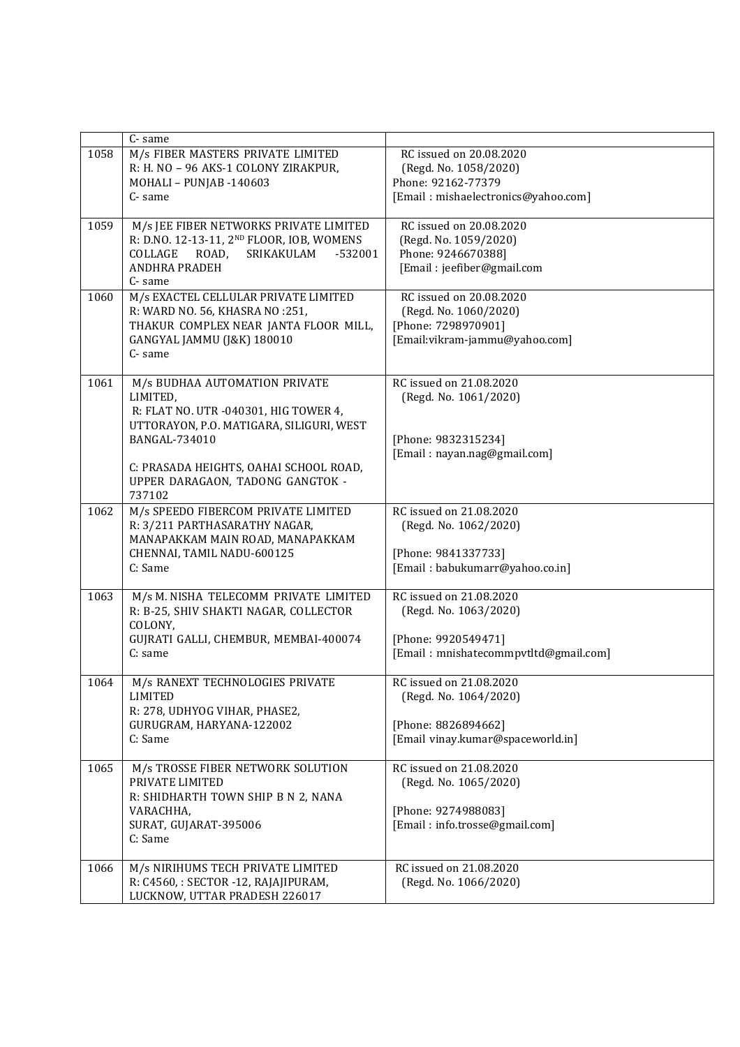| | | |
|---|---|---|
| | C- same | |
| 1058 | M/s FIBER MASTERS PRIVATE LIMITED<br>R: H. NO – 96 AKS-1 COLONY ZIRAKPUR, MOHALI – PUNJAB -140603<br>C- same | RC issued on 20.08.2020<br>(Regd. No. 1058/2020)<br>Phone: 92162-77379<br>[Email : mishaelectronics@yahoo.com] |
| 1059 | M/s JEE FIBER NETWORKS PRIVATE LIMITED<br>R: D.NO. 12-13-11, 2ND FLOOR, IOB, WOMENS COLLAGE ROAD, SRIKAKULAM -532001 ANDHRA PRADEH<br>C- same | RC issued on 20.08.2020<br>(Regd. No. 1059/2020)<br>Phone: 9246670388]<br>[Email : jeefiber@gmail.com |
| 1060 | M/s EXACTEL CELLULAR PRIVATE LIMITED<br>R: WARD NO. 56, KHASRA NO :251, THAKUR COMPLEX NEAR JANTA FLOOR MILL, GANGYAL JAMMU (J&K) 180010<br>C- same | RC issued on 20.08.2020<br>(Regd. No. 1060/2020)<br>[Phone: 7298970901]<br>[Email:vikram-jammu@yahoo.com] |
| 1061 | M/s BUDHAA AUTOMATION PRIVATE LIMITED,<br>R: FLAT NO. UTR -040301, HIG TOWER 4, UTTORAYON, P.O. MATIGARA, SILIGURI, WEST BANGAL-734010<br><br>C: PRASADA HEIGHTS, OAHAI SCHOOL ROAD, UPPER DARAGAON, TADONG GANGTOK - 737102 | RC issued on 21.08.2020<br>(Regd. No. 1061/2020)<br><br>[Phone: 9832315234]<br>[Email : nayan.nag@gmail.com] |
| 1062 | M/s SPEEDO FIBERCOM PRIVATE LIMITED<br>R: 3/211 PARTHASARATHY NAGAR, MANAPAKKAM MAIN ROAD, MANAPAKKAM CHENNAI, TAMIL NADU-600125<br>C: Same | RC issued on 21.08.2020<br>(Regd. No. 1062/2020)<br><br>[Phone: 9841337733]<br>[Email : babukumarr@yahoo.co.in] |
| 1063 | M/s M. NISHA TELECOMM PRIVATE LIMITED<br>R: B-25, SHIV SHAKTI NAGAR, COLLECTOR COLONY,<br>GUJRATI GALLI, CHEMBUR, MEMBAI-400074<br>C: same | RC issued on 21.08.2020<br>(Regd. No. 1063/2020)<br><br>[Phone: 9920549471]<br>[Email : mnishatecommpvtltd@gmail.com] |
| 1064 | M/s RANEXT TECHNOLOGIES PRIVATE LIMITED<br>R: 278, UDHYOG VIHAR, PHASE2, GURUGRAM, HARYANA-122002<br>C: Same | RC issued on 21.08.2020<br>(Regd. No. 1064/2020)<br><br>[Phone: 8826894662]<br>[Email vinay.kumar@spaceworld.in] |
| 1065 | M/s TROSSE FIBER NETWORK SOLUTION PRIVATE LIMITED<br>R: SHIDHARTH TOWN SHIP B N 2, NANA VARACHHA,<br>SURAT, GUJARAT-395006<br>C: Same | RC issued on 21.08.2020<br>(Regd. No. 1065/2020)<br><br>[Phone: 9274988083]<br>[Email : info.trosse@gmail.com] |
| 1066 | M/s NIRIHUMS TECH PRIVATE LIMITED<br>R: C4560, : SECTOR -12, RAJAJIPURAM, LUCKNOW, UTTAR PRADESH 226017 | RC issued on 21.08.2020<br>(Regd. No. 1066/2020) |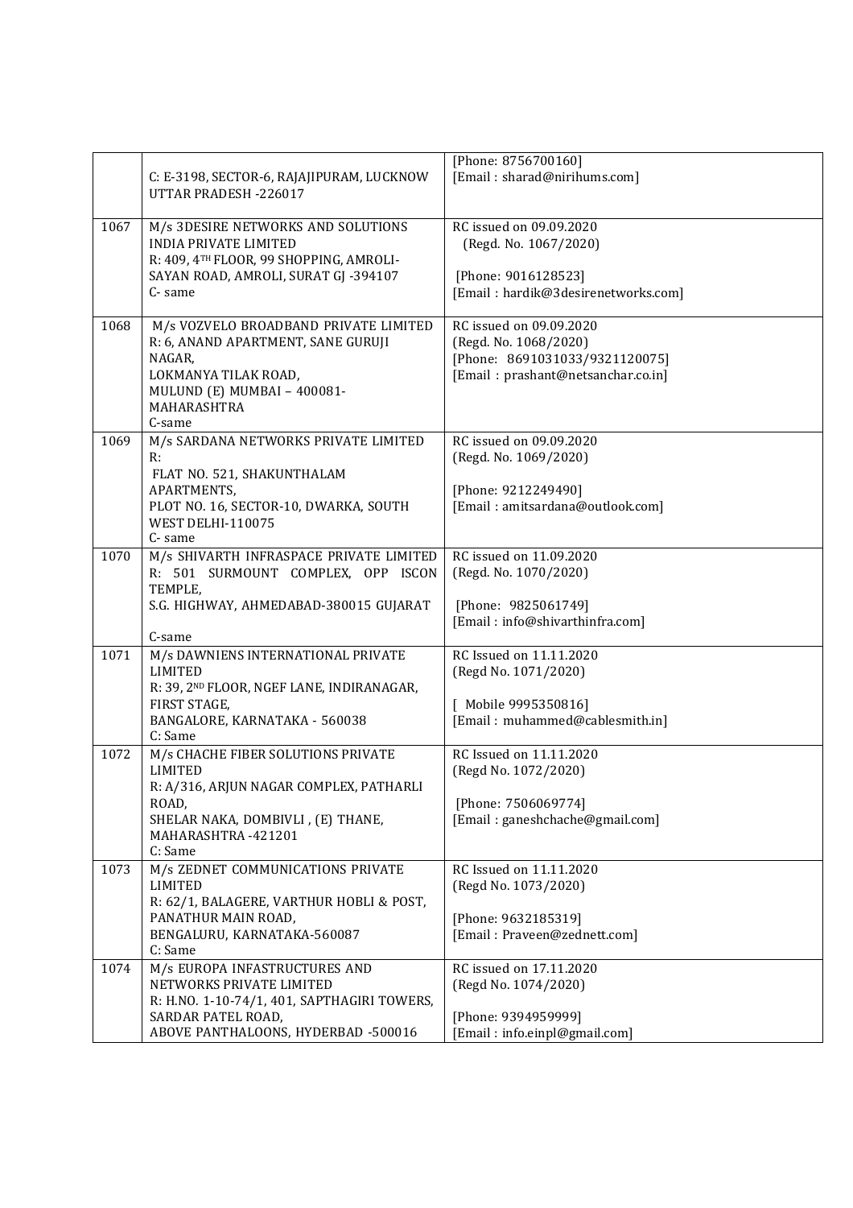| | | |
|---|---|---|
| | C: E-3198, SECTOR-6, RAJAJIPURAM, LUCKNOW UTTAR PRADESH -226017 | [Phone: 8756700160]<br>[Email : sharad@nirihums.com] |
| 1067 | M/s 3DESIRE NETWORKS AND SOLUTIONS INDIA PRIVATE LIMITED<br>R: 409, 4TH FLOOR, 99 SHOPPING, AMROLI-SAYAN ROAD, AMROLI, SURAT GJ -394107<br>C- same | RC issued on 09.09.2020<br>(Regd. No. 1067/2020)<br><br>[Phone: 9016128523]<br>[Email : hardik@3desirenetworks.com] |
| 1068 | M/s VOZVELO BROADBAND PRIVATE LIMITED<br>R: 6, ANAND APARTMENT, SANE GURUJI NAGAR,<br>LOKMANYA TILAK ROAD,<br>MULUND (E) MUMBAI – 400081-MAHARASHTRA<br>C-same | RC issued on 09.09.2020<br>(Regd. No. 1068/2020)<br>[Phone: 8691031033/9321120075]<br>[Email : prashant@netsanchar.co.in] |
| 1069 | M/s SARDANA NETWORKS PRIVATE LIMITED<br>R:<br>FLAT NO. 521, SHAKUNTHALAM APARTMENTS,<br>PLOT NO. 16, SECTOR-10, DWARKA, SOUTH WEST DELHI-110075<br>C- same | RC issued on 09.09.2020<br>(Regd. No. 1069/2020)<br><br>[Phone: 9212249490]<br>[Email : amitsardana@outlook.com] |
| 1070 | M/s SHIVARTH INFRASPACE PRIVATE LIMITED<br>R: 501 SURMOUNT COMPLEX, OPP ISCON TEMPLE,<br>S.G. HIGHWAY, AHMEDABAD-380015 GUJARAT<br><br>C-same | RC issued on 11.09.2020<br>(Regd. No. 1070/2020)<br><br>[Phone: 9825061749]<br>[Email : info@shivarthinfra.com] |
| 1071 | M/s DAWNIENS INTERNATIONAL PRIVATE LIMITED<br>R: 39, 2ND FLOOR, NGEF LANE, INDIRANAGAR, FIRST STAGE,<br>BANGALORE, KARNATAKA - 560038<br>C: Same | RC Issued on 11.11.2020<br>(Regd No. 1071/2020)<br><br>[ Mobile 9995350816]<br>[Email : muhammed@cablesmith.in] |
| 1072 | M/s CHACHE FIBER SOLUTIONS PRIVATE LIMITED<br>R: A/316, ARJUN NAGAR COMPLEX, PATHARLI ROAD,<br>SHELAR NAKA, DOMBIVLI , (E) THANE, MAHARASHTRA -421201<br>C: Same | RC Issued on 11.11.2020<br>(Regd No. 1072/2020)<br><br>[Phone: 7506069774]<br>[Email : ganeshchache@gmail.com] |
| 1073 | M/s ZEDNET COMMUNICATIONS PRIVATE LIMITED<br>R: 62/1, BALAGERE, VARTHUR HOBLI & POST, PANATHUR MAIN ROAD,<br>BENGALURU, KARNATAKA-560087<br>C: Same | RC Issued on 11.11.2020<br>(Regd No. 1073/2020)<br><br>[Phone: 9632185319]<br>[Email : Praveen@zednett.com] |
| 1074 | M/s EUROPA INFASTRUCTURES AND NETWORKS PRIVATE LIMITED<br>R: H.NO. 1-10-74/1, 401, SAPTHAGIRI TOWERS, SARDAR PATEL ROAD,<br>ABOVE PANTHALOONS, HYDERBAD -500016 | RC issued on 17.11.2020<br>(Regd No. 1074/2020)<br><br>[Phone: 9394959999]<br>[Email : info.einpl@gmail.com] |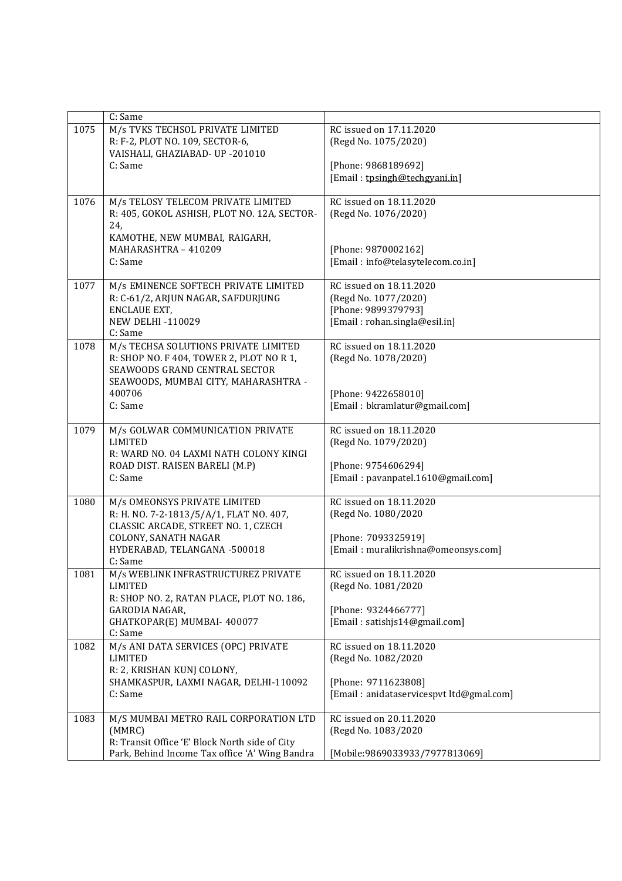|  |  |  |
|---|---|---|
|  | C: Same |  |
| 1075 | M/s TVKS TECHSOL PRIVATE LIMITED<br>R: F-2, PLOT NO. 109, SECTOR-6,<br>VAISHALI, GHAZIABAD- UP -201010<br>C: Same | RC issued on 17.11.2020<br>(Regd No. 1075/2020)<br><br>[Phone: 9868189692]<br>[Email : tpsingh@techgyani.in] |
| 1076 | M/s TELOSY TELECOM PRIVATE LIMITED<br>R: 405, GOKOL ASHISH, PLOT NO. 12A, SECTOR-24,<br>KAMOTHE, NEW MUMBAI, RAIGARH,<br>MAHARASHTRA – 410209<br>C: Same | RC issued on 18.11.2020<br>(Regd No. 1076/2020)<br><br>[Phone: 9870002162]<br>[Email : info@telasytelecom.co.in] |
| 1077 | M/s EMINENCE SOFTECH PRIVATE LIMITED<br>R: C-61/2, ARJUN NAGAR, SAFDURJUNG<br>ENCLAUE EXT,<br>NEW DELHI -110029<br>C: Same | RC issued on 18.11.2020<br>(Regd No. 1077/2020)<br>[Phone: 9899379793]<br>[Email : rohan.singla@esil.in] |
| 1078 | M/s TECHSA SOLUTIONS PRIVATE LIMITED<br>R: SHOP NO. F 404, TOWER 2, PLOT NO R 1,<br>SEAWOODS GRAND CENTRAL SECTOR<br>SEAWOODS, MUMBAI CITY, MAHARASHTRA - 400706<br>C: Same | RC issued on 18.11.2020<br>(Regd No. 1078/2020)<br><br>[Phone: 9422658010]<br>[Email : bkramlatur@gmail.com] |
| 1079 | M/s GOLWAR COMMUNICATION PRIVATE LIMITED<br>R: WARD NO. 04 LAXMI NATH COLONY KINGI<br>ROAD DIST. RAISEN BARELI (M.P)<br>C: Same | RC issued on 18.11.2020<br>(Regd No. 1079/2020)<br><br>[Phone: 9754606294]<br>[Email : pavanpatel.1610@gmail.com] |
| 1080 | M/s OMEONSYS PRIVATE LIMITED<br>R: H. NO. 7-2-1813/5/A/1, FLAT NO. 407,<br>CLASSIC ARCADE, STREET NO. 1, CZECH<br>COLONY, SANATH NAGAR<br>HYDERABAD, TELANGANA -500018<br>C: Same | RC issued on 18.11.2020<br>(Regd No. 1080/2020<br><br>[Phone: 7093325919]<br>[Email : muralikrishna@omeonsys.com] |
| 1081 | M/s WEBLINK INFRASTRUCTUREZ PRIVATE LIMITED<br>R: SHOP NO. 2, RATAN PLACE, PLOT NO. 186,<br>GARODIA NAGAR,<br>GHATKOPAR(E) MUMBAI- 400077<br>C: Same | RC issued on 18.11.2020<br>(Regd No. 1081/2020<br><br>[Phone: 9324466777]<br>[Email : satishjs14@gmail.com] |
| 1082 | M/s ANI DATA SERVICES (OPC) PRIVATE LIMITED<br>R: 2, KRISHAN KUNJ COLONY,<br>SHAMKASPUR, LAXMI NAGAR, DELHI-110092<br>C: Same | RC issued on 18.11.2020<br>(Regd No. 1082/2020<br><br>[Phone: 9711623808]<br>[Email : anidataservicespvt ltd@gmal.com] |
| 1083 | M/S MUMBAI METRO RAIL CORPORATION LTD (MMRC)<br>R: Transit Office 'E' Block North side of City<br>Park, Behind Income Tax office 'A' Wing Bandra | RC issued on 20.11.2020<br>(Regd No. 1083/2020<br><br>[Mobile:9869033933/7977813069] |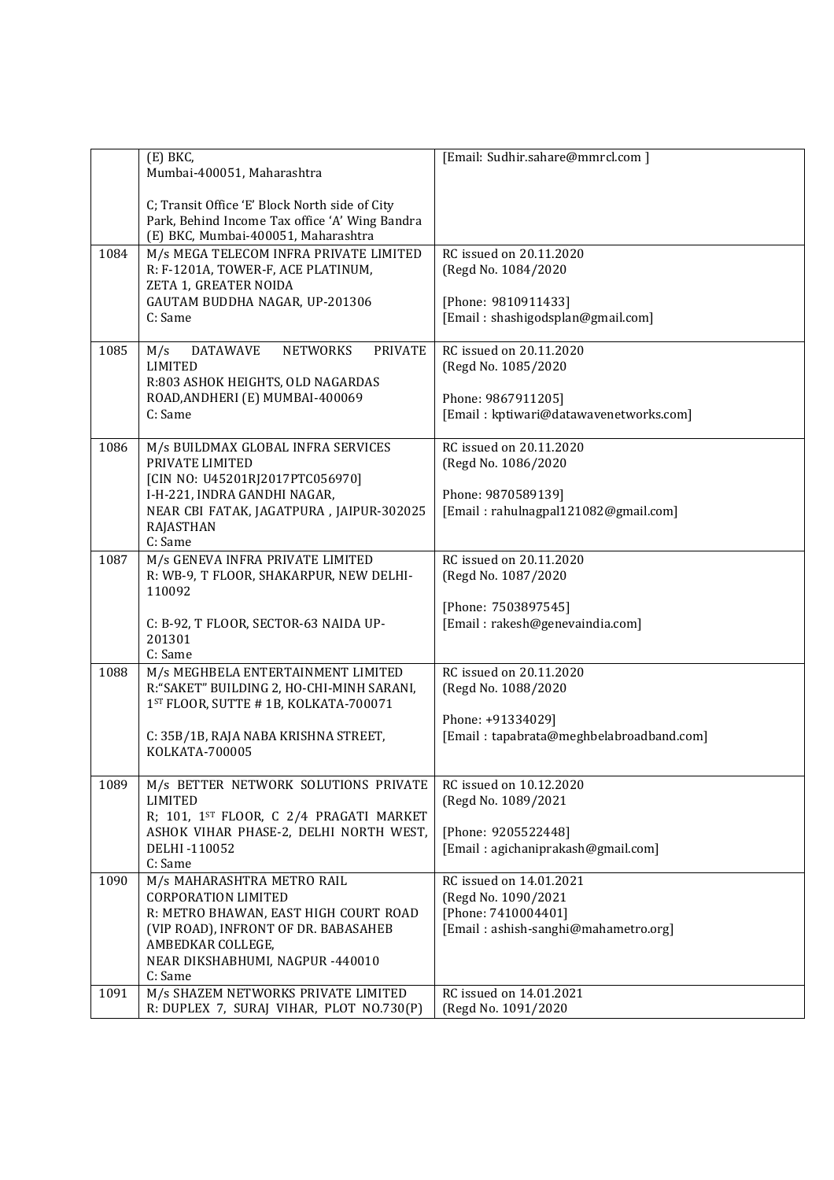| | | |
|---|---|---|
| | (E) BKC,<br>Mumbai-400051, Maharashtra<br><br>C; Transit Office 'E' Block North side of City Park, Behind Income Tax office 'A' Wing Bandra (E) BKC, Mumbai-400051, Maharashtra | [Email: Sudhir.sahare@mmrcl.com ] |
| 1084 | M/s MEGA TELECOM INFRA PRIVATE LIMITED<br>R: F-1201A, TOWER-F, ACE PLATINUM, ZETA 1, GREATER NOIDA<br>GAUTAM BUDDHA NAGAR, UP-201306<br>C: Same | RC issued on 20.11.2020<br>(Regd No. 1084/2020<br><br>[Phone: 9810911433]<br>[Email : shashigodsplan@gmail.com] |
| 1085 | M/s DATAWAVE NETWORKS PRIVATE LIMITED<br>R:803 ASHOK HEIGHTS, OLD NAGARDAS ROAD,ANDHERI (E) MUMBAI-400069<br>C: Same | RC issued on 20.11.2020<br>(Regd No. 1085/2020<br><br>Phone: 9867911205]<br>[Email : kptiwari@datawavenetworks.com] |
| 1086 | M/s BUILDMAX GLOBAL INFRA SERVICES PRIVATE LIMITED<br>[CIN NO: U45201RJ2017PTC056970]<br>I-H-221, INDRA GANDHI NAGAR, NEAR CBI FATAK, JAGATPURA , JAIPUR-302025 RAJASTHAN<br>C: Same | RC issued on 20.11.2020<br>(Regd No. 1086/2020<br><br>Phone: 9870589139]<br>[Email : rahulnagpal121082@gmail.com] |
| 1087 | M/s GENEVA INFRA PRIVATE LIMITED<br>R: WB-9, T FLOOR, SHAKARPUR, NEW DELHI-110092<br><br>C: B-92, T FLOOR, SECTOR-63 NAIDA UP-201301<br>C: Same | RC issued on 20.11.2020<br>(Regd No. 1087/2020<br><br>[Phone: 7503897545]<br>[Email : rakesh@genevaindia.com] |
| 1088 | M/s MEGHBELA ENTERTAINMENT LIMITED<br>R:"SAKET" BUILDING 2, HO-CHI-MINH SARANI, 1ST FLOOR, SUTTE # 1B, KOLKATA-700071<br><br>C: 35B/1B, RAJA NABA KRISHNA STREET, KOLKATA-700005 | RC issued on 20.11.2020<br>(Regd No. 1088/2020<br><br>Phone: +91334029]<br>[Email : tapabrata@meghbelabroadband.com] |
| 1089 | M/s BETTER NETWORK SOLUTIONS PRIVATE LIMITED<br>R; 101, 1ST FLOOR, C 2/4 PRAGATI MARKET ASHOK VIHAR PHASE-2, DELHI NORTH WEST, DELHI -110052<br>C: Same | RC issued on 10.12.2020<br>(Regd No. 1089/2021<br><br>[Phone: 9205522448]<br>[Email : agichaniprakash@gmail.com] |
| 1090 | M/s MAHARASHTRA METRO RAIL CORPORATION LIMITED<br>R: METRO BHAWAN, EAST HIGH COURT ROAD (VIP ROAD), INFRONT OF DR. BABASAHEB AMBEDKAR COLLEGE, NEAR DIKSHABHUMI, NAGPUR -440010<br>C: Same | RC issued on 14.01.2021<br>(Regd No. 1090/2021<br>[Phone: 7410004401]<br>[Email : ashish-sanghi@mahametro.org] |
| 1091 | M/s SHAZEM NETWORKS PRIVATE LIMITED<br>R: DUPLEX 7, SURAJ VIHAR, PLOT NO.730(P) | RC issued on 14.01.2021<br>(Regd No. 1091/2020 |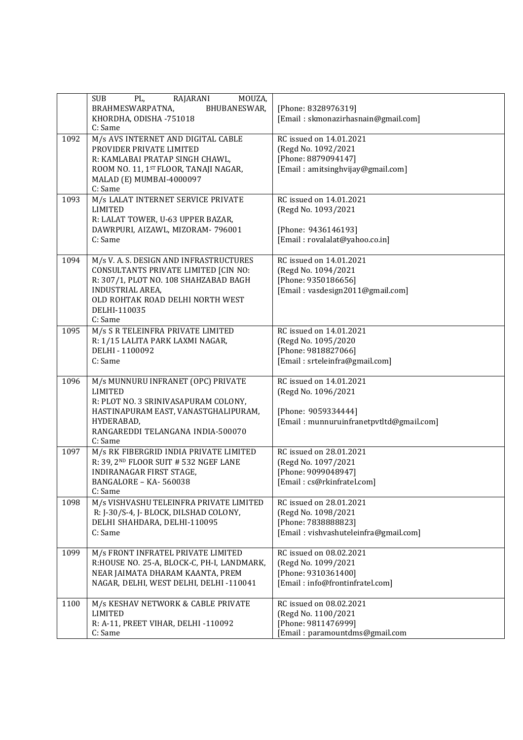| | | |
|---|---|---|
| | SUB PL, RAJARANI MOUZA, BRAHMESWARPATNA, BHUBANESWAR, KHORDHA, ODISHA -751018<br>C: Same | [Phone: 8328976319]<br>[Email : skmonazirhasnain@gmail.com] |
| 1092 | M/s AVS INTERNET AND DIGITAL CABLE PROVIDER PRIVATE LIMITED<br>R: KAMLABAI PRATAP SINGH CHAWL, ROOM NO. 11, 1ST FLOOR, TANAJI NAGAR, MALAD (E) MUMBAI-4000097<br>C: Same | RC issued on 14.01.2021<br>(Regd No. 1092/2021<br>[Phone: 8879094147]<br>[Email : amitsinghvijay@gmail.com] |
| 1093 | M/s LALAT INTERNET SERVICE PRIVATE LIMITED<br>R: LALAT TOWER, U-63 UPPER BAZAR, DAWRPURI, AIZAWL, MIZORAM- 796001<br>C: Same | RC issued on 14.01.2021<br>(Regd No. 1093/2021<br><br>[Phone: 9436146193]<br>[Email : rovalalat@yahoo.co.in] |
| 1094 | M/s V. A. S. DESIGN AND INFRASTRUCTURES CONSULTANTS PRIVATE LIMITED [CIN NO:<br>R: 307/1, PLOT NO. 108 SHAHZABAD BAGH INDUSTRIAL AREA,<br>OLD ROHTAK ROAD DELHI NORTH WEST DELHI-110035<br>C: Same | RC issued on 14.01.2021<br>(Regd No. 1094/2021<br>[Phone: 9350186656]<br>[Email : vasdesign2011@gmail.com] |
| 1095 | M/s S R TELEINFRA PRIVATE LIMITED<br>R: 1/15 LALITA PARK LAXMI NAGAR, DELHI - 1100092<br>C: Same | RC issued on 14.01.2021<br>(Regd No. 1095/2020<br>[Phone: 9818827066]<br>[Email : srteleinfra@gmail.com] |
| 1096 | M/s MUNNURU INFRANET (OPC) PRIVATE LIMITED<br>R: PLOT NO. 3 SRINIVASAPURAM COLONY, HASTINAPURAM EAST, VANASTGHALIPURAM, HYDERABAD,<br>RANGAREDDI TELANGANA INDIA-500070<br>C: Same | RC issued on 14.01.2021<br>(Regd No. 1096/2021<br><br>[Phone: 9059334444]<br>[Email : munnuruinfranetpvtltd@gmail.com] |
| 1097 | M/s RK FIBERGRID INDIA PRIVATE LIMITED<br>R: 39, 2ND FLOOR SUIT # 532 NGEF LANE INDIRANAGAR FIRST STAGE,<br>BANGALORE – KA- 560038<br>C: Same | RC issued on 28.01.2021<br>(Regd No. 1097/2021<br>[Phone: 9099048947]<br>[Email : cs@rkinfratel.com] |
| 1098 | M/s VISHVASHU TELEINFRA PRIVATE LIMITED<br>R: J-30/S-4, J- BLOCK, DILSHAD COLONY, DELHI SHAHDARA, DELHI-110095<br>C: Same | RC issued on 28.01.2021<br>(Regd No. 1098/2021<br>[Phone: 7838888823]<br>[Email : vishvashuteleinfra@gmail.com] |
| 1099 | M/s FRONT INFRATEL PRIVATE LIMITED<br>R:HOUSE NO. 25-A, BLOCK-C, PH-I, LANDMARK, NEAR JAIMATA DHARAM KAANTA, PREM NAGAR, DELHI, WEST DELHI, DELHI -110041 | RC issued on 08.02.2021<br>(Regd No. 1099/2021<br>[Phone: 9310361400]<br>[Email : info@frontinfratel.com] |
| 1100 | M/s KESHAV NETWORK & CABLE PRIVATE LIMITED<br>R: A-11, PREET VIHAR, DELHI -110092<br>C: Same | RC issued on 08.02.2021<br>(Regd No. 1100/2021<br>[Phone: 9811476999]<br>[Email : paramountdms@gmail.com |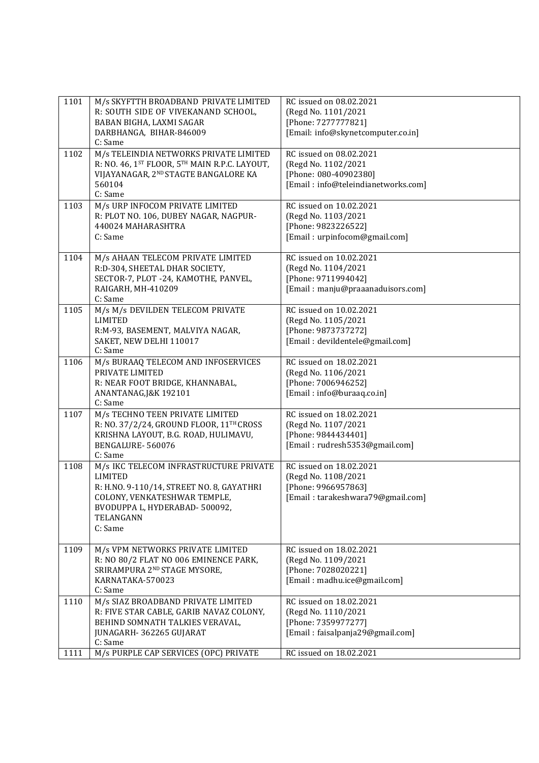| | | |
|---|---|---|
| 1101 | M/s SKYFTTH BROADBAND PRIVATE LIMITED<br>R: SOUTH SIDE OF VIVEKANAND SCHOOL, BABAN BIGHA, LAXMI SAGAR DARBHANGA, BIHAR-846009<br>C: Same | RC issued on 08.02.2021<br>(Regd No. 1101/2021<br>[Phone: 7277777821]<br>[Email: info@skynetcomputer.co.in] |
| 1102 | M/s TELEINDIA NETWORKS PRIVATE LIMITED<br>R: NO. 46, 1ST FLOOR, 5TH MAIN R.P.C. LAYOUT, VIJAYANAGAR, 2ND STAGTE BANGALORE KA 560104<br>C: Same | RC issued on 08.02.2021<br>(Regd No. 1102/2021<br>[Phone: 080-40902380]<br>[Email : info@teleindianetworks.com] |
| 1103 | M/s URP INFOCOM PRIVATE LIMITED<br>R: PLOT NO. 106, DUBEY NAGAR, NAGPUR-440024 MAHARASHTRA<br>C: Same | RC issued on 10.02.2021<br>(Regd No. 1103/2021<br>[Phone: 9823226522]<br>[Email : urpinfocom@gmail.com] |
| 1104 | M/s AHAAN TELECOM PRIVATE LIMITED<br>R:D-304, SHEETAL DHAR SOCIETY, SECTOR-7, PLOT -24, KAMOTHE, PANVEL, RAIGARH, MH-410209<br>C: Same | RC issued on 10.02.2021<br>(Regd No. 1104/2021<br>[Phone: 9711994042]<br>[Email : manju@praaanaduisors.com] |
| 1105 | M/s M/s DEVILDEN TELECOM PRIVATE LIMITED<br>R:M-93, BASEMENT, MALVIYA NAGAR, SAKET, NEW DELHI 110017<br>C: Same | RC issued on 10.02.2021<br>(Regd No. 1105/2021<br>[Phone: 9873737272]<br>[Email : devildentele@gmail.com] |
| 1106 | M/s BURAAQ TELECOM AND INFOSERVICES PRIVATE LIMITED<br>R: NEAR FOOT BRIDGE, KHANNABAL, ANANTANAG,J&K 192101<br>C: Same | RC issued on 18.02.2021<br>(Regd No. 1106/2021<br>[Phone: 7006946252]<br>[Email : info@buraaq.co.in] |
| 1107 | M/s TECHNO TEEN PRIVATE LIMITED<br>R: NO. 37/2/24, GROUND FLOOR, 11TH CROSS KRISHNA LAYOUT, B.G. ROAD, HULIMAVU, BENGALURE- 560076<br>C: Same | RC issued on 18.02.2021<br>(Regd No. 1107/2021<br>[Phone: 9844434401]<br>[Email : rudresh5353@gmail.com] |
| 1108 | M/s IKC TELECOM INFRASTRUCTURE PRIVATE LIMITED<br>R: H.NO. 9-110/14, STREET NO. 8, GAYATHRI COLONY, VENKATESHWAR TEMPLE, BVODUPPA L, HYDERABAD- 500092, TELANGANN<br>C: Same | RC issued on 18.02.2021<br>(Regd No. 1108/2021<br>[Phone: 9966957863]<br>[Email : tarakeshwara79@gmail.com] |
| 1109 | M/s VPM NETWORKS PRIVATE LIMITED<br>R: NO 80/2 FLAT NO 006 EMINENCE PARK, SRIRAMPURA 2ND STAGE MYSORE, KARNATAKA-570023<br>C: Same | RC issued on 18.02.2021<br>(Regd No. 1109/2021<br>[Phone: 7028020221]<br>[Email : madhu.ice@gmail.com] |
| 1110 | M/s SIAZ BROADBAND PRIVATE LIMITED<br>R: FIVE STAR CABLE, GARIB NAVAZ COLONY, BEHIND SOMNATH TALKIES VERAVAL, JUNAGARH- 362265 GUJARAT<br>C: Same | RC issued on 18.02.2021<br>(Regd No. 1110/2021<br>[Phone: 7359977277]<br>[Email : faisalpanja29@gmail.com] |
| 1111 | M/s PURPLE CAP SERVICES (OPC) PRIVATE | RC issued on 18.02.2021 |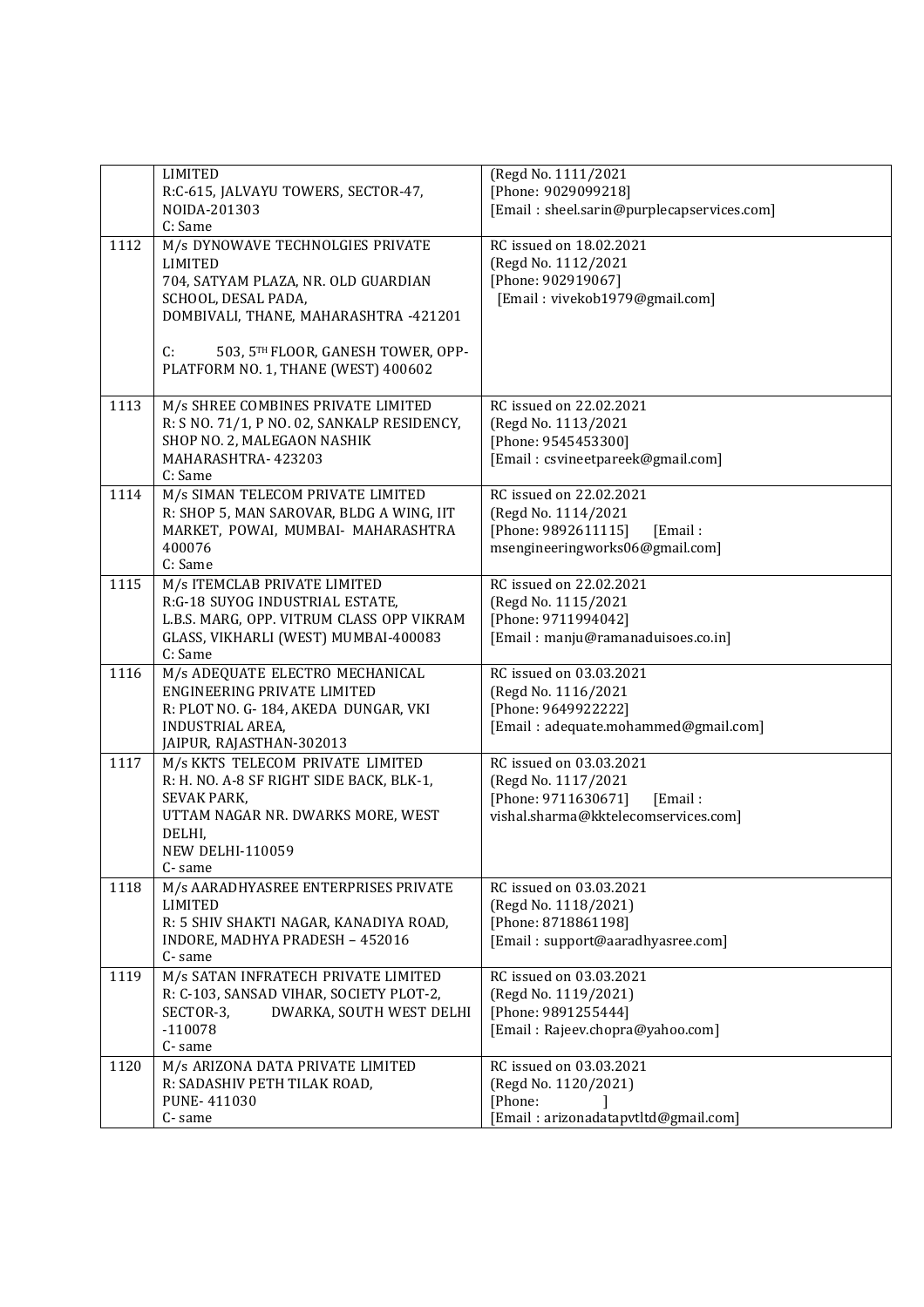| | | |
|---|---|---|
| | LIMITED<br>R:C-615, JALVAYU TOWERS, SECTOR-47, NOIDA-201303<br>C: Same | (Regd No. 1111/2021<br>[Phone: 9029099218]<br>[Email : sheel.sarin@purplecapservices.com] |
| 1112 | M/s DYNOWAVE TECHNOLGIES PRIVATE LIMITED<br>704, SATYAM PLAZA, NR. OLD GUARDIAN SCHOOL, DESAL PADA, DOMBIVALI, THANE, MAHARASHTRA -421201<br><br>C: 503, 5TH FLOOR, GANESH TOWER, OPP-PLATFORM NO. 1, THANE (WEST) 400602 | RC issued on 18.02.2021<br>(Regd No. 1112/2021<br>[Phone: 902919067]<br>[Email : vivekob1979@gmail.com] |
| 1113 | M/s SHREE COMBINES PRIVATE LIMITED<br>R: S NO. 71/1, P NO. 02, SANKALP RESIDENCY, SHOP NO. 2, MALEGAON NASHIK MAHARASHTRA- 423203<br>C: Same | RC issued on 22.02.2021<br>(Regd No. 1113/2021<br>[Phone: 9545453300]<br>[Email : csvineetpareek@gmail.com] |
| 1114 | M/s SIMAN TELECOM PRIVATE LIMITED<br>R: SHOP 5, MAN SAROVAR, BLDG A WING, IIT MARKET, POWAI, MUMBAI- MAHARASHTRA 400076<br>C: Same | RC issued on 22.02.2021<br>(Regd No. 1114/2021<br>[Phone: 9892611115] [Email : msengineeringworks06@gmail.com] |
| 1115 | M/s ITEMCLAB PRIVATE LIMITED<br>R:G-18 SUYOG INDUSTRIAL ESTATE, L.B.S. MARG, OPP. VITRUM CLASS OPP VIKRAM GLASS, VIKHARLI (WEST) MUMBAI-400083<br>C: Same | RC issued on 22.02.2021<br>(Regd No. 1115/2021<br>[Phone: 9711994042]<br>[Email : manju@ramanaduisoes.co.in] |
| 1116 | M/s ADEQUATE ELECTRO MECHANICAL ENGINEERING PRIVATE LIMITED<br>R: PLOT NO. G- 184, AKEDA DUNGAR, VKI INDUSTRIAL AREA, JAIPUR, RAJASTHAN-302013 | RC issued on 03.03.2021<br>(Regd No. 1116/2021<br>[Phone: 9649922222]<br>[Email : adequate.mohammed@gmail.com] |
| 1117 | M/s KKTS TELECOM PRIVATE LIMITED<br>R: H. NO. A-8 SF RIGHT SIDE BACK, BLK-1, SEVAK PARK, UTTAM NAGAR NR. DWARKS MORE, WEST DELHI, NEW DELHI-110059<br>C- same | RC issued on 03.03.2021<br>(Regd No. 1117/2021<br>[Phone: 9711630671] [Email : vishal.sharma@kktelecomservices.com] |
| 1118 | M/s AARADHYASREE ENTERPRISES PRIVATE LIMITED<br>R: 5 SHIV SHAKTI NAGAR, KANADIYA ROAD, INDORE, MADHYA PRADESH – 452016<br>C- same | RC issued on 03.03.2021<br>(Regd No. 1118/2021)<br>[Phone: 8718861198]<br>[Email : support@aaradhyasree.com] |
| 1119 | M/s SATAN INFRATECH PRIVATE LIMITED<br>R: C-103, SANSAD VIHAR, SOCIETY PLOT-2, SECTOR-3, DWARKA, SOUTH WEST DELHI -110078<br>C- same | RC issued on 03.03.2021<br>(Regd No. 1119/2021)<br>[Phone: 9891255444]<br>[Email : Rajeev.chopra@yahoo.com] |
| 1120 | M/s ARIZONA DATA PRIVATE LIMITED<br>R: SADASHIV PETH TILAK ROAD, PUNE- 411030<br>C- same | RC issued on 03.03.2021<br>(Regd No. 1120/2021)<br>[Phone: ]<br>[Email : arizonadatapvtltd@gmail.com] |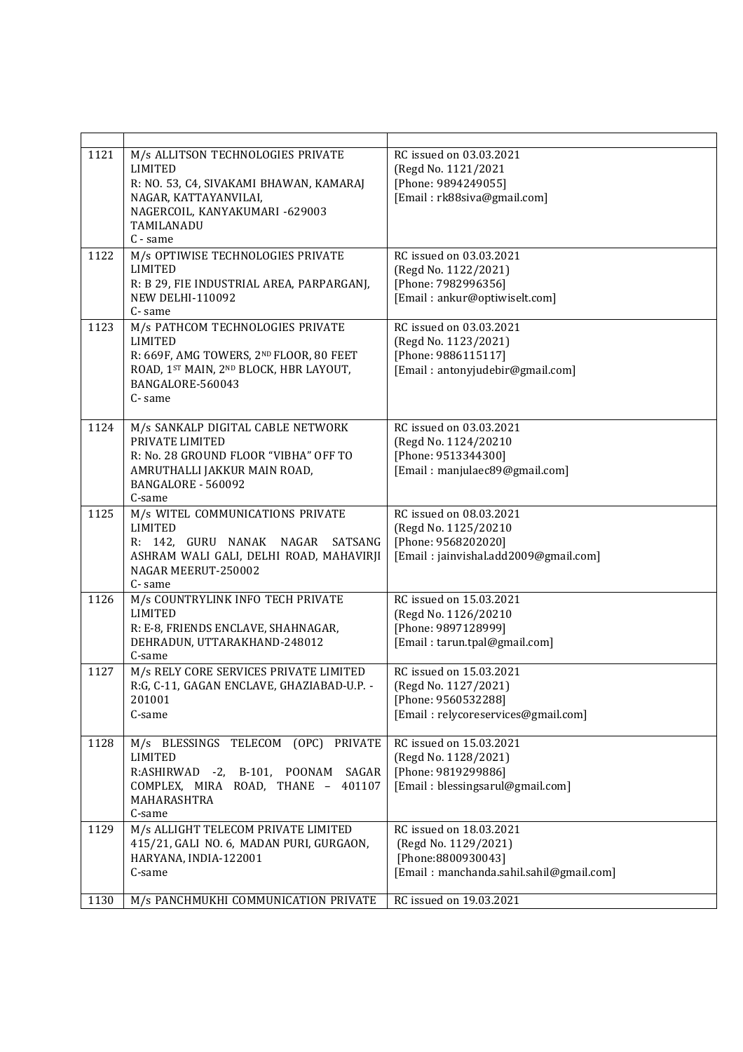| | | |
|---|---|---|
| 1121 | M/s ALLITSON TECHNOLOGIES PRIVATE LIMITED<br>R: NO. 53, C4, SIVAKAMI BHAWAN, KAMARAJ NAGAR, KATTAYANVILAI, NAGERCOIL, KANYAKUMARI -629003 TAMILANADU<br>C - same | RC issued on 03.03.2021<br>(Regd No. 1121/2021<br>[Phone: 9894249055]<br>[Email : rk88siva@gmail.com] |
| 1122 | M/s OPTIWISE TECHNOLOGIES PRIVATE LIMITED<br>R: B 29, FIE INDUSTRIAL AREA, PARPARGANJ, NEW DELHI-110092<br>C- same | RC issued on 03.03.2021<br>(Regd No. 1122/2021)<br>[Phone: 7982996356]<br>[Email : ankur@optiwiselt.com] |
| 1123 | M/s PATHCOM TECHNOLOGIES PRIVATE LIMITED<br>R: 669F, AMG TOWERS, 2ND FLOOR, 80 FEET ROAD, 1ST MAIN, 2ND BLOCK, HBR LAYOUT, BANGALORE-560043<br>C- same | RC issued on 03.03.2021<br>(Regd No. 1123/2021)<br>[Phone: 9886115117]<br>[Email : antonyjudebir@gmail.com] |
| 1124 | M/s SANKALP DIGITAL CABLE NETWORK PRIVATE LIMITED<br>R: No. 28 GROUND FLOOR "VIBHA" OFF TO AMRUTHALLI JAKKUR MAIN ROAD, BANGALORE - 560092<br>C-same | RC issued on 03.03.2021<br>(Regd No. 1124/20210<br>[Phone: 9513344300]<br>[Email : manjulaec89@gmail.com] |
| 1125 | M/s WITEL COMMUNICATIONS PRIVATE LIMITED<br>R: 142, GURU NANAK NAGAR SATSANG ASHRAM WALI GALI, DELHI ROAD, MAHAVIRJI NAGAR MEERUT-250002<br>C- same | RC issued on 08.03.2021<br>(Regd No. 1125/20210<br>[Phone: 9568202020]<br>[Email : jainvishal.add2009@gmail.com] |
| 1126 | M/s COUNTRYLINK INFO TECH PRIVATE LIMITED<br>R: E-8, FRIENDS ENCLAVE, SHAHNAGAR, DEHRADUN, UTTARAKHAND-248012<br>C-same | RC issued on 15.03.2021<br>(Regd No. 1126/20210<br>[Phone: 9897128999]<br>[Email : tarun.tpal@gmail.com] |
| 1127 | M/s RELY CORE SERVICES PRIVATE LIMITED<br>R:G, C-11, GAGAN ENCLAVE, GHAZIABAD-U.P. - 201001<br>C-same | RC issued on 15.03.2021<br>(Regd No. 1127/2021)<br>[Phone: 9560532288]<br>[Email : relycoreservices@gmail.com] |
| 1128 | M/s BLESSINGS TELECOM (OPC) PRIVATE LIMITED<br>R:ASHIRWAD -2, B-101, POONAM SAGAR COMPLEX, MIRA ROAD, THANE – 401107 MAHARASHTRA<br>C-same | RC issued on 15.03.2021<br>(Regd No. 1128/2021)<br>[Phone: 9819299886]<br>[Email : blessingsarul@gmail.com] |
| 1129 | M/s ALLIGHT TELECOM PRIVATE LIMITED<br>415/21, GALI NO. 6, MADAN PURI, GURGAON, HARYANA, INDIA-122001<br>C-same | RC issued on 18.03.2021<br>(Regd No. 1129/2021)<br>[Phone:8800930043]<br>[Email : manchanda.sahil.sahil@gmail.com] |
| 1130 | M/s PANCHMUKHI COMMUNICATION PRIVATE | RC issued on 19.03.2021 |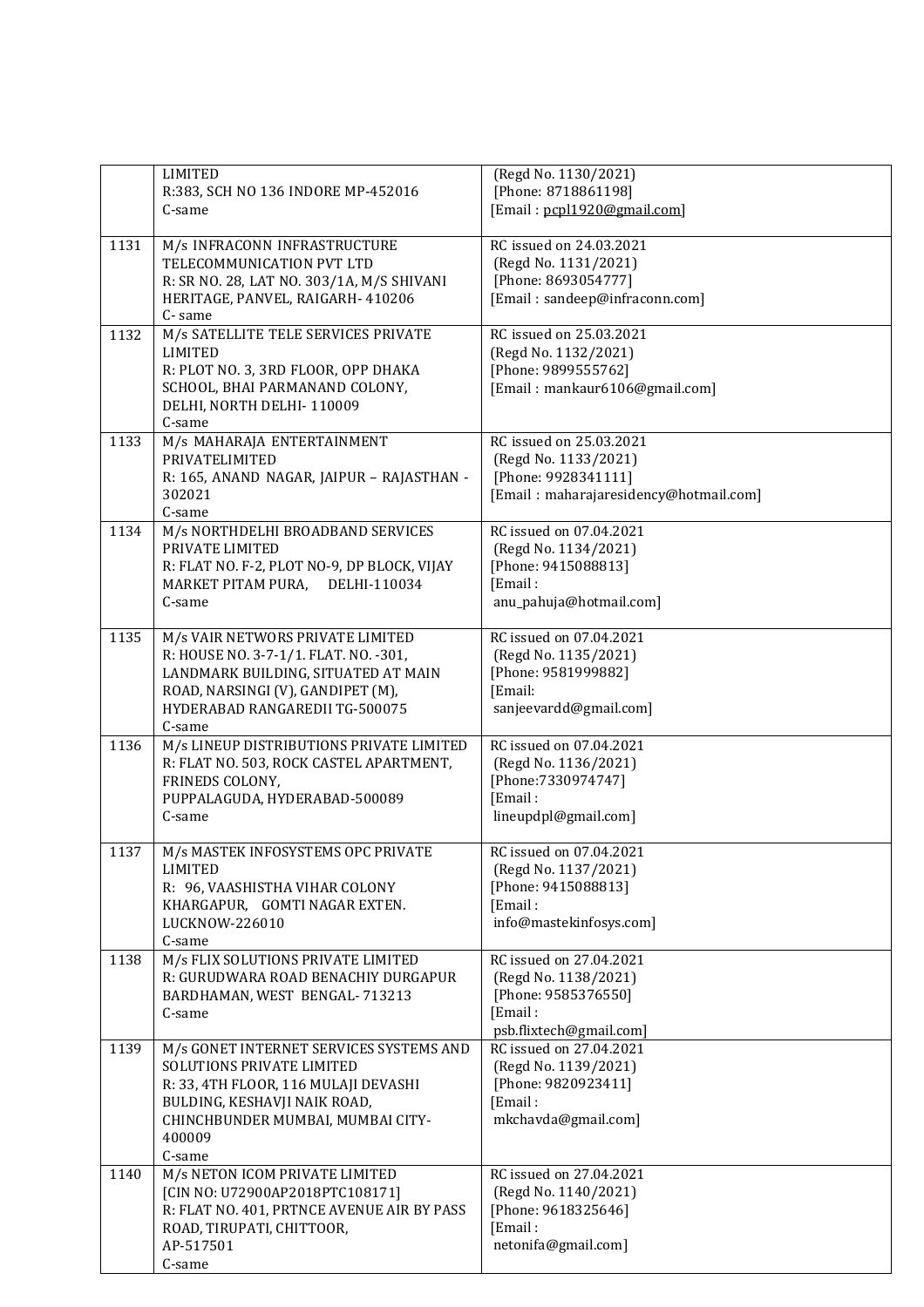| | | |
|---|---|---|
| | LIMITED<br>R:383, SCH NO 136 INDORE MP-452016<br>C-same | (Regd No. 1130/2021)<br>[Phone: 8718861198]<br>[Email : pcpl1920@gmail.com] |
| 1131 | M/s INFRACONN INFRASTRUCTURE TELECOMMUNICATION PVT LTD<br>R: SR NO. 28, LAT NO. 303/1A, M/S SHIVANI HERITAGE, PANVEL, RAIGARH- 410206<br>C- same | RC issued on 24.03.2021<br>(Regd No. 1131/2021)<br>[Phone: 8693054777]<br>[Email : sandeep@infraconn.com] |
| 1132 | M/s SATELLITE TELE SERVICES PRIVATE LIMITED<br>R: PLOT NO. 3, 3RD FLOOR, OPP DHAKA SCHOOL, BHAI PARMANAND COLONY, DELHI, NORTH DELHI- 110009<br>C-same | RC issued on 25.03.2021<br>(Regd No. 1132/2021)<br>[Phone: 9899555762]<br>[Email : mankaur6106@gmail.com] |
| 1133 | M/s MAHARAJA ENTERTAINMENT PRIVATELIMITED<br>R: 165, ANAND NAGAR, JAIPUR – RAJASTHAN - 302021<br>C-same | RC issued on 25.03.2021<br>(Regd No. 1133/2021)<br>[Phone: 9928341111]<br>[Email : maharajaresidency@hotmail.com] |
| 1134 | M/s NORTHDELHI BROADBAND SERVICES PRIVATE LIMITED<br>R: FLAT NO. F-2, PLOT NO-9, DP BLOCK, VIJAY MARKET PITAM PURA, DELHI-110034<br>C-same | RC issued on 07.04.2021<br>(Regd No. 1134/2021)<br>[Phone: 9415088813]<br>[Email : anu_pahuja@hotmail.com] |
| 1135 | M/s VAIR NETWORS PRIVATE LIMITED<br>R: HOUSE NO. 3-7-1/1. FLAT. NO. -301, LANDMARK BUILDING, SITUATED AT MAIN ROAD, NARSINGI (V), GANDIPET (M), HYDERABAD RANGAREDII TG-500075<br>C-same | RC issued on 07.04.2021<br>(Regd No. 1135/2021)<br>[Phone: 9581999882]<br>[Email: sanjeevardd@gmail.com] |
| 1136 | M/s LINEUP DISTRIBUTIONS PRIVATE LIMITED<br>R: FLAT NO. 503, ROCK CASTEL APARTMENT, FRINEDS COLONY, PUPPALAGUDA, HYDERABAD-500089<br>C-same | RC issued on 07.04.2021<br>(Regd No. 1136/2021)<br>[Phone:7330974747]<br>[Email : lineupdpl@gmail.com] |
| 1137 | M/s MASTEK INFOSYSTEMS OPC PRIVATE LIMITED<br>R: 96, VAASHISTHA VIHAR COLONY KHARGAPUR, GOMTI NAGAR EXTEN. LUCKNOW-226010<br>C-same | RC issued on 07.04.2021<br>(Regd No. 1137/2021)<br>[Phone: 9415088813]<br>[Email : info@mastekinfosys.com] |
| 1138 | M/s FLIX SOLUTIONS PRIVATE LIMITED<br>R: GURUDWARA ROAD BENACHIY DURGAPUR BARDHAMAN, WEST BENGAL- 713213<br>C-same | RC issued on 27.04.2021<br>(Regd No. 1138/2021)<br>[Phone: 9585376550]<br>[Email : psb.flixtech@gmail.com] |
| 1139 | M/s GONET INTERNET SERVICES SYSTEMS AND SOLUTIONS PRIVATE LIMITED<br>R: 33, 4TH FLOOR, 116 MULAJI DEVASHI BULDING, KESHAVJI NAIK ROAD, CHINCHBUNDER MUMBAI, MUMBAI CITY- 400009<br>C-same | RC issued on 27.04.2021<br>(Regd No. 1139/2021)<br>[Phone: 9820923411]<br>[Email : mkchavda@gmail.com] |
| 1140 | M/s NETON ICOM PRIVATE LIMITED<br>[CIN NO: U72900AP2018PTC108171]<br>R: FLAT NO. 401, PRTNCE AVENUE AIR BY PASS ROAD, TIRUPATI, CHITTOOR, AP-517501<br>C-same | RC issued on 27.04.2021<br>(Regd No. 1140/2021)<br>[Phone: 9618325646]<br>[Email : netonifa@gmail.com] |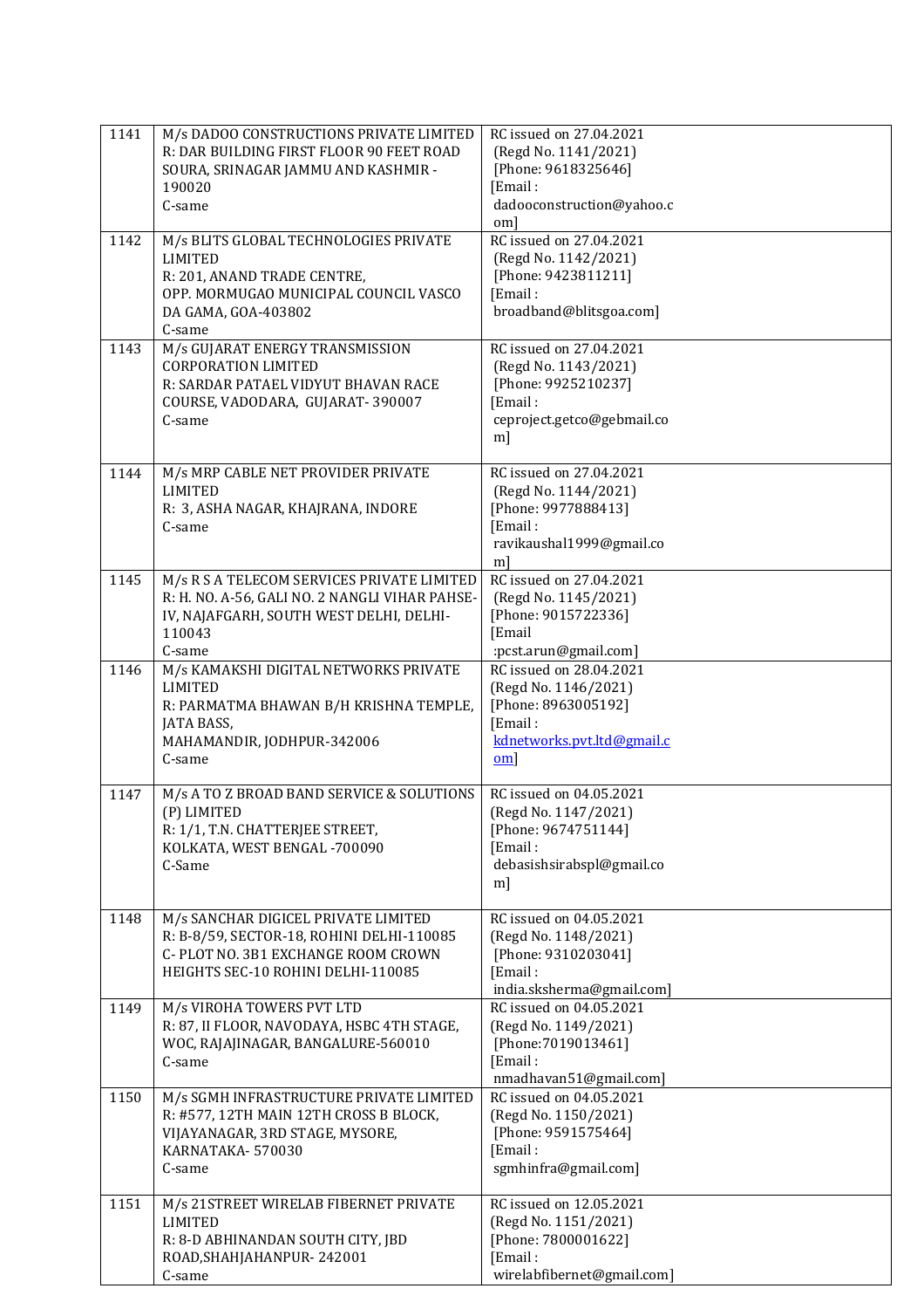| | | |
|---|---|---|
| 1141 | M/s DADOO CONSTRUCTIONS PRIVATE LIMITED<br>R: DAR BUILDING FIRST FLOOR 90 FEET ROAD SOURA, SRINAGAR JAMMU AND KASHMIR - 190020<br>C-same | RC issued on 27.04.2021<br>(Regd No. 1141/2021)<br>[Phone: 9618325646]<br>[Email : dadooconstruction@yahoo.com] |
| 1142 | M/s BLITS GLOBAL TECHNOLOGIES PRIVATE LIMITED<br>R: 201, ANAND TRADE CENTRE, OPP. MORMUGAO MUNICIPAL COUNCIL VASCO DA GAMA, GOA-403802<br>C-same | RC issued on 27.04.2021<br>(Regd No. 1142/2021)<br>[Phone: 9423811211]<br>[Email : broadband@blitsgoa.com] |
| 1143 | M/s GUJARAT ENERGY TRANSMISSION CORPORATION LIMITED<br>R: SARDAR PATAEL VIDYUT BHAVAN RACE COURSE, VADODARA, GUJARAT- 390007<br>C-same | RC issued on 27.04.2021<br>(Regd No. 1143/2021)<br>[Phone: 9925210237]<br>[Email : ceproject.getco@gebmail.com] |
| 1144 | M/s MRP CABLE NET PROVIDER PRIVATE LIMITED<br>R: 3, ASHA NAGAR, KHAJRANA, INDORE<br>C-same | RC issued on 27.04.2021<br>(Regd No. 1144/2021)<br>[Phone: 9977888413]<br>[Email : ravikaushal1999@gmail.com] |
| 1145 | M/s R S A TELECOM SERVICES PRIVATE LIMITED<br>R: H. NO. A-56, GALI NO. 2 NANGLI VIHAR PAHSE-IV, NAJAFGARH, SOUTH WEST DELHI, DELHI-110043<br>C-same | RC issued on 27.04.2021<br>(Regd No. 1145/2021)<br>[Phone: 9015722336]<br>[Email :pcst.arun@gmail.com] |
| 1146 | M/s KAMAKSHI DIGITAL NETWORKS PRIVATE LIMITED<br>R: PARMATMA BHAWAN B/H KRISHNA TEMPLE, JATA BASS, MAHAMANDIR, JODHPUR-342006<br>C-same | RC issued on 28.04.2021<br>(Regd No. 1146/2021)<br>[Phone: 8963005192]<br>[Email : kdnetworks.pvt.ltd@gmail.com] |
| 1147 | M/s A TO Z BROAD BAND SERVICE & SOLUTIONS (P) LIMITED<br>R: 1/1, T.N. CHATTERJEE STREET, KOLKATA, WEST BENGAL -700090<br>C-Same | RC issued on 04.05.2021<br>(Regd No. 1147/2021)<br>[Phone: 9674751144]<br>[Email : debasishsirabspl@gmail.com] |
| 1148 | M/s SANCHAR DIGICEL PRIVATE LIMITED<br>R: B-8/59, SECTOR-18, ROHINI DELHI-110085<br>C- PLOT NO. 3B1 EXCHANGE ROOM CROWN HEIGHTS SEC-10 ROHINI DELHI-110085 | RC issued on 04.05.2021<br>(Regd No. 1148/2021)<br>[Phone: 9310203041]<br>[Email : india.sksherma@gmail.com] |
| 1149 | M/s VIROHA TOWERS PVT LTD<br>R: 87, II FLOOR, NAVODAYA, HSBC 4TH STAGE, WOC, RAJAJINAGAR, BANGALURE-560010<br>C-same | RC issued on 04.05.2021<br>(Regd No. 1149/2021)<br>[Phone:7019013461]<br>[Email : nmadhavan51@gmail.com] |
| 1150 | M/s SGMH INFRASTRUCTURE PRIVATE LIMITED<br>R: #577, 12TH MAIN 12TH CROSS B BLOCK, VIJAYANAGAR, 3RD STAGE, MYSORE, KARNATAKA- 570030<br>C-same | RC issued on 04.05.2021<br>(Regd No. 1150/2021)<br>[Phone: 9591575464]<br>[Email : sgmhinfra@gmail.com] |
| 1151 | M/s 21STREET WIRELAB FIBERNET PRIVATE LIMITED<br>R: 8-D ABHINANDAN SOUTH CITY, JBD ROAD,SHAHJAHANPUR- 242001<br>C-same | RC issued on 12.05.2021<br>(Regd No. 1151/2021)<br>[Phone: 7800001622]<br>[Email : wirelabfibernet@gmail.com] |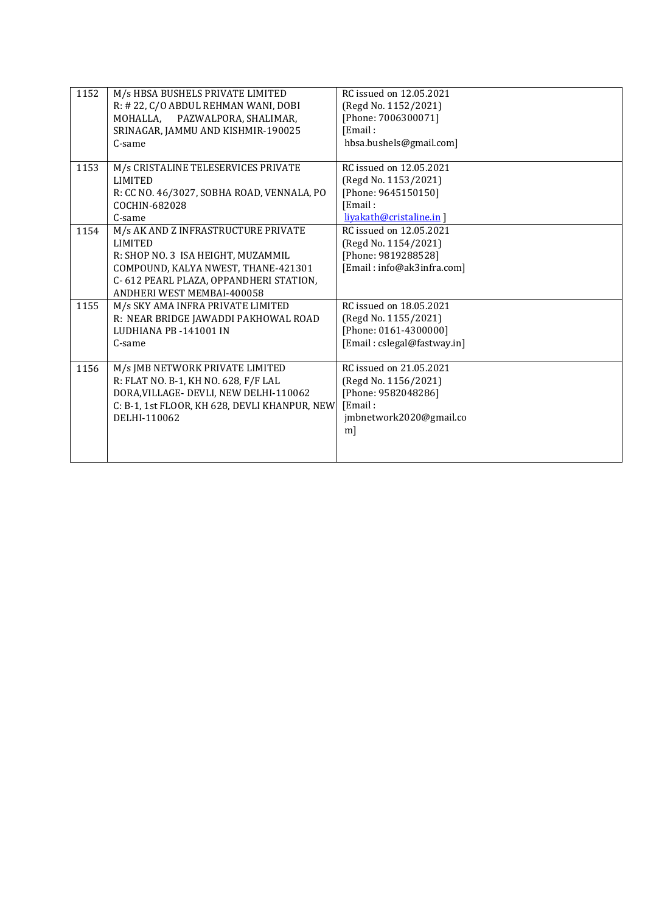| | | |
|---|---|---|
| 1152 | M/s HBSA BUSHELS PRIVATE LIMITED<br>R: # 22, C/O ABDUL REHMAN WANI, DOBI MOHALLA, PAZWALPORA, SHALIMAR, SRINAGAR, JAMMU AND KISHMIR-190025<br>C-same | RC issued on 12.05.2021<br>(Regd No. 1152/2021)<br>[Phone: 7006300071]<br>[Email : hbsa.bushels@gmail.com] |
| 1153 | M/s CRISTALINE TELESERVICES PRIVATE LIMITED<br>R: CC NO. 46/3027, SOBHA ROAD, VENNALA, PO COCHIN-682028<br>C-same | RC issued on 12.05.2021<br>(Regd No. 1153/2021)<br>[Phone: 9645150150]<br>[Email : liyakath@cristaline.in ] |
| 1154 | M/s AK AND Z INFRASTRUCTURE PRIVATE LIMITED<br>R: SHOP NO. 3 ISA HEIGHT, MUZAMMIL COMPOUND, KALYA NWEST, THANE-421301<br>C- 612 PEARL PLAZA, OPPANDHERI STATION, ANDHERI WEST MEMBAI-400058 | RC issued on 12.05.2021<br>(Regd No. 1154/2021)<br>[Phone: 9819288528]<br>[Email : info@ak3infra.com] |
| 1155 | M/s SKY AMA INFRA PRIVATE LIMITED<br>R: NEAR BRIDGE JAWADDI PAKHOWAL ROAD LUDHIANA PB -141001 IN<br>C-same | RC issued on 18.05.2021<br>(Regd No. 1155/2021)<br>[Phone: 0161-4300000]<br>[Email : cslegal@fastway.in] |
| 1156 | M/s JMB NETWORK PRIVATE LIMITED<br>R: FLAT NO. B-1, KH NO. 628, F/F LAL DORA,VILLAGE- DEVLI, NEW DELHI-110062<br>C: B-1, 1st FLOOR, KH 628, DEVLI KHANPUR, NEW DELHI-110062 | RC issued on 21.05.2021<br>(Regd No. 1156/2021)<br>[Phone: 9582048286]<br>[Email : jmbnetwork2020@gmail.com] |